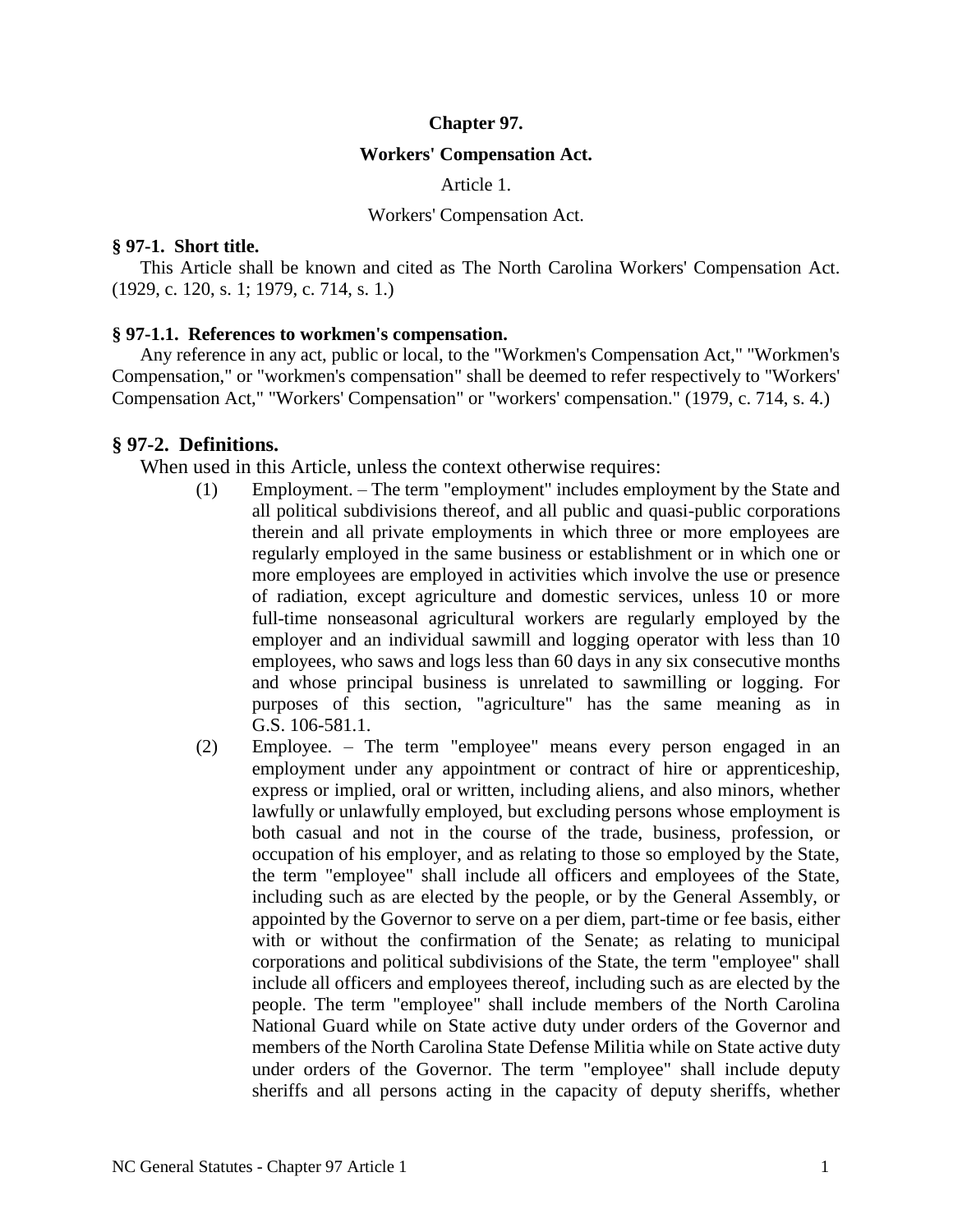# Chapter 97.

## Workers' Compensation Act.

Article 1.

Workers' Compensation Act.

### § 97-1. Short title.

This Article shall be known and cited as The North Carolina Workers' Compensation Act. (1929, c. 120, s. 1; 1979, c. 714, s. 1.)

### § 97-1.1. References to workmen's compensation.

Any reference in any act, public or local, to the "Workmen's Compensation Act," "Workmen's Compensation," or "workmen's compensation" shall be deemed to refer respectively to "Workers' Compensation Act," "Workers' Compensation" or "workers' compensation." (1979, c. 714, s. 4.)

### § 97-2. Definitions.

When used in this Article, unless the context otherwise requires:

(1) Employment. – The term "employment" includes employment by the State and all political subdivisions thereof, and all public and quasi-public corporations therein and all private employments in which three or more employees are regularly employed in the same business or establishment or in which one or more employees are employed in activities which involve the use or presence of radiation, except agriculture and domestic services, unless 10 or more full-time nonseasonal agricultural workers are regularly employed by the employer and an individual sawmill and logging operator with less than 10 employees, who saws and logs less than 60 days in any six consecutive months and whose principal business is unrelated to sawmilling or logging. For purposes of this section, "agriculture" has the same meaning as in G.S. 106-581.1.

(2) Employee. – The term "employee" means every person engaged in an employment under any appointment or contract of hire or apprenticeship, express or implied, oral or written, including aliens, and also minors, whether lawfully or unlawfully employed, but excluding persons whose employment is both casual and not in the course of the trade, business, profession, or occupation of his employer, and as relating to those so employed by the State, the term "employee" shall include all officers and employees of the State, including such as are elected by the people, or by the General Assembly, or appointed by the Governor to serve on a per diem, part-time or fee basis, either with or without the confirmation of the Senate; as relating to municipal corporations and political subdivisions of the State, the term "employee" shall include all officers and employees thereof, including such as are elected by the people. The term "employee" shall include members of the North Carolina National Guard while on State active duty under orders of the Governor and members of the North Carolina State Defense Militia while on State active duty under orders of the Governor. The term "employee" shall include deputy sheriffs and all persons acting in the capacity of deputy sheriffs, whether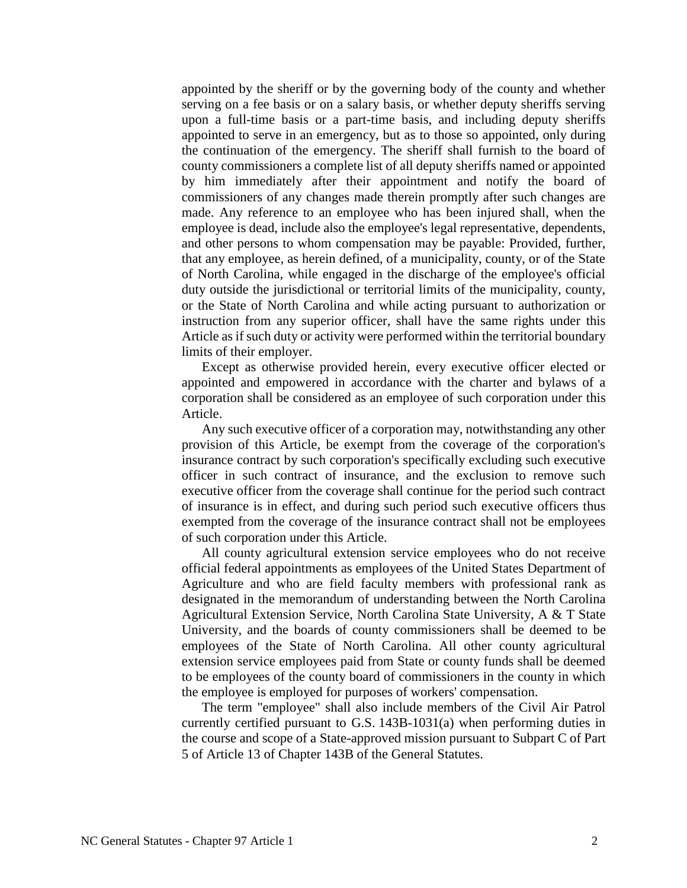appointed by the sheriff or by the governing body of the county and whether serving on a fee basis or on a salary basis, or whether deputy sheriffs serving upon a full-time basis or a part-time basis, and including deputy sheriffs appointed to serve in an emergency, but as to those so appointed, only during the continuation of the emergency. The sheriff shall furnish to the board of county commissioners a complete list of all deputy sheriffs named or appointed by him immediately after their appointment and notify the board of commissioners of any changes made therein promptly after such changes are made. Any reference to an employee who has been injured shall, when the employee is dead, include also the employee's legal representative, dependents, and other persons to whom compensation may be payable: Provided, further, that any employee, as herein defined, of a municipality, county, or of the State of North Carolina, while engaged in the discharge of the employee's official duty outside the jurisdictional or territorial limits of the municipality, county, or the State of North Carolina and while acting pursuant to authorization or instruction from any superior officer, shall have the same rights under this Article as if such duty or activity were performed within the territorial boundary limits of their employer.

Except as otherwise provided herein, every executive officer elected or appointed and empowered in accordance with the charter and bylaws of a corporation shall be considered as an employee of such corporation under this Article.

Any such executive officer of a corporation may, notwithstanding any other provision of this Article, be exempt from the coverage of the corporation's insurance contract by such corporation's specifically excluding such executive officer in such contract of insurance, and the exclusion to remove such executive officer from the coverage shall continue for the period such contract of insurance is in effect, and during such period such executive officers thus exempted from the coverage of the insurance contract shall not be employees of such corporation under this Article.

All county agricultural extension service employees who do not receive official federal appointments as employees of the United States Department of Agriculture and who are field faculty members with professional rank as designated in the memorandum of understanding between the North Carolina Agricultural Extension Service, North Carolina State University, A & T State University, and the boards of county commissioners shall be deemed to be employees of the State of North Carolina. All other county agricultural extension service employees paid from State or county funds shall be deemed to be employees of the county board of commissioners in the county in which the employee is employed for purposes of workers' compensation.

The term "employee" shall also include members of the Civil Air Patrol currently certified pursuant to G.S. 143B-1031(a) when performing duties in the course and scope of a State-approved mission pursuant to Subpart C of Part 5 of Article 13 of Chapter 143B of the General Statutes.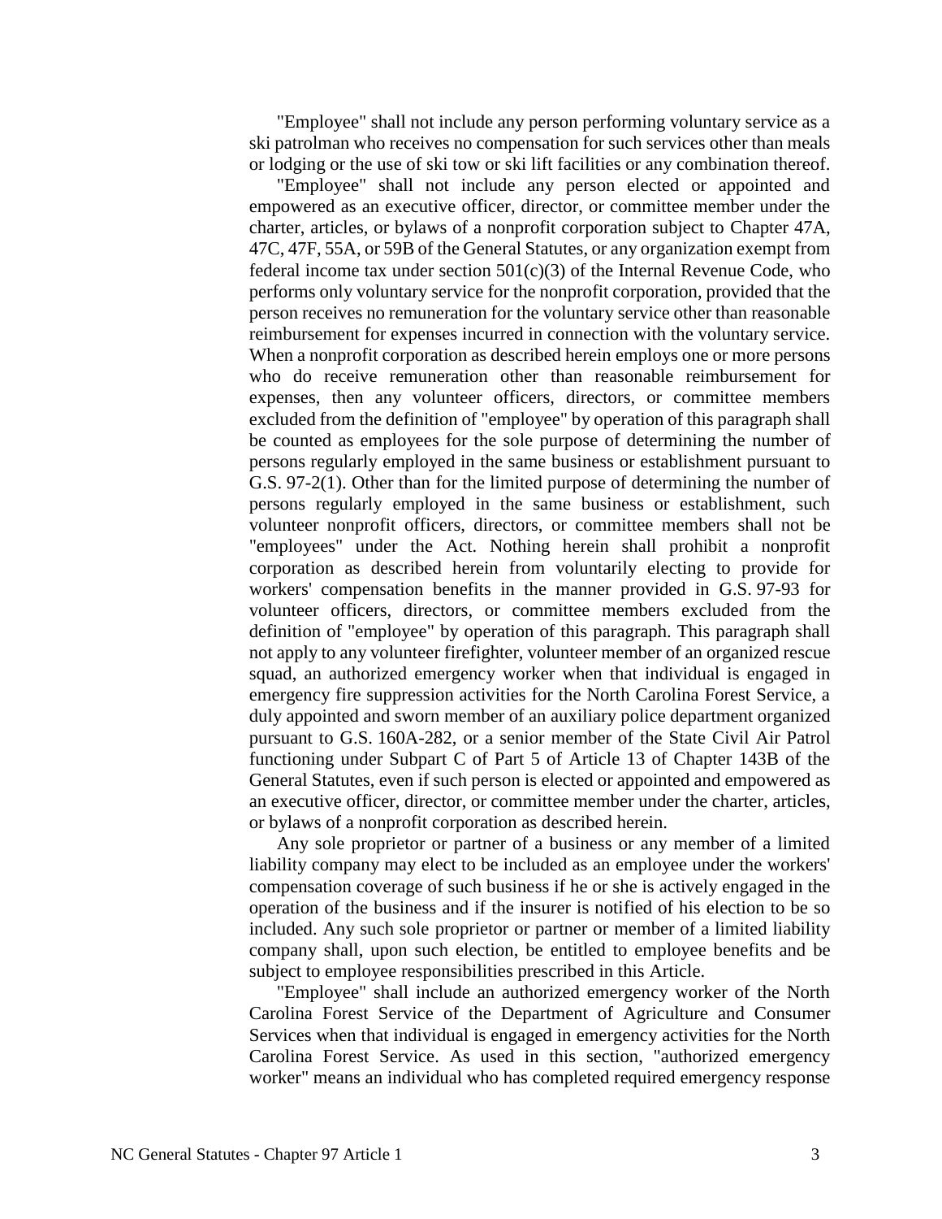"Employee" shall not include any person performing voluntary service as a ski patrolman who receives no compensation for such services other than meals or lodging or the use of ski tow or ski lift facilities or any combination thereof.

"Employee" shall not include any person elected or appointed and empowered as an executive officer, director, or committee member under the charter, articles, or bylaws of a nonprofit corporation subject to Chapter 47A, 47C, 47F, 55A, or 59B of the General Statutes, or any organization exempt from federal income tax under section 501(c)(3) of the Internal Revenue Code, who performs only voluntary service for the nonprofit corporation, provided that the person receives no remuneration for the voluntary service other than reasonable reimbursement for expenses incurred in connection with the voluntary service. When a nonprofit corporation as described herein employs one or more persons who do receive remuneration other than reasonable reimbursement for expenses, then any volunteer officers, directors, or committee members excluded from the definition of "employee" by operation of this paragraph shall be counted as employees for the sole purpose of determining the number of persons regularly employed in the same business or establishment pursuant to G.S. 97-2(1). Other than for the limited purpose of determining the number of persons regularly employed in the same business or establishment, such volunteer nonprofit officers, directors, or committee members shall not be "employees" under the Act. Nothing herein shall prohibit a nonprofit corporation as described herein from voluntarily electing to provide for workers' compensation benefits in the manner provided in G.S. 97-93 for volunteer officers, directors, or committee members excluded from the definition of "employee" by operation of this paragraph. This paragraph shall not apply to any volunteer firefighter, volunteer member of an organized rescue squad, an authorized emergency worker when that individual is engaged in emergency fire suppression activities for the North Carolina Forest Service, a duly appointed and sworn member of an auxiliary police department organized pursuant to G.S. 160A-282, or a senior member of the State Civil Air Patrol functioning under Subpart C of Part 5 of Article 13 of Chapter 143B of the General Statutes, even if such person is elected or appointed and empowered as an executive officer, director, or committee member under the charter, articles, or bylaws of a nonprofit corporation as described herein.

Any sole proprietor or partner of a business or any member of a limited liability company may elect to be included as an employee under the workers' compensation coverage of such business if he or she is actively engaged in the operation of the business and if the insurer is notified of his election to be so included. Any such sole proprietor or partner or member of a limited liability company shall, upon such election, be entitled to employee benefits and be subject to employee responsibilities prescribed in this Article.

"Employee" shall include an authorized emergency worker of the North Carolina Forest Service of the Department of Agriculture and Consumer Services when that individual is engaged in emergency activities for the North Carolina Forest Service. As used in this section, "authorized emergency worker" means an individual who has completed required emergency response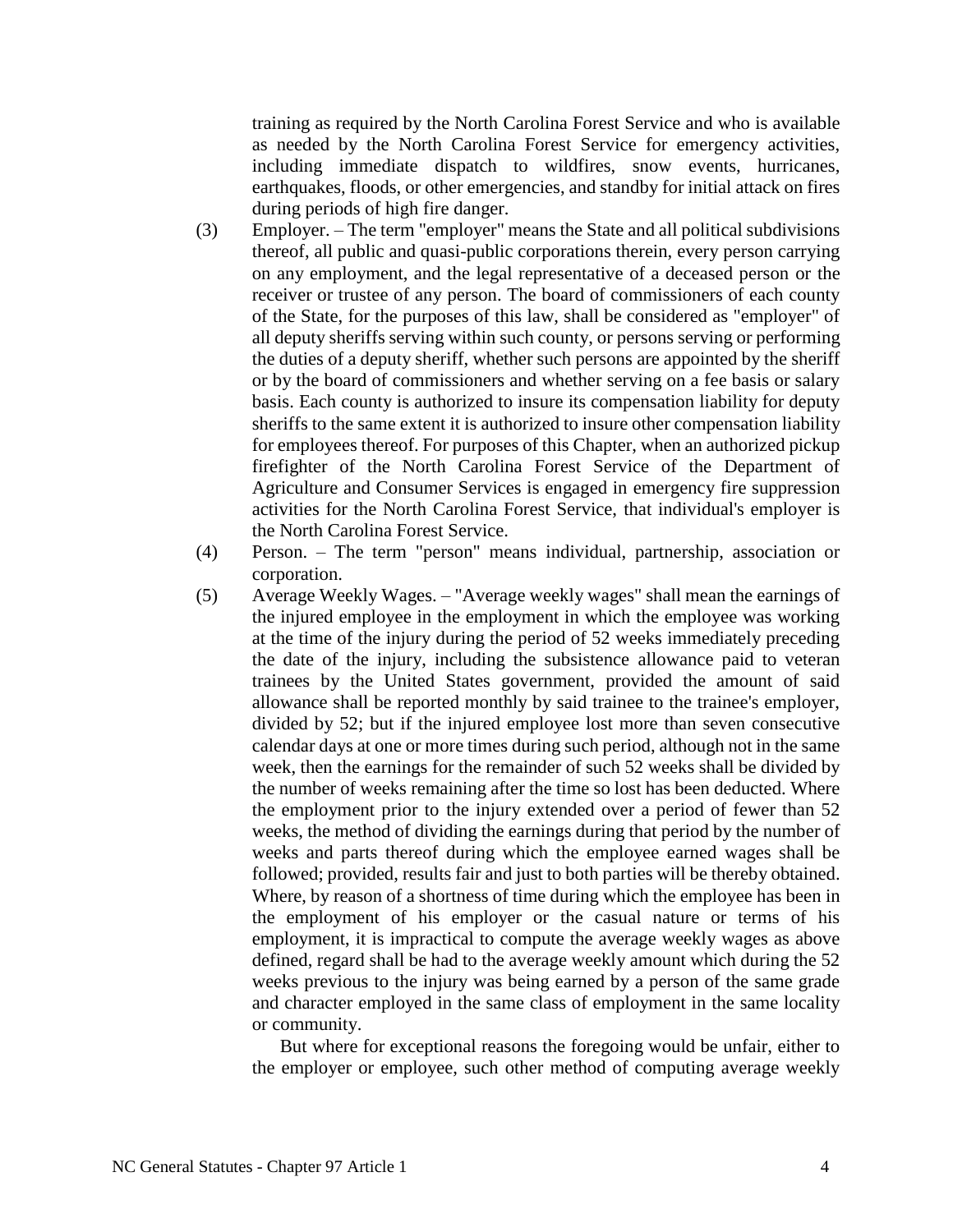training as required by the North Carolina Forest Service and who is available as needed by the North Carolina Forest Service for emergency activities, including immediate dispatch to wildfires, snow events, hurricanes, earthquakes, floods, or other emergencies, and standby for initial attack on fires during periods of high fire danger.

(3) Employer. – The term "employer" means the State and all political subdivisions thereof, all public and quasi-public corporations therein, every person carrying on any employment, and the legal representative of a deceased person or the receiver or trustee of any person. The board of commissioners of each county of the State, for the purposes of this law, shall be considered as "employer" of all deputy sheriffs serving within such county, or persons serving or performing the duties of a deputy sheriff, whether such persons are appointed by the sheriff or by the board of commissioners and whether serving on a fee basis or salary basis. Each county is authorized to insure its compensation liability for deputy sheriffs to the same extent it is authorized to insure other compensation liability for employees thereof. For purposes of this Chapter, when an authorized pickup firefighter of the North Carolina Forest Service of the Department of Agriculture and Consumer Services is engaged in emergency fire suppression activities for the North Carolina Forest Service, that individual's employer is the North Carolina Forest Service.

(4) Person. – The term "person" means individual, partnership, association or corporation.

(5) Average Weekly Wages. – "Average weekly wages" shall mean the earnings of the injured employee in the employment in which the employee was working at the time of the injury during the period of 52 weeks immediately preceding the date of the injury, including the subsistence allowance paid to veteran trainees by the United States government, provided the amount of said allowance shall be reported monthly by said trainee to the trainee's employer, divided by 52; but if the injured employee lost more than seven consecutive calendar days at one or more times during such period, although not in the same week, then the earnings for the remainder of such 52 weeks shall be divided by the number of weeks remaining after the time so lost has been deducted. Where the employment prior to the injury extended over a period of fewer than 52 weeks, the method of dividing the earnings during that period by the number of weeks and parts thereof during which the employee earned wages shall be followed; provided, results fair and just to both parties will be thereby obtained. Where, by reason of a shortness of time during which the employee has been in the employment of his employer or the casual nature or terms of his employment, it is impractical to compute the average weekly wages as above defined, regard shall be had to the average weekly amount which during the 52 weeks previous to the injury was being earned by a person of the same grade and character employed in the same class of employment in the same locality or community.

But where for exceptional reasons the foregoing would be unfair, either to the employer or employee, such other method of computing average weekly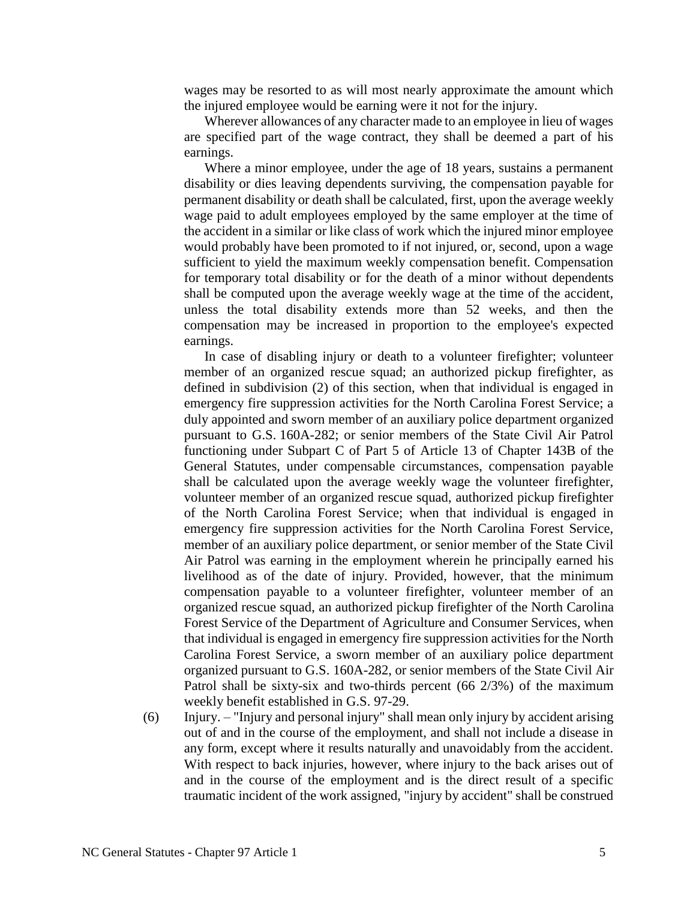wages may be resorted to as will most nearly approximate the amount which the injured employee would be earning were it not for the injury.

Wherever allowances of any character made to an employee in lieu of wages are specified part of the wage contract, they shall be deemed a part of his earnings.

Where a minor employee, under the age of 18 years, sustains a permanent disability or dies leaving dependents surviving, the compensation payable for permanent disability or death shall be calculated, first, upon the average weekly wage paid to adult employees employed by the same employer at the time of the accident in a similar or like class of work which the injured minor employee would probably have been promoted to if not injured, or, second, upon a wage sufficient to yield the maximum weekly compensation benefit. Compensation for temporary total disability or for the death of a minor without dependents shall be computed upon the average weekly wage at the time of the accident, unless the total disability extends more than 52 weeks, and then the compensation may be increased in proportion to the employee's expected earnings.

In case of disabling injury or death to a volunteer firefighter; volunteer member of an organized rescue squad; an authorized pickup firefighter, as defined in subdivision (2) of this section, when that individual is engaged in emergency fire suppression activities for the North Carolina Forest Service; a duly appointed and sworn member of an auxiliary police department organized pursuant to G.S. 160A-282; or senior members of the State Civil Air Patrol functioning under Subpart C of Part 5 of Article 13 of Chapter 143B of the General Statutes, under compensable circumstances, compensation payable shall be calculated upon the average weekly wage the volunteer firefighter, volunteer member of an organized rescue squad, authorized pickup firefighter of the North Carolina Forest Service; when that individual is engaged in emergency fire suppression activities for the North Carolina Forest Service, member of an auxiliary police department, or senior member of the State Civil Air Patrol was earning in the employment wherein he principally earned his livelihood as of the date of injury. Provided, however, that the minimum compensation payable to a volunteer firefighter, volunteer member of an organized rescue squad, an authorized pickup firefighter of the North Carolina Forest Service of the Department of Agriculture and Consumer Services, when that individual is engaged in emergency fire suppression activities for the North Carolina Forest Service, a sworn member of an auxiliary police department organized pursuant to G.S. 160A-282, or senior members of the State Civil Air Patrol shall be sixty-six and two-thirds percent (66 2/3%) of the maximum weekly benefit established in G.S. 97-29.

(6) Injury. – "Injury and personal injury" shall mean only injury by accident arising out of and in the course of the employment, and shall not include a disease in any form, except where it results naturally and unavoidably from the accident. With respect to back injuries, however, where injury to the back arises out of and in the course of the employment and is the direct result of a specific traumatic incident of the work assigned, "injury by accident" shall be construed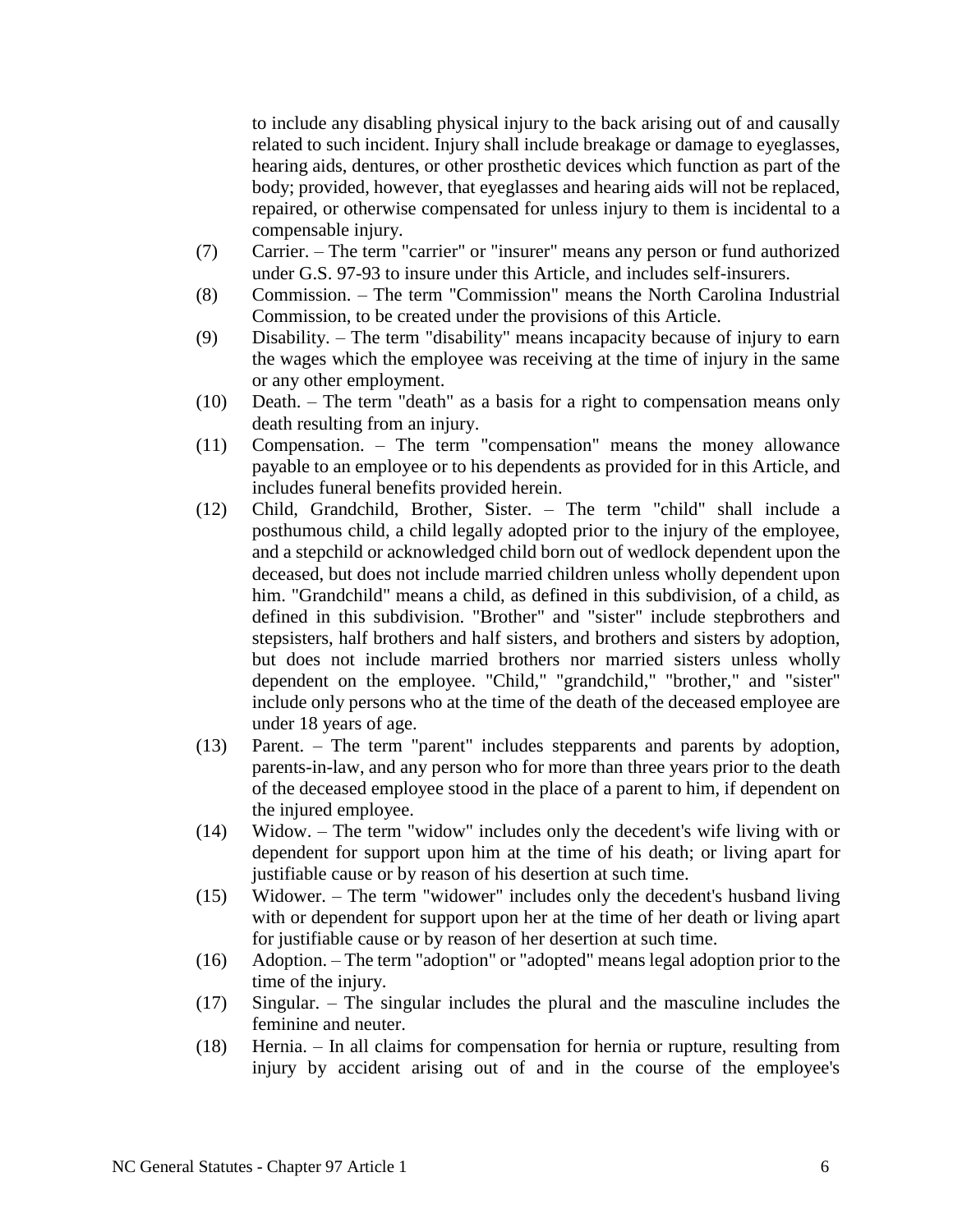to include any disabling physical injury to the back arising out of and causally related to such incident. Injury shall include breakage or damage to eyeglasses, hearing aids, dentures, or other prosthetic devices which function as part of the body; provided, however, that eyeglasses and hearing aids will not be replaced, repaired, or otherwise compensated for unless injury to them is incidental to a compensable injury.

(7) Carrier. – The term "carrier" or "insurer" means any person or fund authorized under G.S. 97-93 to insure under this Article, and includes self-insurers.

(8) Commission. – The term "Commission" means the North Carolina Industrial Commission, to be created under the provisions of this Article.

(9) Disability. – The term "disability" means incapacity because of injury to earn the wages which the employee was receiving at the time of injury in the same or any other employment.

(10) Death. – The term "death" as a basis for a right to compensation means only death resulting from an injury.

(11) Compensation. – The term "compensation" means the money allowance payable to an employee or to his dependents as provided for in this Article, and includes funeral benefits provided herein.

(12) Child, Grandchild, Brother, Sister. – The term "child" shall include a posthumous child, a child legally adopted prior to the injury of the employee, and a stepchild or acknowledged child born out of wedlock dependent upon the deceased, but does not include married children unless wholly dependent upon him. "Grandchild" means a child, as defined in this subdivision, of a child, as defined in this subdivision. "Brother" and "sister" include stepbrothers and stepsisters, half brothers and half sisters, and brothers and sisters by adoption, but does not include married brothers nor married sisters unless wholly dependent on the employee. "Child," "grandchild," "brother," and "sister" include only persons who at the time of the death of the deceased employee are under 18 years of age.

(13) Parent. – The term "parent" includes stepparents and parents by adoption, parents-in-law, and any person who for more than three years prior to the death of the deceased employee stood in the place of a parent to him, if dependent on the injured employee.

(14) Widow. – The term "widow" includes only the decedent's wife living with or dependent for support upon him at the time of his death; or living apart for justifiable cause or by reason of his desertion at such time.

(15) Widower. – The term "widower" includes only the decedent's husband living with or dependent for support upon her at the time of her death or living apart for justifiable cause or by reason of her desertion at such time.

(16) Adoption. – The term "adoption" or "adopted" means legal adoption prior to the time of the injury.

(17) Singular. – The singular includes the plural and the masculine includes the feminine and neuter.

(18) Hernia. – In all claims for compensation for hernia or rupture, resulting from injury by accident arising out of and in the course of the employee's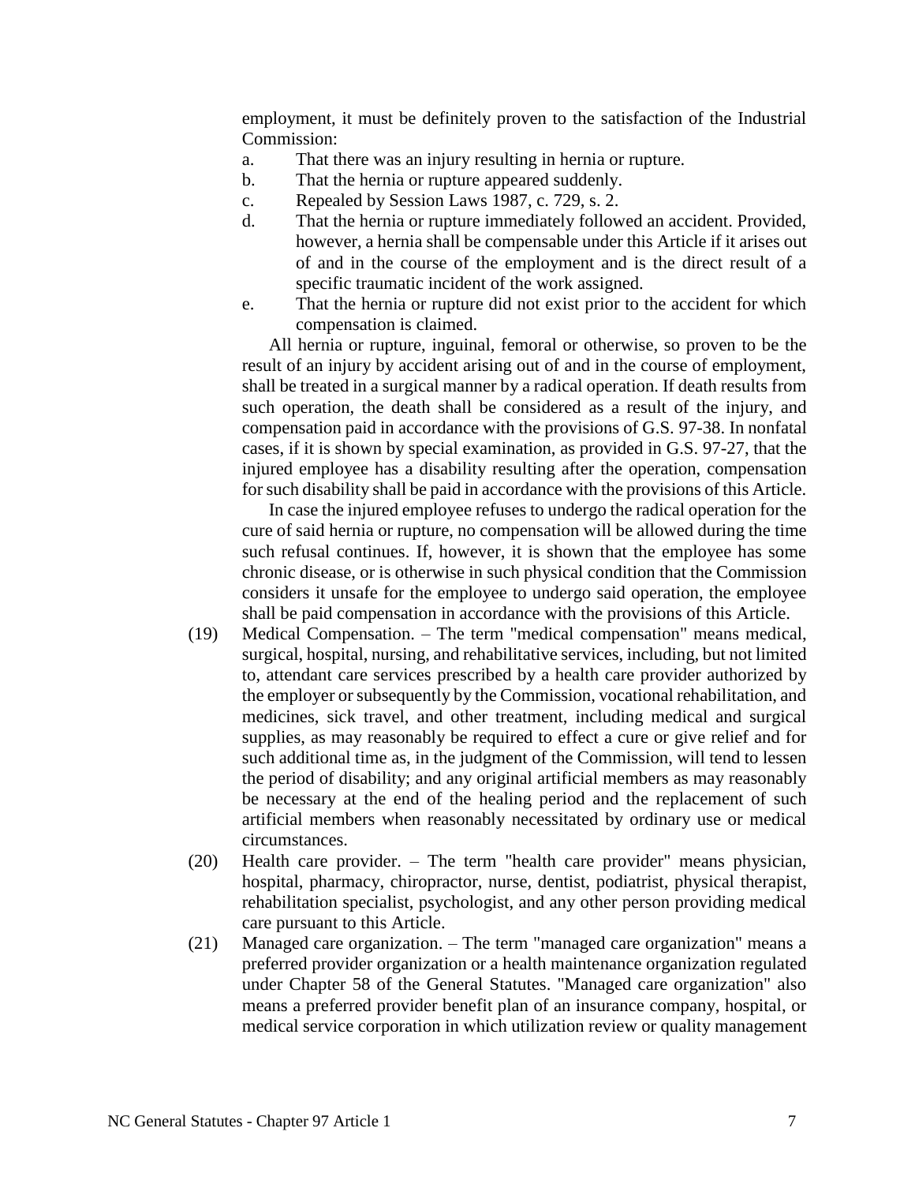employment, it must be definitely proven to the satisfaction of the Industrial Commission:

a. That there was an injury resulting in hernia or rupture.
b. That the hernia or rupture appeared suddenly.
c. Repealed by Session Laws 1987, c. 729, s. 2.
d. That the hernia or rupture immediately followed an accident. Provided, however, a hernia shall be compensable under this Article if it arises out of and in the course of the employment and is the direct result of a specific traumatic incident of the work assigned.
e. That the hernia or rupture did not exist prior to the accident for which compensation is claimed.

All hernia or rupture, inguinal, femoral or otherwise, so proven to be the result of an injury by accident arising out of and in the course of employment, shall be treated in a surgical manner by a radical operation. If death results from such operation, the death shall be considered as a result of the injury, and compensation paid in accordance with the provisions of G.S. 97-38. In nonfatal cases, if it is shown by special examination, as provided in G.S. 97-27, that the injured employee has a disability resulting after the operation, compensation for such disability shall be paid in accordance with the provisions of this Article.

In case the injured employee refuses to undergo the radical operation for the cure of said hernia or rupture, no compensation will be allowed during the time such refusal continues. If, however, it is shown that the employee has some chronic disease, or is otherwise in such physical condition that the Commission considers it unsafe for the employee to undergo said operation, the employee shall be paid compensation in accordance with the provisions of this Article.

(19) Medical Compensation. – The term "medical compensation" means medical, surgical, hospital, nursing, and rehabilitative services, including, but not limited to, attendant care services prescribed by a health care provider authorized by the employer or subsequently by the Commission, vocational rehabilitation, and medicines, sick travel, and other treatment, including medical and surgical supplies, as may reasonably be required to effect a cure or give relief and for such additional time as, in the judgment of the Commission, will tend to lessen the period of disability; and any original artificial members as may reasonably be necessary at the end of the healing period and the replacement of such artificial members when reasonably necessitated by ordinary use or medical circumstances.

(20) Health care provider. – The term "health care provider" means physician, hospital, pharmacy, chiropractor, nurse, dentist, podiatrist, physical therapist, rehabilitation specialist, psychologist, and any other person providing medical care pursuant to this Article.

(21) Managed care organization. – The term "managed care organization" means a preferred provider organization or a health maintenance organization regulated under Chapter 58 of the General Statutes. "Managed care organization" also means a preferred provider benefit plan of an insurance company, hospital, or medical service corporation in which utilization review or quality management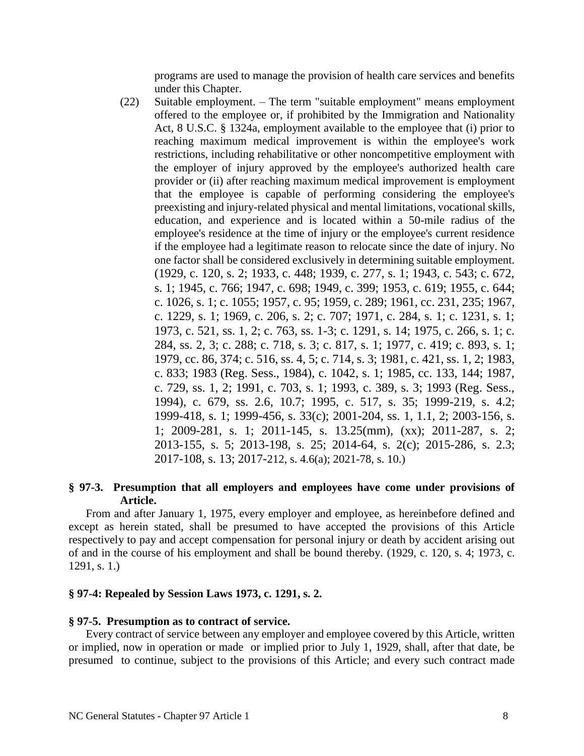programs are used to manage the provision of health care services and benefits under this Chapter.

(22) Suitable employment. – The term "suitable employment" means employment offered to the employee or, if prohibited by the Immigration and Nationality Act, 8 U.S.C. § 1324a, employment available to the employee that (i) prior to reaching maximum medical improvement is within the employee's work restrictions, including rehabilitative or other noncompetitive employment with the employer of injury approved by the employee's authorized health care provider or (ii) after reaching maximum medical improvement is employment that the employee is capable of performing considering the employee's preexisting and injury-related physical and mental limitations, vocational skills, education, and experience and is located within a 50-mile radius of the employee's residence at the time of injury or the employee's current residence if the employee had a legitimate reason to relocate since the date of injury. No one factor shall be considered exclusively in determining suitable employment. (1929, c. 120, s. 2; 1933, c. 448; 1939, c. 277, s. 1; 1943, c. 543; c. 672, s. 1; 1945, c. 766; 1947, c. 698; 1949, c. 399; 1953, c. 619; 1955, c. 644; c. 1026, s. 1; c. 1055; 1957, c. 95; 1959, c. 289; 1961, cc. 231, 235; 1967, c. 1229, s. 1; 1969, c. 206, s. 2; c. 707; 1971, c. 284, s. 1; c. 1231, s. 1; 1973, c. 521, ss. 1, 2; c. 763, ss. 1-3; c. 1291, s. 14; 1975, c. 266, s. 1; c. 284, ss. 2, 3; c. 288; c. 718, s. 3; c. 817, s. 1; 1977, c. 419; c. 893, s. 1; 1979, cc. 86, 374; c. 516, ss. 4, 5; c. 714, s. 3; 1981, c. 421, ss. 1, 2; 1983, c. 833; 1983 (Reg. Sess., 1984), c. 1042, s. 1; 1985, cc. 133, 144; 1987, c. 729, ss. 1, 2; 1991, c. 703, s. 1; 1993, c. 389, s. 3; 1993 (Reg. Sess., 1994), c. 679, ss. 2.6, 10.7; 1995, c. 517, s. 35; 1999-219, s. 4.2; 1999-418, s. 1; 1999-456, s. 33(c); 2001-204, ss. 1, 1.1, 2; 2003-156, s. 1; 2009-281, s. 1; 2011-145, s. 13.25(mm), (xx); 2011-287, s. 2; 2013-155, s. 5; 2013-198, s. 25; 2014-64, s. 2(c); 2015-286, s. 2.3; 2017-108, s. 13; 2017-212, s. 4.6(a); 2021-78, s. 10.)

**§ 97-3. Presumption that all employers and employees have come under provisions of Article.**

From and after January 1, 1975, every employer and employee, as hereinbefore defined and except as herein stated, shall be presumed to have accepted the provisions of this Article respectively to pay and accept compensation for personal injury or death by accident arising out of and in the course of his employment and shall be bound thereby. (1929, c. 120, s. 4; 1973, c. 1291, s. 1.)

**§ 97-4: Repealed by Session Laws 1973, c. 1291, s. 2.**

**§ 97-5. Presumption as to contract of service.**

Every contract of service between any employer and employee covered by this Article, written or implied, now in operation or made or implied prior to July 1, 1929, shall, after that date, be presumed to continue, subject to the provisions of this Article; and every such contract made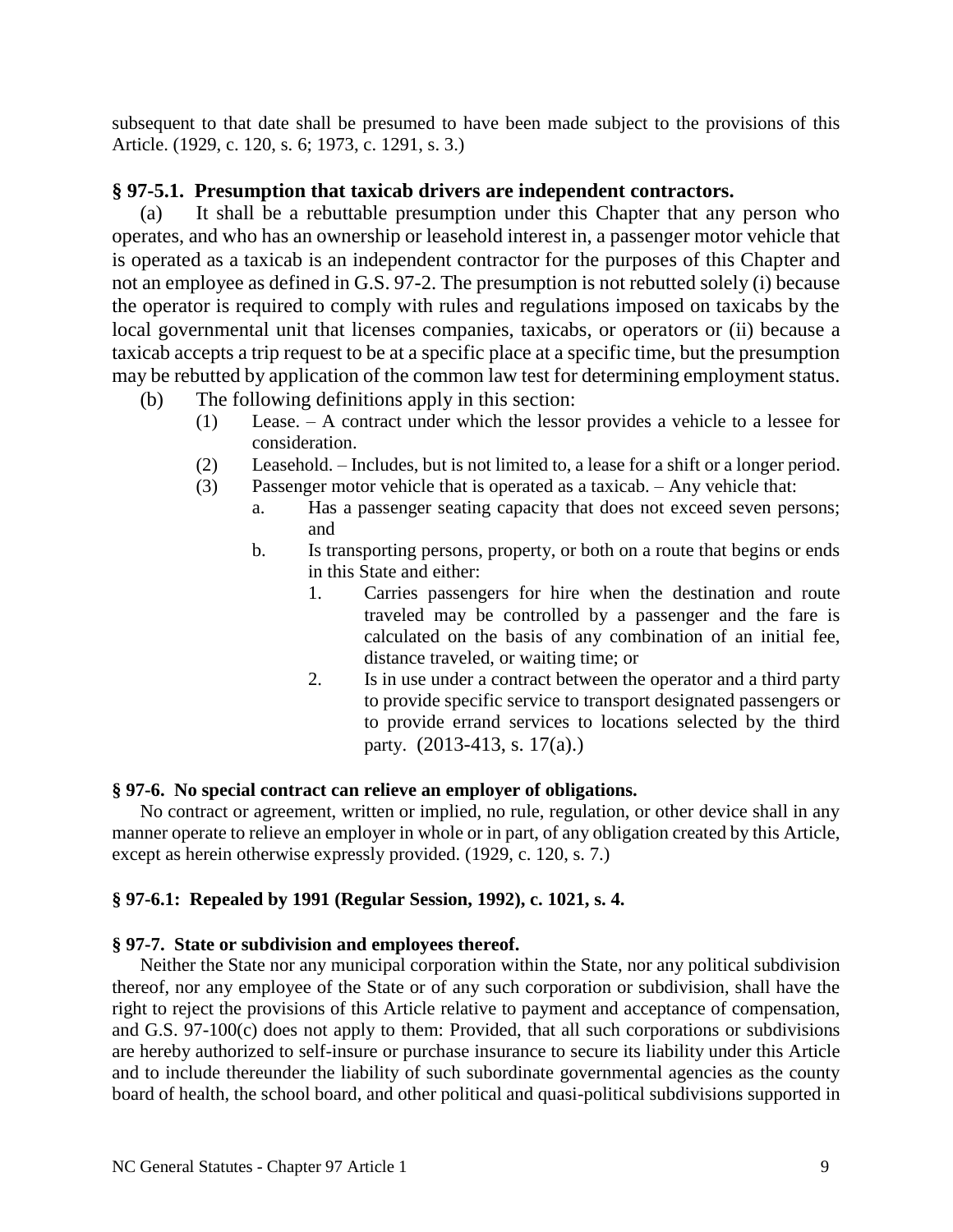subsequent to that date shall be presumed to have been made subject to the provisions of this Article. (1929, c. 120, s. 6; 1973, c. 1291, s. 3.)

## § 97-5.1. Presumption that taxicab drivers are independent contractors.

(a) It shall be a rebuttable presumption under this Chapter that any person who operates, and who has an ownership or leasehold interest in, a passenger motor vehicle that is operated as a taxicab is an independent contractor for the purposes of this Chapter and not an employee as defined in G.S. 97-2. The presumption is not rebutted solely (i) because the operator is required to comply with rules and regulations imposed on taxicabs by the local governmental unit that licenses companies, taxicabs, or operators or (ii) because a taxicab accepts a trip request to be at a specific place at a specific time, but the presumption may be rebutted by application of the common law test for determining employment status.

(b) The following definitions apply in this section:

- (1) Lease. – A contract under which the lessor provides a vehicle to a lessee for consideration.
- (2) Leasehold. – Includes, but is not limited to, a lease for a shift or a longer period.
- (3) Passenger motor vehicle that is operated as a taxicab. – Any vehicle that:
  - a. Has a passenger seating capacity that does not exceed seven persons; and
  - b. Is transporting persons, property, or both on a route that begins or ends in this State and either:
    1. Carries passengers for hire when the destination and route traveled may be controlled by a passenger and the fare is calculated on the basis of any combination of an initial fee, distance traveled, or waiting time; or
    2. Is in use under a contract between the operator and a third party to provide specific service to transport designated passengers or to provide errand services to locations selected by the third party. (2013-413, s. 17(a).)

## § 97-6. No special contract can relieve an employer of obligations.

No contract or agreement, written or implied, no rule, regulation, or other device shall in any manner operate to relieve an employer in whole or in part, of any obligation created by this Article, except as herein otherwise expressly provided. (1929, c. 120, s. 7.)

## § 97-6.1: Repealed by 1991 (Regular Session, 1992), c. 1021, s. 4.

## § 97-7. State or subdivision and employees thereof.

Neither the State nor any municipal corporation within the State, nor any political subdivision thereof, nor any employee of the State or of any such corporation or subdivision, shall have the right to reject the provisions of this Article relative to payment and acceptance of compensation, and G.S. 97-100(c) does not apply to them: Provided, that all such corporations or subdivisions are hereby authorized to self-insure or purchase insurance to secure its liability under this Article and to include thereunder the liability of such subordinate governmental agencies as the county board of health, the school board, and other political and quasi-political subdivisions supported in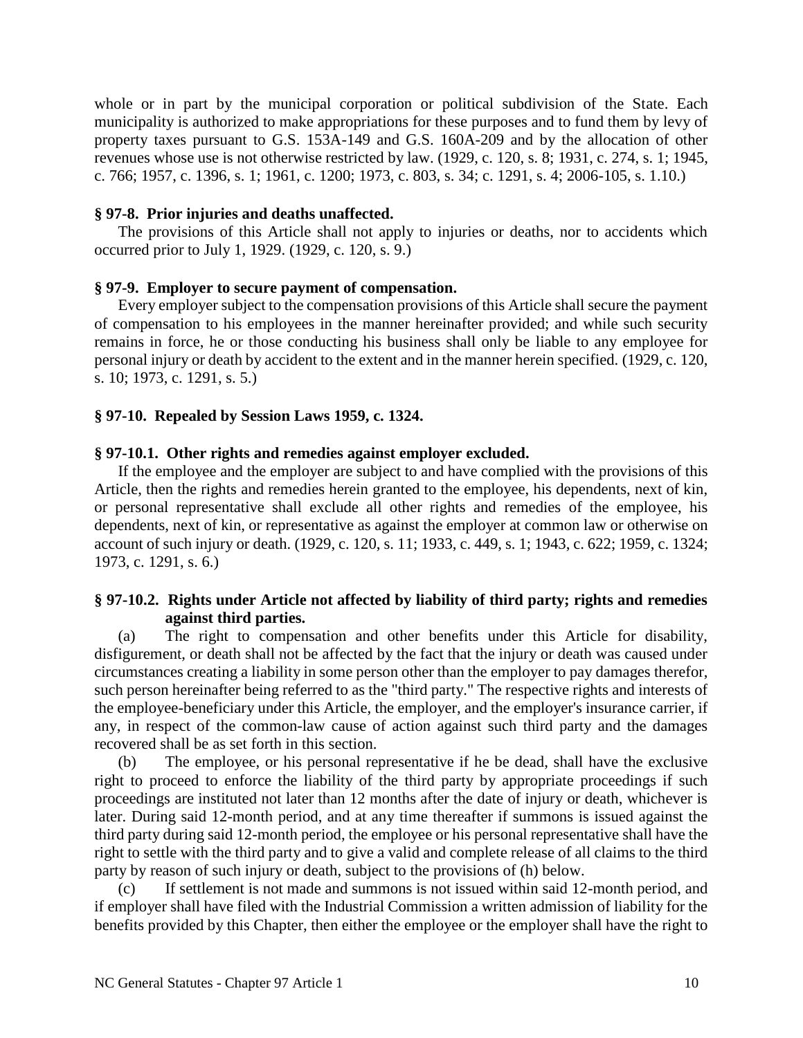whole or in part by the municipal corporation or political subdivision of the State. Each municipality is authorized to make appropriations for these purposes and to fund them by levy of property taxes pursuant to G.S. 153A-149 and G.S. 160A-209 and by the allocation of other revenues whose use is not otherwise restricted by law. (1929, c. 120, s. 8; 1931, c. 274, s. 1; 1945, c. 766; 1957, c. 1396, s. 1; 1961, c. 1200; 1973, c. 803, s. 34; c. 1291, s. 4; 2006-105, s. 1.10.)

**§ 97-8. Prior injuries and deaths unaffected.**

The provisions of this Article shall not apply to injuries or deaths, nor to accidents which occurred prior to July 1, 1929. (1929, c. 120, s. 9.)

**§ 97-9. Employer to secure payment of compensation.**

Every employer subject to the compensation provisions of this Article shall secure the payment of compensation to his employees in the manner hereinafter provided; and while such security remains in force, he or those conducting his business shall only be liable to any employee for personal injury or death by accident to the extent and in the manner herein specified. (1929, c. 120, s. 10; 1973, c. 1291, s. 5.)

**§ 97-10. Repealed by Session Laws 1959, c. 1324.**

**§ 97-10.1. Other rights and remedies against employer excluded.**

If the employee and the employer are subject to and have complied with the provisions of this Article, then the rights and remedies herein granted to the employee, his dependents, next of kin, or personal representative shall exclude all other rights and remedies of the employee, his dependents, next of kin, or representative as against the employer at common law or otherwise on account of such injury or death. (1929, c. 120, s. 11; 1933, c. 449, s. 1; 1943, c. 622; 1959, c. 1324; 1973, c. 1291, s. 6.)

**§ 97-10.2. Rights under Article not affected by liability of third party; rights and remedies against third parties.**

(a) The right to compensation and other benefits under this Article for disability, disfigurement, or death shall not be affected by the fact that the injury or death was caused under circumstances creating a liability in some person other than the employer to pay damages therefor, such person hereinafter being referred to as the "third party." The respective rights and interests of the employee-beneficiary under this Article, the employer, and the employer's insurance carrier, if any, in respect of the common-law cause of action against such third party and the damages recovered shall be as set forth in this section.

(b) The employee, or his personal representative if he be dead, shall have the exclusive right to proceed to enforce the liability of the third party by appropriate proceedings if such proceedings are instituted not later than 12 months after the date of injury or death, whichever is later. During said 12-month period, and at any time thereafter if summons is issued against the third party during said 12-month period, the employee or his personal representative shall have the right to settle with the third party and to give a valid and complete release of all claims to the third party by reason of such injury or death, subject to the provisions of (h) below.

(c) If settlement is not made and summons is not issued within said 12-month period, and if employer shall have filed with the Industrial Commission a written admission of liability for the benefits provided by this Chapter, then either the employee or the employer shall have the right to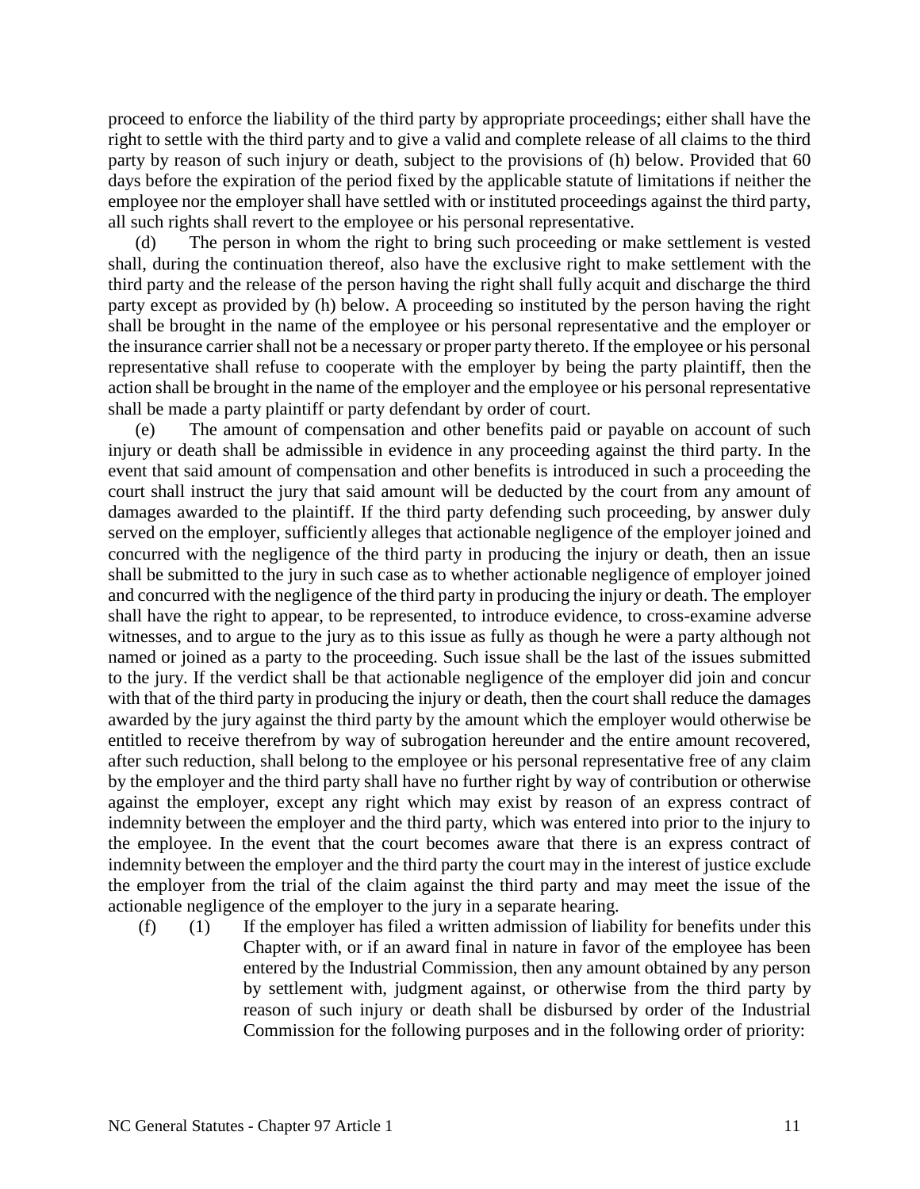proceed to enforce the liability of the third party by appropriate proceedings; either shall have the right to settle with the third party and to give a valid and complete release of all claims to the third party by reason of such injury or death, subject to the provisions of (h) below. Provided that 60 days before the expiration of the period fixed by the applicable statute of limitations if neither the employee nor the employer shall have settled with or instituted proceedings against the third party, all such rights shall revert to the employee or his personal representative.

(d) The person in whom the right to bring such proceeding or make settlement is vested shall, during the continuation thereof, also have the exclusive right to make settlement with the third party and the release of the person having the right shall fully acquit and discharge the third party except as provided by (h) below. A proceeding so instituted by the person having the right shall be brought in the name of the employee or his personal representative and the employer or the insurance carrier shall not be a necessary or proper party thereto. If the employee or his personal representative shall refuse to cooperate with the employer by being the party plaintiff, then the action shall be brought in the name of the employer and the employee or his personal representative shall be made a party plaintiff or party defendant by order of court.

(e) The amount of compensation and other benefits paid or payable on account of such injury or death shall be admissible in evidence in any proceeding against the third party. In the event that said amount of compensation and other benefits is introduced in such a proceeding the court shall instruct the jury that said amount will be deducted by the court from any amount of damages awarded to the plaintiff. If the third party defending such proceeding, by answer duly served on the employer, sufficiently alleges that actionable negligence of the employer joined and concurred with the negligence of the third party in producing the injury or death, then an issue shall be submitted to the jury in such case as to whether actionable negligence of employer joined and concurred with the negligence of the third party in producing the injury or death. The employer shall have the right to appear, to be represented, to introduce evidence, to cross-examine adverse witnesses, and to argue to the jury as to this issue as fully as though he were a party although not named or joined as a party to the proceeding. Such issue shall be the last of the issues submitted to the jury. If the verdict shall be that actionable negligence of the employer did join and concur with that of the third party in producing the injury or death, then the court shall reduce the damages awarded by the jury against the third party by the amount which the employer would otherwise be entitled to receive therefrom by way of subrogation hereunder and the entire amount recovered, after such reduction, shall belong to the employee or his personal representative free of any claim by the employer and the third party shall have no further right by way of contribution or otherwise against the employer, except any right which may exist by reason of an express contract of indemnity between the employer and the third party, which was entered into prior to the injury to the employee. In the event that the court becomes aware that there is an express contract of indemnity between the employer and the third party the court may in the interest of justice exclude the employer from the trial of the claim against the third party and may meet the issue of the actionable negligence of the employer to the jury in a separate hearing.

(f) (1) If the employer has filed a written admission of liability for benefits under this Chapter with, or if an award final in nature in favor of the employee has been entered by the Industrial Commission, then any amount obtained by any person by settlement with, judgment against, or otherwise from the third party by reason of such injury or death shall be disbursed by order of the Industrial Commission for the following purposes and in the following order of priority: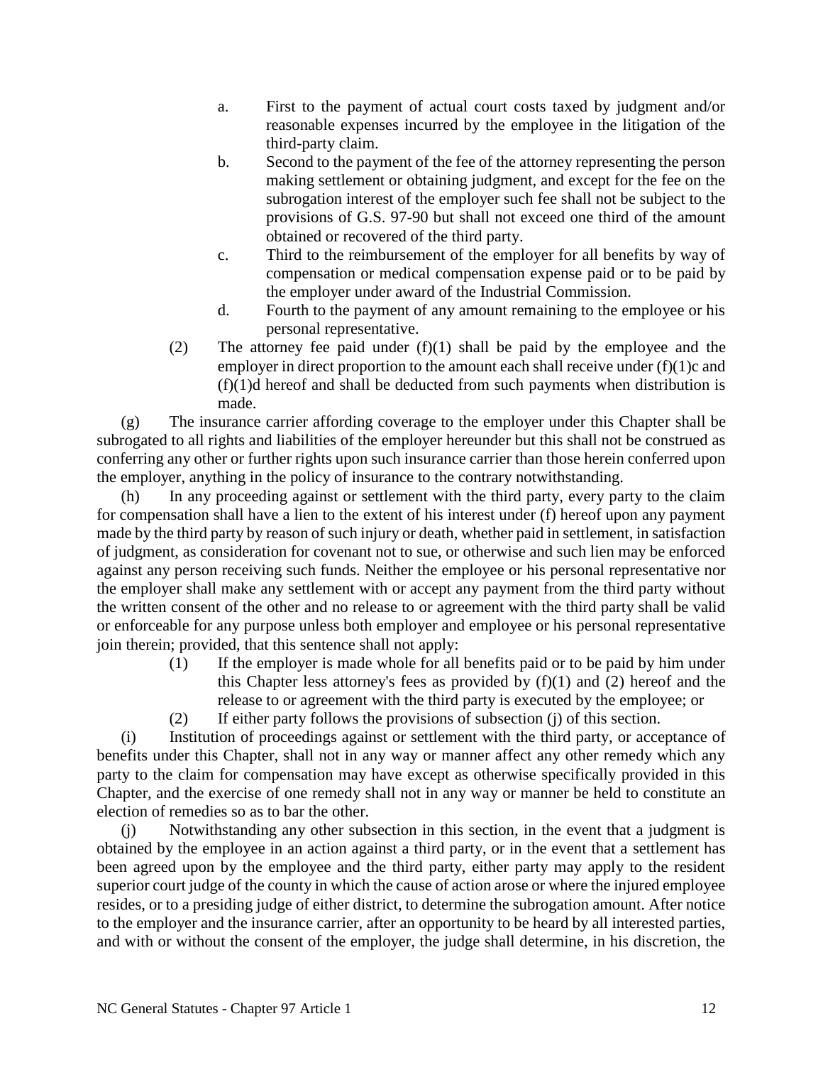a. First to the payment of actual court costs taxed by judgment and/or reasonable expenses incurred by the employee in the litigation of the third-party claim.

b. Second to the payment of the fee of the attorney representing the person making settlement or obtaining judgment, and except for the fee on the subrogation interest of the employer such fee shall not be subject to the provisions of G.S. 97-90 but shall not exceed one third of the amount obtained or recovered of the third party.

c. Third to the reimbursement of the employer for all benefits by way of compensation or medical compensation expense paid or to be paid by the employer under award of the Industrial Commission.

d. Fourth to the payment of any amount remaining to the employee or his personal representative.

(2) The attorney fee paid under (f)(1) shall be paid by the employee and the employer in direct proportion to the amount each shall receive under (f)(1)c and (f)(1)d hereof and shall be deducted from such payments when distribution is made.

(g) The insurance carrier affording coverage to the employer under this Chapter shall be subrogated to all rights and liabilities of the employer hereunder but this shall not be construed as conferring any other or further rights upon such insurance carrier than those herein conferred upon the employer, anything in the policy of insurance to the contrary notwithstanding.

(h) In any proceeding against or settlement with the third party, every party to the claim for compensation shall have a lien to the extent of his interest under (f) hereof upon any payment made by the third party by reason of such injury or death, whether paid in settlement, in satisfaction of judgment, as consideration for covenant not to sue, or otherwise and such lien may be enforced against any person receiving such funds. Neither the employee or his personal representative nor the employer shall make any settlement with or accept any payment from the third party without the written consent of the other and no release to or agreement with the third party shall be valid or enforceable for any purpose unless both employer and employee or his personal representative join therein; provided, that this sentence shall not apply:

(1) If the employer is made whole for all benefits paid or to be paid by him under this Chapter less attorney's fees as provided by (f)(1) and (2) hereof and the release to or agreement with the third party is executed by the employee; or

(2) If either party follows the provisions of subsection (j) of this section.

(i) Institution of proceedings against or settlement with the third party, or acceptance of benefits under this Chapter, shall not in any way or manner affect any other remedy which any party to the claim for compensation may have except as otherwise specifically provided in this Chapter, and the exercise of one remedy shall not in any way or manner be held to constitute an election of remedies so as to bar the other.

(j) Notwithstanding any other subsection in this section, in the event that a judgment is obtained by the employee in an action against a third party, or in the event that a settlement has been agreed upon by the employee and the third party, either party may apply to the resident superior court judge of the county in which the cause of action arose or where the injured employee resides, or to a presiding judge of either district, to determine the subrogation amount. After notice to the employer and the insurance carrier, after an opportunity to be heard by all interested parties, and with or without the consent of the employer, the judge shall determine, in his discretion, the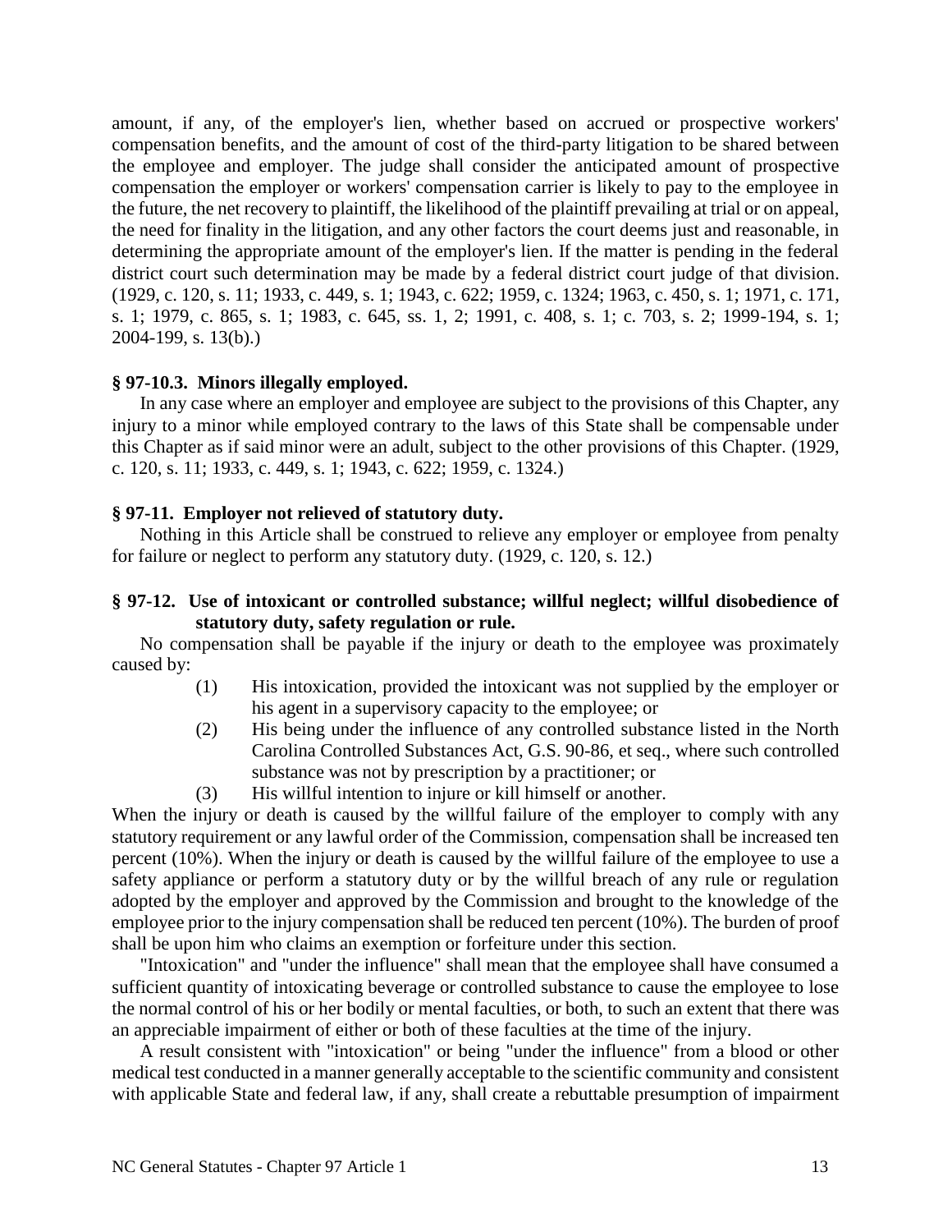amount, if any, of the employer's lien, whether based on accrued or prospective workers' compensation benefits, and the amount of cost of the third-party litigation to be shared between the employee and employer. The judge shall consider the anticipated amount of prospective compensation the employer or workers' compensation carrier is likely to pay to the employee in the future, the net recovery to plaintiff, the likelihood of the plaintiff prevailing at trial or on appeal, the need for finality in the litigation, and any other factors the court deems just and reasonable, in determining the appropriate amount of the employer's lien. If the matter is pending in the federal district court such determination may be made by a federal district court judge of that division. (1929, c. 120, s. 11; 1933, c. 449, s. 1; 1943, c. 622; 1959, c. 1324; 1963, c. 450, s. 1; 1971, c. 171, s. 1; 1979, c. 865, s. 1; 1983, c. 645, ss. 1, 2; 1991, c. 408, s. 1; c. 703, s. 2; 1999-194, s. 1; 2004-199, s. 13(b).)

### § 97-10.3. Minors illegally employed.

In any case where an employer and employee are subject to the provisions of this Chapter, any injury to a minor while employed contrary to the laws of this State shall be compensable under this Chapter as if said minor were an adult, subject to the other provisions of this Chapter. (1929, c. 120, s. 11; 1933, c. 449, s. 1; 1943, c. 622; 1959, c. 1324.)

### § 97-11. Employer not relieved of statutory duty.

Nothing in this Article shall be construed to relieve any employer or employee from penalty for failure or neglect to perform any statutory duty. (1929, c. 120, s. 12.)

### § 97-12. Use of intoxicant or controlled substance; willful neglect; willful disobedience of statutory duty, safety regulation or rule.

No compensation shall be payable if the injury or death to the employee was proximately caused by:

(1) His intoxication, provided the intoxicant was not supplied by the employer or his agent in a supervisory capacity to the employee; or

(2) His being under the influence of any controlled substance listed in the North Carolina Controlled Substances Act, G.S. 90-86, et seq., where such controlled substance was not by prescription by a practitioner; or

(3) His willful intention to injure or kill himself or another.

When the injury or death is caused by the willful failure of the employer to comply with any statutory requirement or any lawful order of the Commission, compensation shall be increased ten percent (10%). When the injury or death is caused by the willful failure of the employee to use a safety appliance or perform a statutory duty or by the willful breach of any rule or regulation adopted by the employer and approved by the Commission and brought to the knowledge of the employee prior to the injury compensation shall be reduced ten percent (10%). The burden of proof shall be upon him who claims an exemption or forfeiture under this section.

"Intoxication" and "under the influence" shall mean that the employee shall have consumed a sufficient quantity of intoxicating beverage or controlled substance to cause the employee to lose the normal control of his or her bodily or mental faculties, or both, to such an extent that there was an appreciable impairment of either or both of these faculties at the time of the injury.

A result consistent with "intoxication" or being "under the influence" from a blood or other medical test conducted in a manner generally acceptable to the scientific community and consistent with applicable State and federal law, if any, shall create a rebuttable presumption of impairment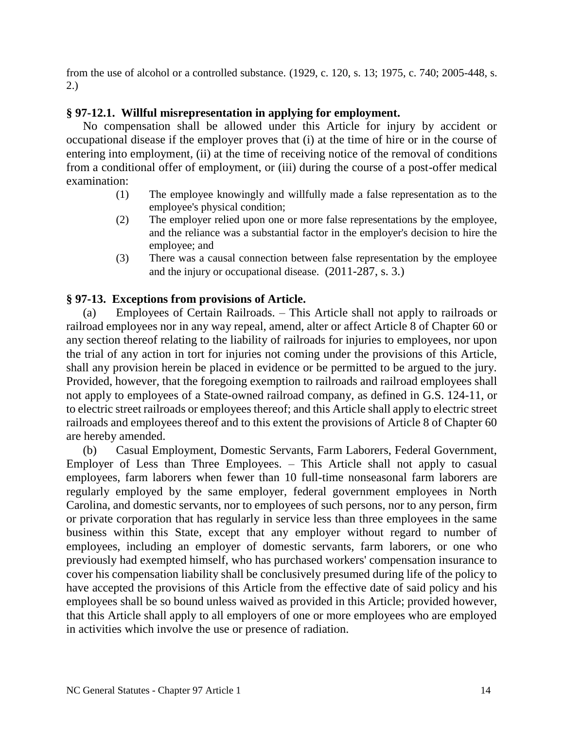from the use of alcohol or a controlled substance. (1929, c. 120, s. 13; 1975, c. 740; 2005-448, s. 2.)

**§ 97-12.1. Willful misrepresentation in applying for employment.**

No compensation shall be allowed under this Article for injury by accident or occupational disease if the employer proves that (i) at the time of hire or in the course of entering into employment, (ii) at the time of receiving notice of the removal of conditions from a conditional offer of employment, or (iii) during the course of a post-offer medical examination:

(1) The employee knowingly and willfully made a false representation as to the employee's physical condition;

(2) The employer relied upon one or more false representations by the employee, and the reliance was a substantial factor in the employer's decision to hire the employee; and

(3) There was a causal connection between false representation by the employee and the injury or occupational disease. (2011-287, s. 3.)

**§ 97-13. Exceptions from provisions of Article.**

(a) Employees of Certain Railroads. – This Article shall not apply to railroads or railroad employees nor in any way repeal, amend, alter or affect Article 8 of Chapter 60 or any section thereof relating to the liability of railroads for injuries to employees, nor upon the trial of any action in tort for injuries not coming under the provisions of this Article, shall any provision herein be placed in evidence or be permitted to be argued to the jury. Provided, however, that the foregoing exemption to railroads and railroad employees shall not apply to employees of a State-owned railroad company, as defined in G.S. 124-11, or to electric street railroads or employees thereof; and this Article shall apply to electric street railroads and employees thereof and to this extent the provisions of Article 8 of Chapter 60 are hereby amended.

(b) Casual Employment, Domestic Servants, Farm Laborers, Federal Government, Employer of Less than Three Employees. – This Article shall not apply to casual employees, farm laborers when fewer than 10 full-time nonseasonal farm laborers are regularly employed by the same employer, federal government employees in North Carolina, and domestic servants, nor to employees of such persons, nor to any person, firm or private corporation that has regularly in service less than three employees in the same business within this State, except that any employer without regard to number of employees, including an employer of domestic servants, farm laborers, or one who previously had exempted himself, who has purchased workers' compensation insurance to cover his compensation liability shall be conclusively presumed during life of the policy to have accepted the provisions of this Article from the effective date of said policy and his employees shall be so bound unless waived as provided in this Article; provided however, that this Article shall apply to all employers of one or more employees who are employed in activities which involve the use or presence of radiation.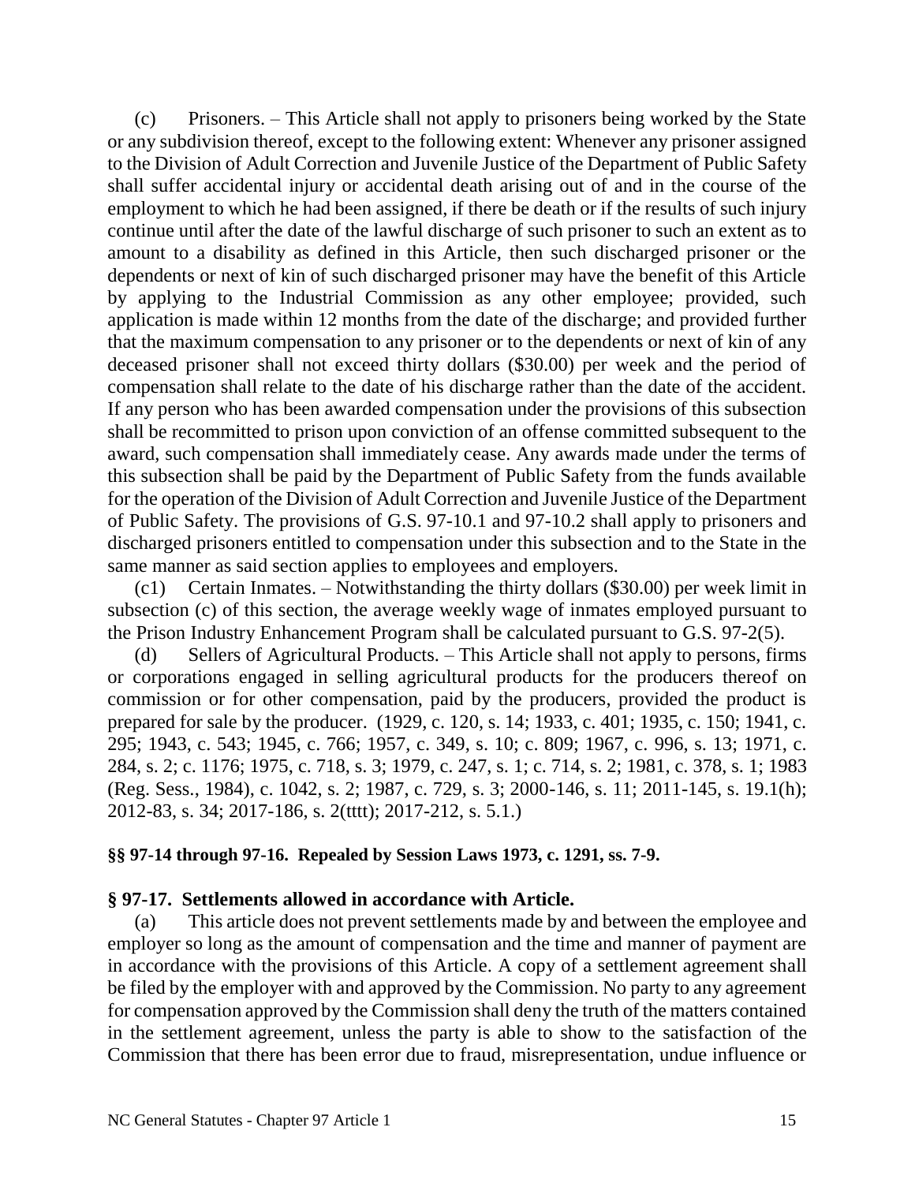(c) Prisoners. – This Article shall not apply to prisoners being worked by the State or any subdivision thereof, except to the following extent: Whenever any prisoner assigned to the Division of Adult Correction and Juvenile Justice of the Department of Public Safety shall suffer accidental injury or accidental death arising out of and in the course of the employment to which he had been assigned, if there be death or if the results of such injury continue until after the date of the lawful discharge of such prisoner to such an extent as to amount to a disability as defined in this Article, then such discharged prisoner or the dependents or next of kin of such discharged prisoner may have the benefit of this Article by applying to the Industrial Commission as any other employee; provided, such application is made within 12 months from the date of the discharge; and provided further that the maximum compensation to any prisoner or to the dependents or next of kin of any deceased prisoner shall not exceed thirty dollars ($30.00) per week and the period of compensation shall relate to the date of his discharge rather than the date of the accident. If any person who has been awarded compensation under the provisions of this subsection shall be recommitted to prison upon conviction of an offense committed subsequent to the award, such compensation shall immediately cease. Any awards made under the terms of this subsection shall be paid by the Department of Public Safety from the funds available for the operation of the Division of Adult Correction and Juvenile Justice of the Department of Public Safety. The provisions of G.S. 97-10.1 and 97-10.2 shall apply to prisoners and discharged prisoners entitled to compensation under this subsection and to the State in the same manner as said section applies to employees and employers.

(c1) Certain Inmates. – Notwithstanding the thirty dollars ($30.00) per week limit in subsection (c) of this section, the average weekly wage of inmates employed pursuant to the Prison Industry Enhancement Program shall be calculated pursuant to G.S. 97-2(5).

(d) Sellers of Agricultural Products. – This Article shall not apply to persons, firms or corporations engaged in selling agricultural products for the producers thereof on commission or for other compensation, paid by the producers, provided the product is prepared for sale by the producer. (1929, c. 120, s. 14; 1933, c. 401; 1935, c. 150; 1941, c. 295; 1943, c. 543; 1945, c. 766; 1957, c. 349, s. 10; c. 809; 1967, c. 996, s. 13; 1971, c. 284, s. 2; c. 1176; 1975, c. 718, s. 3; 1979, c. 247, s. 1; c. 714, s. 2; 1981, c. 378, s. 1; 1983 (Reg. Sess., 1984), c. 1042, s. 2; 1987, c. 729, s. 3; 2000-146, s. 11; 2011-145, s. 19.1(h); 2012-83, s. 34; 2017-186, s. 2(tttt); 2017-212, s. 5.1.)

**§§ 97-14 through 97-16. Repealed by Session Laws 1973, c. 1291, ss. 7-9.**

**§ 97-17. Settlements allowed in accordance with Article.**

(a) This article does not prevent settlements made by and between the employee and employer so long as the amount of compensation and the time and manner of payment are in accordance with the provisions of this Article. A copy of a settlement agreement shall be filed by the employer with and approved by the Commission. No party to any agreement for compensation approved by the Commission shall deny the truth of the matters contained in the settlement agreement, unless the party is able to show to the satisfaction of the Commission that there has been error due to fraud, misrepresentation, undue influence or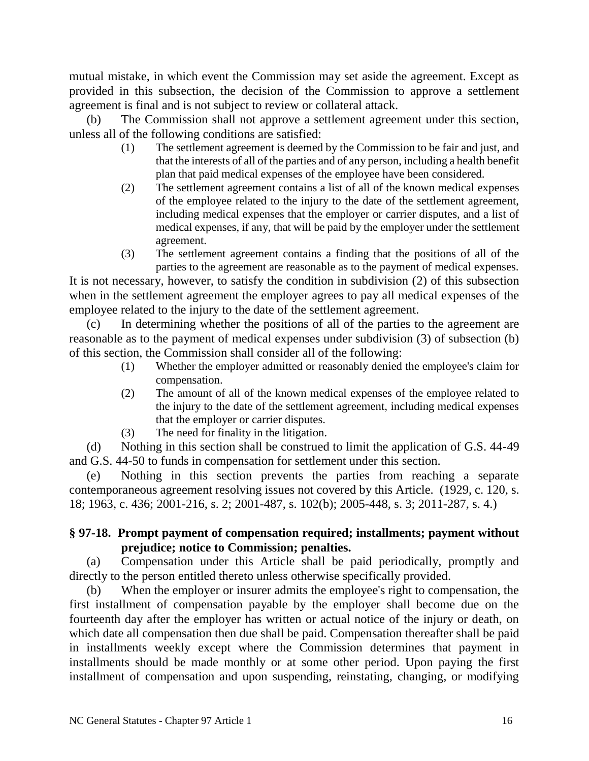mutual mistake, in which event the Commission may set aside the agreement. Except as provided in this subsection, the decision of the Commission to approve a settlement agreement is final and is not subject to review or collateral attack.

(b) The Commission shall not approve a settlement agreement under this section, unless all of the following conditions are satisfied:

(1) The settlement agreement is deemed by the Commission to be fair and just, and that the interests of all of the parties and of any person, including a health benefit plan that paid medical expenses of the employee have been considered.

(2) The settlement agreement contains a list of all of the known medical expenses of the employee related to the injury to the date of the settlement agreement, including medical expenses that the employer or carrier disputes, and a list of medical expenses, if any, that will be paid by the employer under the settlement agreement.

(3) The settlement agreement contains a finding that the positions of all of the parties to the agreement are reasonable as to the payment of medical expenses.

It is not necessary, however, to satisfy the condition in subdivision (2) of this subsection when in the settlement agreement the employer agrees to pay all medical expenses of the employee related to the injury to the date of the settlement agreement.

(c) In determining whether the positions of all of the parties to the agreement are reasonable as to the payment of medical expenses under subdivision (3) of subsection (b) of this section, the Commission shall consider all of the following:

(1) Whether the employer admitted or reasonably denied the employee's claim for compensation.

(2) The amount of all of the known medical expenses of the employee related to the injury to the date of the settlement agreement, including medical expenses that the employer or carrier disputes.

(3) The need for finality in the litigation.

(d) Nothing in this section shall be construed to limit the application of G.S. 44-49 and G.S. 44-50 to funds in compensation for settlement under this section.

(e) Nothing in this section prevents the parties from reaching a separate contemporaneous agreement resolving issues not covered by this Article. (1929, c. 120, s. 18; 1963, c. 436; 2001-216, s. 2; 2001-487, s. 102(b); 2005-448, s. 3; 2011-287, s. 4.)

## § 97-18. Prompt payment of compensation required; installments; payment without prejudice; notice to Commission; penalties.

(a) Compensation under this Article shall be paid periodically, promptly and directly to the person entitled thereto unless otherwise specifically provided.

(b) When the employer or insurer admits the employee's right to compensation, the first installment of compensation payable by the employer shall become due on the fourteenth day after the employer has written or actual notice of the injury or death, on which date all compensation then due shall be paid. Compensation thereafter shall be paid in installments weekly except where the Commission determines that payment in installments should be made monthly or at some other period. Upon paying the first installment of compensation and upon suspending, reinstating, changing, or modifying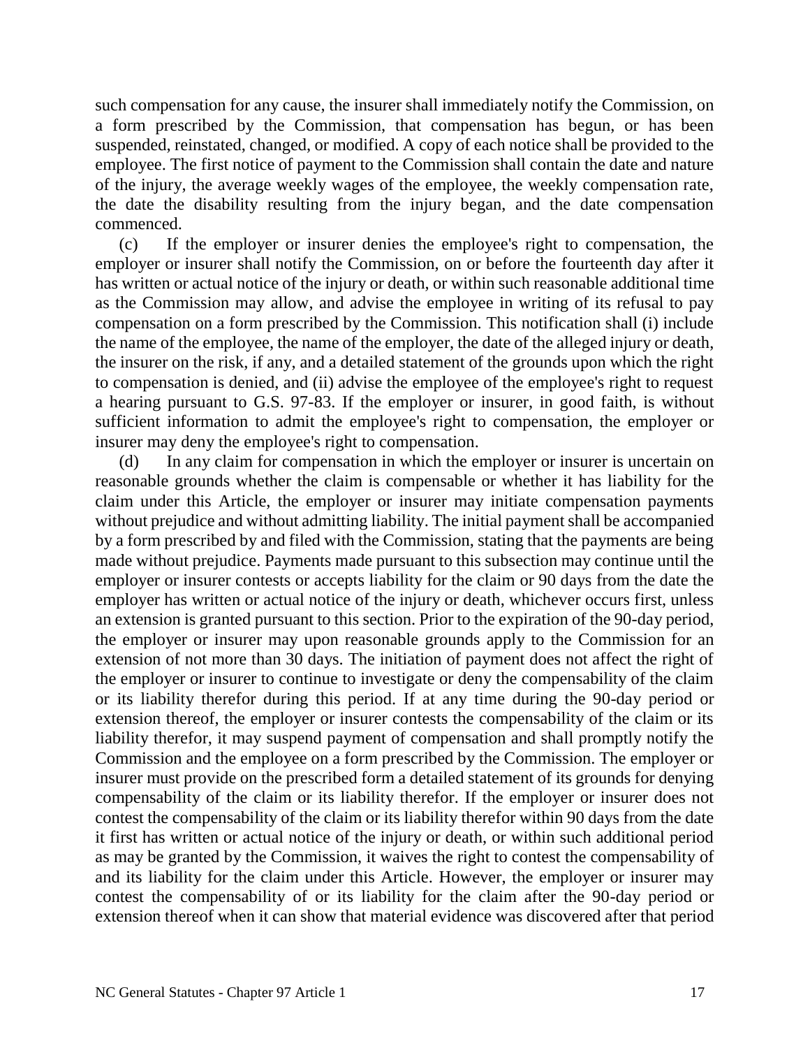such compensation for any cause, the insurer shall immediately notify the Commission, on a form prescribed by the Commission, that compensation has begun, or has been suspended, reinstated, changed, or modified. A copy of each notice shall be provided to the employee. The first notice of payment to the Commission shall contain the date and nature of the injury, the average weekly wages of the employee, the weekly compensation rate, the date the disability resulting from the injury began, and the date compensation commenced.

(c) If the employer or insurer denies the employee's right to compensation, the employer or insurer shall notify the Commission, on or before the fourteenth day after it has written or actual notice of the injury or death, or within such reasonable additional time as the Commission may allow, and advise the employee in writing of its refusal to pay compensation on a form prescribed by the Commission. This notification shall (i) include the name of the employee, the name of the employer, the date of the alleged injury or death, the insurer on the risk, if any, and a detailed statement of the grounds upon which the right to compensation is denied, and (ii) advise the employee of the employee's right to request a hearing pursuant to G.S. 97-83. If the employer or insurer, in good faith, is without sufficient information to admit the employee's right to compensation, the employer or insurer may deny the employee's right to compensation.

(d) In any claim for compensation in which the employer or insurer is uncertain on reasonable grounds whether the claim is compensable or whether it has liability for the claim under this Article, the employer or insurer may initiate compensation payments without prejudice and without admitting liability. The initial payment shall be accompanied by a form prescribed by and filed with the Commission, stating that the payments are being made without prejudice. Payments made pursuant to this subsection may continue until the employer or insurer contests or accepts liability for the claim or 90 days from the date the employer has written or actual notice of the injury or death, whichever occurs first, unless an extension is granted pursuant to this section. Prior to the expiration of the 90-day period, the employer or insurer may upon reasonable grounds apply to the Commission for an extension of not more than 30 days. The initiation of payment does not affect the right of the employer or insurer to continue to investigate or deny the compensability of the claim or its liability therefor during this period. If at any time during the 90-day period or extension thereof, the employer or insurer contests the compensability of the claim or its liability therefor, it may suspend payment of compensation and shall promptly notify the Commission and the employee on a form prescribed by the Commission. The employer or insurer must provide on the prescribed form a detailed statement of its grounds for denying compensability of the claim or its liability therefor. If the employer or insurer does not contest the compensability of the claim or its liability therefor within 90 days from the date it first has written or actual notice of the injury or death, or within such additional period as may be granted by the Commission, it waives the right to contest the compensability of and its liability for the claim under this Article. However, the employer or insurer may contest the compensability of or its liability for the claim after the 90-day period or extension thereof when it can show that material evidence was discovered after that period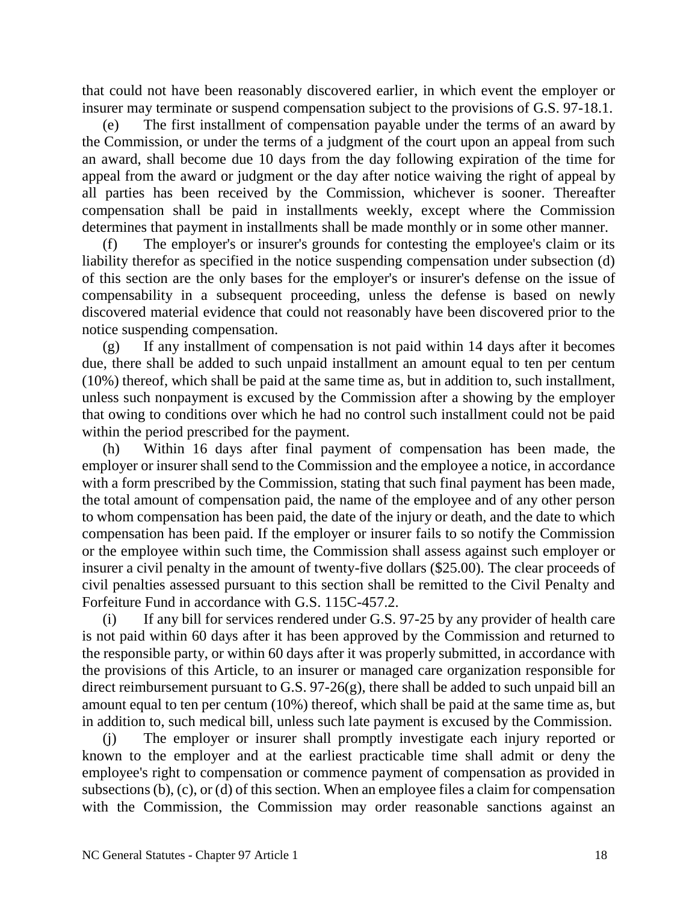that could not have been reasonably discovered earlier, in which event the employer or insurer may terminate or suspend compensation subject to the provisions of G.S. 97-18.1.

(e) The first installment of compensation payable under the terms of an award by the Commission, or under the terms of a judgment of the court upon an appeal from such an award, shall become due 10 days from the day following expiration of the time for appeal from the award or judgment or the day after notice waiving the right of appeal by all parties has been received by the Commission, whichever is sooner. Thereafter compensation shall be paid in installments weekly, except where the Commission determines that payment in installments shall be made monthly or in some other manner.

(f) The employer's or insurer's grounds for contesting the employee's claim or its liability therefor as specified in the notice suspending compensation under subsection (d) of this section are the only bases for the employer's or insurer's defense on the issue of compensability in a subsequent proceeding, unless the defense is based on newly discovered material evidence that could not reasonably have been discovered prior to the notice suspending compensation.

(g) If any installment of compensation is not paid within 14 days after it becomes due, there shall be added to such unpaid installment an amount equal to ten per centum (10%) thereof, which shall be paid at the same time as, but in addition to, such installment, unless such nonpayment is excused by the Commission after a showing by the employer that owing to conditions over which he had no control such installment could not be paid within the period prescribed for the payment.

(h) Within 16 days after final payment of compensation has been made, the employer or insurer shall send to the Commission and the employee a notice, in accordance with a form prescribed by the Commission, stating that such final payment has been made, the total amount of compensation paid, the name of the employee and of any other person to whom compensation has been paid, the date of the injury or death, and the date to which compensation has been paid. If the employer or insurer fails to so notify the Commission or the employee within such time, the Commission shall assess against such employer or insurer a civil penalty in the amount of twenty-five dollars ($25.00). The clear proceeds of civil penalties assessed pursuant to this section shall be remitted to the Civil Penalty and Forfeiture Fund in accordance with G.S. 115C-457.2.

(i) If any bill for services rendered under G.S. 97-25 by any provider of health care is not paid within 60 days after it has been approved by the Commission and returned to the responsible party, or within 60 days after it was properly submitted, in accordance with the provisions of this Article, to an insurer or managed care organization responsible for direct reimbursement pursuant to G.S. 97-26(g), there shall be added to such unpaid bill an amount equal to ten per centum (10%) thereof, which shall be paid at the same time as, but in addition to, such medical bill, unless such late payment is excused by the Commission.

(j) The employer or insurer shall promptly investigate each injury reported or known to the employer and at the earliest practicable time shall admit or deny the employee's right to compensation or commence payment of compensation as provided in subsections (b), (c), or (d) of this section. When an employee files a claim for compensation with the Commission, the Commission may order reasonable sanctions against an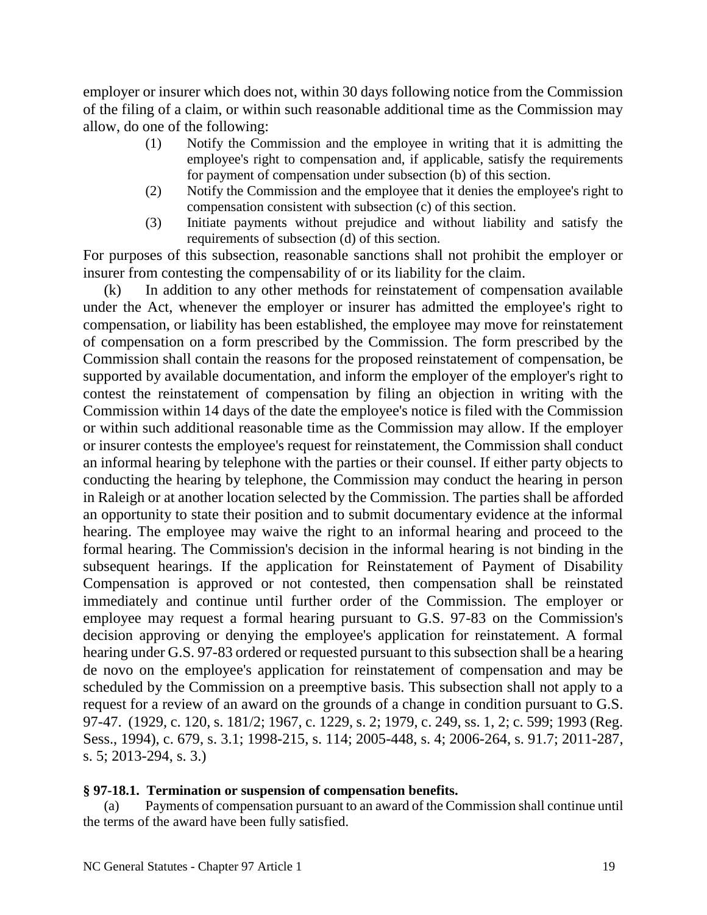employer or insurer which does not, within 30 days following notice from the Commission of the filing of a claim, or within such reasonable additional time as the Commission may allow, do one of the following:

(1) Notify the Commission and the employee in writing that it is admitting the employee's right to compensation and, if applicable, satisfy the requirements for payment of compensation under subsection (b) of this section.

(2) Notify the Commission and the employee that it denies the employee's right to compensation consistent with subsection (c) of this section.

(3) Initiate payments without prejudice and without liability and satisfy the requirements of subsection (d) of this section.

For purposes of this subsection, reasonable sanctions shall not prohibit the employer or insurer from contesting the compensability of or its liability for the claim.

(k) In addition to any other methods for reinstatement of compensation available under the Act, whenever the employer or insurer has admitted the employee's right to compensation, or liability has been established, the employee may move for reinstatement of compensation on a form prescribed by the Commission. The form prescribed by the Commission shall contain the reasons for the proposed reinstatement of compensation, be supported by available documentation, and inform the employer of the employer's right to contest the reinstatement of compensation by filing an objection in writing with the Commission within 14 days of the date the employee's notice is filed with the Commission or within such additional reasonable time as the Commission may allow. If the employer or insurer contests the employee's request for reinstatement, the Commission shall conduct an informal hearing by telephone with the parties or their counsel. If either party objects to conducting the hearing by telephone, the Commission may conduct the hearing in person in Raleigh or at another location selected by the Commission. The parties shall be afforded an opportunity to state their position and to submit documentary evidence at the informal hearing. The employee may waive the right to an informal hearing and proceed to the formal hearing. The Commission's decision in the informal hearing is not binding in the subsequent hearings. If the application for Reinstatement of Payment of Disability Compensation is approved or not contested, then compensation shall be reinstated immediately and continue until further order of the Commission. The employer or employee may request a formal hearing pursuant to G.S. 97-83 on the Commission's decision approving or denying the employee's application for reinstatement. A formal hearing under G.S. 97-83 ordered or requested pursuant to this subsection shall be a hearing de novo on the employee's application for reinstatement of compensation and may be scheduled by the Commission on a preemptive basis. This subsection shall not apply to a request for a review of an award on the grounds of a change in condition pursuant to G.S. 97-47. (1929, c. 120, s. 181/2; 1967, c. 1229, s. 2; 1979, c. 249, ss. 1, 2; c. 599; 1993 (Reg. Sess., 1994), c. 679, s. 3.1; 1998-215, s. 114; 2005-448, s. 4; 2006-264, s. 91.7; 2011-287, s. 5; 2013-294, s. 3.)

**§ 97-18.1. Termination or suspension of compensation benefits.**

(a) Payments of compensation pursuant to an award of the Commission shall continue until the terms of the award have been fully satisfied.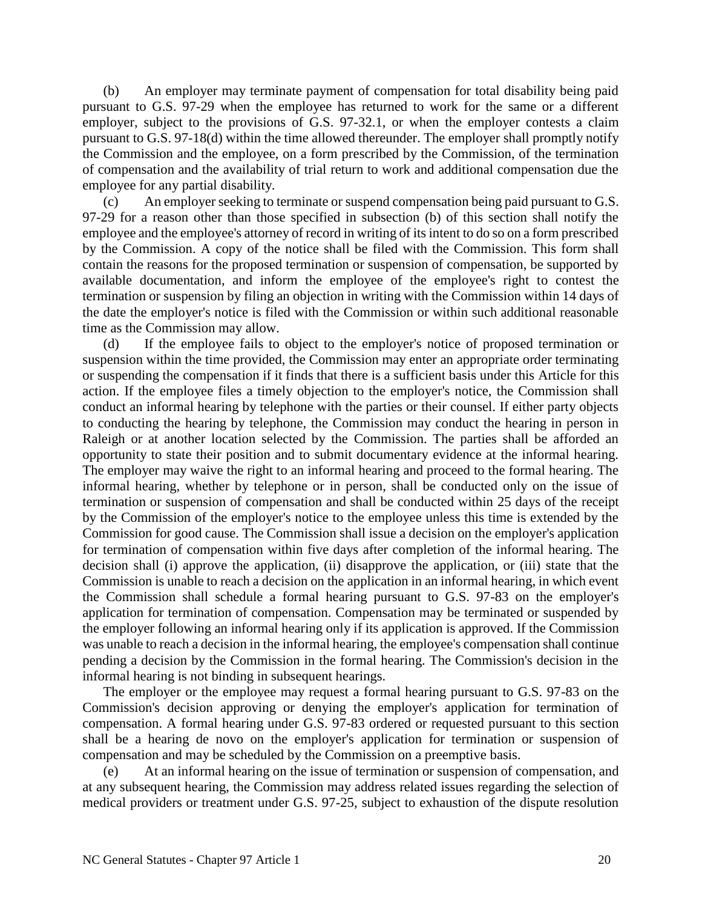(b) An employer may terminate payment of compensation for total disability being paid pursuant to G.S. 97-29 when the employee has returned to work for the same or a different employer, subject to the provisions of G.S. 97-32.1, or when the employer contests a claim pursuant to G.S. 97-18(d) within the time allowed thereunder. The employer shall promptly notify the Commission and the employee, on a form prescribed by the Commission, of the termination of compensation and the availability of trial return to work and additional compensation due the employee for any partial disability.

(c) An employer seeking to terminate or suspend compensation being paid pursuant to G.S. 97-29 for a reason other than those specified in subsection (b) of this section shall notify the employee and the employee's attorney of record in writing of its intent to do so on a form prescribed by the Commission. A copy of the notice shall be filed with the Commission. This form shall contain the reasons for the proposed termination or suspension of compensation, be supported by available documentation, and inform the employee of the employee's right to contest the termination or suspension by filing an objection in writing with the Commission within 14 days of the date the employer's notice is filed with the Commission or within such additional reasonable time as the Commission may allow.

(d) If the employee fails to object to the employer's notice of proposed termination or suspension within the time provided, the Commission may enter an appropriate order terminating or suspending the compensation if it finds that there is a sufficient basis under this Article for this action. If the employee files a timely objection to the employer's notice, the Commission shall conduct an informal hearing by telephone with the parties or their counsel. If either party objects to conducting the hearing by telephone, the Commission may conduct the hearing in person in Raleigh or at another location selected by the Commission. The parties shall be afforded an opportunity to state their position and to submit documentary evidence at the informal hearing. The employer may waive the right to an informal hearing and proceed to the formal hearing. The informal hearing, whether by telephone or in person, shall be conducted only on the issue of termination or suspension of compensation and shall be conducted within 25 days of the receipt by the Commission of the employer's notice to the employee unless this time is extended by the Commission for good cause. The Commission shall issue a decision on the employer's application for termination of compensation within five days after completion of the informal hearing. The decision shall (i) approve the application, (ii) disapprove the application, or (iii) state that the Commission is unable to reach a decision on the application in an informal hearing, in which event the Commission shall schedule a formal hearing pursuant to G.S. 97-83 on the employer's application for termination of compensation. Compensation may be terminated or suspended by the employer following an informal hearing only if its application is approved. If the Commission was unable to reach a decision in the informal hearing, the employee's compensation shall continue pending a decision by the Commission in the formal hearing. The Commission's decision in the informal hearing is not binding in subsequent hearings.

The employer or the employee may request a formal hearing pursuant to G.S. 97-83 on the Commission's decision approving or denying the employer's application for termination of compensation. A formal hearing under G.S. 97-83 ordered or requested pursuant to this section shall be a hearing de novo on the employer's application for termination or suspension of compensation and may be scheduled by the Commission on a preemptive basis.

(e) At an informal hearing on the issue of termination or suspension of compensation, and at any subsequent hearing, the Commission may address related issues regarding the selection of medical providers or treatment under G.S. 97-25, subject to exhaustion of the dispute resolution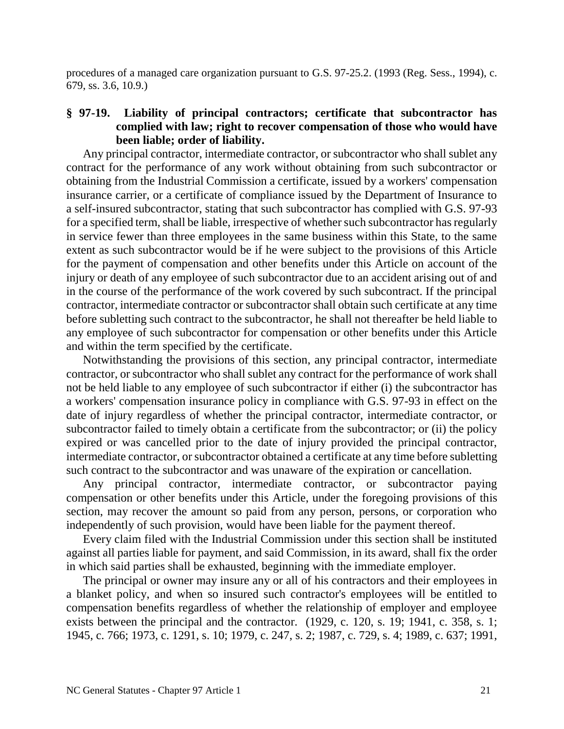procedures of a managed care organization pursuant to G.S. 97-25.2. (1993 (Reg. Sess., 1994), c. 679, ss. 3.6, 10.9.)

### § 97-19. Liability of principal contractors; certificate that subcontractor has complied with law; right to recover compensation of those who would have been liable; order of liability.

Any principal contractor, intermediate contractor, or subcontractor who shall sublet any contract for the performance of any work without obtaining from such subcontractor or obtaining from the Industrial Commission a certificate, issued by a workers' compensation insurance carrier, or a certificate of compliance issued by the Department of Insurance to a self-insured subcontractor, stating that such subcontractor has complied with G.S. 97-93 for a specified term, shall be liable, irrespective of whether such subcontractor has regularly in service fewer than three employees in the same business within this State, to the same extent as such subcontractor would be if he were subject to the provisions of this Article for the payment of compensation and other benefits under this Article on account of the injury or death of any employee of such subcontractor due to an accident arising out of and in the course of the performance of the work covered by such subcontract. If the principal contractor, intermediate contractor or subcontractor shall obtain such certificate at any time before subletting such contract to the subcontractor, he shall not thereafter be held liable to any employee of such subcontractor for compensation or other benefits under this Article and within the term specified by the certificate.

Notwithstanding the provisions of this section, any principal contractor, intermediate contractor, or subcontractor who shall sublet any contract for the performance of work shall not be held liable to any employee of such subcontractor if either (i) the subcontractor has a workers' compensation insurance policy in compliance with G.S. 97-93 in effect on the date of injury regardless of whether the principal contractor, intermediate contractor, or subcontractor failed to timely obtain a certificate from the subcontractor; or (ii) the policy expired or was cancelled prior to the date of injury provided the principal contractor, intermediate contractor, or subcontractor obtained a certificate at any time before subletting such contract to the subcontractor and was unaware of the expiration or cancellation.

Any principal contractor, intermediate contractor, or subcontractor paying compensation or other benefits under this Article, under the foregoing provisions of this section, may recover the amount so paid from any person, persons, or corporation who independently of such provision, would have been liable for the payment thereof.

Every claim filed with the Industrial Commission under this section shall be instituted against all parties liable for payment, and said Commission, in its award, shall fix the order in which said parties shall be exhausted, beginning with the immediate employer.

The principal or owner may insure any or all of his contractors and their employees in a blanket policy, and when so insured such contractor's employees will be entitled to compensation benefits regardless of whether the relationship of employer and employee exists between the principal and the contractor. (1929, c. 120, s. 19; 1941, c. 358, s. 1; 1945, c. 766; 1973, c. 1291, s. 10; 1979, c. 247, s. 2; 1987, c. 729, s. 4; 1989, c. 637; 1991,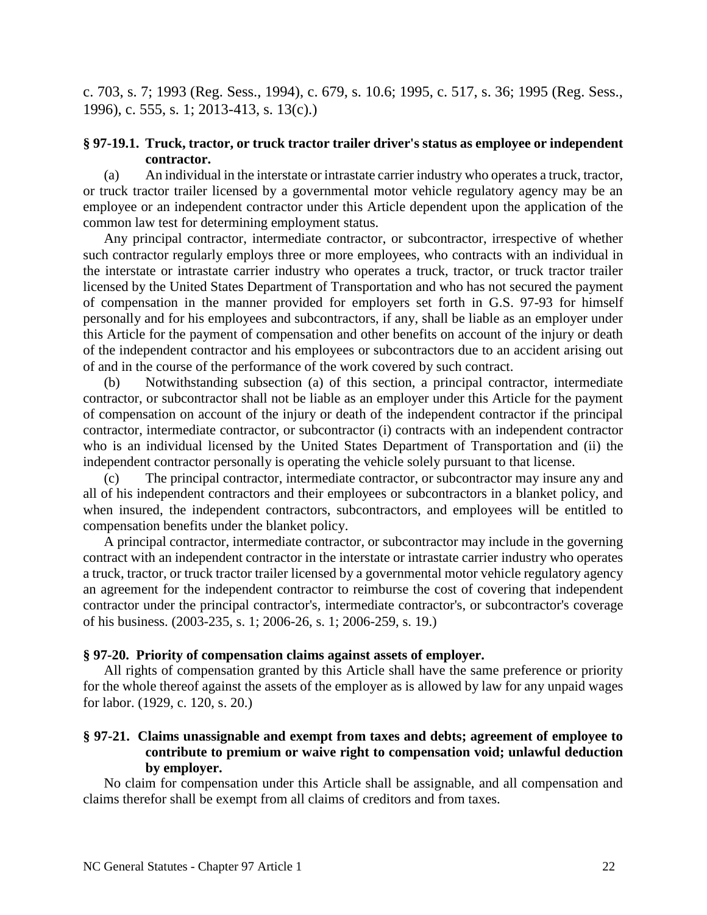c. 703, s. 7; 1993 (Reg. Sess., 1994), c. 679, s. 10.6; 1995, c. 517, s. 36; 1995 (Reg. Sess., 1996), c. 555, s. 1; 2013-413, s. 13(c).)

**§ 97-19.1. Truck, tractor, or truck tractor trailer driver's status as employee or independent contractor.**

(a) An individual in the interstate or intrastate carrier industry who operates a truck, tractor, or truck tractor trailer licensed by a governmental motor vehicle regulatory agency may be an employee or an independent contractor under this Article dependent upon the application of the common law test for determining employment status.

Any principal contractor, intermediate contractor, or subcontractor, irrespective of whether such contractor regularly employs three or more employees, who contracts with an individual in the interstate or intrastate carrier industry who operates a truck, tractor, or truck tractor trailer licensed by the United States Department of Transportation and who has not secured the payment of compensation in the manner provided for employers set forth in G.S. 97-93 for himself personally and for his employees and subcontractors, if any, shall be liable as an employer under this Article for the payment of compensation and other benefits on account of the injury or death of the independent contractor and his employees or subcontractors due to an accident arising out of and in the course of the performance of the work covered by such contract.

(b) Notwithstanding subsection (a) of this section, a principal contractor, intermediate contractor, or subcontractor shall not be liable as an employer under this Article for the payment of compensation on account of the injury or death of the independent contractor if the principal contractor, intermediate contractor, or subcontractor (i) contracts with an independent contractor who is an individual licensed by the United States Department of Transportation and (ii) the independent contractor personally is operating the vehicle solely pursuant to that license.

(c) The principal contractor, intermediate contractor, or subcontractor may insure any and all of his independent contractors and their employees or subcontractors in a blanket policy, and when insured, the independent contractors, subcontractors, and employees will be entitled to compensation benefits under the blanket policy.

A principal contractor, intermediate contractor, or subcontractor may include in the governing contract with an independent contractor in the interstate or intrastate carrier industry who operates a truck, tractor, or truck tractor trailer licensed by a governmental motor vehicle regulatory agency an agreement for the independent contractor to reimburse the cost of covering that independent contractor under the principal contractor's, intermediate contractor's, or subcontractor's coverage of his business. (2003-235, s. 1; 2006-26, s. 1; 2006-259, s. 19.)

**§ 97-20. Priority of compensation claims against assets of employer.**

All rights of compensation granted by this Article shall have the same preference or priority for the whole thereof against the assets of the employer as is allowed by law for any unpaid wages for labor. (1929, c. 120, s. 20.)

**§ 97-21. Claims unassignable and exempt from taxes and debts; agreement of employee to contribute to premium or waive right to compensation void; unlawful deduction by employer.**

No claim for compensation under this Article shall be assignable, and all compensation and claims therefor shall be exempt from all claims of creditors and from taxes.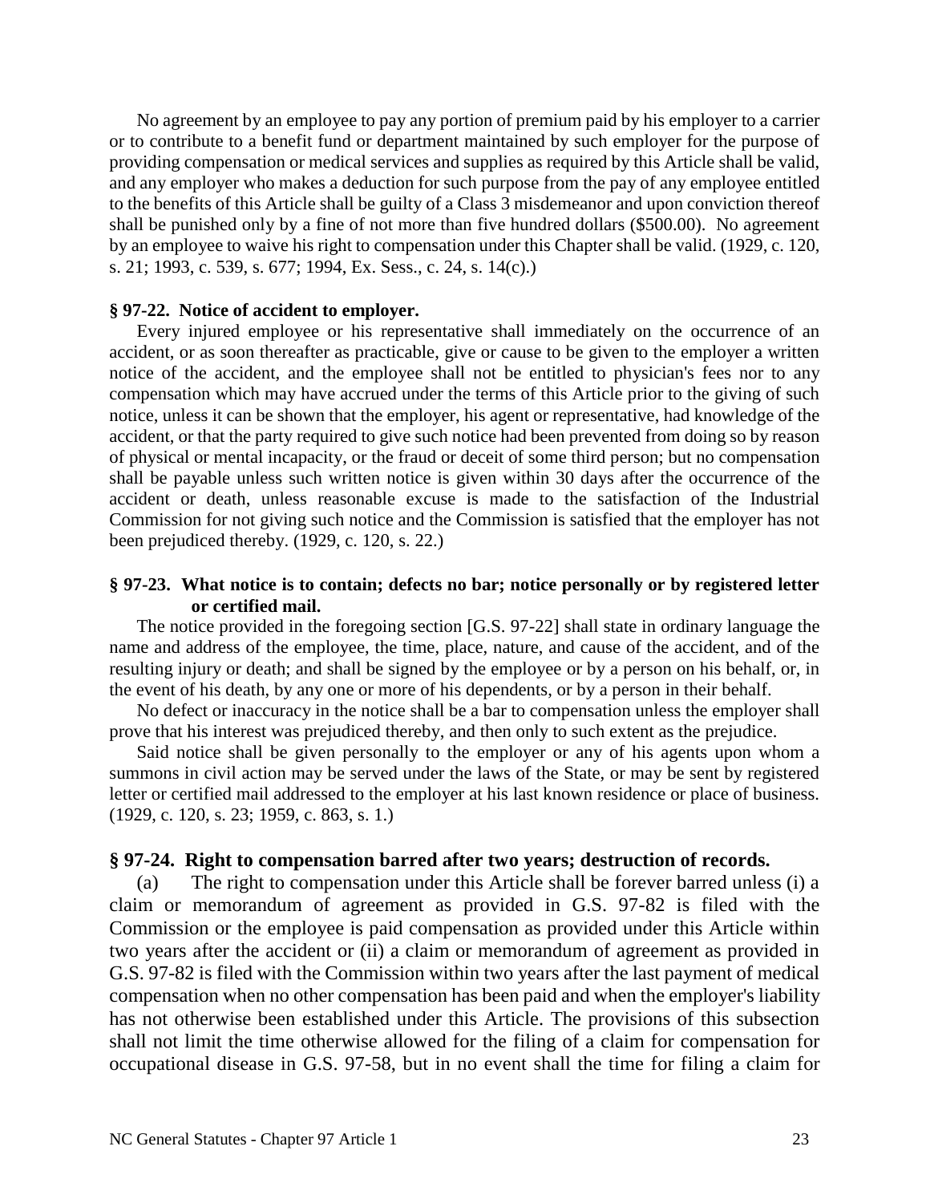No agreement by an employee to pay any portion of premium paid by his employer to a carrier or to contribute to a benefit fund or department maintained by such employer for the purpose of providing compensation or medical services and supplies as required by this Article shall be valid, and any employer who makes a deduction for such purpose from the pay of any employee entitled to the benefits of this Article shall be guilty of a Class 3 misdemeanor and upon conviction thereof shall be punished only by a fine of not more than five hundred dollars ($500.00). No agreement by an employee to waive his right to compensation under this Chapter shall be valid. (1929, c. 120, s. 21; 1993, c. 539, s. 677; 1994, Ex. Sess., c. 24, s. 14(c).)

**§ 97-22. Notice of accident to employer.**

Every injured employee or his representative shall immediately on the occurrence of an accident, or as soon thereafter as practicable, give or cause to be given to the employer a written notice of the accident, and the employee shall not be entitled to physician's fees nor to any compensation which may have accrued under the terms of this Article prior to the giving of such notice, unless it can be shown that the employer, his agent or representative, had knowledge of the accident, or that the party required to give such notice had been prevented from doing so by reason of physical or mental incapacity, or the fraud or deceit of some third person; but no compensation shall be payable unless such written notice is given within 30 days after the occurrence of the accident or death, unless reasonable excuse is made to the satisfaction of the Industrial Commission for not giving such notice and the Commission is satisfied that the employer has not been prejudiced thereby. (1929, c. 120, s. 22.)

**§ 97-23. What notice is to contain; defects no bar; notice personally or by registered letter or certified mail.**

The notice provided in the foregoing section [G.S. 97-22] shall state in ordinary language the name and address of the employee, the time, place, nature, and cause of the accident, and of the resulting injury or death; and shall be signed by the employee or by a person on his behalf, or, in the event of his death, by any one or more of his dependents, or by a person in their behalf.

No defect or inaccuracy in the notice shall be a bar to compensation unless the employer shall prove that his interest was prejudiced thereby, and then only to such extent as the prejudice.

Said notice shall be given personally to the employer or any of his agents upon whom a summons in civil action may be served under the laws of the State, or may be sent by registered letter or certified mail addressed to the employer at his last known residence or place of business. (1929, c. 120, s. 23; 1959, c. 863, s. 1.)

**§ 97-24. Right to compensation barred after two years; destruction of records.**

(a) The right to compensation under this Article shall be forever barred unless (i) a claim or memorandum of agreement as provided in G.S. 97-82 is filed with the Commission or the employee is paid compensation as provided under this Article within two years after the accident or (ii) a claim or memorandum of agreement as provided in G.S. 97-82 is filed with the Commission within two years after the last payment of medical compensation when no other compensation has been paid and when the employer's liability has not otherwise been established under this Article. The provisions of this subsection shall not limit the time otherwise allowed for the filing of a claim for compensation for occupational disease in G.S. 97-58, but in no event shall the time for filing a claim for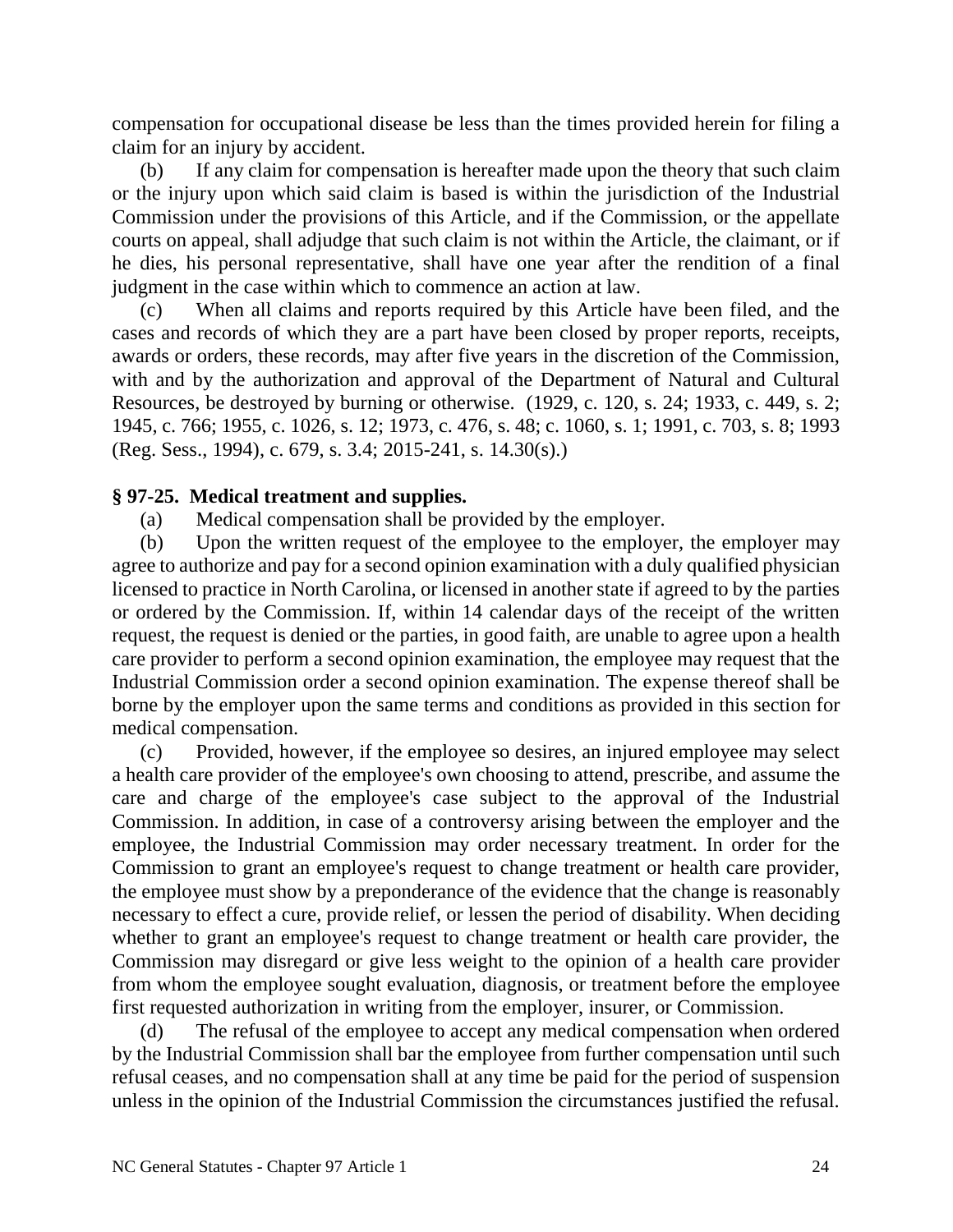compensation for occupational disease be less than the times provided herein for filing a claim for an injury by accident.

(b) If any claim for compensation is hereafter made upon the theory that such claim or the injury upon which said claim is based is within the jurisdiction of the Industrial Commission under the provisions of this Article, and if the Commission, or the appellate courts on appeal, shall adjudge that such claim is not within the Article, the claimant, or if he dies, his personal representative, shall have one year after the rendition of a final judgment in the case within which to commence an action at law.

(c) When all claims and reports required by this Article have been filed, and the cases and records of which they are a part have been closed by proper reports, receipts, awards or orders, these records, may after five years in the discretion of the Commission, with and by the authorization and approval of the Department of Natural and Cultural Resources, be destroyed by burning or otherwise. (1929, c. 120, s. 24; 1933, c. 449, s. 2; 1945, c. 766; 1955, c. 1026, s. 12; 1973, c. 476, s. 48; c. 1060, s. 1; 1991, c. 703, s. 8; 1993 (Reg. Sess., 1994), c. 679, s. 3.4; 2015-241, s. 14.30(s).)

**§ 97-25. Medical treatment and supplies.**

(a) Medical compensation shall be provided by the employer.

(b) Upon the written request of the employee to the employer, the employer may agree to authorize and pay for a second opinion examination with a duly qualified physician licensed to practice in North Carolina, or licensed in another state if agreed to by the parties or ordered by the Commission. If, within 14 calendar days of the receipt of the written request, the request is denied or the parties, in good faith, are unable to agree upon a health care provider to perform a second opinion examination, the employee may request that the Industrial Commission order a second opinion examination. The expense thereof shall be borne by the employer upon the same terms and conditions as provided in this section for medical compensation.

(c) Provided, however, if the employee so desires, an injured employee may select a health care provider of the employee's own choosing to attend, prescribe, and assume the care and charge of the employee's case subject to the approval of the Industrial Commission. In addition, in case of a controversy arising between the employer and the employee, the Industrial Commission may order necessary treatment. In order for the Commission to grant an employee's request to change treatment or health care provider, the employee must show by a preponderance of the evidence that the change is reasonably necessary to effect a cure, provide relief, or lessen the period of disability. When deciding whether to grant an employee's request to change treatment or health care provider, the Commission may disregard or give less weight to the opinion of a health care provider from whom the employee sought evaluation, diagnosis, or treatment before the employee first requested authorization in writing from the employer, insurer, or Commission.

(d) The refusal of the employee to accept any medical compensation when ordered by the Industrial Commission shall bar the employee from further compensation until such refusal ceases, and no compensation shall at any time be paid for the period of suspension unless in the opinion of the Industrial Commission the circumstances justified the refusal.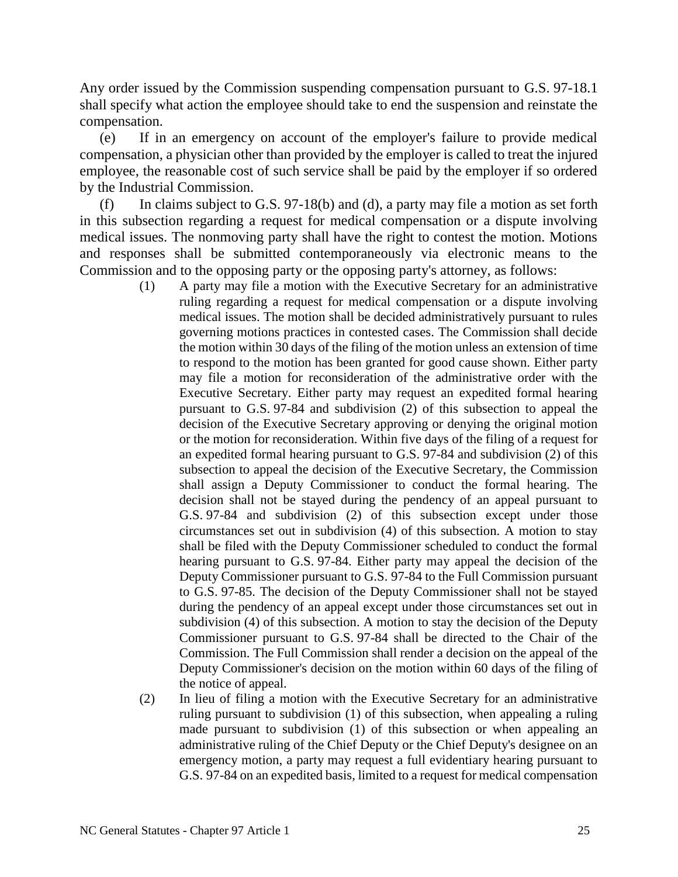Any order issued by the Commission suspending compensation pursuant to G.S. 97-18.1 shall specify what action the employee should take to end the suspension and reinstate the compensation.

(e) If in an emergency on account of the employer's failure to provide medical compensation, a physician other than provided by the employer is called to treat the injured employee, the reasonable cost of such service shall be paid by the employer if so ordered by the Industrial Commission.

(f) In claims subject to G.S. 97-18(b) and (d), a party may file a motion as set forth in this subsection regarding a request for medical compensation or a dispute involving medical issues. The nonmoving party shall have the right to contest the motion. Motions and responses shall be submitted contemporaneously via electronic means to the Commission and to the opposing party or the opposing party's attorney, as follows:

(1) A party may file a motion with the Executive Secretary for an administrative ruling regarding a request for medical compensation or a dispute involving medical issues. The motion shall be decided administratively pursuant to rules governing motions practices in contested cases. The Commission shall decide the motion within 30 days of the filing of the motion unless an extension of time to respond to the motion has been granted for good cause shown. Either party may file a motion for reconsideration of the administrative order with the Executive Secretary. Either party may request an expedited formal hearing pursuant to G.S. 97-84 and subdivision (2) of this subsection to appeal the decision of the Executive Secretary approving or denying the original motion or the motion for reconsideration. Within five days of the filing of a request for an expedited formal hearing pursuant to G.S. 97-84 and subdivision (2) of this subsection to appeal the decision of the Executive Secretary, the Commission shall assign a Deputy Commissioner to conduct the formal hearing. The decision shall not be stayed during the pendency of an appeal pursuant to G.S. 97-84 and subdivision (2) of this subsection except under those circumstances set out in subdivision (4) of this subsection. A motion to stay shall be filed with the Deputy Commissioner scheduled to conduct the formal hearing pursuant to G.S. 97-84. Either party may appeal the decision of the Deputy Commissioner pursuant to G.S. 97-84 to the Full Commission pursuant to G.S. 97-85. The decision of the Deputy Commissioner shall not be stayed during the pendency of an appeal except under those circumstances set out in subdivision (4) of this subsection. A motion to stay the decision of the Deputy Commissioner pursuant to G.S. 97-84 shall be directed to the Chair of the Commission. The Full Commission shall render a decision on the appeal of the Deputy Commissioner's decision on the motion within 60 days of the filing of the notice of appeal.

(2) In lieu of filing a motion with the Executive Secretary for an administrative ruling pursuant to subdivision (1) of this subsection, when appealing a ruling made pursuant to subdivision (1) of this subsection or when appealing an administrative ruling of the Chief Deputy or the Chief Deputy's designee on an emergency motion, a party may request a full evidentiary hearing pursuant to G.S. 97-84 on an expedited basis, limited to a request for medical compensation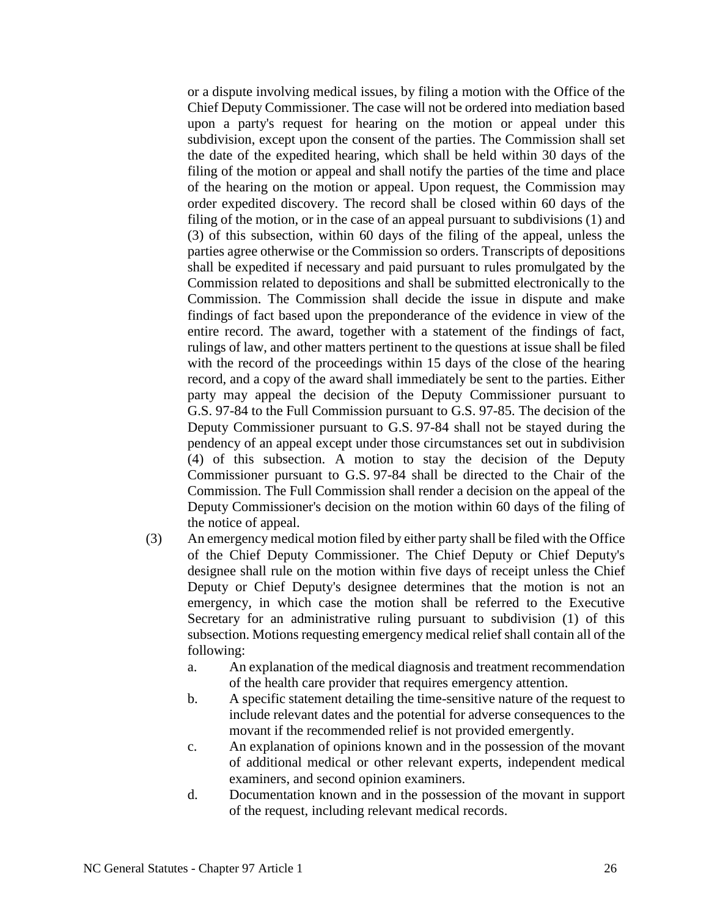or a dispute involving medical issues, by filing a motion with the Office of the Chief Deputy Commissioner. The case will not be ordered into mediation based upon a party's request for hearing on the motion or appeal under this subdivision, except upon the consent of the parties. The Commission shall set the date of the expedited hearing, which shall be held within 30 days of the filing of the motion or appeal and shall notify the parties of the time and place of the hearing on the motion or appeal. Upon request, the Commission may order expedited discovery. The record shall be closed within 60 days of the filing of the motion, or in the case of an appeal pursuant to subdivisions (1) and (3) of this subsection, within 60 days of the filing of the appeal, unless the parties agree otherwise or the Commission so orders. Transcripts of depositions shall be expedited if necessary and paid pursuant to rules promulgated by the Commission related to depositions and shall be submitted electronically to the Commission. The Commission shall decide the issue in dispute and make findings of fact based upon the preponderance of the evidence in view of the entire record. The award, together with a statement of the findings of fact, rulings of law, and other matters pertinent to the questions at issue shall be filed with the record of the proceedings within 15 days of the close of the hearing record, and a copy of the award shall immediately be sent to the parties. Either party may appeal the decision of the Deputy Commissioner pursuant to G.S. 97-84 to the Full Commission pursuant to G.S. 97-85. The decision of the Deputy Commissioner pursuant to G.S. 97-84 shall not be stayed during the pendency of an appeal except under those circumstances set out in subdivision (4) of this subsection. A motion to stay the decision of the Deputy Commissioner pursuant to G.S. 97-84 shall be directed to the Chair of the Commission. The Full Commission shall render a decision on the appeal of the Deputy Commissioner's decision on the motion within 60 days of the filing of the notice of appeal.

(3) An emergency medical motion filed by either party shall be filed with the Office of the Chief Deputy Commissioner. The Chief Deputy or Chief Deputy's designee shall rule on the motion within five days of receipt unless the Chief Deputy or Chief Deputy's designee determines that the motion is not an emergency, in which case the motion shall be referred to the Executive Secretary for an administrative ruling pursuant to subdivision (1) of this subsection. Motions requesting emergency medical relief shall contain all of the following:

a. An explanation of the medical diagnosis and treatment recommendation of the health care provider that requires emergency attention.

b. A specific statement detailing the time-sensitive nature of the request to include relevant dates and the potential for adverse consequences to the movant if the recommended relief is not provided emergently.

c. An explanation of opinions known and in the possession of the movant of additional medical or other relevant experts, independent medical examiners, and second opinion examiners.

d. Documentation known and in the possession of the movant in support of the request, including relevant medical records.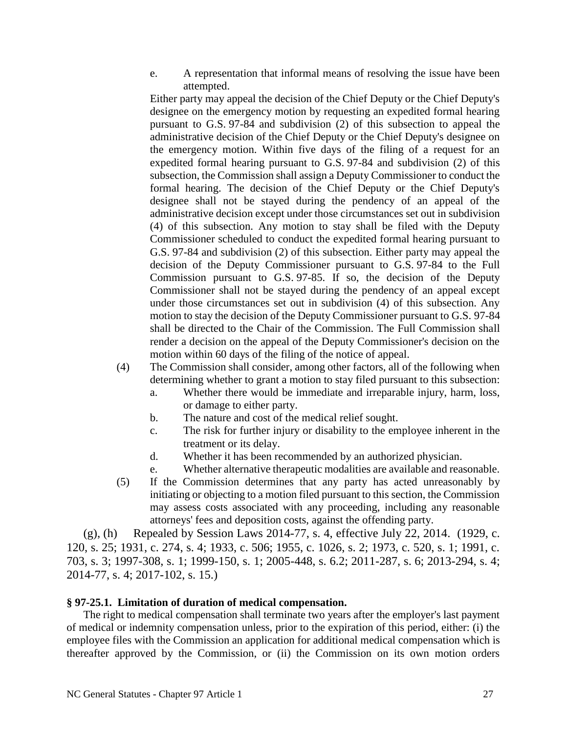e. A representation that informal means of resolving the issue have been attempted.

Either party may appeal the decision of the Chief Deputy or the Chief Deputy's designee on the emergency motion by requesting an expedited formal hearing pursuant to G.S. 97-84 and subdivision (2) of this subsection to appeal the administrative decision of the Chief Deputy or the Chief Deputy's designee on the emergency motion. Within five days of the filing of a request for an expedited formal hearing pursuant to G.S. 97-84 and subdivision (2) of this subsection, the Commission shall assign a Deputy Commissioner to conduct the formal hearing. The decision of the Chief Deputy or the Chief Deputy's designee shall not be stayed during the pendency of an appeal of the administrative decision except under those circumstances set out in subdivision (4) of this subsection. Any motion to stay shall be filed with the Deputy Commissioner scheduled to conduct the expedited formal hearing pursuant to G.S. 97-84 and subdivision (2) of this subsection. Either party may appeal the decision of the Deputy Commissioner pursuant to G.S. 97-84 to the Full Commission pursuant to G.S. 97-85. If so, the decision of the Deputy Commissioner shall not be stayed during the pendency of an appeal except under those circumstances set out in subdivision (4) of this subsection. Any motion to stay the decision of the Deputy Commissioner pursuant to G.S. 97-84 shall be directed to the Chair of the Commission. The Full Commission shall render a decision on the appeal of the Deputy Commissioner's decision on the motion within 60 days of the filing of the notice of appeal.

(4) The Commission shall consider, among other factors, all of the following when determining whether to grant a motion to stay filed pursuant to this subsection:

a. Whether there would be immediate and irreparable injury, harm, loss, or damage to either party.
b. The nature and cost of the medical relief sought.
c. The risk for further injury or disability to the employee inherent in the treatment or its delay.
d. Whether it has been recommended by an authorized physician.
e. Whether alternative therapeutic modalities are available and reasonable.

(5) If the Commission determines that any party has acted unreasonably by initiating or objecting to a motion filed pursuant to this section, the Commission may assess costs associated with any proceeding, including any reasonable attorneys' fees and deposition costs, against the offending party.

(g), (h) Repealed by Session Laws 2014-77, s. 4, effective July 22, 2014. (1929, c. 120, s. 25; 1931, c. 274, s. 4; 1933, c. 506; 1955, c. 1026, s. 2; 1973, c. 520, s. 1; 1991, c. 703, s. 3; 1997-308, s. 1; 1999-150, s. 1; 2005-448, s. 6.2; 2011-287, s. 6; 2013-294, s. 4; 2014-77, s. 4; 2017-102, s. 15.)

**§ 97-25.1. Limitation of duration of medical compensation.**

The right to medical compensation shall terminate two years after the employer's last payment of medical or indemnity compensation unless, prior to the expiration of this period, either: (i) the employee files with the Commission an application for additional medical compensation which is thereafter approved by the Commission, or (ii) the Commission on its own motion orders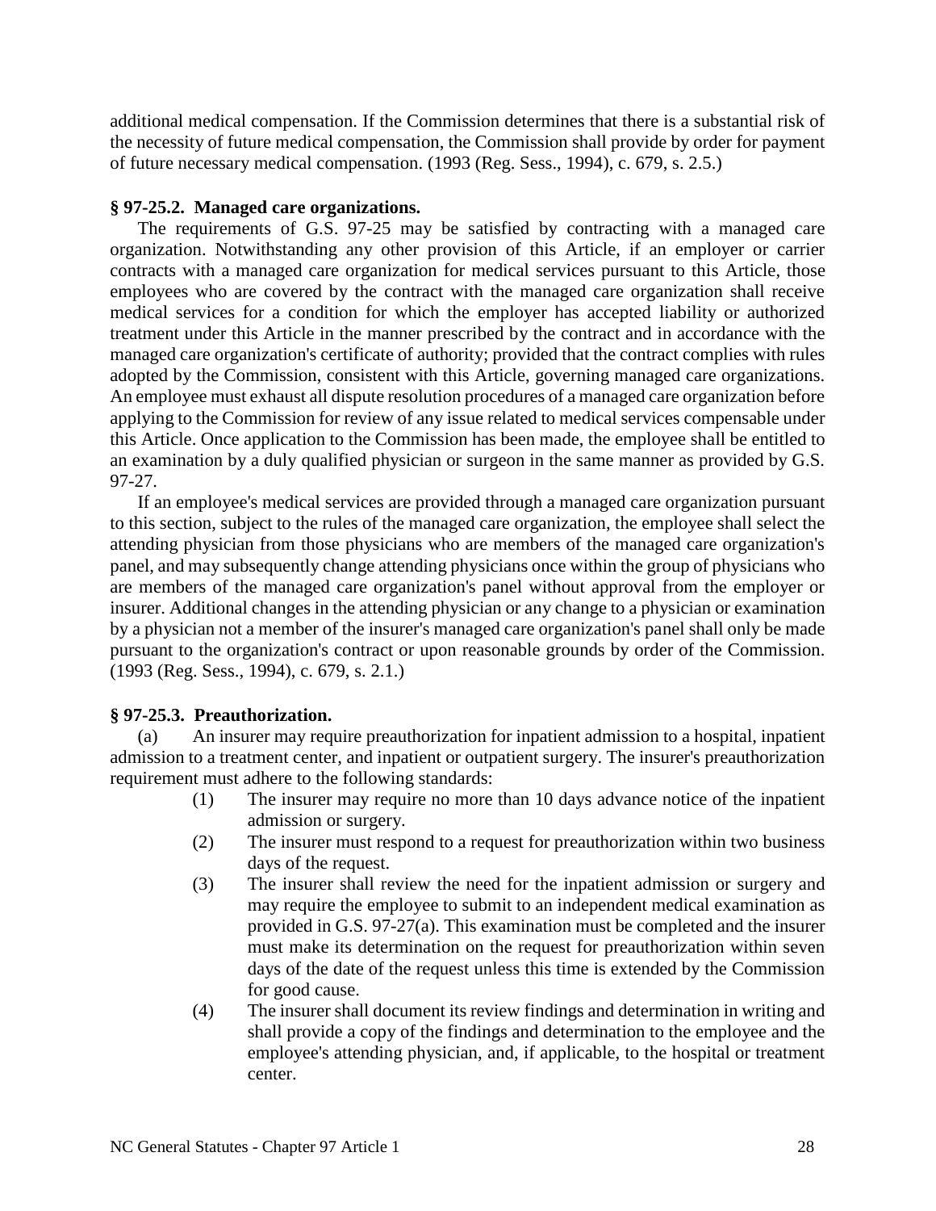additional medical compensation. If the Commission determines that there is a substantial risk of the necessity of future medical compensation, the Commission shall provide by order for payment of future necessary medical compensation. (1993 (Reg. Sess., 1994), c. 679, s. 2.5.)

**§ 97-25.2. Managed care organizations.**

The requirements of G.S. 97-25 may be satisfied by contracting with a managed care organization. Notwithstanding any other provision of this Article, if an employer or carrier contracts with a managed care organization for medical services pursuant to this Article, those employees who are covered by the contract with the managed care organization shall receive medical services for a condition for which the employer has accepted liability or authorized treatment under this Article in the manner prescribed by the contract and in accordance with the managed care organization's certificate of authority; provided that the contract complies with rules adopted by the Commission, consistent with this Article, governing managed care organizations. An employee must exhaust all dispute resolution procedures of a managed care organization before applying to the Commission for review of any issue related to medical services compensable under this Article. Once application to the Commission has been made, the employee shall be entitled to an examination by a duly qualified physician or surgeon in the same manner as provided by G.S. 97-27.

If an employee's medical services are provided through a managed care organization pursuant to this section, subject to the rules of the managed care organization, the employee shall select the attending physician from those physicians who are members of the managed care organization's panel, and may subsequently change attending physicians once within the group of physicians who are members of the managed care organization's panel without approval from the employer or insurer. Additional changes in the attending physician or any change to a physician or examination by a physician not a member of the insurer's managed care organization's panel shall only be made pursuant to the organization's contract or upon reasonable grounds by order of the Commission. (1993 (Reg. Sess., 1994), c. 679, s. 2.1.)

**§ 97-25.3. Preauthorization.**

(a) An insurer may require preauthorization for inpatient admission to a hospital, inpatient admission to a treatment center, and inpatient or outpatient surgery. The insurer's preauthorization requirement must adhere to the following standards:

(1) The insurer may require no more than 10 days advance notice of the inpatient admission or surgery.

(2) The insurer must respond to a request for preauthorization within two business days of the request.

(3) The insurer shall review the need for the inpatient admission or surgery and may require the employee to submit to an independent medical examination as provided in G.S. 97-27(a). This examination must be completed and the insurer must make its determination on the request for preauthorization within seven days of the date of the request unless this time is extended by the Commission for good cause.

(4) The insurer shall document its review findings and determination in writing and shall provide a copy of the findings and determination to the employee and the employee's attending physician, and, if applicable, to the hospital or treatment center.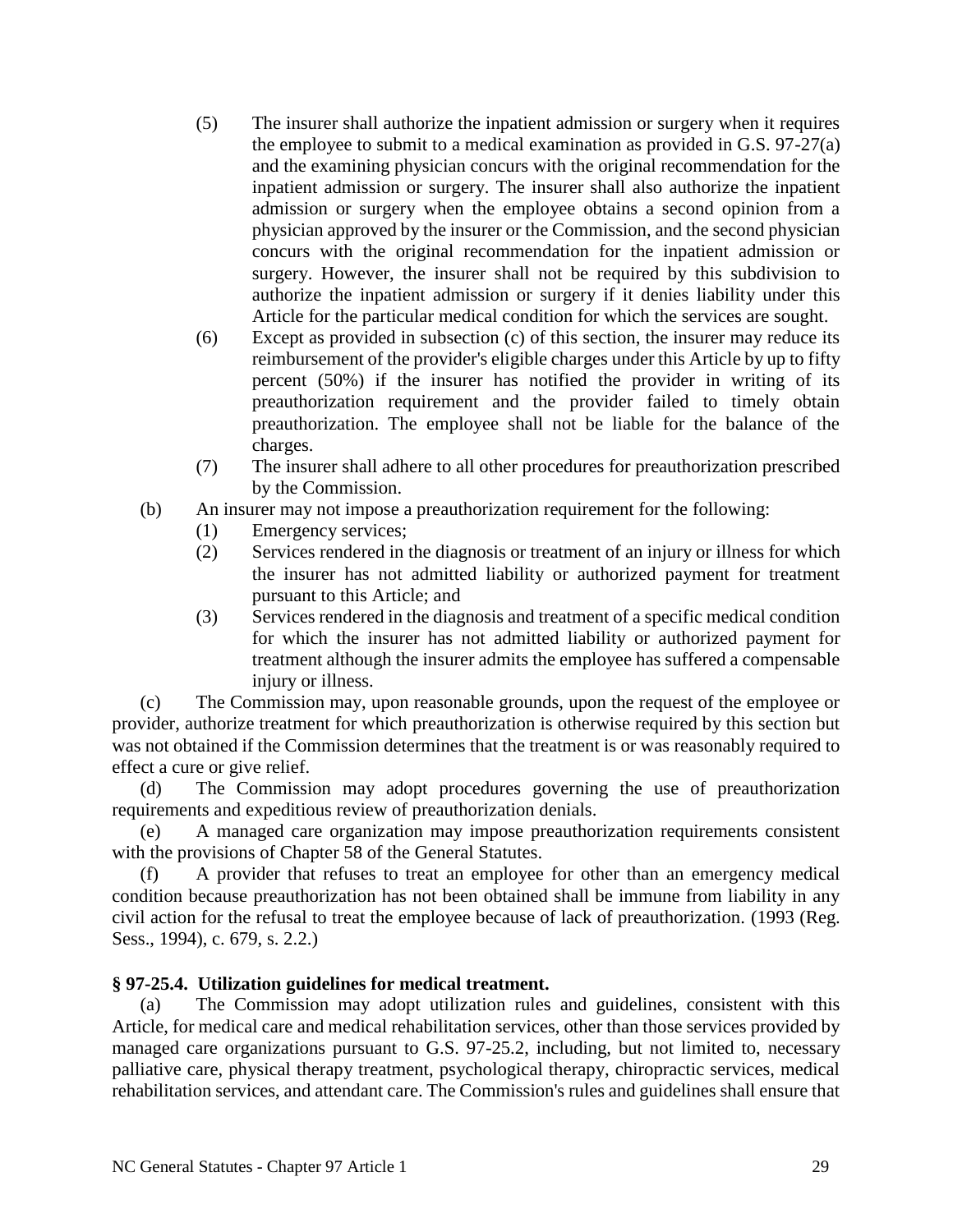(5) The insurer shall authorize the inpatient admission or surgery when it requires the employee to submit to a medical examination as provided in G.S. 97-27(a) and the examining physician concurs with the original recommendation for the inpatient admission or surgery. The insurer shall also authorize the inpatient admission or surgery when the employee obtains a second opinion from a physician approved by the insurer or the Commission, and the second physician concurs with the original recommendation for the inpatient admission or surgery. However, the insurer shall not be required by this subdivision to authorize the inpatient admission or surgery if it denies liability under this Article for the particular medical condition for which the services are sought.

(6) Except as provided in subsection (c) of this section, the insurer may reduce its reimbursement of the provider's eligible charges under this Article by up to fifty percent (50%) if the insurer has notified the provider in writing of its preauthorization requirement and the provider failed to timely obtain preauthorization. The employee shall not be liable for the balance of the charges.

(7) The insurer shall adhere to all other procedures for preauthorization prescribed by the Commission.

(b) An insurer may not impose a preauthorization requirement for the following:

(1) Emergency services;

(2) Services rendered in the diagnosis or treatment of an injury or illness for which the insurer has not admitted liability or authorized payment for treatment pursuant to this Article; and

(3) Services rendered in the diagnosis and treatment of a specific medical condition for which the insurer has not admitted liability or authorized payment for treatment although the insurer admits the employee has suffered a compensable injury or illness.

(c) The Commission may, upon reasonable grounds, upon the request of the employee or provider, authorize treatment for which preauthorization is otherwise required by this section but was not obtained if the Commission determines that the treatment is or was reasonably required to effect a cure or give relief.

(d) The Commission may adopt procedures governing the use of preauthorization requirements and expeditious review of preauthorization denials.

(e) A managed care organization may impose preauthorization requirements consistent with the provisions of Chapter 58 of the General Statutes.

(f) A provider that refuses to treat an employee for other than an emergency medical condition because preauthorization has not been obtained shall be immune from liability in any civil action for the refusal to treat the employee because of lack of preauthorization. (1993 (Reg. Sess., 1994), c. 679, s. 2.2.)

**§ 97-25.4. Utilization guidelines for medical treatment.**

(a) The Commission may adopt utilization rules and guidelines, consistent with this Article, for medical care and medical rehabilitation services, other than those services provided by managed care organizations pursuant to G.S. 97-25.2, including, but not limited to, necessary palliative care, physical therapy treatment, psychological therapy, chiropractic services, medical rehabilitation services, and attendant care. The Commission's rules and guidelines shall ensure that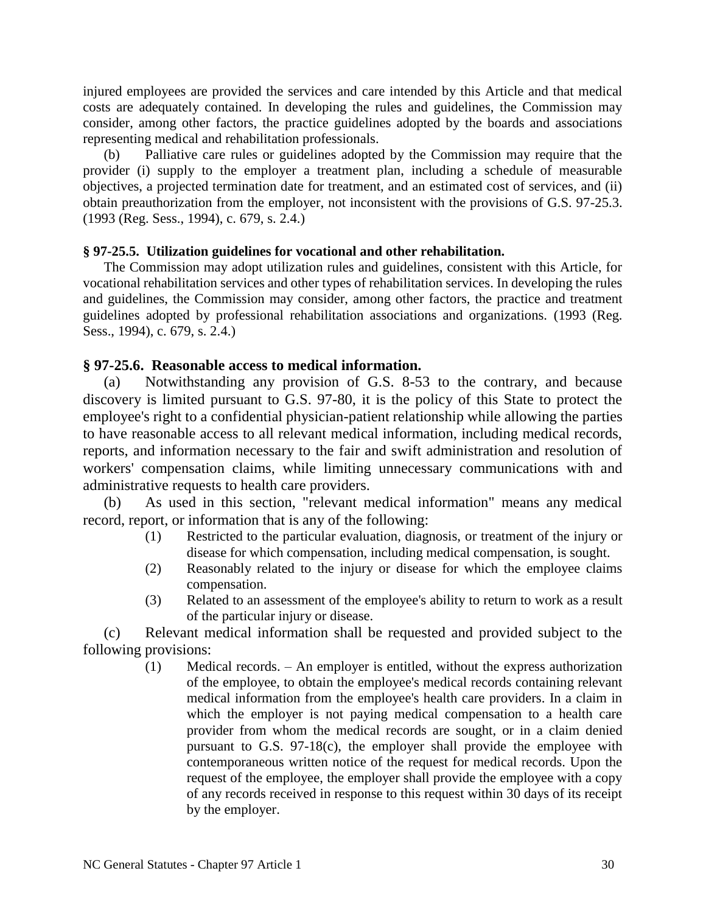injured employees are provided the services and care intended by this Article and that medical costs are adequately contained. In developing the rules and guidelines, the Commission may consider, among other factors, the practice guidelines adopted by the boards and associations representing medical and rehabilitation professionals.

(b) Palliative care rules or guidelines adopted by the Commission may require that the provider (i) supply to the employer a treatment plan, including a schedule of measurable objectives, a projected termination date for treatment, and an estimated cost of services, and (ii) obtain preauthorization from the employer, not inconsistent with the provisions of G.S. 97-25.3. (1993 (Reg. Sess., 1994), c. 679, s. 2.4.)

### § 97-25.5. Utilization guidelines for vocational and other rehabilitation.

The Commission may adopt utilization rules and guidelines, consistent with this Article, for vocational rehabilitation services and other types of rehabilitation services. In developing the rules and guidelines, the Commission may consider, among other factors, the practice and treatment guidelines adopted by professional rehabilitation associations and organizations. (1993 (Reg. Sess., 1994), c. 679, s. 2.4.)

### § 97-25.6. Reasonable access to medical information.

(a) Notwithstanding any provision of G.S. 8-53 to the contrary, and because discovery is limited pursuant to G.S. 97-80, it is the policy of this State to protect the employee's right to a confidential physician-patient relationship while allowing the parties to have reasonable access to all relevant medical information, including medical records, reports, and information necessary to the fair and swift administration and resolution of workers' compensation claims, while limiting unnecessary communications with and administrative requests to health care providers.

(b) As used in this section, "relevant medical information" means any medical record, report, or information that is any of the following:

(1) Restricted to the particular evaluation, diagnosis, or treatment of the injury or disease for which compensation, including medical compensation, is sought.

(2) Reasonably related to the injury or disease for which the employee claims compensation.

(3) Related to an assessment of the employee's ability to return to work as a result of the particular injury or disease.

(c) Relevant medical information shall be requested and provided subject to the following provisions:

(1) Medical records. – An employer is entitled, without the express authorization of the employee, to obtain the employee's medical records containing relevant medical information from the employee's health care providers. In a claim in which the employer is not paying medical compensation to a health care provider from whom the medical records are sought, or in a claim denied pursuant to G.S. 97-18(c), the employer shall provide the employee with contemporaneous written notice of the request for medical records. Upon the request of the employee, the employer shall provide the employee with a copy of any records received in response to this request within 30 days of its receipt by the employer.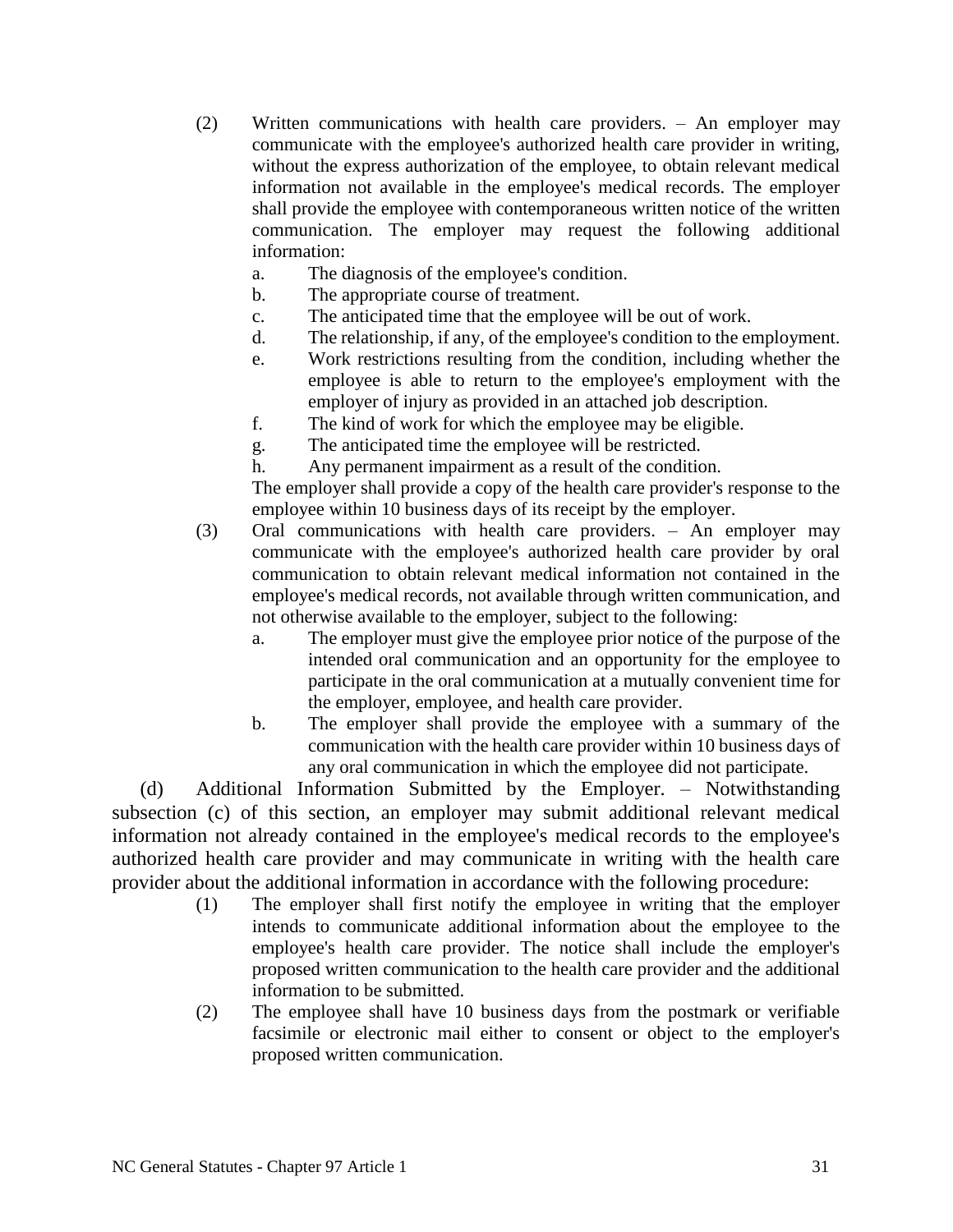(2) Written communications with health care providers. – An employer may communicate with the employee's authorized health care provider in writing, without the express authorization of the employee, to obtain relevant medical information not available in the employee's medical records. The employer shall provide the employee with contemporaneous written notice of the written communication. The employer may request the following additional information:

   a. The diagnosis of the employee's condition.
   b. The appropriate course of treatment.
   c. The anticipated time that the employee will be out of work.
   d. The relationship, if any, of the employee's condition to the employment.
   e. Work restrictions resulting from the condition, including whether the employee is able to return to the employee's employment with the employer of injury as provided in an attached job description.
   f. The kind of work for which the employee may be eligible.
   g. The anticipated time the employee will be restricted.
   h. Any permanent impairment as a result of the condition.

   The employer shall provide a copy of the health care provider's response to the employee within 10 business days of its receipt by the employer.

(3) Oral communications with health care providers. – An employer may communicate with the employee's authorized health care provider by oral communication to obtain relevant medical information not contained in the employee's medical records, not available through written communication, and not otherwise available to the employer, subject to the following:

   a. The employer must give the employee prior notice of the purpose of the intended oral communication and an opportunity for the employee to participate in the oral communication at a mutually convenient time for the employer, employee, and health care provider.
   b. The employer shall provide the employee with a summary of the communication with the health care provider within 10 business days of any oral communication in which the employee did not participate.

(d) Additional Information Submitted by the Employer. – Notwithstanding subsection (c) of this section, an employer may submit additional relevant medical information not already contained in the employee's medical records to the employee's authorized health care provider and may communicate in writing with the health care provider about the additional information in accordance with the following procedure:

(1) The employer shall first notify the employee in writing that the employer intends to communicate additional information about the employee to the employee's health care provider. The notice shall include the employer's proposed written communication to the health care provider and the additional information to be submitted.

(2) The employee shall have 10 business days from the postmark or verifiable facsimile or electronic mail either to consent or object to the employer's proposed written communication.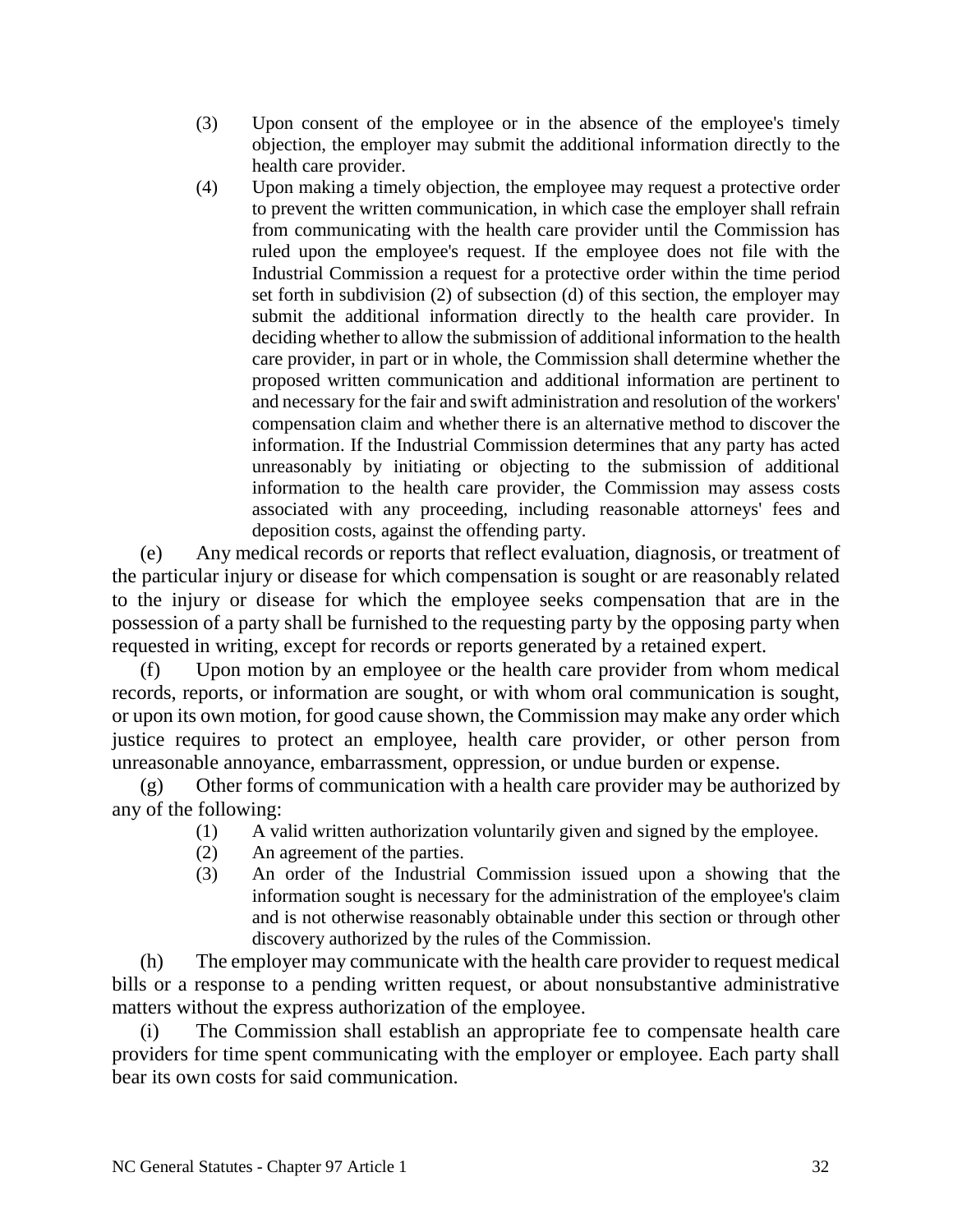(3) Upon consent of the employee or in the absence of the employee's timely objection, the employer may submit the additional information directly to the health care provider.

(4) Upon making a timely objection, the employee may request a protective order to prevent the written communication, in which case the employer shall refrain from communicating with the health care provider until the Commission has ruled upon the employee's request. If the employee does not file with the Industrial Commission a request for a protective order within the time period set forth in subdivision (2) of subsection (d) of this section, the employer may submit the additional information directly to the health care provider. In deciding whether to allow the submission of additional information to the health care provider, in part or in whole, the Commission shall determine whether the proposed written communication and additional information are pertinent to and necessary for the fair and swift administration and resolution of the workers' compensation claim and whether there is an alternative method to discover the information. If the Industrial Commission determines that any party has acted unreasonably by initiating or objecting to the submission of additional information to the health care provider, the Commission may assess costs associated with any proceeding, including reasonable attorneys' fees and deposition costs, against the offending party.

(e) Any medical records or reports that reflect evaluation, diagnosis, or treatment of the particular injury or disease for which compensation is sought or are reasonably related to the injury or disease for which the employee seeks compensation that are in the possession of a party shall be furnished to the requesting party by the opposing party when requested in writing, except for records or reports generated by a retained expert.

(f) Upon motion by an employee or the health care provider from whom medical records, reports, or information are sought, or with whom oral communication is sought, or upon its own motion, for good cause shown, the Commission may make any order which justice requires to protect an employee, health care provider, or other person from unreasonable annoyance, embarrassment, oppression, or undue burden or expense.

(g) Other forms of communication with a health care provider may be authorized by any of the following:

(1) A valid written authorization voluntarily given and signed by the employee.

(2) An agreement of the parties.

(3) An order of the Industrial Commission issued upon a showing that the information sought is necessary for the administration of the employee's claim and is not otherwise reasonably obtainable under this section or through other discovery authorized by the rules of the Commission.

(h) The employer may communicate with the health care provider to request medical bills or a response to a pending written request, or about nonsubstantive administrative matters without the express authorization of the employee.

(i) The Commission shall establish an appropriate fee to compensate health care providers for time spent communicating with the employer or employee. Each party shall bear its own costs for said communication.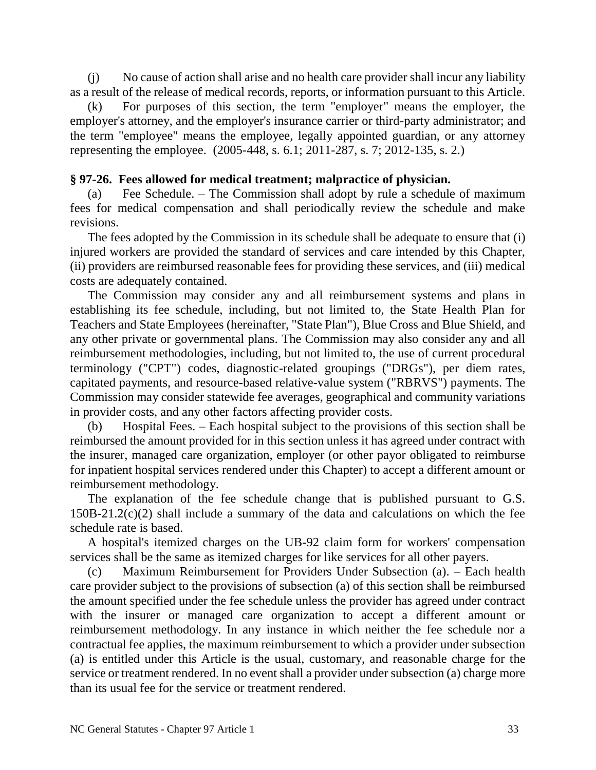(j) No cause of action shall arise and no health care provider shall incur any liability as a result of the release of medical records, reports, or information pursuant to this Article.

(k) For purposes of this section, the term "employer" means the employer, the employer's attorney, and the employer's insurance carrier or third-party administrator; and the term "employee" means the employee, legally appointed guardian, or any attorney representing the employee. (2005-448, s. 6.1; 2011-287, s. 7; 2012-135, s. 2.)

### § 97-26. Fees allowed for medical treatment; malpractice of physician.

(a) Fee Schedule. – The Commission shall adopt by rule a schedule of maximum fees for medical compensation and shall periodically review the schedule and make revisions.

The fees adopted by the Commission in its schedule shall be adequate to ensure that (i) injured workers are provided the standard of services and care intended by this Chapter, (ii) providers are reimbursed reasonable fees for providing these services, and (iii) medical costs are adequately contained.

The Commission may consider any and all reimbursement systems and plans in establishing its fee schedule, including, but not limited to, the State Health Plan for Teachers and State Employees (hereinafter, "State Plan"), Blue Cross and Blue Shield, and any other private or governmental plans. The Commission may also consider any and all reimbursement methodologies, including, but not limited to, the use of current procedural terminology ("CPT") codes, diagnostic-related groupings ("DRGs"), per diem rates, capitated payments, and resource-based relative-value system ("RBRVS") payments. The Commission may consider statewide fee averages, geographical and community variations in provider costs, and any other factors affecting provider costs.

(b) Hospital Fees. – Each hospital subject to the provisions of this section shall be reimbursed the amount provided for in this section unless it has agreed under contract with the insurer, managed care organization, employer (or other payor obligated to reimburse for inpatient hospital services rendered under this Chapter) to accept a different amount or reimbursement methodology.

The explanation of the fee schedule change that is published pursuant to G.S. 150B-21.2(c)(2) shall include a summary of the data and calculations on which the fee schedule rate is based.

A hospital's itemized charges on the UB-92 claim form for workers' compensation services shall be the same as itemized charges for like services for all other payers.

(c) Maximum Reimbursement for Providers Under Subsection (a). – Each health care provider subject to the provisions of subsection (a) of this section shall be reimbursed the amount specified under the fee schedule unless the provider has agreed under contract with the insurer or managed care organization to accept a different amount or reimbursement methodology. In any instance in which neither the fee schedule nor a contractual fee applies, the maximum reimbursement to which a provider under subsection (a) is entitled under this Article is the usual, customary, and reasonable charge for the service or treatment rendered. In no event shall a provider under subsection (a) charge more than its usual fee for the service or treatment rendered.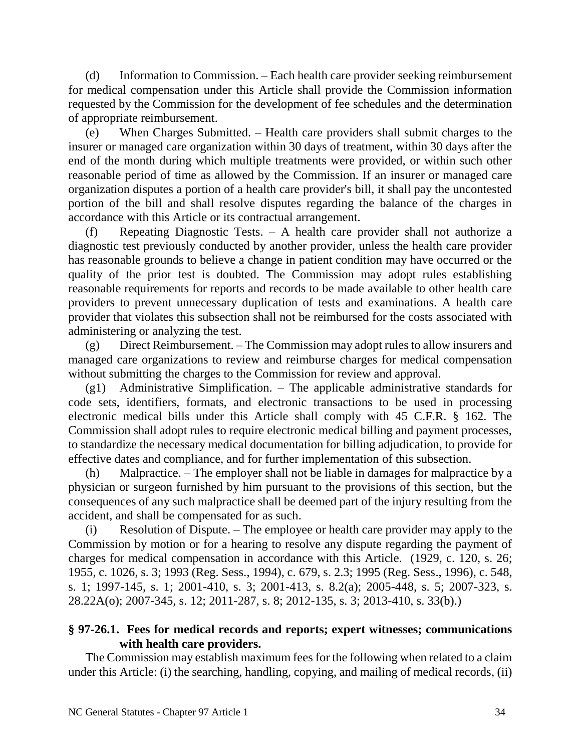(d) Information to Commission. – Each health care provider seeking reimbursement for medical compensation under this Article shall provide the Commission information requested by the Commission for the development of fee schedules and the determination of appropriate reimbursement.

(e) When Charges Submitted. – Health care providers shall submit charges to the insurer or managed care organization within 30 days of treatment, within 30 days after the end of the month during which multiple treatments were provided, or within such other reasonable period of time as allowed by the Commission. If an insurer or managed care organization disputes a portion of a health care provider's bill, it shall pay the uncontested portion of the bill and shall resolve disputes regarding the balance of the charges in accordance with this Article or its contractual arrangement.

(f) Repeating Diagnostic Tests. – A health care provider shall not authorize a diagnostic test previously conducted by another provider, unless the health care provider has reasonable grounds to believe a change in patient condition may have occurred or the quality of the prior test is doubted. The Commission may adopt rules establishing reasonable requirements for reports and records to be made available to other health care providers to prevent unnecessary duplication of tests and examinations. A health care provider that violates this subsection shall not be reimbursed for the costs associated with administering or analyzing the test.

(g) Direct Reimbursement. – The Commission may adopt rules to allow insurers and managed care organizations to review and reimburse charges for medical compensation without submitting the charges to the Commission for review and approval.

(g1) Administrative Simplification. – The applicable administrative standards for code sets, identifiers, formats, and electronic transactions to be used in processing electronic medical bills under this Article shall comply with 45 C.F.R. § 162. The Commission shall adopt rules to require electronic medical billing and payment processes, to standardize the necessary medical documentation for billing adjudication, to provide for effective dates and compliance, and for further implementation of this subsection.

(h) Malpractice. – The employer shall not be liable in damages for malpractice by a physician or surgeon furnished by him pursuant to the provisions of this section, but the consequences of any such malpractice shall be deemed part of the injury resulting from the accident, and shall be compensated for as such.

(i) Resolution of Dispute. – The employee or health care provider may apply to the Commission by motion or for a hearing to resolve any dispute regarding the payment of charges for medical compensation in accordance with this Article. (1929, c. 120, s. 26; 1955, c. 1026, s. 3; 1993 (Reg. Sess., 1994), c. 679, s. 2.3; 1995 (Reg. Sess., 1996), c. 548, s. 1; 1997-145, s. 1; 2001-410, s. 3; 2001-413, s. 8.2(a); 2005-448, s. 5; 2007-323, s. 28.22A(o); 2007-345, s. 12; 2011-287, s. 8; 2012-135, s. 3; 2013-410, s. 33(b).)

**§ 97-26.1. Fees for medical records and reports; expert witnesses; communications with health care providers.**

The Commission may establish maximum fees for the following when related to a claim under this Article: (i) the searching, handling, copying, and mailing of medical records, (ii)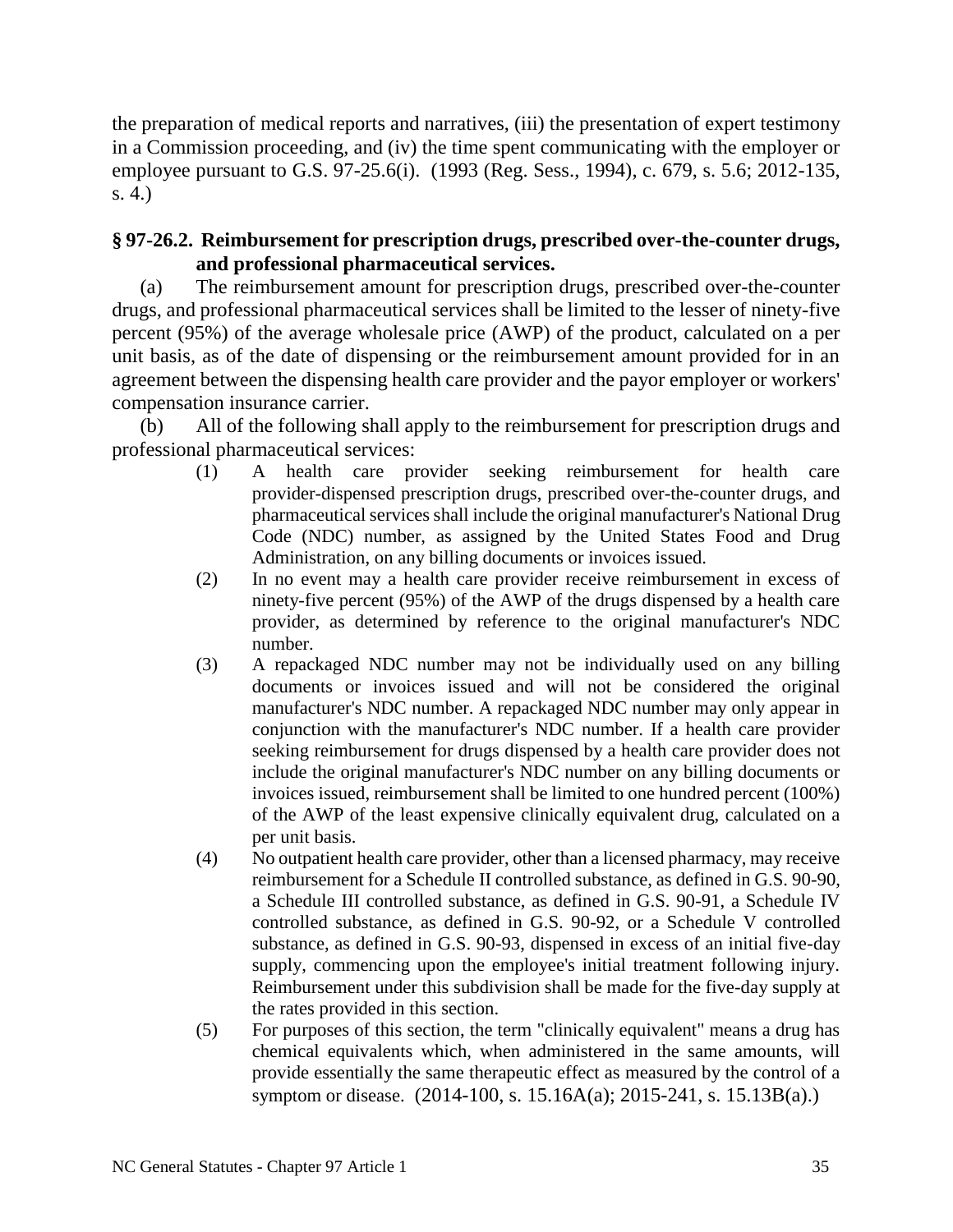the preparation of medical reports and narratives, (iii) the presentation of expert testimony in a Commission proceeding, and (iv) the time spent communicating with the employer or employee pursuant to G.S. 97-25.6(i). (1993 (Reg. Sess., 1994), c. 679, s. 5.6; 2012-135, s. 4.)

### § 97-26.2. Reimbursement for prescription drugs, prescribed over-the-counter drugs, and professional pharmaceutical services.

(a) The reimbursement amount for prescription drugs, prescribed over-the-counter drugs, and professional pharmaceutical services shall be limited to the lesser of ninety-five percent (95%) of the average wholesale price (AWP) of the product, calculated on a per unit basis, as of the date of dispensing or the reimbursement amount provided for in an agreement between the dispensing health care provider and the payor employer or workers' compensation insurance carrier.

(b) All of the following shall apply to the reimbursement for prescription drugs and professional pharmaceutical services:

(1) A health care provider seeking reimbursement for health care provider-dispensed prescription drugs, prescribed over-the-counter drugs, and pharmaceutical services shall include the original manufacturer's National Drug Code (NDC) number, as assigned by the United States Food and Drug Administration, on any billing documents or invoices issued.

(2) In no event may a health care provider receive reimbursement in excess of ninety-five percent (95%) of the AWP of the drugs dispensed by a health care provider, as determined by reference to the original manufacturer's NDC number.

(3) A repackaged NDC number may not be individually used on any billing documents or invoices issued and will not be considered the original manufacturer's NDC number. A repackaged NDC number may only appear in conjunction with the manufacturer's NDC number. If a health care provider seeking reimbursement for drugs dispensed by a health care provider does not include the original manufacturer's NDC number on any billing documents or invoices issued, reimbursement shall be limited to one hundred percent (100%) of the AWP of the least expensive clinically equivalent drug, calculated on a per unit basis.

(4) No outpatient health care provider, other than a licensed pharmacy, may receive reimbursement for a Schedule II controlled substance, as defined in G.S. 90-90, a Schedule III controlled substance, as defined in G.S. 90-91, a Schedule IV controlled substance, as defined in G.S. 90-92, or a Schedule V controlled substance, as defined in G.S. 90-93, dispensed in excess of an initial five-day supply, commencing upon the employee's initial treatment following injury. Reimbursement under this subdivision shall be made for the five-day supply at the rates provided in this section.

(5) For purposes of this section, the term "clinically equivalent" means a drug has chemical equivalents which, when administered in the same amounts, will provide essentially the same therapeutic effect as measured by the control of a symptom or disease. (2014-100, s. 15.16A(a); 2015-241, s. 15.13B(a).)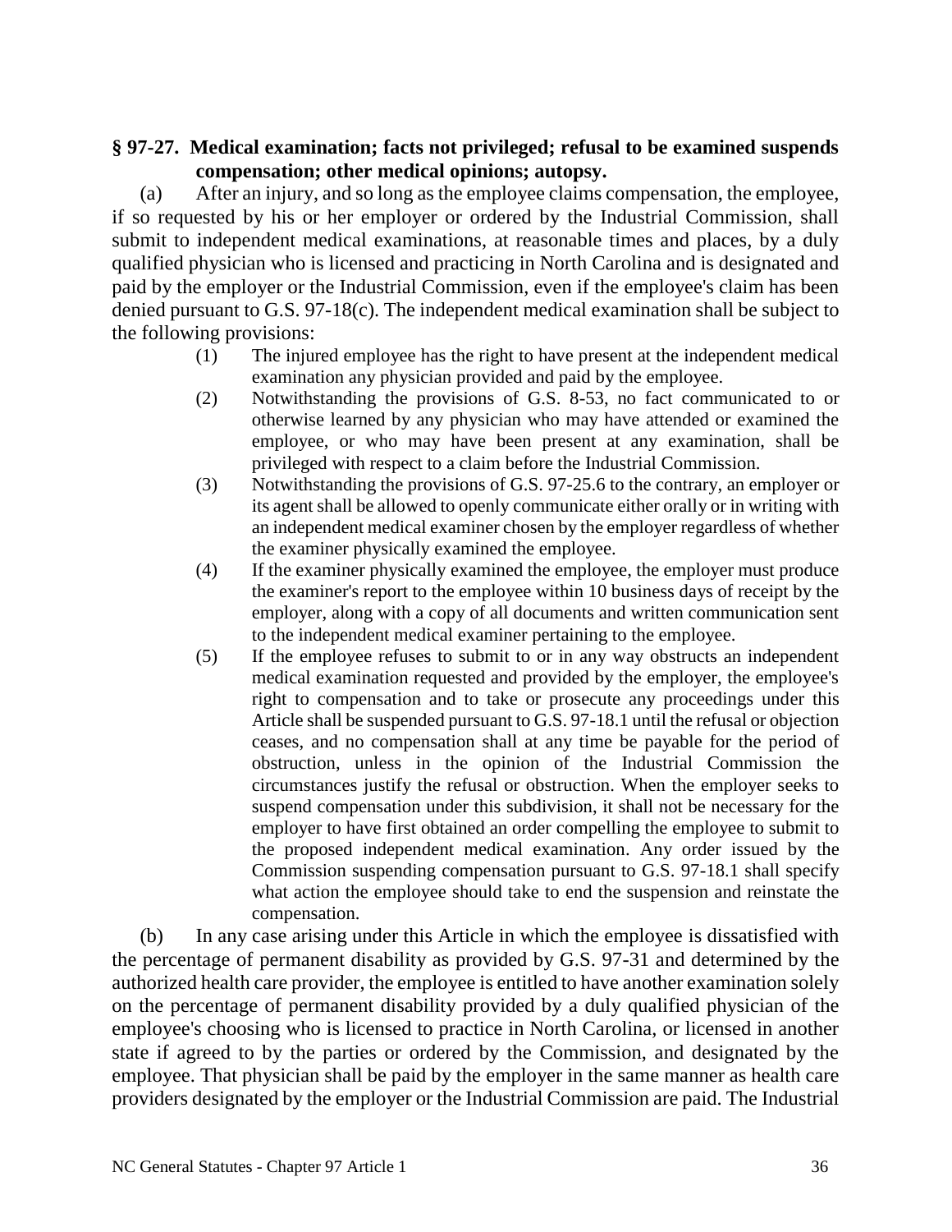**§ 97-27. Medical examination; facts not privileged; refusal to be examined suspends compensation; other medical opinions; autopsy.**

(a) After an injury, and so long as the employee claims compensation, the employee, if so requested by his or her employer or ordered by the Industrial Commission, shall submit to independent medical examinations, at reasonable times and places, by a duly qualified physician who is licensed and practicing in North Carolina and is designated and paid by the employer or the Industrial Commission, even if the employee's claim has been denied pursuant to G.S. 97-18(c). The independent medical examination shall be subject to the following provisions:

(1) The injured employee has the right to have present at the independent medical examination any physician provided and paid by the employee.

(2) Notwithstanding the provisions of G.S. 8-53, no fact communicated to or otherwise learned by any physician who may have attended or examined the employee, or who may have been present at any examination, shall be privileged with respect to a claim before the Industrial Commission.

(3) Notwithstanding the provisions of G.S. 97-25.6 to the contrary, an employer or its agent shall be allowed to openly communicate either orally or in writing with an independent medical examiner chosen by the employer regardless of whether the examiner physically examined the employee.

(4) If the examiner physically examined the employee, the employer must produce the examiner's report to the employee within 10 business days of receipt by the employer, along with a copy of all documents and written communication sent to the independent medical examiner pertaining to the employee.

(5) If the employee refuses to submit to or in any way obstructs an independent medical examination requested and provided by the employer, the employee's right to compensation and to take or prosecute any proceedings under this Article shall be suspended pursuant to G.S. 97-18.1 until the refusal or objection ceases, and no compensation shall at any time be payable for the period of obstruction, unless in the opinion of the Industrial Commission the circumstances justify the refusal or obstruction. When the employer seeks to suspend compensation under this subdivision, it shall not be necessary for the employer to have first obtained an order compelling the employee to submit to the proposed independent medical examination. Any order issued by the Commission suspending compensation pursuant to G.S. 97-18.1 shall specify what action the employee should take to end the suspension and reinstate the compensation.

(b) In any case arising under this Article in which the employee is dissatisfied with the percentage of permanent disability as provided by G.S. 97-31 and determined by the authorized health care provider, the employee is entitled to have another examination solely on the percentage of permanent disability provided by a duly qualified physician of the employee's choosing who is licensed to practice in North Carolina, or licensed in another state if agreed to by the parties or ordered by the Commission, and designated by the employee. That physician shall be paid by the employer in the same manner as health care providers designated by the employer or the Industrial Commission are paid. The Industrial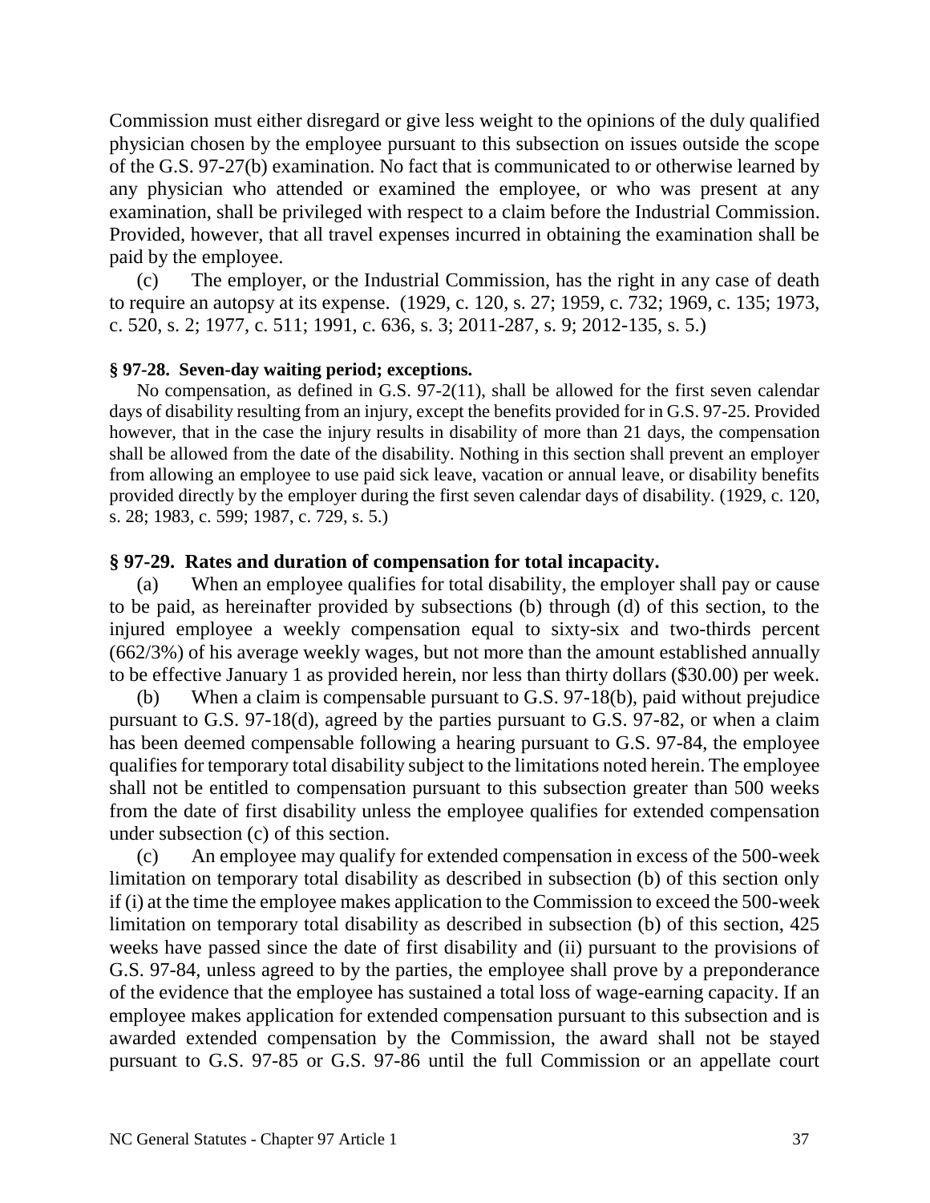Commission must either disregard or give less weight to the opinions of the duly qualified physician chosen by the employee pursuant to this subsection on issues outside the scope of the G.S. 97-27(b) examination. No fact that is communicated to or otherwise learned by any physician who attended or examined the employee, or who was present at any examination, shall be privileged with respect to a claim before the Industrial Commission. Provided, however, that all travel expenses incurred in obtaining the examination shall be paid by the employee.

(c) The employer, or the Industrial Commission, has the right in any case of death to require an autopsy at its expense. (1929, c. 120, s. 27; 1959, c. 732; 1969, c. 135; 1973, c. 520, s. 2; 1977, c. 511; 1991, c. 636, s. 3; 2011-287, s. 9; 2012-135, s. 5.)

### § 97-28. Seven-day waiting period; exceptions.

No compensation, as defined in G.S. 97-2(11), shall be allowed for the first seven calendar days of disability resulting from an injury, except the benefits provided for in G.S. 97-25. Provided however, that in the case the injury results in disability of more than 21 days, the compensation shall be allowed from the date of the disability. Nothing in this section shall prevent an employer from allowing an employee to use paid sick leave, vacation or annual leave, or disability benefits provided directly by the employer during the first seven calendar days of disability. (1929, c. 120, s. 28; 1983, c. 599; 1987, c. 729, s. 5.)

### § 97-29. Rates and duration of compensation for total incapacity.

(a) When an employee qualifies for total disability, the employer shall pay or cause to be paid, as hereinafter provided by subsections (b) through (d) of this section, to the injured employee a weekly compensation equal to sixty-six and two-thirds percent (66 2/3%) of his average weekly wages, but not more than the amount established annually to be effective January 1 as provided herein, nor less than thirty dollars ($30.00) per week.

(b) When a claim is compensable pursuant to G.S. 97-18(b), paid without prejudice pursuant to G.S. 97-18(d), agreed by the parties pursuant to G.S. 97-82, or when a claim has been deemed compensable following a hearing pursuant to G.S. 97-84, the employee qualifies for temporary total disability subject to the limitations noted herein. The employee shall not be entitled to compensation pursuant to this subsection greater than 500 weeks from the date of first disability unless the employee qualifies for extended compensation under subsection (c) of this section.

(c) An employee may qualify for extended compensation in excess of the 500-week limitation on temporary total disability as described in subsection (b) of this section only if (i) at the time the employee makes application to the Commission to exceed the 500-week limitation on temporary total disability as described in subsection (b) of this section, 425 weeks have passed since the date of first disability and (ii) pursuant to the provisions of G.S. 97-84, unless agreed to by the parties, the employee shall prove by a preponderance of the evidence that the employee has sustained a total loss of wage-earning capacity. If an employee makes application for extended compensation pursuant to this subsection and is awarded extended compensation by the Commission, the award shall not be stayed pursuant to G.S. 97-85 or G.S. 97-86 until the full Commission or an appellate court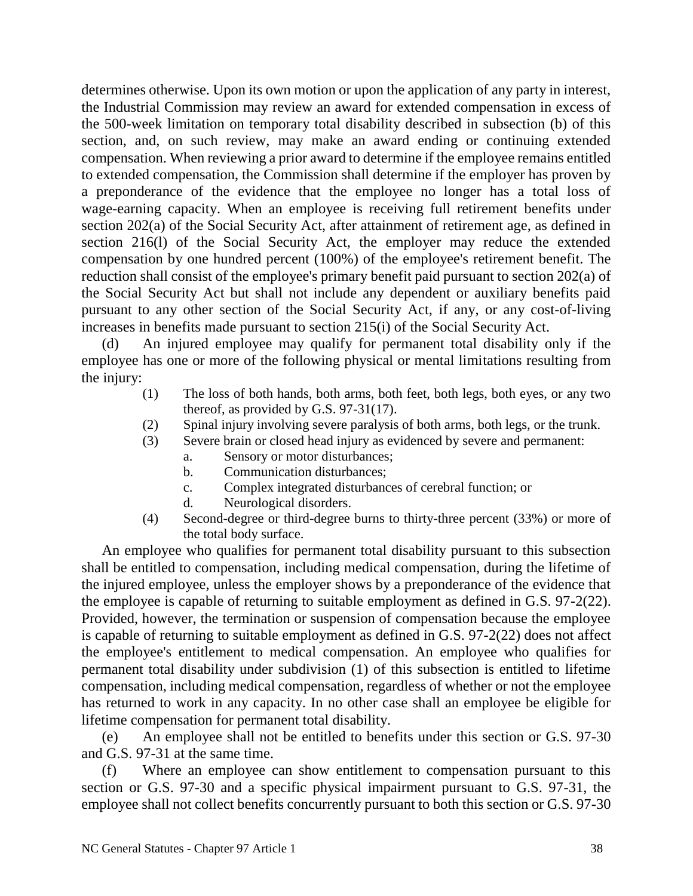determines otherwise. Upon its own motion or upon the application of any party in interest, the Industrial Commission may review an award for extended compensation in excess of the 500-week limitation on temporary total disability described in subsection (b) of this section, and, on such review, may make an award ending or continuing extended compensation. When reviewing a prior award to determine if the employee remains entitled to extended compensation, the Commission shall determine if the employer has proven by a preponderance of the evidence that the employee no longer has a total loss of wage-earning capacity. When an employee is receiving full retirement benefits under section 202(a) of the Social Security Act, after attainment of retirement age, as defined in section 216(l) of the Social Security Act, the employer may reduce the extended compensation by one hundred percent (100%) of the employee's retirement benefit. The reduction shall consist of the employee's primary benefit paid pursuant to section 202(a) of the Social Security Act but shall not include any dependent or auxiliary benefits paid pursuant to any other section of the Social Security Act, if any, or any cost-of-living increases in benefits made pursuant to section 215(i) of the Social Security Act.

(d) An injured employee may qualify for permanent total disability only if the employee has one or more of the following physical or mental limitations resulting from the injury:

(1) The loss of both hands, both arms, both feet, both legs, both eyes, or any two thereof, as provided by G.S. 97-31(17).

(2) Spinal injury involving severe paralysis of both arms, both legs, or the trunk.

(3) Severe brain or closed head injury as evidenced by severe and permanent:

a. Sensory or motor disturbances;

b. Communication disturbances;

c. Complex integrated disturbances of cerebral function; or

d. Neurological disorders.

(4) Second-degree or third-degree burns to thirty-three percent (33%) or more of the total body surface.

An employee who qualifies for permanent total disability pursuant to this subsection shall be entitled to compensation, including medical compensation, during the lifetime of the injured employee, unless the employer shows by a preponderance of the evidence that the employee is capable of returning to suitable employment as defined in G.S. 97-2(22). Provided, however, the termination or suspension of compensation because the employee is capable of returning to suitable employment as defined in G.S. 97-2(22) does not affect the employee's entitlement to medical compensation. An employee who qualifies for permanent total disability under subdivision (1) of this subsection is entitled to lifetime compensation, including medical compensation, regardless of whether or not the employee has returned to work in any capacity. In no other case shall an employee be eligible for lifetime compensation for permanent total disability.

(e) An employee shall not be entitled to benefits under this section or G.S. 97-30 and G.S. 97-31 at the same time.

(f) Where an employee can show entitlement to compensation pursuant to this section or G.S. 97-30 and a specific physical impairment pursuant to G.S. 97-31, the employee shall not collect benefits concurrently pursuant to both this section or G.S. 97-30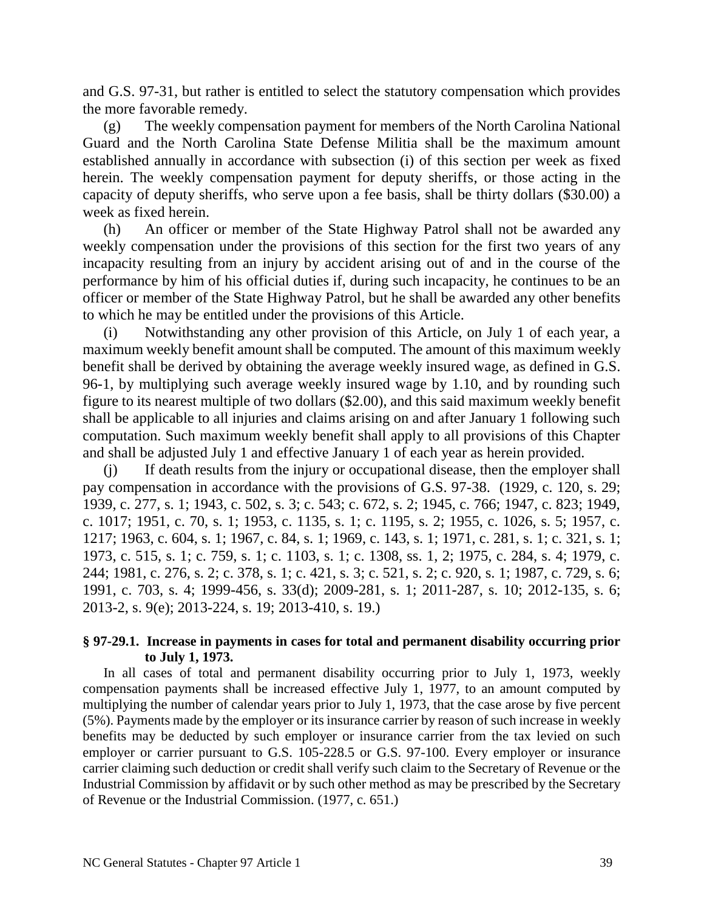and G.S. 97-31, but rather is entitled to select the statutory compensation which provides the more favorable remedy.

(g) The weekly compensation payment for members of the North Carolina National Guard and the North Carolina State Defense Militia shall be the maximum amount established annually in accordance with subsection (i) of this section per week as fixed herein. The weekly compensation payment for deputy sheriffs, or those acting in the capacity of deputy sheriffs, who serve upon a fee basis, shall be thirty dollars ($30.00) a week as fixed herein.

(h) An officer or member of the State Highway Patrol shall not be awarded any weekly compensation under the provisions of this section for the first two years of any incapacity resulting from an injury by accident arising out of and in the course of the performance by him of his official duties if, during such incapacity, he continues to be an officer or member of the State Highway Patrol, but he shall be awarded any other benefits to which he may be entitled under the provisions of this Article.

(i) Notwithstanding any other provision of this Article, on July 1 of each year, a maximum weekly benefit amount shall be computed. The amount of this maximum weekly benefit shall be derived by obtaining the average weekly insured wage, as defined in G.S. 96-1, by multiplying such average weekly insured wage by 1.10, and by rounding such figure to its nearest multiple of two dollars ($2.00), and this said maximum weekly benefit shall be applicable to all injuries and claims arising on and after January 1 following such computation. Such maximum weekly benefit shall apply to all provisions of this Chapter and shall be adjusted July 1 and effective January 1 of each year as herein provided.

(j) If death results from the injury or occupational disease, then the employer shall pay compensation in accordance with the provisions of G.S. 97-38. (1929, c. 120, s. 29; 1939, c. 277, s. 1; 1943, c. 502, s. 3; c. 543; c. 672, s. 2; 1945, c. 766; 1947, c. 823; 1949, c. 1017; 1951, c. 70, s. 1; 1953, c. 1135, s. 1; c. 1195, s. 2; 1955, c. 1026, s. 5; 1957, c. 1217; 1963, c. 604, s. 1; 1967, c. 84, s. 1; 1969, c. 143, s. 1; 1971, c. 281, s. 1; c. 321, s. 1; 1973, c. 515, s. 1; c. 759, s. 1; c. 1103, s. 1; c. 1308, ss. 1, 2; 1975, c. 284, s. 4; 1979, c. 244; 1981, c. 276, s. 2; c. 378, s. 1; c. 421, s. 3; c. 521, s. 2; c. 920, s. 1; 1987, c. 729, s. 6; 1991, c. 703, s. 4; 1999-456, s. 33(d); 2009-281, s. 1; 2011-287, s. 10; 2012-135, s. 6; 2013-2, s. 9(e); 2013-224, s. 19; 2013-410, s. 19.)

**§ 97-29.1. Increase in payments in cases for total and permanent disability occurring prior to July 1, 1973.**

In all cases of total and permanent disability occurring prior to July 1, 1973, weekly compensation payments shall be increased effective July 1, 1977, to an amount computed by multiplying the number of calendar years prior to July 1, 1973, that the case arose by five percent (5%). Payments made by the employer or its insurance carrier by reason of such increase in weekly benefits may be deducted by such employer or insurance carrier from the tax levied on such employer or carrier pursuant to G.S. 105-228.5 or G.S. 97-100. Every employer or insurance carrier claiming such deduction or credit shall verify such claim to the Secretary of Revenue or the Industrial Commission by affidavit or by such other method as may be prescribed by the Secretary of Revenue or the Industrial Commission. (1977, c. 651.)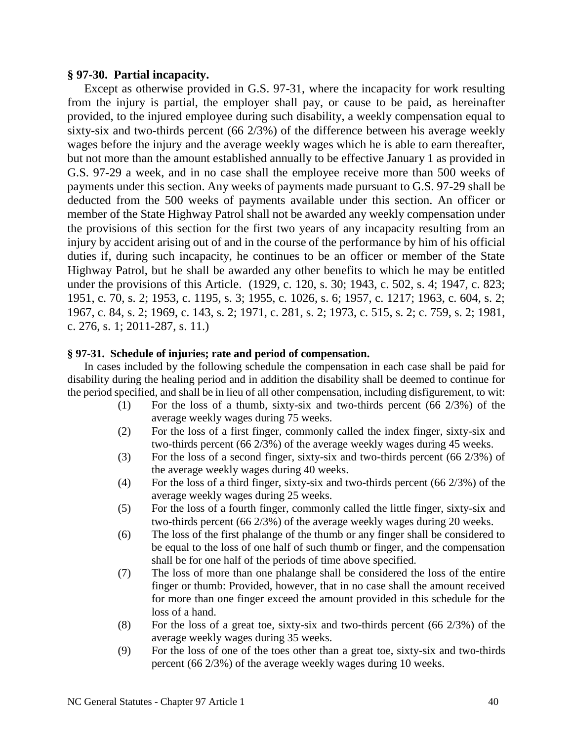**§ 97-30. Partial incapacity.**

Except as otherwise provided in G.S. 97-31, where the incapacity for work resulting from the injury is partial, the employer shall pay, or cause to be paid, as hereinafter provided, to the injured employee during such disability, a weekly compensation equal to sixty-six and two-thirds percent (66 2/3%) of the difference between his average weekly wages before the injury and the average weekly wages which he is able to earn thereafter, but not more than the amount established annually to be effective January 1 as provided in G.S. 97-29 a week, and in no case shall the employee receive more than 500 weeks of payments under this section. Any weeks of payments made pursuant to G.S. 97-29 shall be deducted from the 500 weeks of payments available under this section. An officer or member of the State Highway Patrol shall not be awarded any weekly compensation under the provisions of this section for the first two years of any incapacity resulting from an injury by accident arising out of and in the course of the performance by him of his official duties if, during such incapacity, he continues to be an officer or member of the State Highway Patrol, but he shall be awarded any other benefits to which he may be entitled under the provisions of this Article. (1929, c. 120, s. 30; 1943, c. 502, s. 4; 1947, c. 823; 1951, c. 70, s. 2; 1953, c. 1195, s. 3; 1955, c. 1026, s. 6; 1957, c. 1217; 1963, c. 604, s. 2; 1967, c. 84, s. 2; 1969, c. 143, s. 2; 1971, c. 281, s. 2; 1973, c. 515, s. 2; c. 759, s. 2; 1981, c. 276, s. 1; 2011-287, s. 11.)

**§ 97-31. Schedule of injuries; rate and period of compensation.**

In cases included by the following schedule the compensation in each case shall be paid for disability during the healing period and in addition the disability shall be deemed to continue for the period specified, and shall be in lieu of all other compensation, including disfigurement, to wit:

(1) For the loss of a thumb, sixty-six and two-thirds percent (66 2/3%) of the average weekly wages during 75 weeks.

(2) For the loss of a first finger, commonly called the index finger, sixty-six and two-thirds percent (66 2/3%) of the average weekly wages during 45 weeks.

(3) For the loss of a second finger, sixty-six and two-thirds percent (66 2/3%) of the average weekly wages during 40 weeks.

(4) For the loss of a third finger, sixty-six and two-thirds percent (66 2/3%) of the average weekly wages during 25 weeks.

(5) For the loss of a fourth finger, commonly called the little finger, sixty-six and two-thirds percent (66 2/3%) of the average weekly wages during 20 weeks.

(6) The loss of the first phalange of the thumb or any finger shall be considered to be equal to the loss of one half of such thumb or finger, and the compensation shall be for one half of the periods of time above specified.

(7) The loss of more than one phalange shall be considered the loss of the entire finger or thumb: Provided, however, that in no case shall the amount received for more than one finger exceed the amount provided in this schedule for the loss of a hand.

(8) For the loss of a great toe, sixty-six and two-thirds percent (66 2/3%) of the average weekly wages during 35 weeks.

(9) For the loss of one of the toes other than a great toe, sixty-six and two-thirds percent (66 2/3%) of the average weekly wages during 10 weeks.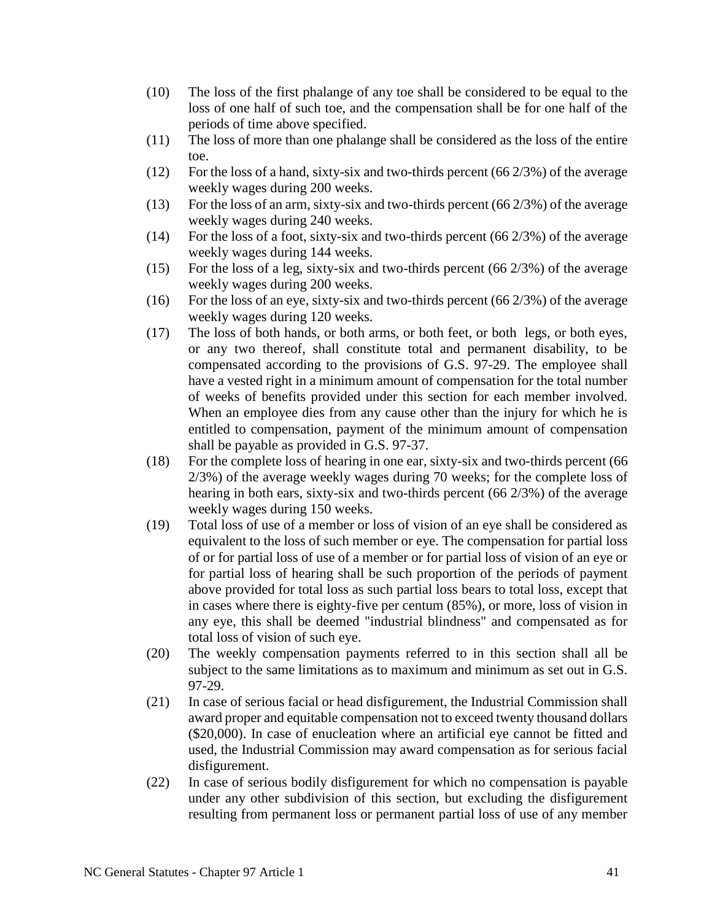(10) The loss of the first phalange of any toe shall be considered to be equal to the loss of one half of such toe, and the compensation shall be for one half of the periods of time above specified.

(11) The loss of more than one phalange shall be considered as the loss of the entire toe.

(12) For the loss of a hand, sixty-six and two-thirds percent (66 2/3%) of the average weekly wages during 200 weeks.

(13) For the loss of an arm, sixty-six and two-thirds percent (66 2/3%) of the average weekly wages during 240 weeks.

(14) For the loss of a foot, sixty-six and two-thirds percent (66 2/3%) of the average weekly wages during 144 weeks.

(15) For the loss of a leg, sixty-six and two-thirds percent (66 2/3%) of the average weekly wages during 200 weeks.

(16) For the loss of an eye, sixty-six and two-thirds percent (66 2/3%) of the average weekly wages during 120 weeks.

(17) The loss of both hands, or both arms, or both feet, or both legs, or both eyes, or any two thereof, shall constitute total and permanent disability, to be compensated according to the provisions of G.S. 97-29. The employee shall have a vested right in a minimum amount of compensation for the total number of weeks of benefits provided under this section for each member involved. When an employee dies from any cause other than the injury for which he is entitled to compensation, payment of the minimum amount of compensation shall be payable as provided in G.S. 97-37.

(18) For the complete loss of hearing in one ear, sixty-six and two-thirds percent (66 2/3%) of the average weekly wages during 70 weeks; for the complete loss of hearing in both ears, sixty-six and two-thirds percent (66 2/3%) of the average weekly wages during 150 weeks.

(19) Total loss of use of a member or loss of vision of an eye shall be considered as equivalent to the loss of such member or eye. The compensation for partial loss of or for partial loss of use of a member or for partial loss of vision of an eye or for partial loss of hearing shall be such proportion of the periods of payment above provided for total loss as such partial loss bears to total loss, except that in cases where there is eighty-five per centum (85%), or more, loss of vision in any eye, this shall be deemed "industrial blindness" and compensated as for total loss of vision of such eye.

(20) The weekly compensation payments referred to in this section shall all be subject to the same limitations as to maximum and minimum as set out in G.S. 97-29.

(21) In case of serious facial or head disfigurement, the Industrial Commission shall award proper and equitable compensation not to exceed twenty thousand dollars ($20,000). In case of enucleation where an artificial eye cannot be fitted and used, the Industrial Commission may award compensation as for serious facial disfigurement.

(22) In case of serious bodily disfigurement for which no compensation is payable under any other subdivision of this section, but excluding the disfigurement resulting from permanent loss or permanent partial loss of use of any member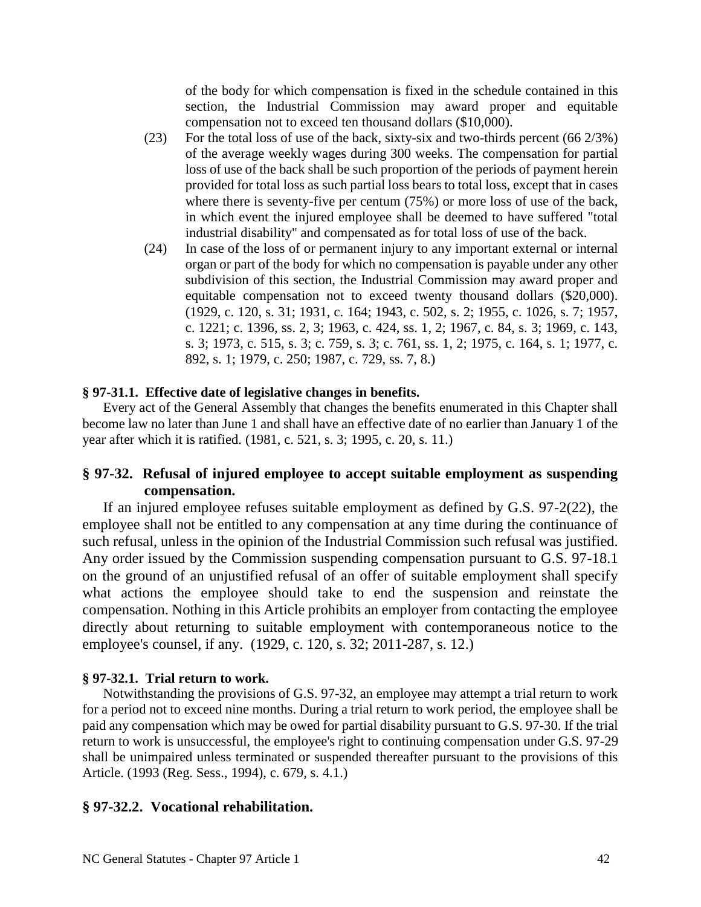of the body for which compensation is fixed in the schedule contained in this section, the Industrial Commission may award proper and equitable compensation not to exceed ten thousand dollars ($10,000).

(23) For the total loss of use of the back, sixty-six and two-thirds percent (66 2/3%) of the average weekly wages during 300 weeks. The compensation for partial loss of use of the back shall be such proportion of the periods of payment herein provided for total loss as such partial loss bears to total loss, except that in cases where there is seventy-five per centum (75%) or more loss of use of the back, in which event the injured employee shall be deemed to have suffered "total industrial disability" and compensated as for total loss of use of the back.

(24) In case of the loss of or permanent injury to any important external or internal organ or part of the body for which no compensation is payable under any other subdivision of this section, the Industrial Commission may award proper and equitable compensation not to exceed twenty thousand dollars ($20,000). (1929, c. 120, s. 31; 1931, c. 164; 1943, c. 502, s. 2; 1955, c. 1026, s. 7; 1957, c. 1221; c. 1396, ss. 2, 3; 1963, c. 424, ss. 1, 2; 1967, c. 84, s. 3; 1969, c. 143, s. 3; 1973, c. 515, s. 3; c. 759, s. 3; c. 761, ss. 1, 2; 1975, c. 164, s. 1; 1977, c. 892, s. 1; 1979, c. 250; 1987, c. 729, ss. 7, 8.)

**§ 97-31.1. Effective date of legislative changes in benefits.**

Every act of the General Assembly that changes the benefits enumerated in this Chapter shall become law no later than June 1 and shall have an effective date of no earlier than January 1 of the year after which it is ratified. (1981, c. 521, s. 3; 1995, c. 20, s. 11.)

## § 97-32. Refusal of injured employee to accept suitable employment as suspending compensation.

If an injured employee refuses suitable employment as defined by G.S. 97-2(22), the employee shall not be entitled to any compensation at any time during the continuance of such refusal, unless in the opinion of the Industrial Commission such refusal was justified. Any order issued by the Commission suspending compensation pursuant to G.S. 97-18.1 on the ground of an unjustified refusal of an offer of suitable employment shall specify what actions the employee should take to end the suspension and reinstate the compensation. Nothing in this Article prohibits an employer from contacting the employee directly about returning to suitable employment with contemporaneous notice to the employee's counsel, if any. (1929, c. 120, s. 32; 2011-287, s. 12.)

**§ 97-32.1. Trial return to work.**

Notwithstanding the provisions of G.S. 97-32, an employee may attempt a trial return to work for a period not to exceed nine months. During a trial return to work period, the employee shall be paid any compensation which may be owed for partial disability pursuant to G.S. 97-30. If the trial return to work is unsuccessful, the employee's right to continuing compensation under G.S. 97-29 shall be unimpaired unless terminated or suspended thereafter pursuant to the provisions of this Article. (1993 (Reg. Sess., 1994), c. 679, s. 4.1.)

## § 97-32.2. Vocational rehabilitation.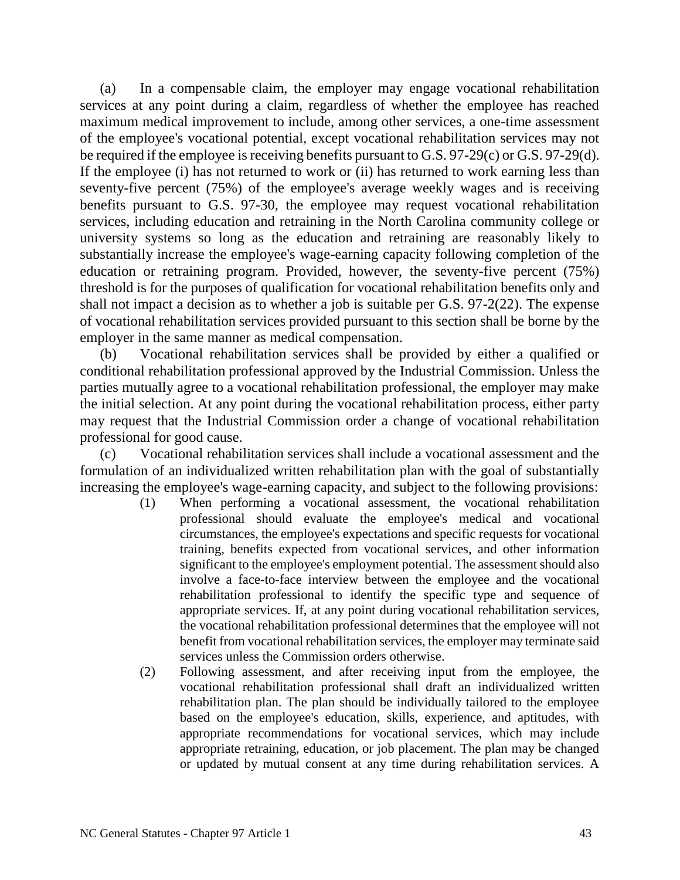(a) In a compensable claim, the employer may engage vocational rehabilitation services at any point during a claim, regardless of whether the employee has reached maximum medical improvement to include, among other services, a one-time assessment of the employee's vocational potential, except vocational rehabilitation services may not be required if the employee is receiving benefits pursuant to G.S. 97-29(c) or G.S. 97-29(d). If the employee (i) has not returned to work or (ii) has returned to work earning less than seventy-five percent (75%) of the employee's average weekly wages and is receiving benefits pursuant to G.S. 97-30, the employee may request vocational rehabilitation services, including education and retraining in the North Carolina community college or university systems so long as the education and retraining are reasonably likely to substantially increase the employee's wage-earning capacity following completion of the education or retraining program. Provided, however, the seventy-five percent (75%) threshold is for the purposes of qualification for vocational rehabilitation benefits only and shall not impact a decision as to whether a job is suitable per G.S. 97-2(22). The expense of vocational rehabilitation services provided pursuant to this section shall be borne by the employer in the same manner as medical compensation.

(b) Vocational rehabilitation services shall be provided by either a qualified or conditional rehabilitation professional approved by the Industrial Commission. Unless the parties mutually agree to a vocational rehabilitation professional, the employer may make the initial selection. At any point during the vocational rehabilitation process, either party may request that the Industrial Commission order a change of vocational rehabilitation professional for good cause.

(c) Vocational rehabilitation services shall include a vocational assessment and the formulation of an individualized written rehabilitation plan with the goal of substantially increasing the employee's wage-earning capacity, and subject to the following provisions:

(1) When performing a vocational assessment, the vocational rehabilitation professional should evaluate the employee's medical and vocational circumstances, the employee's expectations and specific requests for vocational training, benefits expected from vocational services, and other information significant to the employee's employment potential. The assessment should also involve a face-to-face interview between the employee and the vocational rehabilitation professional to identify the specific type and sequence of appropriate services. If, at any point during vocational rehabilitation services, the vocational rehabilitation professional determines that the employee will not benefit from vocational rehabilitation services, the employer may terminate said services unless the Commission orders otherwise.

(2) Following assessment, and after receiving input from the employee, the vocational rehabilitation professional shall draft an individualized written rehabilitation plan. The plan should be individually tailored to the employee based on the employee's education, skills, experience, and aptitudes, with appropriate recommendations for vocational services, which may include appropriate retraining, education, or job placement. The plan may be changed or updated by mutual consent at any time during rehabilitation services. A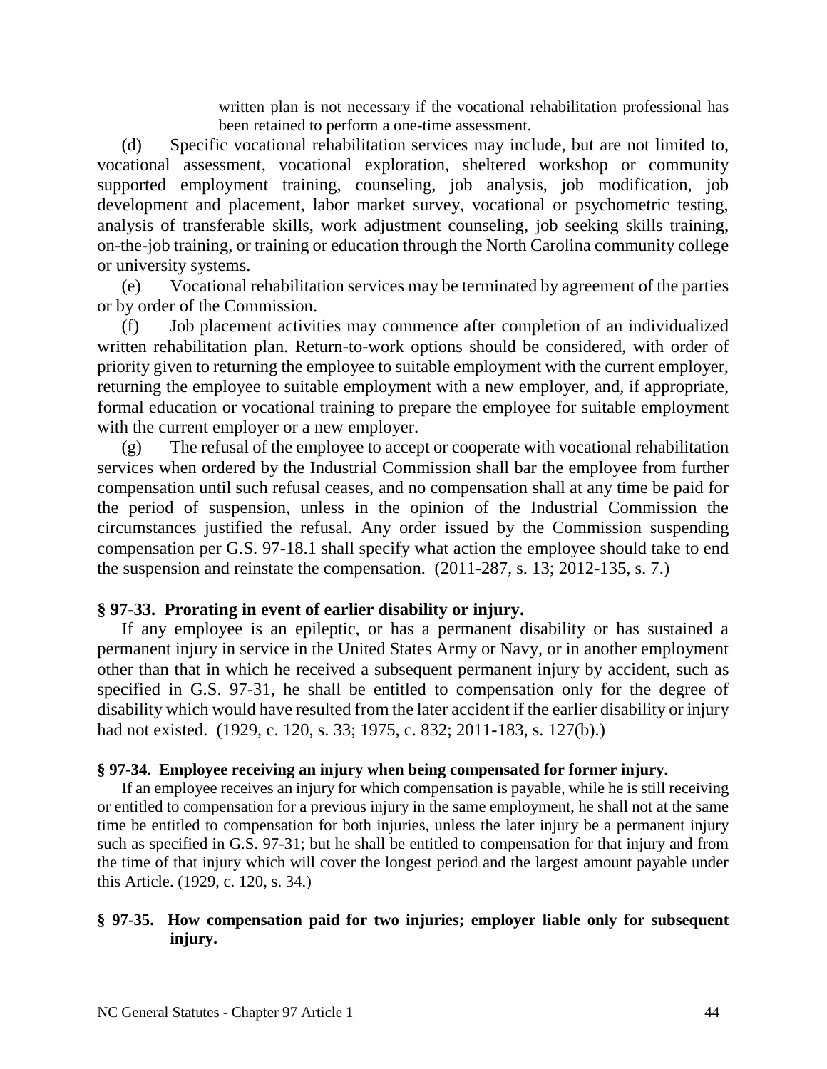written plan is not necessary if the vocational rehabilitation professional has been retained to perform a one-time assessment.

(d) Specific vocational rehabilitation services may include, but are not limited to, vocational assessment, vocational exploration, sheltered workshop or community supported employment training, counseling, job analysis, job modification, job development and placement, labor market survey, vocational or psychometric testing, analysis of transferable skills, work adjustment counseling, job seeking skills training, on-the-job training, or training or education through the North Carolina community college or university systems.

(e) Vocational rehabilitation services may be terminated by agreement of the parties or by order of the Commission.

(f) Job placement activities may commence after completion of an individualized written rehabilitation plan. Return-to-work options should be considered, with order of priority given to returning the employee to suitable employment with the current employer, returning the employee to suitable employment with a new employer, and, if appropriate, formal education or vocational training to prepare the employee for suitable employment with the current employer or a new employer.

(g) The refusal of the employee to accept or cooperate with vocational rehabilitation services when ordered by the Industrial Commission shall bar the employee from further compensation until such refusal ceases, and no compensation shall at any time be paid for the period of suspension, unless in the opinion of the Industrial Commission the circumstances justified the refusal. Any order issued by the Commission suspending compensation per G.S. 97-18.1 shall specify what action the employee should take to end the suspension and reinstate the compensation. (2011-287, s. 13; 2012-135, s. 7.)

### § 97-33. Prorating in event of earlier disability or injury.

If any employee is an epileptic, or has a permanent disability or has sustained a permanent injury in service in the United States Army or Navy, or in another employment other than that in which he received a subsequent permanent injury by accident, such as specified in G.S. 97-31, he shall be entitled to compensation only for the degree of disability which would have resulted from the later accident if the earlier disability or injury had not existed. (1929, c. 120, s. 33; 1975, c. 832; 2011-183, s. 127(b).)

### § 97-34. Employee receiving an injury when being compensated for former injury.

If an employee receives an injury for which compensation is payable, while he is still receiving or entitled to compensation for a previous injury in the same employment, he shall not at the same time be entitled to compensation for both injuries, unless the later injury be a permanent injury such as specified in G.S. 97-31; but he shall be entitled to compensation for that injury and from the time of that injury which will cover the longest period and the largest amount payable under this Article. (1929, c. 120, s. 34.)

### § 97-35. How compensation paid for two injuries; employer liable only for subsequent injury.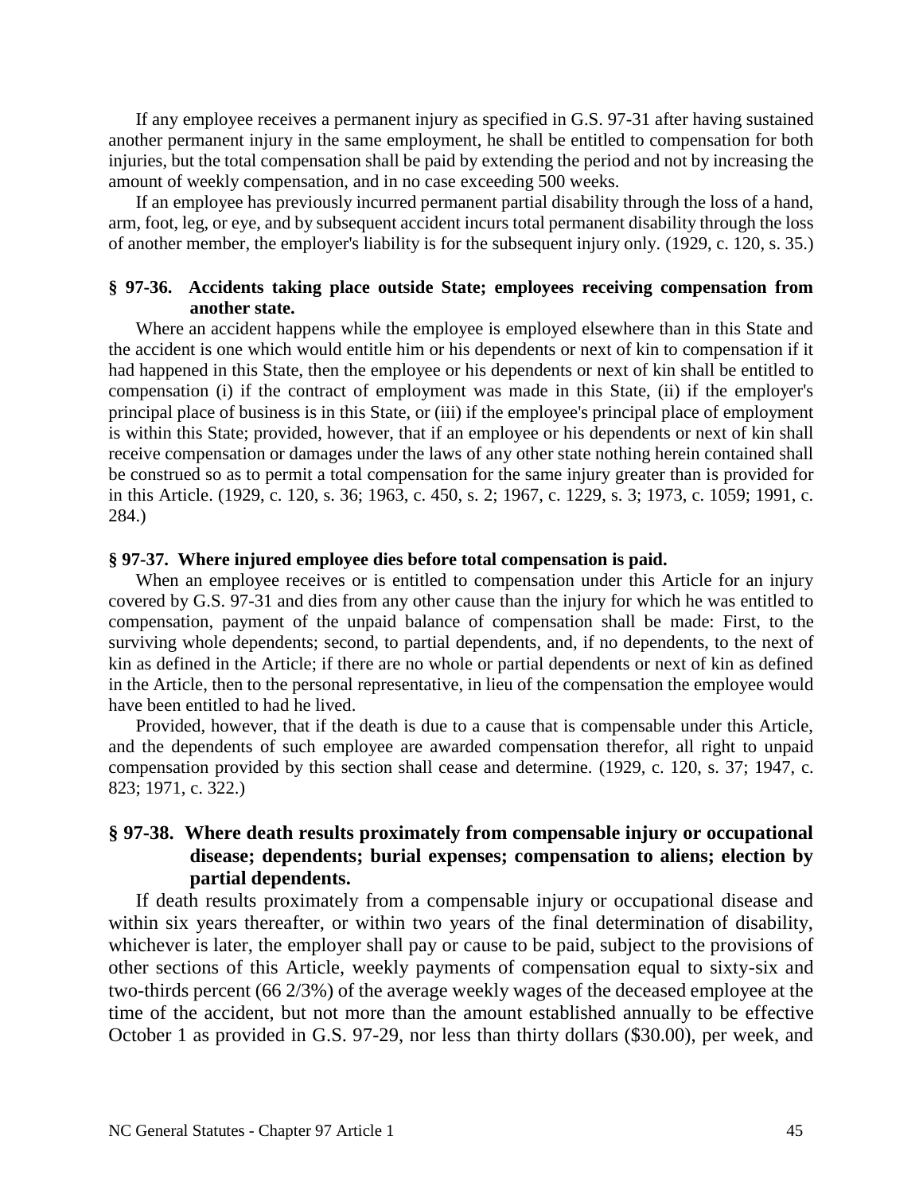If any employee receives a permanent injury as specified in G.S. 97-31 after having sustained another permanent injury in the same employment, he shall be entitled to compensation for both injuries, but the total compensation shall be paid by extending the period and not by increasing the amount of weekly compensation, and in no case exceeding 500 weeks.

If an employee has previously incurred permanent partial disability through the loss of a hand, arm, foot, leg, or eye, and by subsequent accident incurs total permanent disability through the loss of another member, the employer's liability is for the subsequent injury only. (1929, c. 120, s. 35.)

### § 97-36. Accidents taking place outside State; employees receiving compensation from another state.

Where an accident happens while the employee is employed elsewhere than in this State and the accident is one which would entitle him or his dependents or next of kin to compensation if it had happened in this State, then the employee or his dependents or next of kin shall be entitled to compensation (i) if the contract of employment was made in this State, (ii) if the employer's principal place of business is in this State, or (iii) if the employee's principal place of employment is within this State; provided, however, that if an employee or his dependents or next of kin shall receive compensation or damages under the laws of any other state nothing herein contained shall be construed so as to permit a total compensation for the same injury greater than is provided for in this Article. (1929, c. 120, s. 36; 1963, c. 450, s. 2; 1967, c. 1229, s. 3; 1973, c. 1059; 1991, c. 284.)

### § 97-37. Where injured employee dies before total compensation is paid.

When an employee receives or is entitled to compensation under this Article for an injury covered by G.S. 97-31 and dies from any other cause than the injury for which he was entitled to compensation, payment of the unpaid balance of compensation shall be made: First, to the surviving whole dependents; second, to partial dependents, and, if no dependents, to the next of kin as defined in the Article; if there are no whole or partial dependents or next of kin as defined in the Article, then to the personal representative, in lieu of the compensation the employee would have been entitled to had he lived.

Provided, however, that if the death is due to a cause that is compensable under this Article, and the dependents of such employee are awarded compensation therefor, all right to unpaid compensation provided by this section shall cease and determine. (1929, c. 120, s. 37; 1947, c. 823; 1971, c. 322.)

### § 97-38. Where death results proximately from compensable injury or occupational disease; dependents; burial expenses; compensation to aliens; election by partial dependents.

If death results proximately from a compensable injury or occupational disease and within six years thereafter, or within two years of the final determination of disability, whichever is later, the employer shall pay or cause to be paid, subject to the provisions of other sections of this Article, weekly payments of compensation equal to sixty-six and two-thirds percent (66 2/3%) of the average weekly wages of the deceased employee at the time of the accident, but not more than the amount established annually to be effective October 1 as provided in G.S. 97-29, nor less than thirty dollars ($30.00), per week, and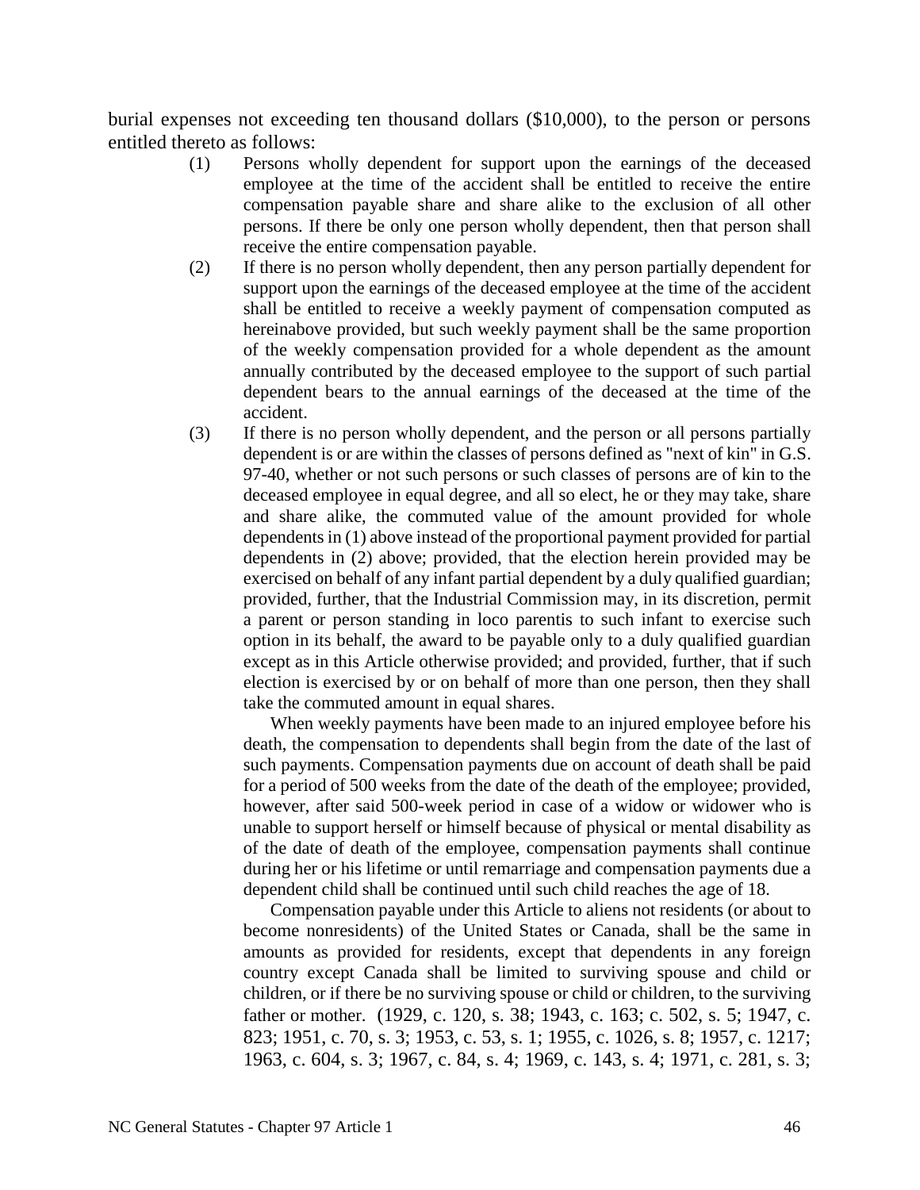burial expenses not exceeding ten thousand dollars ($10,000), to the person or persons entitled thereto as follows:

(1) Persons wholly dependent for support upon the earnings of the deceased employee at the time of the accident shall be entitled to receive the entire compensation payable share and share alike to the exclusion of all other persons. If there be only one person wholly dependent, then that person shall receive the entire compensation payable.

(2) If there is no person wholly dependent, then any person partially dependent for support upon the earnings of the deceased employee at the time of the accident shall be entitled to receive a weekly payment of compensation computed as hereinabove provided, but such weekly payment shall be the same proportion of the weekly compensation provided for a whole dependent as the amount annually contributed by the deceased employee to the support of such partial dependent bears to the annual earnings of the deceased at the time of the accident.

(3) If there is no person wholly dependent, and the person or all persons partially dependent is or are within the classes of persons defined as "next of kin" in G.S. 97-40, whether or not such persons or such classes of persons are of kin to the deceased employee in equal degree, and all so elect, he or they may take, share and share alike, the commuted value of the amount provided for whole dependents in (1) above instead of the proportional payment provided for partial dependents in (2) above; provided, that the election herein provided may be exercised on behalf of any infant partial dependent by a duly qualified guardian; provided, further, that the Industrial Commission may, in its discretion, permit a parent or person standing in loco parentis to such infant to exercise such option in its behalf, the award to be payable only to a duly qualified guardian except as in this Article otherwise provided; and provided, further, that if such election is exercised by or on behalf of more than one person, then they shall take the commuted amount in equal shares.

When weekly payments have been made to an injured employee before his death, the compensation to dependents shall begin from the date of the last of such payments. Compensation payments due on account of death shall be paid for a period of 500 weeks from the date of the death of the employee; provided, however, after said 500-week period in case of a widow or widower who is unable to support herself or himself because of physical or mental disability as of the date of death of the employee, compensation payments shall continue during her or his lifetime or until remarriage and compensation payments due a dependent child shall be continued until such child reaches the age of 18.

Compensation payable under this Article to aliens not residents (or about to become nonresidents) of the United States or Canada, shall be the same in amounts as provided for residents, except that dependents in any foreign country except Canada shall be limited to surviving spouse and child or children, or if there be no surviving spouse or child or children, to the surviving father or mother. (1929, c. 120, s. 38; 1943, c. 163; c. 502, s. 5; 1947, c. 823; 1951, c. 70, s. 3; 1953, c. 53, s. 1; 1955, c. 1026, s. 8; 1957, c. 1217; 1963, c. 604, s. 3; 1967, c. 84, s. 4; 1969, c. 143, s. 4; 1971, c. 281, s. 3;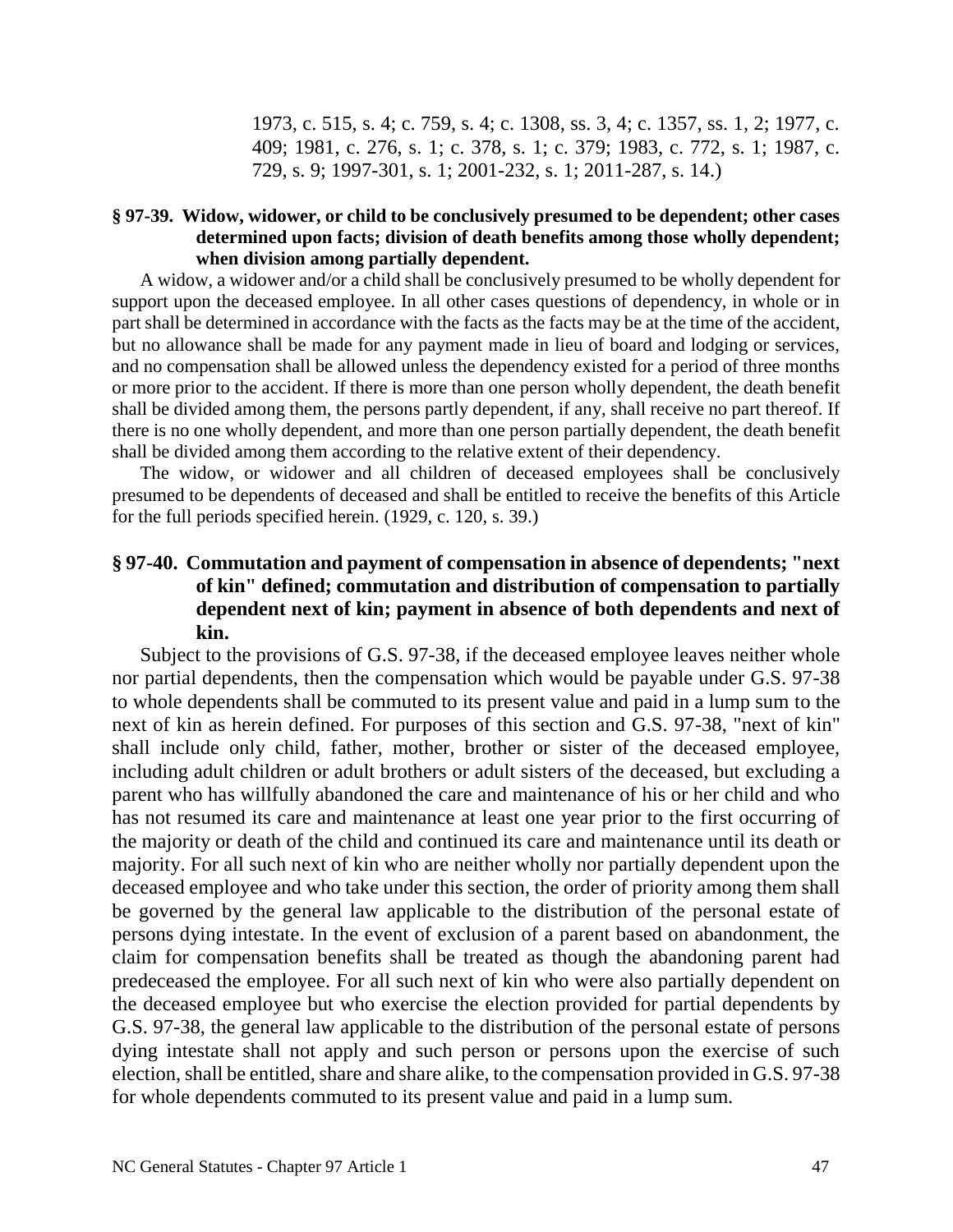1973, c. 515, s. 4; c. 759, s. 4; c. 1308, ss. 3, 4; c. 1357, ss. 1, 2; 1977, c. 409; 1981, c. 276, s. 1; c. 378, s. 1; c. 379; 1983, c. 772, s. 1; 1987, c. 729, s. 9; 1997-301, s. 1; 2001-232, s. 1; 2011-287, s. 14.)

### § 97-39. Widow, widower, or child to be conclusively presumed to be dependent; other cases determined upon facts; division of death benefits among those wholly dependent; when division among partially dependent.

A widow, a widower and/or a child shall be conclusively presumed to be wholly dependent for support upon the deceased employee. In all other cases questions of dependency, in whole or in part shall be determined in accordance with the facts as the facts may be at the time of the accident, but no allowance shall be made for any payment made in lieu of board and lodging or services, and no compensation shall be allowed unless the dependency existed for a period of three months or more prior to the accident. If there is more than one person wholly dependent, the death benefit shall be divided among them, the persons partly dependent, if any, shall receive no part thereof. If there is no one wholly dependent, and more than one person partially dependent, the death benefit shall be divided among them according to the relative extent of their dependency.

The widow, or widower and all children of deceased employees shall be conclusively presumed to be dependents of deceased and shall be entitled to receive the benefits of this Article for the full periods specified herein. (1929, c. 120, s. 39.)

### § 97-40. Commutation and payment of compensation in absence of dependents; "next of kin" defined; commutation and distribution of compensation to partially dependent next of kin; payment in absence of both dependents and next of kin.

Subject to the provisions of G.S. 97-38, if the deceased employee leaves neither whole nor partial dependents, then the compensation which would be payable under G.S. 97-38 to whole dependents shall be commuted to its present value and paid in a lump sum to the next of kin as herein defined. For purposes of this section and G.S. 97-38, "next of kin" shall include only child, father, mother, brother or sister of the deceased employee, including adult children or adult brothers or adult sisters of the deceased, but excluding a parent who has willfully abandoned the care and maintenance of his or her child and who has not resumed its care and maintenance at least one year prior to the first occurring of the majority or death of the child and continued its care and maintenance until its death or majority. For all such next of kin who are neither wholly nor partially dependent upon the deceased employee and who take under this section, the order of priority among them shall be governed by the general law applicable to the distribution of the personal estate of persons dying intestate. In the event of exclusion of a parent based on abandonment, the claim for compensation benefits shall be treated as though the abandoning parent had predeceased the employee. For all such next of kin who were also partially dependent on the deceased employee but who exercise the election provided for partial dependents by G.S. 97-38, the general law applicable to the distribution of the personal estate of persons dying intestate shall not apply and such person or persons upon the exercise of such election, shall be entitled, share and share alike, to the compensation provided in G.S. 97-38 for whole dependents commuted to its present value and paid in a lump sum.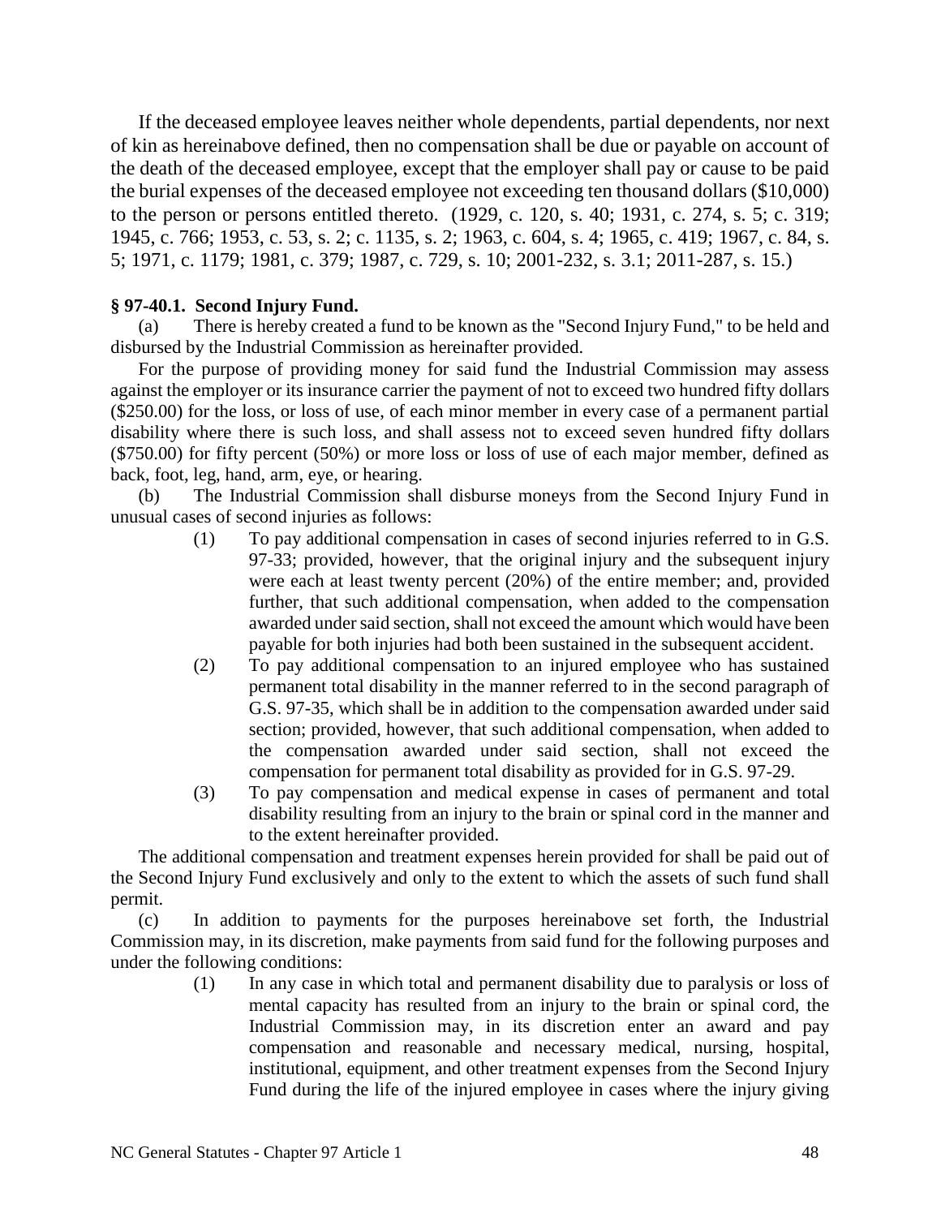If the deceased employee leaves neither whole dependents, partial dependents, nor next of kin as hereinabove defined, then no compensation shall be due or payable on account of the death of the deceased employee, except that the employer shall pay or cause to be paid the burial expenses of the deceased employee not exceeding ten thousand dollars ($10,000) to the person or persons entitled thereto. (1929, c. 120, s. 40; 1931, c. 274, s. 5; c. 319; 1945, c. 766; 1953, c. 53, s. 2; c. 1135, s. 2; 1963, c. 604, s. 4; 1965, c. 419; 1967, c. 84, s. 5; 1971, c. 1179; 1981, c. 379; 1987, c. 729, s. 10; 2001-232, s. 3.1; 2011-287, s. 15.)

**§ 97-40.1. Second Injury Fund.**

(a) There is hereby created a fund to be known as the "Second Injury Fund," to be held and disbursed by the Industrial Commission as hereinafter provided.

For the purpose of providing money for said fund the Industrial Commission may assess against the employer or its insurance carrier the payment of not to exceed two hundred fifty dollars ($250.00) for the loss, or loss of use, of each minor member in every case of a permanent partial disability where there is such loss, and shall assess not to exceed seven hundred fifty dollars ($750.00) for fifty percent (50%) or more loss or loss of use of each major member, defined as back, foot, leg, hand, arm, eye, or hearing.

(b) The Industrial Commission shall disburse moneys from the Second Injury Fund in unusual cases of second injuries as follows:

(1) To pay additional compensation in cases of second injuries referred to in G.S. 97-33; provided, however, that the original injury and the subsequent injury were each at least twenty percent (20%) of the entire member; and, provided further, that such additional compensation, when added to the compensation awarded under said section, shall not exceed the amount which would have been payable for both injuries had both been sustained in the subsequent accident.

(2) To pay additional compensation to an injured employee who has sustained permanent total disability in the manner referred to in the second paragraph of G.S. 97-35, which shall be in addition to the compensation awarded under said section; provided, however, that such additional compensation, when added to the compensation awarded under said section, shall not exceed the compensation for permanent total disability as provided for in G.S. 97-29.

(3) To pay compensation and medical expense in cases of permanent and total disability resulting from an injury to the brain or spinal cord in the manner and to the extent hereinafter provided.

The additional compensation and treatment expenses herein provided for shall be paid out of the Second Injury Fund exclusively and only to the extent to which the assets of such fund shall permit.

(c) In addition to payments for the purposes hereinabove set forth, the Industrial Commission may, in its discretion, make payments from said fund for the following purposes and under the following conditions:

(1) In any case in which total and permanent disability due to paralysis or loss of mental capacity has resulted from an injury to the brain or spinal cord, the Industrial Commission may, in its discretion enter an award and pay compensation and reasonable and necessary medical, nursing, hospital, institutional, equipment, and other treatment expenses from the Second Injury Fund during the life of the injured employee in cases where the injury giving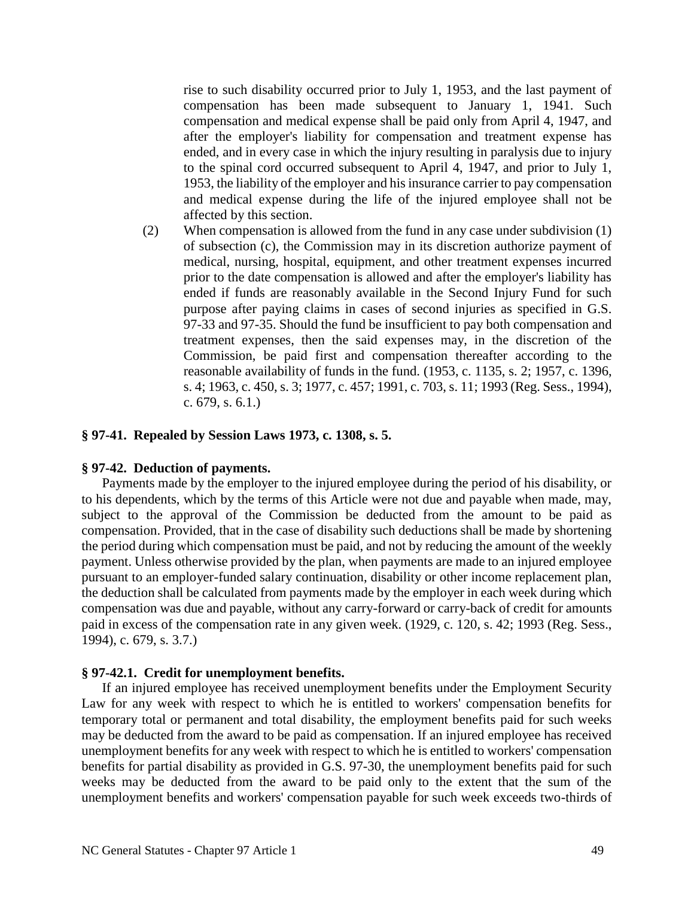rise to such disability occurred prior to July 1, 1953, and the last payment of compensation has been made subsequent to January 1, 1941. Such compensation and medical expense shall be paid only from April 4, 1947, and after the employer's liability for compensation and treatment expense has ended, and in every case in which the injury resulting in paralysis due to injury to the spinal cord occurred subsequent to April 4, 1947, and prior to July 1, 1953, the liability of the employer and his insurance carrier to pay compensation and medical expense during the life of the injured employee shall not be affected by this section.

(2) When compensation is allowed from the fund in any case under subdivision (1) of subsection (c), the Commission may in its discretion authorize payment of medical, nursing, hospital, equipment, and other treatment expenses incurred prior to the date compensation is allowed and after the employer's liability has ended if funds are reasonably available in the Second Injury Fund for such purpose after paying claims in cases of second injuries as specified in G.S. 97-33 and 97-35. Should the fund be insufficient to pay both compensation and treatment expenses, then the said expenses may, in the discretion of the Commission, be paid first and compensation thereafter according to the reasonable availability of funds in the fund. (1953, c. 1135, s. 2; 1957, c. 1396, s. 4; 1963, c. 450, s. 3; 1977, c. 457; 1991, c. 703, s. 11; 1993 (Reg. Sess., 1994), c. 679, s. 6.1.)

**§ 97-41. Repealed by Session Laws 1973, c. 1308, s. 5.**

**§ 97-42. Deduction of payments.**

Payments made by the employer to the injured employee during the period of his disability, or to his dependents, which by the terms of this Article were not due and payable when made, may, subject to the approval of the Commission be deducted from the amount to be paid as compensation. Provided, that in the case of disability such deductions shall be made by shortening the period during which compensation must be paid, and not by reducing the amount of the weekly payment. Unless otherwise provided by the plan, when payments are made to an injured employee pursuant to an employer-funded salary continuation, disability or other income replacement plan, the deduction shall be calculated from payments made by the employer in each week during which compensation was due and payable, without any carry-forward or carry-back of credit for amounts paid in excess of the compensation rate in any given week. (1929, c. 120, s. 42; 1993 (Reg. Sess., 1994), c. 679, s. 3.7.)

**§ 97-42.1. Credit for unemployment benefits.**

If an injured employee has received unemployment benefits under the Employment Security Law for any week with respect to which he is entitled to workers' compensation benefits for temporary total or permanent and total disability, the employment benefits paid for such weeks may be deducted from the award to be paid as compensation. If an injured employee has received unemployment benefits for any week with respect to which he is entitled to workers' compensation benefits for partial disability as provided in G.S. 97-30, the unemployment benefits paid for such weeks may be deducted from the award to be paid only to the extent that the sum of the unemployment benefits and workers' compensation payable for such week exceeds two-thirds of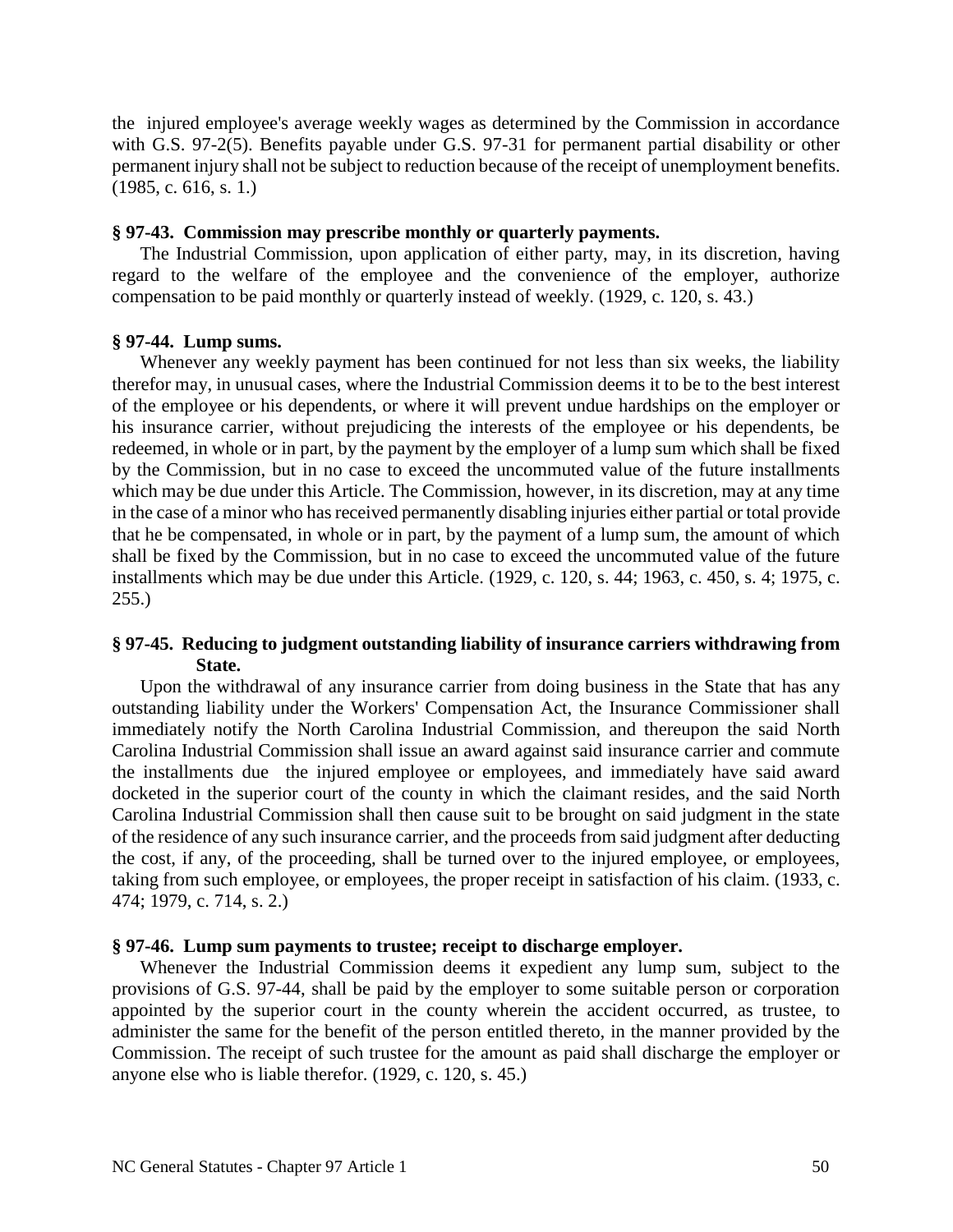the injured employee's average weekly wages as determined by the Commission in accordance with G.S. 97-2(5). Benefits payable under G.S. 97-31 for permanent partial disability or other permanent injury shall not be subject to reduction because of the receipt of unemployment benefits. (1985, c. 616, s. 1.)

**§ 97-43. Commission may prescribe monthly or quarterly payments.**

The Industrial Commission, upon application of either party, may, in its discretion, having regard to the welfare of the employee and the convenience of the employer, authorize compensation to be paid monthly or quarterly instead of weekly. (1929, c. 120, s. 43.)

**§ 97-44. Lump sums.**

Whenever any weekly payment has been continued for not less than six weeks, the liability therefor may, in unusual cases, where the Industrial Commission deems it to be to the best interest of the employee or his dependents, or where it will prevent undue hardships on the employer or his insurance carrier, without prejudicing the interests of the employee or his dependents, be redeemed, in whole or in part, by the payment by the employer of a lump sum which shall be fixed by the Commission, but in no case to exceed the uncommuted value of the future installments which may be due under this Article. The Commission, however, in its discretion, may at any time in the case of a minor who has received permanently disabling injuries either partial or total provide that he be compensated, in whole or in part, by the payment of a lump sum, the amount of which shall be fixed by the Commission, but in no case to exceed the uncommuted value of the future installments which may be due under this Article. (1929, c. 120, s. 44; 1963, c. 450, s. 4; 1975, c. 255.)

**§ 97-45. Reducing to judgment outstanding liability of insurance carriers withdrawing from State.**

Upon the withdrawal of any insurance carrier from doing business in the State that has any outstanding liability under the Workers' Compensation Act, the Insurance Commissioner shall immediately notify the North Carolina Industrial Commission, and thereupon the said North Carolina Industrial Commission shall issue an award against said insurance carrier and commute the installments due the injured employee or employees, and immediately have said award docketed in the superior court of the county in which the claimant resides, and the said North Carolina Industrial Commission shall then cause suit to be brought on said judgment in the state of the residence of any such insurance carrier, and the proceeds from said judgment after deducting the cost, if any, of the proceeding, shall be turned over to the injured employee, or employees, taking from such employee, or employees, the proper receipt in satisfaction of his claim. (1933, c. 474; 1979, c. 714, s. 2.)

**§ 97-46. Lump sum payments to trustee; receipt to discharge employer.**

Whenever the Industrial Commission deems it expedient any lump sum, subject to the provisions of G.S. 97-44, shall be paid by the employer to some suitable person or corporation appointed by the superior court in the county wherein the accident occurred, as trustee, to administer the same for the benefit of the person entitled thereto, in the manner provided by the Commission. The receipt of such trustee for the amount as paid shall discharge the employer or anyone else who is liable therefor. (1929, c. 120, s. 45.)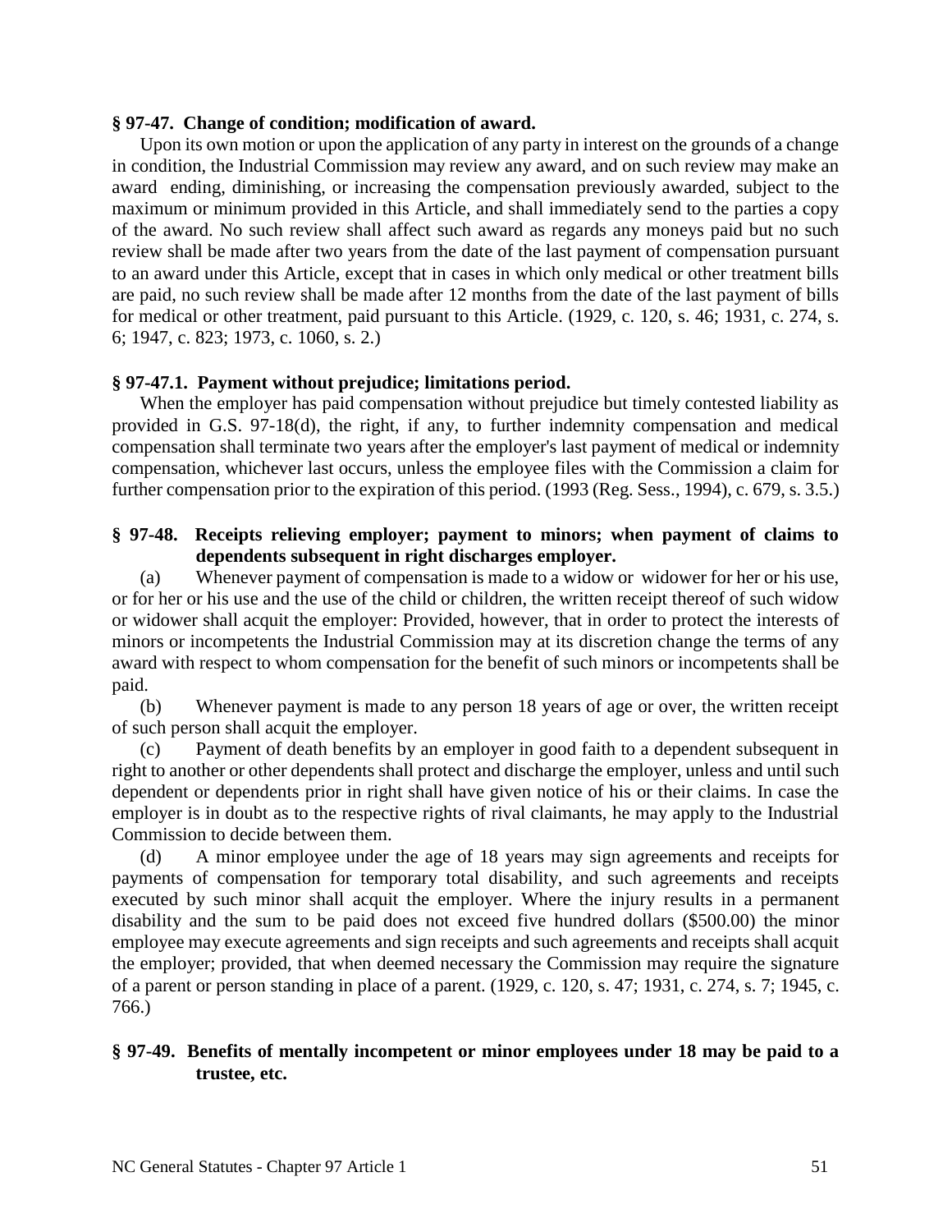**§ 97-47. Change of condition; modification of award.**

Upon its own motion or upon the application of any party in interest on the grounds of a change in condition, the Industrial Commission may review any award, and on such review may make an award ending, diminishing, or increasing the compensation previously awarded, subject to the maximum or minimum provided in this Article, and shall immediately send to the parties a copy of the award. No such review shall affect such award as regards any moneys paid but no such review shall be made after two years from the date of the last payment of compensation pursuant to an award under this Article, except that in cases in which only medical or other treatment bills are paid, no such review shall be made after 12 months from the date of the last payment of bills for medical or other treatment, paid pursuant to this Article. (1929, c. 120, s. 46; 1931, c. 274, s. 6; 1947, c. 823; 1973, c. 1060, s. 2.)

**§ 97-47.1. Payment without prejudice; limitations period.**

When the employer has paid compensation without prejudice but timely contested liability as provided in G.S. 97-18(d), the right, if any, to further indemnity compensation and medical compensation shall terminate two years after the employer's last payment of medical or indemnity compensation, whichever last occurs, unless the employee files with the Commission a claim for further compensation prior to the expiration of this period. (1993 (Reg. Sess., 1994), c. 679, s. 3.5.)

**§ 97-48. Receipts relieving employer; payment to minors; when payment of claims to dependents subsequent in right discharges employer.**

(a) Whenever payment of compensation is made to a widow or widower for her or his use, or for her or his use and the use of the child or children, the written receipt thereof of such widow or widower shall acquit the employer: Provided, however, that in order to protect the interests of minors or incompetents the Industrial Commission may at its discretion change the terms of any award with respect to whom compensation for the benefit of such minors or incompetents shall be paid.

(b) Whenever payment is made to any person 18 years of age or over, the written receipt of such person shall acquit the employer.

(c) Payment of death benefits by an employer in good faith to a dependent subsequent in right to another or other dependents shall protect and discharge the employer, unless and until such dependent or dependents prior in right shall have given notice of his or their claims. In case the employer is in doubt as to the respective rights of rival claimants, he may apply to the Industrial Commission to decide between them.

(d) A minor employee under the age of 18 years may sign agreements and receipts for payments of compensation for temporary total disability, and such agreements and receipts executed by such minor shall acquit the employer. Where the injury results in a permanent disability and the sum to be paid does not exceed five hundred dollars ($500.00) the minor employee may execute agreements and sign receipts and such agreements and receipts shall acquit the employer; provided, that when deemed necessary the Commission may require the signature of a parent or person standing in place of a parent. (1929, c. 120, s. 47; 1931, c. 274, s. 7; 1945, c. 766.)

**§ 97-49. Benefits of mentally incompetent or minor employees under 18 may be paid to a trustee, etc.**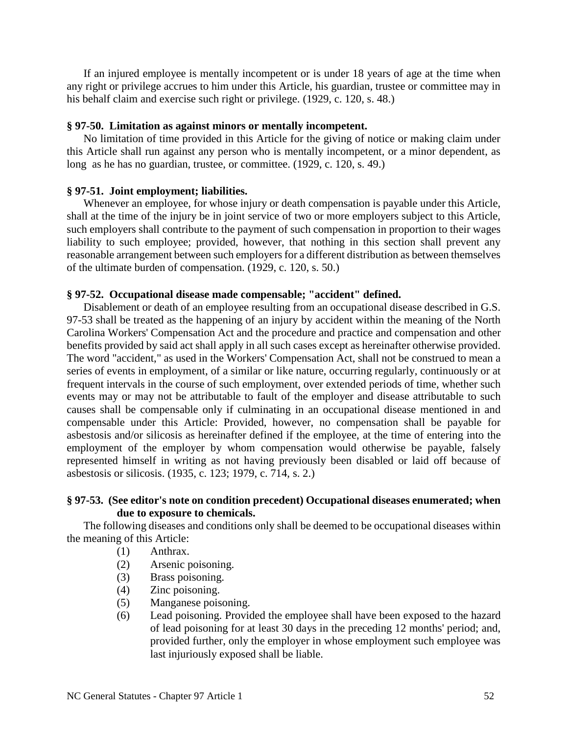If an injured employee is mentally incompetent or is under 18 years of age at the time when any right or privilege accrues to him under this Article, his guardian, trustee or committee may in his behalf claim and exercise such right or privilege. (1929, c. 120, s. 48.)

**§ 97-50. Limitation as against minors or mentally incompetent.**

No limitation of time provided in this Article for the giving of notice or making claim under this Article shall run against any person who is mentally incompetent, or a minor dependent, as long as he has no guardian, trustee, or committee. (1929, c. 120, s. 49.)

**§ 97-51. Joint employment; liabilities.**

Whenever an employee, for whose injury or death compensation is payable under this Article, shall at the time of the injury be in joint service of two or more employers subject to this Article, such employers shall contribute to the payment of such compensation in proportion to their wages liability to such employee; provided, however, that nothing in this section shall prevent any reasonable arrangement between such employers for a different distribution as between themselves of the ultimate burden of compensation. (1929, c. 120, s. 50.)

**§ 97-52. Occupational disease made compensable; "accident" defined.**

Disablement or death of an employee resulting from an occupational disease described in G.S. 97-53 shall be treated as the happening of an injury by accident within the meaning of the North Carolina Workers' Compensation Act and the procedure and practice and compensation and other benefits provided by said act shall apply in all such cases except as hereinafter otherwise provided. The word "accident," as used in the Workers' Compensation Act, shall not be construed to mean a series of events in employment, of a similar or like nature, occurring regularly, continuously or at frequent intervals in the course of such employment, over extended periods of time, whether such events may or may not be attributable to fault of the employer and disease attributable to such causes shall be compensable only if culminating in an occupational disease mentioned in and compensable under this Article: Provided, however, no compensation shall be payable for asbestosis and/or silicosis as hereinafter defined if the employee, at the time of entering into the employment of the employer by whom compensation would otherwise be payable, falsely represented himself in writing as not having previously been disabled or laid off because of asbestosis or silicosis. (1935, c. 123; 1979, c. 714, s. 2.)

**§ 97-53. (See editor's note on condition precedent) Occupational diseases enumerated; when due to exposure to chemicals.**

The following diseases and conditions only shall be deemed to be occupational diseases within the meaning of this Article:

(1) Anthrax.

(2) Arsenic poisoning.

(3) Brass poisoning.

(4) Zinc poisoning.

(5) Manganese poisoning.

(6) Lead poisoning. Provided the employee shall have been exposed to the hazard of lead poisoning for at least 30 days in the preceding 12 months' period; and, provided further, only the employer in whose employment such employee was last injuriously exposed shall be liable.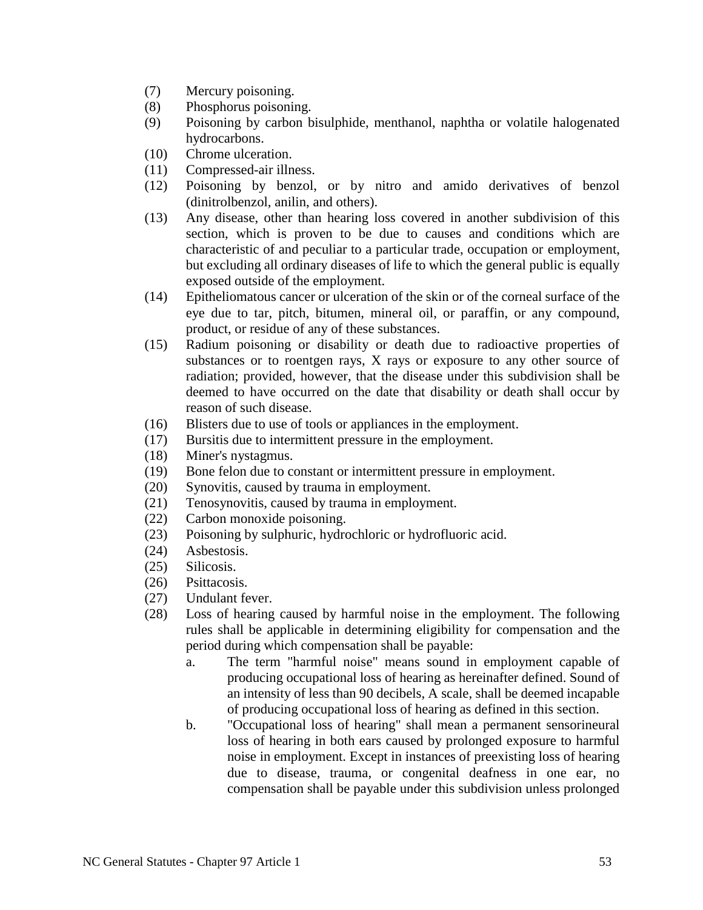(7) Mercury poisoning.

(8) Phosphorus poisoning.

(9) Poisoning by carbon bisulphide, menthanol, naphtha or volatile halogenated hydrocarbons.

(10) Chrome ulceration.

(11) Compressed-air illness.

(12) Poisoning by benzol, or by nitro and amido derivatives of benzol (dinitrolbenzol, anilin, and others).

(13) Any disease, other than hearing loss covered in another subdivision of this section, which is proven to be due to causes and conditions which are characteristic of and peculiar to a particular trade, occupation or employment, but excluding all ordinary diseases of life to which the general public is equally exposed outside of the employment.

(14) Epitheliomatous cancer or ulceration of the skin or of the corneal surface of the eye due to tar, pitch, bitumen, mineral oil, or paraffin, or any compound, product, or residue of any of these substances.

(15) Radium poisoning or disability or death due to radioactive properties of substances or to roentgen rays, X rays or exposure to any other source of radiation; provided, however, that the disease under this subdivision shall be deemed to have occurred on the date that disability or death shall occur by reason of such disease.

(16) Blisters due to use of tools or appliances in the employment.

(17) Bursitis due to intermittent pressure in the employment.

(18) Miner's nystagmus.

(19) Bone felon due to constant or intermittent pressure in employment.

(20) Synovitis, caused by trauma in employment.

(21) Tenosynovitis, caused by trauma in employment.

(22) Carbon monoxide poisoning.

(23) Poisoning by sulphuric, hydrochloric or hydrofluoric acid.

(24) Asbestosis.

(25) Silicosis.

(26) Psittacosis.

(27) Undulant fever.

(28) Loss of hearing caused by harmful noise in the employment. The following rules shall be applicable in determining eligibility for compensation and the period during which compensation shall be payable:

   a. The term "harmful noise" means sound in employment capable of producing occupational loss of hearing as hereinafter defined. Sound of an intensity of less than 90 decibels, A scale, shall be deemed incapable of producing occupational loss of hearing as defined in this section.

   b. "Occupational loss of hearing" shall mean a permanent sensorineural loss of hearing in both ears caused by prolonged exposure to harmful noise in employment. Except in instances of preexisting loss of hearing due to disease, trauma, or congenital deafness in one ear, no compensation shall be payable under this subdivision unless prolonged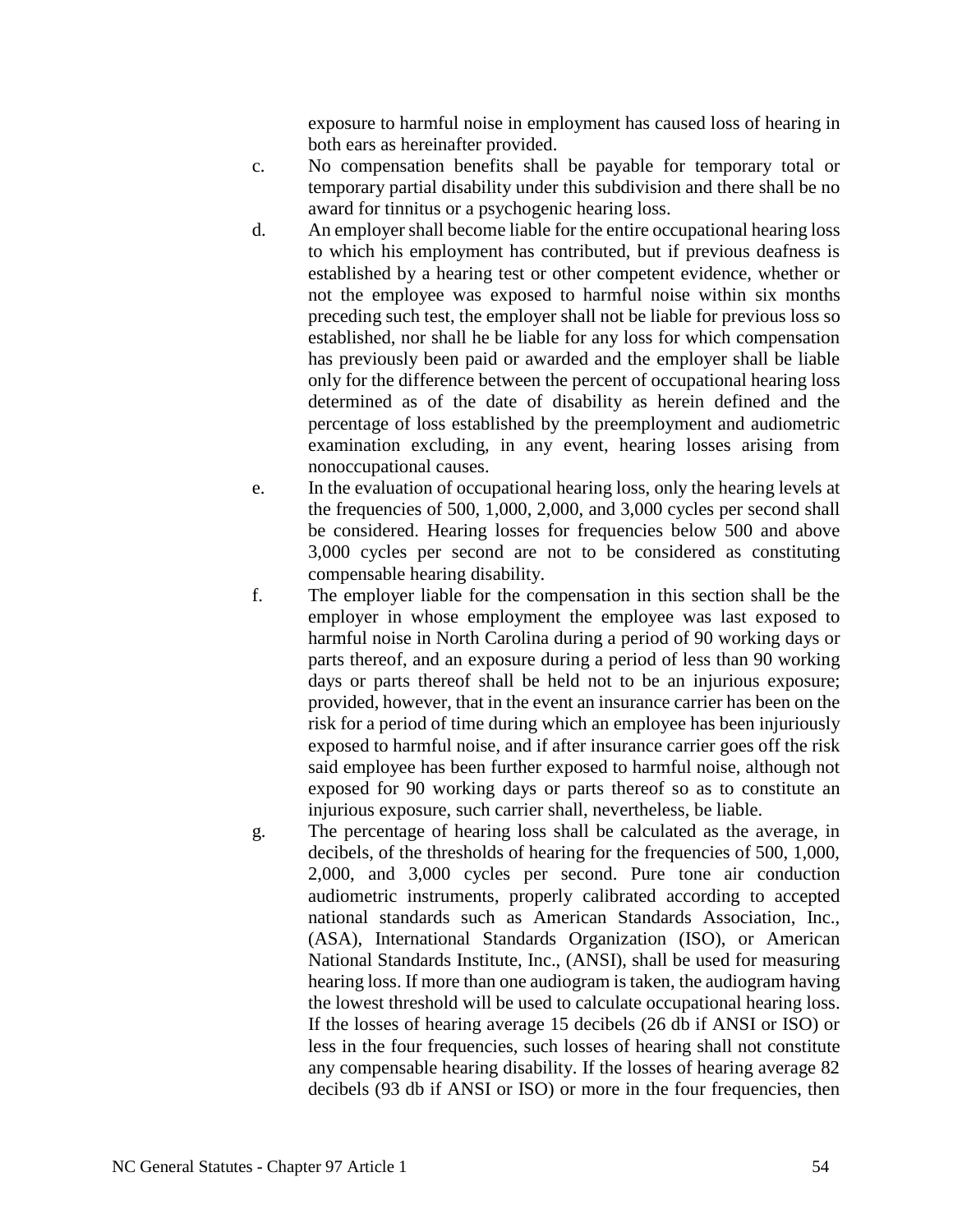exposure to harmful noise in employment has caused loss of hearing in both ears as hereinafter provided.

c. No compensation benefits shall be payable for temporary total or temporary partial disability under this subdivision and there shall be no award for tinnitus or a psychogenic hearing loss.

d. An employer shall become liable for the entire occupational hearing loss to which his employment has contributed, but if previous deafness is established by a hearing test or other competent evidence, whether or not the employee was exposed to harmful noise within six months preceding such test, the employer shall not be liable for previous loss so established, nor shall he be liable for any loss for which compensation has previously been paid or awarded and the employer shall be liable only for the difference between the percent of occupational hearing loss determined as of the date of disability as herein defined and the percentage of loss established by the preemployment and audiometric examination excluding, in any event, hearing losses arising from nonoccupational causes.

e. In the evaluation of occupational hearing loss, only the hearing levels at the frequencies of 500, 1,000, 2,000, and 3,000 cycles per second shall be considered. Hearing losses for frequencies below 500 and above 3,000 cycles per second are not to be considered as constituting compensable hearing disability.

f. The employer liable for the compensation in this section shall be the employer in whose employment the employee was last exposed to harmful noise in North Carolina during a period of 90 working days or parts thereof, and an exposure during a period of less than 90 working days or parts thereof shall be held not to be an injurious exposure; provided, however, that in the event an insurance carrier has been on the risk for a period of time during which an employee has been injuriously exposed to harmful noise, and if after insurance carrier goes off the risk said employee has been further exposed to harmful noise, although not exposed for 90 working days or parts thereof so as to constitute an injurious exposure, such carrier shall, nevertheless, be liable.

g. The percentage of hearing loss shall be calculated as the average, in decibels, of the thresholds of hearing for the frequencies of 500, 1,000, 2,000, and 3,000 cycles per second. Pure tone air conduction audiometric instruments, properly calibrated according to accepted national standards such as American Standards Association, Inc., (ASA), International Standards Organization (ISO), or American National Standards Institute, Inc., (ANSI), shall be used for measuring hearing loss. If more than one audiogram is taken, the audiogram having the lowest threshold will be used to calculate occupational hearing loss. If the losses of hearing average 15 decibels (26 db if ANSI or ISO) or less in the four frequencies, such losses of hearing shall not constitute any compensable hearing disability. If the losses of hearing average 82 decibels (93 db if ANSI or ISO) or more in the four frequencies, then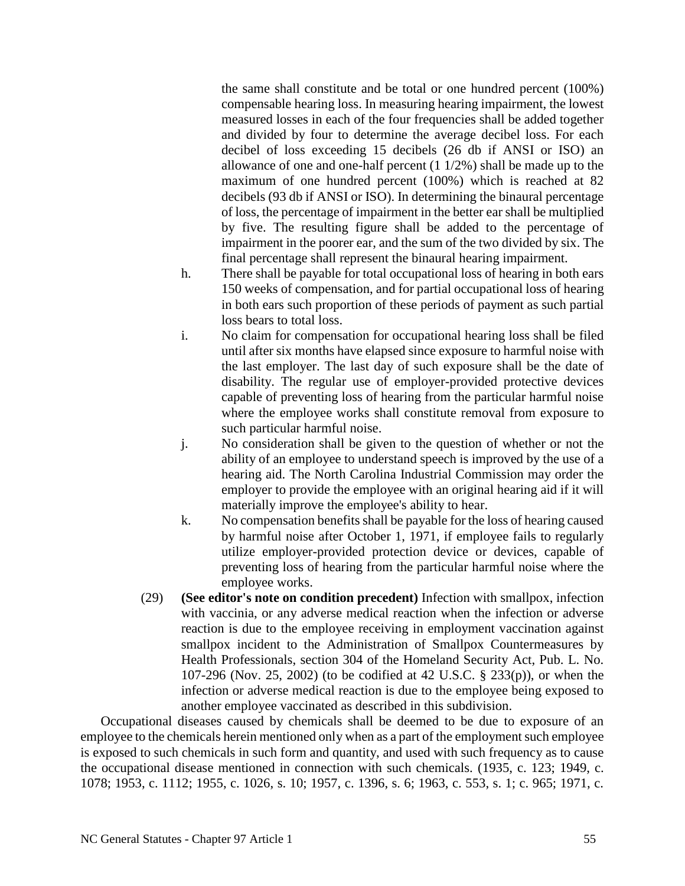the same shall constitute and be total or one hundred percent (100%) compensable hearing loss. In measuring hearing impairment, the lowest measured losses in each of the four frequencies shall be added together and divided by four to determine the average decibel loss. For each decibel of loss exceeding 15 decibels (26 db if ANSI or ISO) an allowance of one and one-half percent (1 1/2%) shall be made up to the maximum of one hundred percent (100%) which is reached at 82 decibels (93 db if ANSI or ISO). In determining the binaural percentage of loss, the percentage of impairment in the better ear shall be multiplied by five. The resulting figure shall be added to the percentage of impairment in the poorer ear, and the sum of the two divided by six. The final percentage shall represent the binaural hearing impairment.

h. There shall be payable for total occupational loss of hearing in both ears 150 weeks of compensation, and for partial occupational loss of hearing in both ears such proportion of these periods of payment as such partial loss bears to total loss.

i. No claim for compensation for occupational hearing loss shall be filed until after six months have elapsed since exposure to harmful noise with the last employer. The last day of such exposure shall be the date of disability. The regular use of employer-provided protective devices capable of preventing loss of hearing from the particular harmful noise where the employee works shall constitute removal from exposure to such particular harmful noise.

j. No consideration shall be given to the question of whether or not the ability of an employee to understand speech is improved by the use of a hearing aid. The North Carolina Industrial Commission may order the employer to provide the employee with an original hearing aid if it will materially improve the employee's ability to hear.

k. No compensation benefits shall be payable for the loss of hearing caused by harmful noise after October 1, 1971, if employee fails to regularly utilize employer-provided protection device or devices, capable of preventing loss of hearing from the particular harmful noise where the employee works.

(29) **(See editor's note on condition precedent)** Infection with smallpox, infection with vaccinia, or any adverse medical reaction when the infection or adverse reaction is due to the employee receiving in employment vaccination against smallpox incident to the Administration of Smallpox Countermeasures by Health Professionals, section 304 of the Homeland Security Act, Pub. L. No. 107-296 (Nov. 25, 2002) (to be codified at 42 U.S.C. § 233(p)), or when the infection or adverse medical reaction is due to the employee being exposed to another employee vaccinated as described in this subdivision.

Occupational diseases caused by chemicals shall be deemed to be due to exposure of an employee to the chemicals herein mentioned only when as a part of the employment such employee is exposed to such chemicals in such form and quantity, and used with such frequency as to cause the occupational disease mentioned in connection with such chemicals. (1935, c. 123; 1949, c. 1078; 1953, c. 1112; 1955, c. 1026, s. 10; 1957, c. 1396, s. 6; 1963, c. 553, s. 1; c. 965; 1971, c.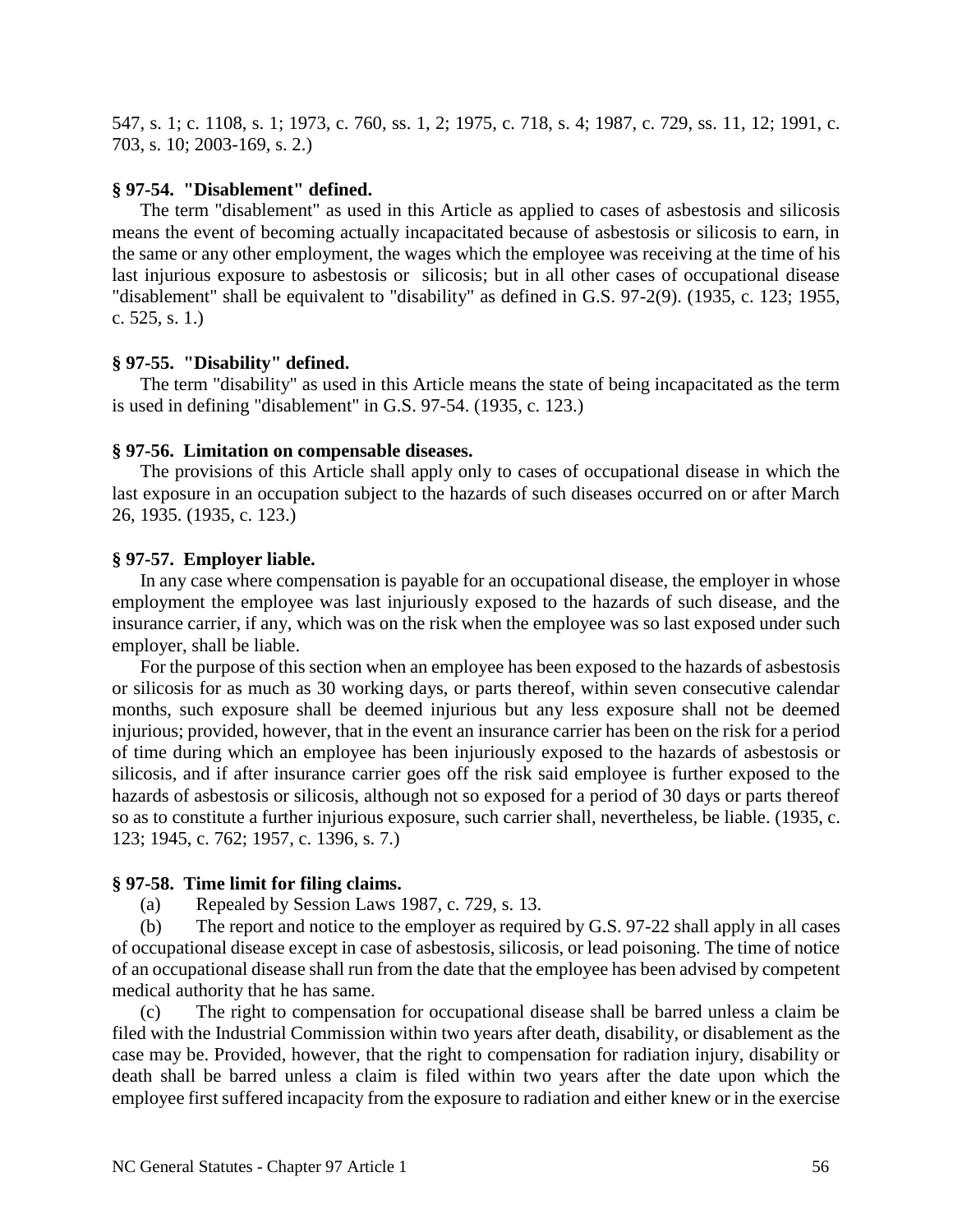547, s. 1; c. 1108, s. 1; 1973, c. 760, ss. 1, 2; 1975, c. 718, s. 4; 1987, c. 729, ss. 11, 12; 1991, c. 703, s. 10; 2003-169, s. 2.)

**§ 97-54. "Disablement" defined.**

The term "disablement" as used in this Article as applied to cases of asbestosis and silicosis means the event of becoming actually incapacitated because of asbestosis or silicosis to earn, in the same or any other employment, the wages which the employee was receiving at the time of his last injurious exposure to asbestosis or silicosis; but in all other cases of occupational disease "disablement" shall be equivalent to "disability" as defined in G.S. 97-2(9). (1935, c. 123; 1955, c. 525, s. 1.)

**§ 97-55. "Disability" defined.**

The term "disability" as used in this Article means the state of being incapacitated as the term is used in defining "disablement" in G.S. 97-54. (1935, c. 123.)

**§ 97-56. Limitation on compensable diseases.**

The provisions of this Article shall apply only to cases of occupational disease in which the last exposure in an occupation subject to the hazards of such diseases occurred on or after March 26, 1935. (1935, c. 123.)

**§ 97-57. Employer liable.**

In any case where compensation is payable for an occupational disease, the employer in whose employment the employee was last injuriously exposed to the hazards of such disease, and the insurance carrier, if any, which was on the risk when the employee was so last exposed under such employer, shall be liable.

For the purpose of this section when an employee has been exposed to the hazards of asbestosis or silicosis for as much as 30 working days, or parts thereof, within seven consecutive calendar months, such exposure shall be deemed injurious but any less exposure shall not be deemed injurious; provided, however, that in the event an insurance carrier has been on the risk for a period of time during which an employee has been injuriously exposed to the hazards of asbestosis or silicosis, and if after insurance carrier goes off the risk said employee is further exposed to the hazards of asbestosis or silicosis, although not so exposed for a period of 30 days or parts thereof so as to constitute a further injurious exposure, such carrier shall, nevertheless, be liable. (1935, c. 123; 1945, c. 762; 1957, c. 1396, s. 7.)

**§ 97-58. Time limit for filing claims.**

(a) Repealed by Session Laws 1987, c. 729, s. 13.

(b) The report and notice to the employer as required by G.S. 97-22 shall apply in all cases of occupational disease except in case of asbestosis, silicosis, or lead poisoning. The time of notice of an occupational disease shall run from the date that the employee has been advised by competent medical authority that he has same.

(c) The right to compensation for occupational disease shall be barred unless a claim be filed with the Industrial Commission within two years after death, disability, or disablement as the case may be. Provided, however, that the right to compensation for radiation injury, disability or death shall be barred unless a claim is filed within two years after the date upon which the employee first suffered incapacity from the exposure to radiation and either knew or in the exercise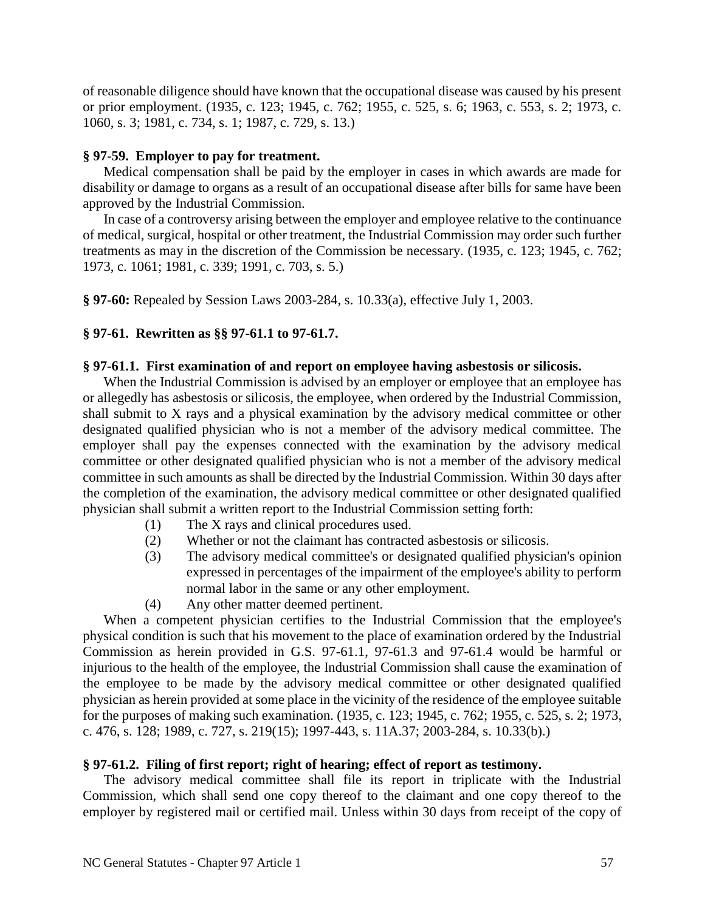of reasonable diligence should have known that the occupational disease was caused by his present or prior employment. (1935, c. 123; 1945, c. 762; 1955, c. 525, s. 6; 1963, c. 553, s. 2; 1973, c. 1060, s. 3; 1981, c. 734, s. 1; 1987, c. 729, s. 13.)

**§ 97-59. Employer to pay for treatment.**

Medical compensation shall be paid by the employer in cases in which awards are made for disability or damage to organs as a result of an occupational disease after bills for same have been approved by the Industrial Commission.

In case of a controversy arising between the employer and employee relative to the continuance of medical, surgical, hospital or other treatment, the Industrial Commission may order such further treatments as may in the discretion of the Commission be necessary. (1935, c. 123; 1945, c. 762; 1973, c. 1061; 1981, c. 339; 1991, c. 703, s. 5.)

**§ 97-60:** Repealed by Session Laws 2003-284, s. 10.33(a), effective July 1, 2003.

**§ 97-61. Rewritten as §§ 97-61.1 to 97-61.7.**

**§ 97-61.1. First examination of and report on employee having asbestosis or silicosis.**

When the Industrial Commission is advised by an employer or employee that an employee has or allegedly has asbestosis or silicosis, the employee, when ordered by the Industrial Commission, shall submit to X rays and a physical examination by the advisory medical committee or other designated qualified physician who is not a member of the advisory medical committee. The employer shall pay the expenses connected with the examination by the advisory medical committee or other designated qualified physician who is not a member of the advisory medical committee in such amounts as shall be directed by the Industrial Commission. Within 30 days after the completion of the examination, the advisory medical committee or other designated qualified physician shall submit a written report to the Industrial Commission setting forth:

(1) The X rays and clinical procedures used.
(2) Whether or not the claimant has contracted asbestosis or silicosis.
(3) The advisory medical committee's or designated qualified physician's opinion expressed in percentages of the impairment of the employee's ability to perform normal labor in the same or any other employment.
(4) Any other matter deemed pertinent.

When a competent physician certifies to the Industrial Commission that the employee's physical condition is such that his movement to the place of examination ordered by the Industrial Commission as herein provided in G.S. 97-61.1, 97-61.3 and 97-61.4 would be harmful or injurious to the health of the employee, the Industrial Commission shall cause the examination of the employee to be made by the advisory medical committee or other designated qualified physician as herein provided at some place in the vicinity of the residence of the employee suitable for the purposes of making such examination. (1935, c. 123; 1945, c. 762; 1955, c. 525, s. 2; 1973, c. 476, s. 128; 1989, c. 727, s. 219(15); 1997-443, s. 11A.37; 2003-284, s. 10.33(b).)

**§ 97-61.2. Filing of first report; right of hearing; effect of report as testimony.**

The advisory medical committee shall file its report in triplicate with the Industrial Commission, which shall send one copy thereof to the claimant and one copy thereof to the employer by registered mail or certified mail. Unless within 30 days from receipt of the copy of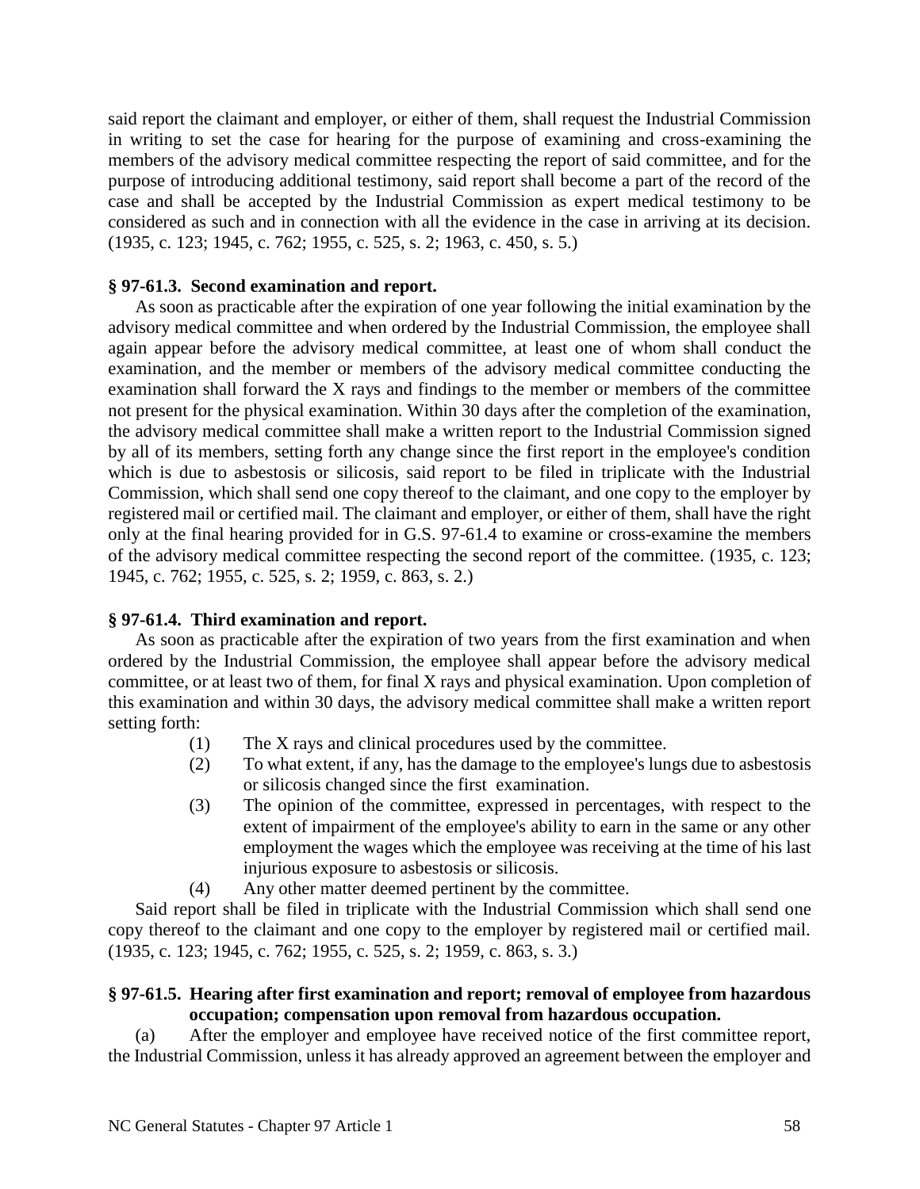said report the claimant and employer, or either of them, shall request the Industrial Commission in writing to set the case for hearing for the purpose of examining and cross-examining the members of the advisory medical committee respecting the report of said committee, and for the purpose of introducing additional testimony, said report shall become a part of the record of the case and shall be accepted by the Industrial Commission as expert medical testimony to be considered as such and in connection with all the evidence in the case in arriving at its decision. (1935, c. 123; 1945, c. 762; 1955, c. 525, s. 2; 1963, c. 450, s. 5.)

**§ 97-61.3. Second examination and report.**

As soon as practicable after the expiration of one year following the initial examination by the advisory medical committee and when ordered by the Industrial Commission, the employee shall again appear before the advisory medical committee, at least one of whom shall conduct the examination, and the member or members of the advisory medical committee conducting the examination shall forward the X rays and findings to the member or members of the committee not present for the physical examination. Within 30 days after the completion of the examination, the advisory medical committee shall make a written report to the Industrial Commission signed by all of its members, setting forth any change since the first report in the employee's condition which is due to asbestosis or silicosis, said report to be filed in triplicate with the Industrial Commission, which shall send one copy thereof to the claimant, and one copy to the employer by registered mail or certified mail. The claimant and employer, or either of them, shall have the right only at the final hearing provided for in G.S. 97-61.4 to examine or cross-examine the members of the advisory medical committee respecting the second report of the committee. (1935, c. 123; 1945, c. 762; 1955, c. 525, s. 2; 1959, c. 863, s. 2.)

**§ 97-61.4. Third examination and report.**

As soon as practicable after the expiration of two years from the first examination and when ordered by the Industrial Commission, the employee shall appear before the advisory medical committee, or at least two of them, for final X rays and physical examination. Upon completion of this examination and within 30 days, the advisory medical committee shall make a written report setting forth:

(1) The X rays and clinical procedures used by the committee.

(2) To what extent, if any, has the damage to the employee's lungs due to asbestosis or silicosis changed since the first examination.

(3) The opinion of the committee, expressed in percentages, with respect to the extent of impairment of the employee's ability to earn in the same or any other employment the wages which the employee was receiving at the time of his last injurious exposure to asbestosis or silicosis.

(4) Any other matter deemed pertinent by the committee.

Said report shall be filed in triplicate with the Industrial Commission which shall send one copy thereof to the claimant and one copy to the employer by registered mail or certified mail. (1935, c. 123; 1945, c. 762; 1955, c. 525, s. 2; 1959, c. 863, s. 3.)

**§ 97-61.5. Hearing after first examination and report; removal of employee from hazardous occupation; compensation upon removal from hazardous occupation.**

(a) After the employer and employee have received notice of the first committee report, the Industrial Commission, unless it has already approved an agreement between the employer and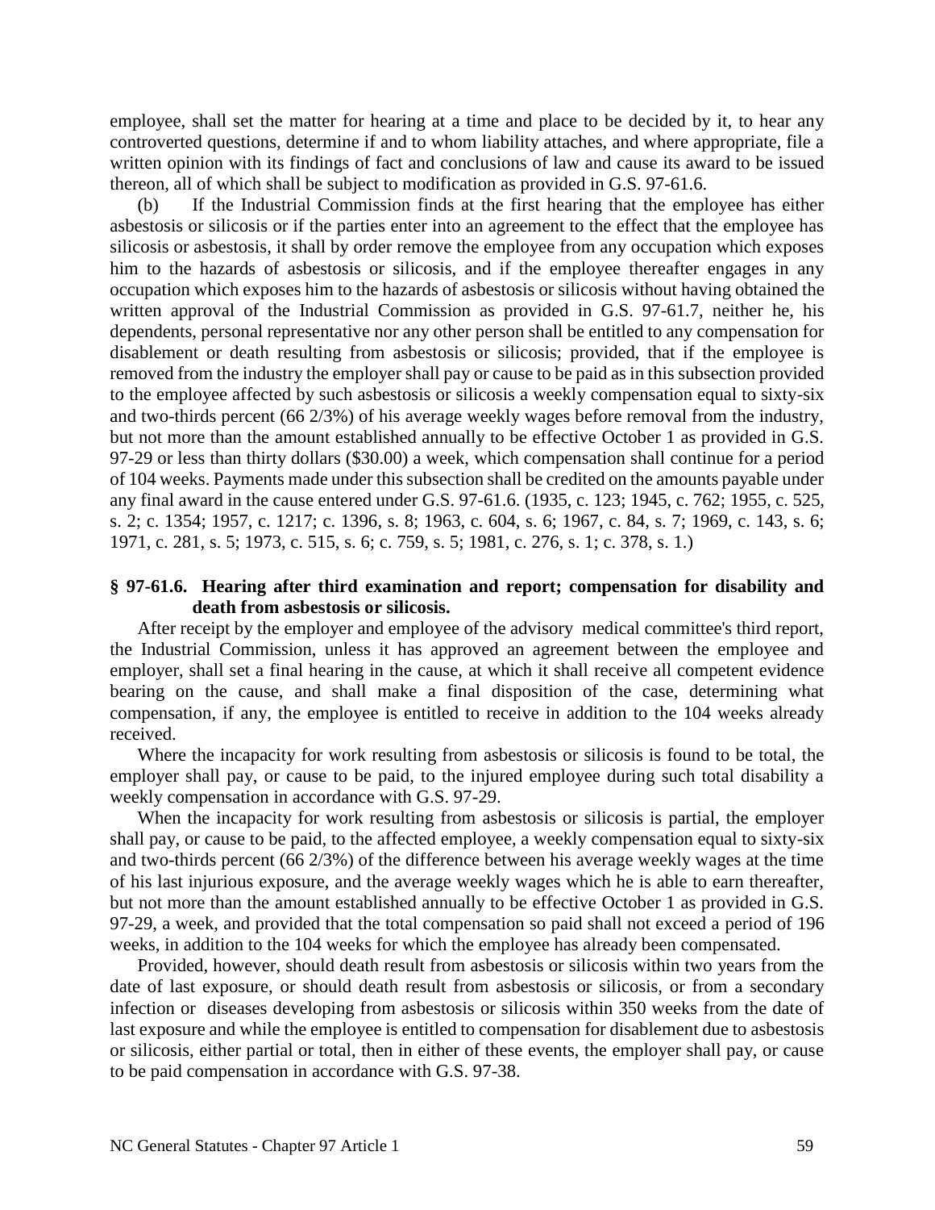employee, shall set the matter for hearing at a time and place to be decided by it, to hear any controverted questions, determine if and to whom liability attaches, and where appropriate, file a written opinion with its findings of fact and conclusions of law and cause its award to be issued thereon, all of which shall be subject to modification as provided in G.S. 97-61.6.

(b) If the Industrial Commission finds at the first hearing that the employee has either asbestosis or silicosis or if the parties enter into an agreement to the effect that the employee has silicosis or asbestosis, it shall by order remove the employee from any occupation which exposes him to the hazards of asbestosis or silicosis, and if the employee thereafter engages in any occupation which exposes him to the hazards of asbestosis or silicosis without having obtained the written approval of the Industrial Commission as provided in G.S. 97-61.7, neither he, his dependents, personal representative nor any other person shall be entitled to any compensation for disablement or death resulting from asbestosis or silicosis; provided, that if the employee is removed from the industry the employer shall pay or cause to be paid as in this subsection provided to the employee affected by such asbestosis or silicosis a weekly compensation equal to sixty-six and two-thirds percent (66 2/3%) of his average weekly wages before removal from the industry, but not more than the amount established annually to be effective October 1 as provided in G.S. 97-29 or less than thirty dollars ($30.00) a week, which compensation shall continue for a period of 104 weeks. Payments made under this subsection shall be credited on the amounts payable under any final award in the cause entered under G.S. 97-61.6. (1935, c. 123; 1945, c. 762; 1955, c. 525, s. 2; c. 1354; 1957, c. 1217; c. 1396, s. 8; 1963, c. 604, s. 6; 1967, c. 84, s. 7; 1969, c. 143, s. 6; 1971, c. 281, s. 5; 1973, c. 515, s. 6; c. 759, s. 5; 1981, c. 276, s. 1; c. 378, s. 1.)

### § 97-61.6. Hearing after third examination and report; compensation for disability and death from asbestosis or silicosis.

After receipt by the employer and employee of the advisory medical committee's third report, the Industrial Commission, unless it has approved an agreement between the employee and employer, shall set a final hearing in the cause, at which it shall receive all competent evidence bearing on the cause, and shall make a final disposition of the case, determining what compensation, if any, the employee is entitled to receive in addition to the 104 weeks already received.

Where the incapacity for work resulting from asbestosis or silicosis is found to be total, the employer shall pay, or cause to be paid, to the injured employee during such total disability a weekly compensation in accordance with G.S. 97-29.

When the incapacity for work resulting from asbestosis or silicosis is partial, the employer shall pay, or cause to be paid, to the affected employee, a weekly compensation equal to sixty-six and two-thirds percent (66 2/3%) of the difference between his average weekly wages at the time of his last injurious exposure, and the average weekly wages which he is able to earn thereafter, but not more than the amount established annually to be effective October 1 as provided in G.S. 97-29, a week, and provided that the total compensation so paid shall not exceed a period of 196 weeks, in addition to the 104 weeks for which the employee has already been compensated.

Provided, however, should death result from asbestosis or silicosis within two years from the date of last exposure, or should death result from asbestosis or silicosis, or from a secondary infection or diseases developing from asbestosis or silicosis within 350 weeks from the date of last exposure and while the employee is entitled to compensation for disablement due to asbestosis or silicosis, either partial or total, then in either of these events, the employer shall pay, or cause to be paid compensation in accordance with G.S. 97-38.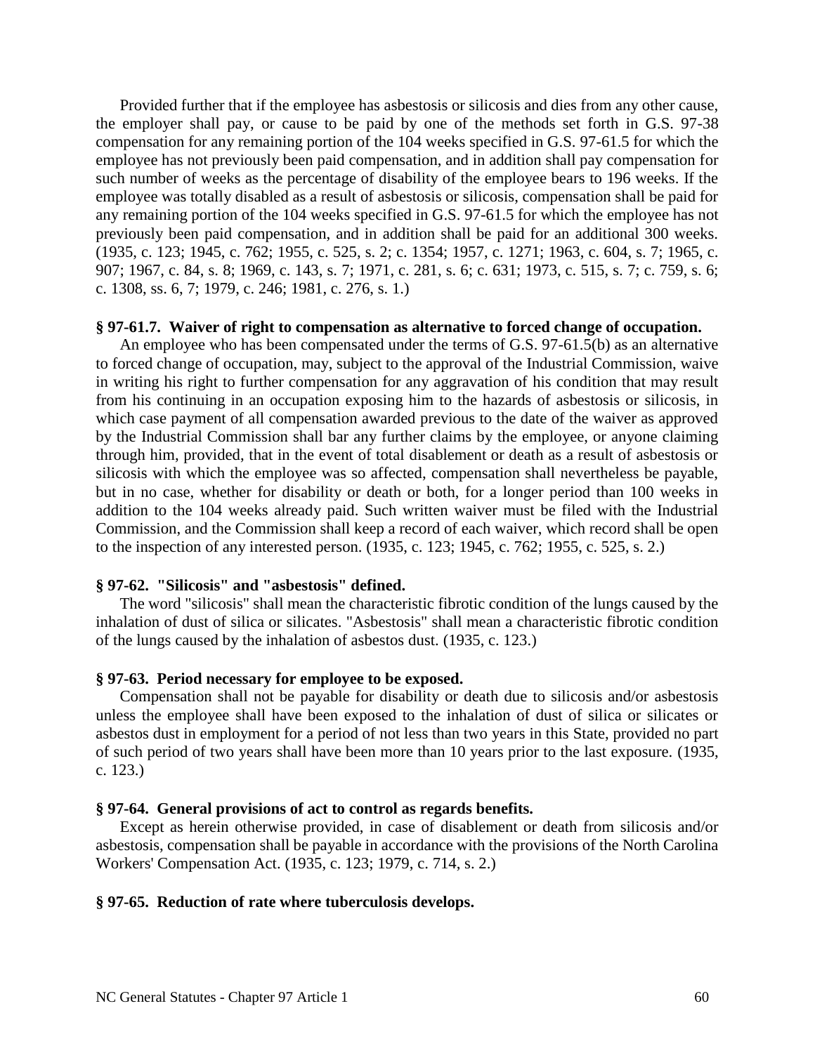Provided further that if the employee has asbestosis or silicosis and dies from any other cause, the employer shall pay, or cause to be paid by one of the methods set forth in G.S. 97-38 compensation for any remaining portion of the 104 weeks specified in G.S. 97-61.5 for which the employee has not previously been paid compensation, and in addition shall pay compensation for such number of weeks as the percentage of disability of the employee bears to 196 weeks. If the employee was totally disabled as a result of asbestosis or silicosis, compensation shall be paid for any remaining portion of the 104 weeks specified in G.S. 97-61.5 for which the employee has not previously been paid compensation, and in addition shall be paid for an additional 300 weeks. (1935, c. 123; 1945, c. 762; 1955, c. 525, s. 2; c. 1354; 1957, c. 1271; 1963, c. 604, s. 7; 1965, c. 907; 1967, c. 84, s. 8; 1969, c. 143, s. 7; 1971, c. 281, s. 6; c. 631; 1973, c. 515, s. 7; c. 759, s. 6; c. 1308, ss. 6, 7; 1979, c. 246; 1981, c. 276, s. 1.)

**§ 97-61.7. Waiver of right to compensation as alternative to forced change of occupation.**

An employee who has been compensated under the terms of G.S. 97-61.5(b) as an alternative to forced change of occupation, may, subject to the approval of the Industrial Commission, waive in writing his right to further compensation for any aggravation of his condition that may result from his continuing in an occupation exposing him to the hazards of asbestosis or silicosis, in which case payment of all compensation awarded previous to the date of the waiver as approved by the Industrial Commission shall bar any further claims by the employee, or anyone claiming through him, provided, that in the event of total disablement or death as a result of asbestosis or silicosis with which the employee was so affected, compensation shall nevertheless be payable, but in no case, whether for disability or death or both, for a longer period than 100 weeks in addition to the 104 weeks already paid. Such written waiver must be filed with the Industrial Commission, and the Commission shall keep a record of each waiver, which record shall be open to the inspection of any interested person. (1935, c. 123; 1945, c. 762; 1955, c. 525, s. 2.)

**§ 97-62. "Silicosis" and "asbestosis" defined.**

The word "silicosis" shall mean the characteristic fibrotic condition of the lungs caused by the inhalation of dust of silica or silicates. "Asbestosis" shall mean a characteristic fibrotic condition of the lungs caused by the inhalation of asbestos dust. (1935, c. 123.)

**§ 97-63. Period necessary for employee to be exposed.**

Compensation shall not be payable for disability or death due to silicosis and/or asbestosis unless the employee shall have been exposed to the inhalation of dust of silica or silicates or asbestos dust in employment for a period of not less than two years in this State, provided no part of such period of two years shall have been more than 10 years prior to the last exposure. (1935, c. 123.)

**§ 97-64. General provisions of act to control as regards benefits.**

Except as herein otherwise provided, in case of disablement or death from silicosis and/or asbestosis, compensation shall be payable in accordance with the provisions of the North Carolina Workers' Compensation Act. (1935, c. 123; 1979, c. 714, s. 2.)

**§ 97-65. Reduction of rate where tuberculosis develops.**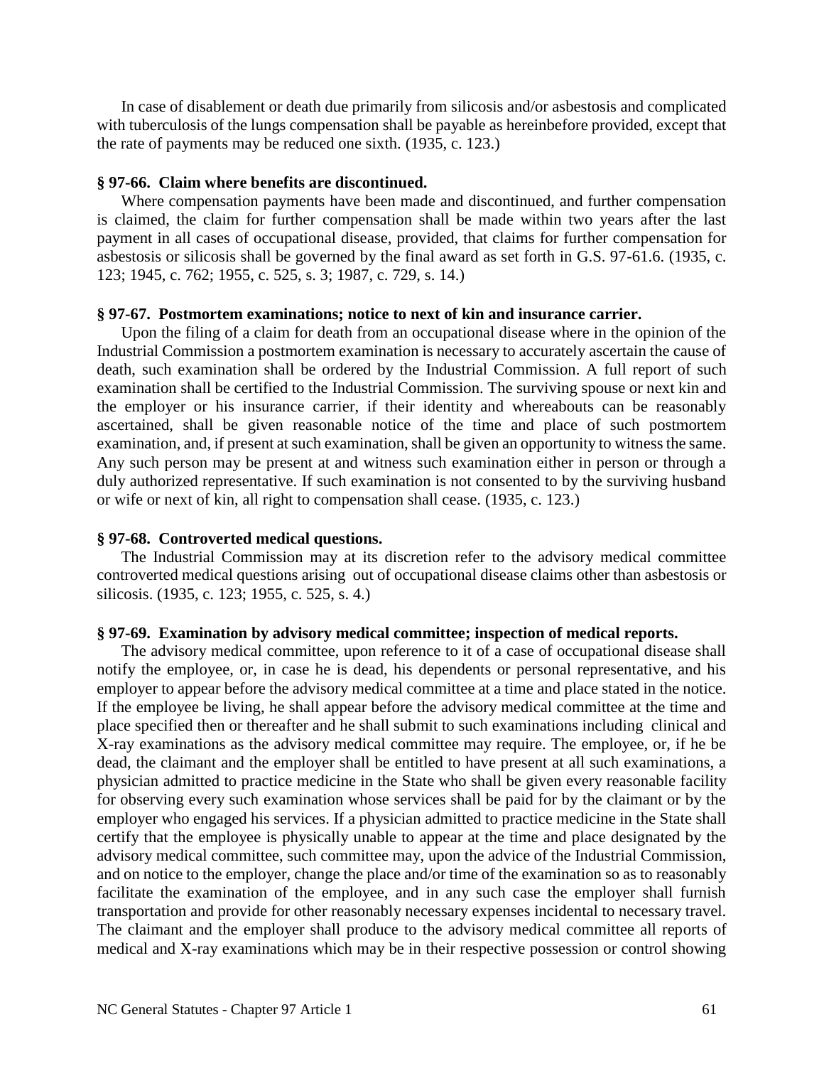In case of disablement or death due primarily from silicosis and/or asbestosis and complicated with tuberculosis of the lungs compensation shall be payable as hereinbefore provided, except that the rate of payments may be reduced one sixth. (1935, c. 123.)

**§ 97-66. Claim where benefits are discontinued.**

Where compensation payments have been made and discontinued, and further compensation is claimed, the claim for further compensation shall be made within two years after the last payment in all cases of occupational disease, provided, that claims for further compensation for asbestosis or silicosis shall be governed by the final award as set forth in G.S. 97-61.6. (1935, c. 123; 1945, c. 762; 1955, c. 525, s. 3; 1987, c. 729, s. 14.)

**§ 97-67. Postmortem examinations; notice to next of kin and insurance carrier.**

Upon the filing of a claim for death from an occupational disease where in the opinion of the Industrial Commission a postmortem examination is necessary to accurately ascertain the cause of death, such examination shall be ordered by the Industrial Commission. A full report of such examination shall be certified to the Industrial Commission. The surviving spouse or next kin and the employer or his insurance carrier, if their identity and whereabouts can be reasonably ascertained, shall be given reasonable notice of the time and place of such postmortem examination, and, if present at such examination, shall be given an opportunity to witness the same. Any such person may be present at and witness such examination either in person or through a duly authorized representative. If such examination is not consented to by the surviving husband or wife or next of kin, all right to compensation shall cease. (1935, c. 123.)

**§ 97-68. Controverted medical questions.**

The Industrial Commission may at its discretion refer to the advisory medical committee controverted medical questions arising out of occupational disease claims other than asbestosis or silicosis. (1935, c. 123; 1955, c. 525, s. 4.)

**§ 97-69. Examination by advisory medical committee; inspection of medical reports.**

The advisory medical committee, upon reference to it of a case of occupational disease shall notify the employee, or, in case he is dead, his dependents or personal representative, and his employer to appear before the advisory medical committee at a time and place stated in the notice. If the employee be living, he shall appear before the advisory medical committee at the time and place specified then or thereafter and he shall submit to such examinations including clinical and X-ray examinations as the advisory medical committee may require. The employee, or, if he be dead, the claimant and the employer shall be entitled to have present at all such examinations, a physician admitted to practice medicine in the State who shall be given every reasonable facility for observing every such examination whose services shall be paid for by the claimant or by the employer who engaged his services. If a physician admitted to practice medicine in the State shall certify that the employee is physically unable to appear at the time and place designated by the advisory medical committee, such committee may, upon the advice of the Industrial Commission, and on notice to the employer, change the place and/or time of the examination so as to reasonably facilitate the examination of the employee, and in any such case the employer shall furnish transportation and provide for other reasonably necessary expenses incidental to necessary travel. The claimant and the employer shall produce to the advisory medical committee all reports of medical and X-ray examinations which may be in their respective possession or control showing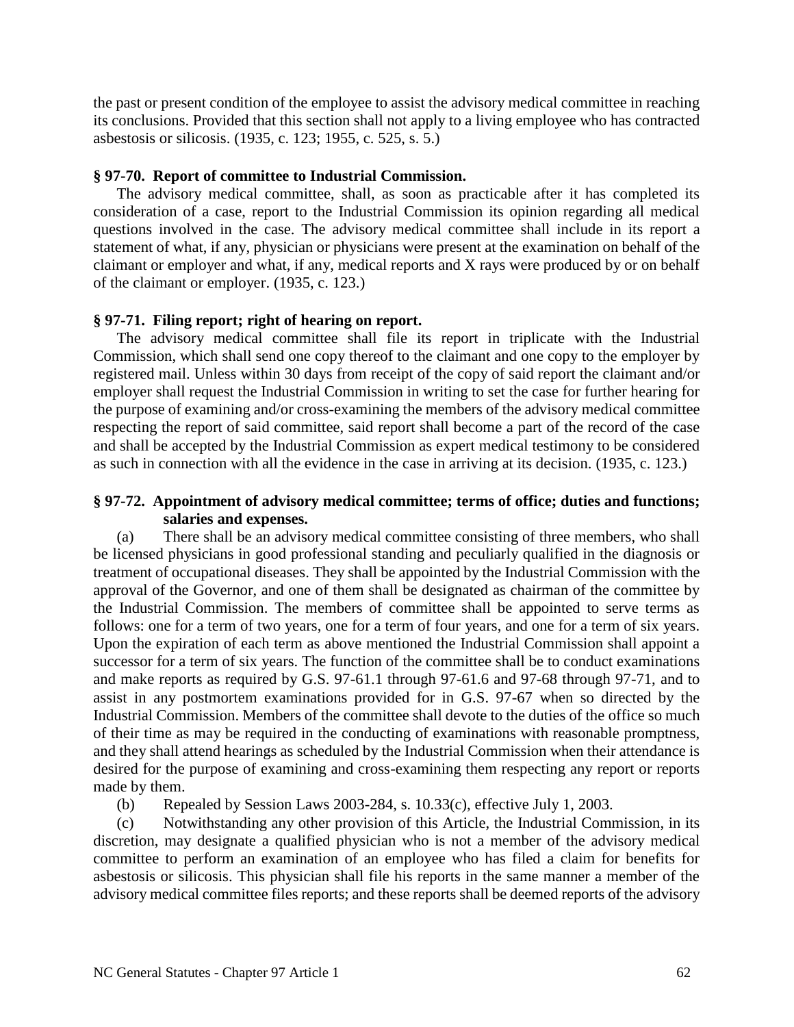the past or present condition of the employee to assist the advisory medical committee in reaching its conclusions. Provided that this section shall not apply to a living employee who has contracted asbestosis or silicosis. (1935, c. 123; 1955, c. 525, s. 5.)

**§ 97-70. Report of committee to Industrial Commission.**

The advisory medical committee, shall, as soon as practicable after it has completed its consideration of a case, report to the Industrial Commission its opinion regarding all medical questions involved in the case. The advisory medical committee shall include in its report a statement of what, if any, physician or physicians were present at the examination on behalf of the claimant or employer and what, if any, medical reports and X rays were produced by or on behalf of the claimant or employer. (1935, c. 123.)

**§ 97-71. Filing report; right of hearing on report.**

The advisory medical committee shall file its report in triplicate with the Industrial Commission, which shall send one copy thereof to the claimant and one copy to the employer by registered mail. Unless within 30 days from receipt of the copy of said report the claimant and/or employer shall request the Industrial Commission in writing to set the case for further hearing for the purpose of examining and/or cross-examining the members of the advisory medical committee respecting the report of said committee, said report shall become a part of the record of the case and shall be accepted by the Industrial Commission as expert medical testimony to be considered as such in connection with all the evidence in the case in arriving at its decision. (1935, c. 123.)

**§ 97-72. Appointment of advisory medical committee; terms of office; duties and functions; salaries and expenses.**

(a) There shall be an advisory medical committee consisting of three members, who shall be licensed physicians in good professional standing and peculiarly qualified in the diagnosis or treatment of occupational diseases. They shall be appointed by the Industrial Commission with the approval of the Governor, and one of them shall be designated as chairman of the committee by the Industrial Commission. The members of committee shall be appointed to serve terms as follows: one for a term of two years, one for a term of four years, and one for a term of six years. Upon the expiration of each term as above mentioned the Industrial Commission shall appoint a successor for a term of six years. The function of the committee shall be to conduct examinations and make reports as required by G.S. 97-61.1 through 97-61.6 and 97-68 through 97-71, and to assist in any postmortem examinations provided for in G.S. 97-67 when so directed by the Industrial Commission. Members of the committee shall devote to the duties of the office so much of their time as may be required in the conducting of examinations with reasonable promptness, and they shall attend hearings as scheduled by the Industrial Commission when their attendance is desired for the purpose of examining and cross-examining them respecting any report or reports made by them.

(b) Repealed by Session Laws 2003-284, s. 10.33(c), effective July 1, 2003.

(c) Notwithstanding any other provision of this Article, the Industrial Commission, in its discretion, may designate a qualified physician who is not a member of the advisory medical committee to perform an examination of an employee who has filed a claim for benefits for asbestosis or silicosis. This physician shall file his reports in the same manner a member of the advisory medical committee files reports; and these reports shall be deemed reports of the advisory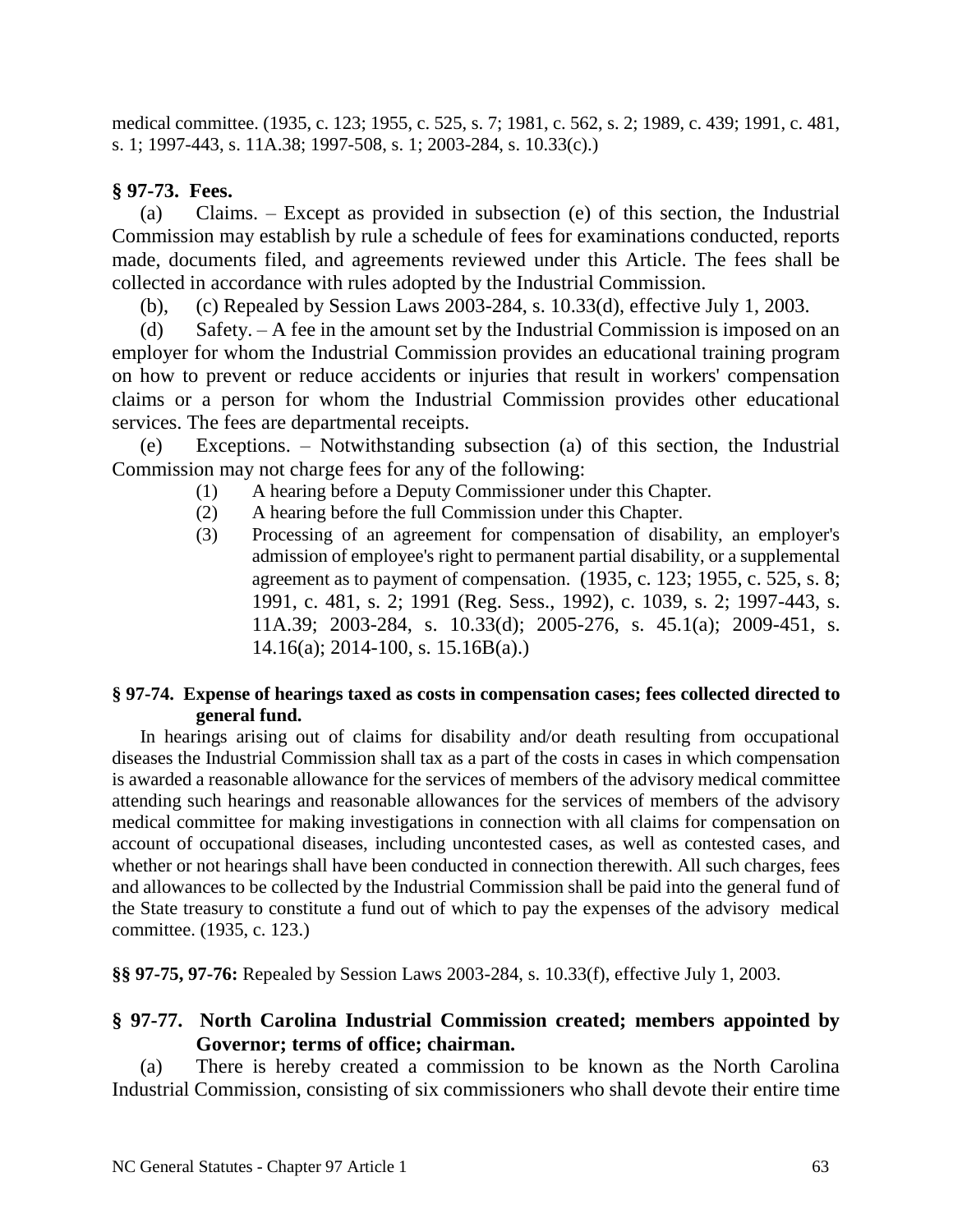medical committee. (1935, c. 123; 1955, c. 525, s. 7; 1981, c. 562, s. 2; 1989, c. 439; 1991, c. 481, s. 1; 1997-443, s. 11A.38; 1997-508, s. 1; 2003-284, s. 10.33(c).)

### § 97-73. Fees.

(a) Claims. – Except as provided in subsection (e) of this section, the Industrial Commission may establish by rule a schedule of fees for examinations conducted, reports made, documents filed, and agreements reviewed under this Article. The fees shall be collected in accordance with rules adopted by the Industrial Commission.

(b), (c) Repealed by Session Laws 2003-284, s. 10.33(d), effective July 1, 2003.

(d) Safety. – A fee in the amount set by the Industrial Commission is imposed on an employer for whom the Industrial Commission provides an educational training program on how to prevent or reduce accidents or injuries that result in workers' compensation claims or a person for whom the Industrial Commission provides other educational services. The fees are departmental receipts.

(e) Exceptions. – Notwithstanding subsection (a) of this section, the Industrial Commission may not charge fees for any of the following:

(1) A hearing before a Deputy Commissioner under this Chapter.
(2) A hearing before the full Commission under this Chapter.
(3) Processing of an agreement for compensation of disability, an employer's admission of employee's right to permanent partial disability, or a supplemental agreement as to payment of compensation. (1935, c. 123; 1955, c. 525, s. 8; 1991, c. 481, s. 2; 1991 (Reg. Sess., 1992), c. 1039, s. 2; 1997-443, s. 11A.39; 2003-284, s. 10.33(d); 2005-276, s. 45.1(a); 2009-451, s. 14.16(a); 2014-100, s. 15.16B(a).)

### § 97-74. Expense of hearings taxed as costs in compensation cases; fees collected directed to general fund.

In hearings arising out of claims for disability and/or death resulting from occupational diseases the Industrial Commission shall tax as a part of the costs in cases in which compensation is awarded a reasonable allowance for the services of members of the advisory medical committee attending such hearings and reasonable allowances for the services of members of the advisory medical committee for making investigations in connection with all claims for compensation on account of occupational diseases, including uncontested cases, as well as contested cases, and whether or not hearings shall have been conducted in connection therewith. All such charges, fees and allowances to be collected by the Industrial Commission shall be paid into the general fund of the State treasury to constitute a fund out of which to pay the expenses of the advisory medical committee. (1935, c. 123.)

**§§ 97-75, 97-76:** Repealed by Session Laws 2003-284, s. 10.33(f), effective July 1, 2003.

### § 97-77. North Carolina Industrial Commission created; members appointed by Governor; terms of office; chairman.

(a) There is hereby created a commission to be known as the North Carolina Industrial Commission, consisting of six commissioners who shall devote their entire time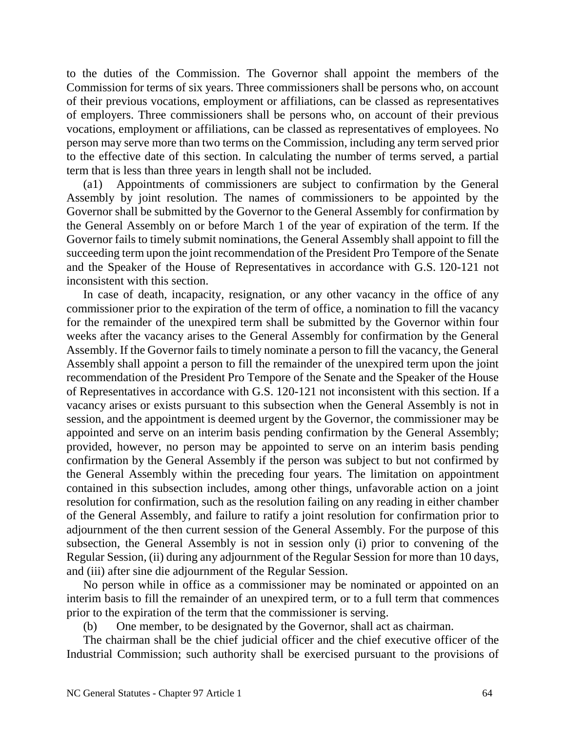to the duties of the Commission. The Governor shall appoint the members of the Commission for terms of six years. Three commissioners shall be persons who, on account of their previous vocations, employment or affiliations, can be classed as representatives of employers. Three commissioners shall be persons who, on account of their previous vocations, employment or affiliations, can be classed as representatives of employees. No person may serve more than two terms on the Commission, including any term served prior to the effective date of this section. In calculating the number of terms served, a partial term that is less than three years in length shall not be included.

(a1) Appointments of commissioners are subject to confirmation by the General Assembly by joint resolution. The names of commissioners to be appointed by the Governor shall be submitted by the Governor to the General Assembly for confirmation by the General Assembly on or before March 1 of the year of expiration of the term. If the Governor fails to timely submit nominations, the General Assembly shall appoint to fill the succeeding term upon the joint recommendation of the President Pro Tempore of the Senate and the Speaker of the House of Representatives in accordance with G.S. 120-121 not inconsistent with this section.

In case of death, incapacity, resignation, or any other vacancy in the office of any commissioner prior to the expiration of the term of office, a nomination to fill the vacancy for the remainder of the unexpired term shall be submitted by the Governor within four weeks after the vacancy arises to the General Assembly for confirmation by the General Assembly. If the Governor fails to timely nominate a person to fill the vacancy, the General Assembly shall appoint a person to fill the remainder of the unexpired term upon the joint recommendation of the President Pro Tempore of the Senate and the Speaker of the House of Representatives in accordance with G.S. 120-121 not inconsistent with this section. If a vacancy arises or exists pursuant to this subsection when the General Assembly is not in session, and the appointment is deemed urgent by the Governor, the commissioner may be appointed and serve on an interim basis pending confirmation by the General Assembly; provided, however, no person may be appointed to serve on an interim basis pending confirmation by the General Assembly if the person was subject to but not confirmed by the General Assembly within the preceding four years. The limitation on appointment contained in this subsection includes, among other things, unfavorable action on a joint resolution for confirmation, such as the resolution failing on any reading in either chamber of the General Assembly, and failure to ratify a joint resolution for confirmation prior to adjournment of the then current session of the General Assembly. For the purpose of this subsection, the General Assembly is not in session only (i) prior to convening of the Regular Session, (ii) during any adjournment of the Regular Session for more than 10 days, and (iii) after sine die adjournment of the Regular Session.

No person while in office as a commissioner may be nominated or appointed on an interim basis to fill the remainder of an unexpired term, or to a full term that commences prior to the expiration of the term that the commissioner is serving.

(b) One member, to be designated by the Governor, shall act as chairman.

The chairman shall be the chief judicial officer and the chief executive officer of the Industrial Commission; such authority shall be exercised pursuant to the provisions of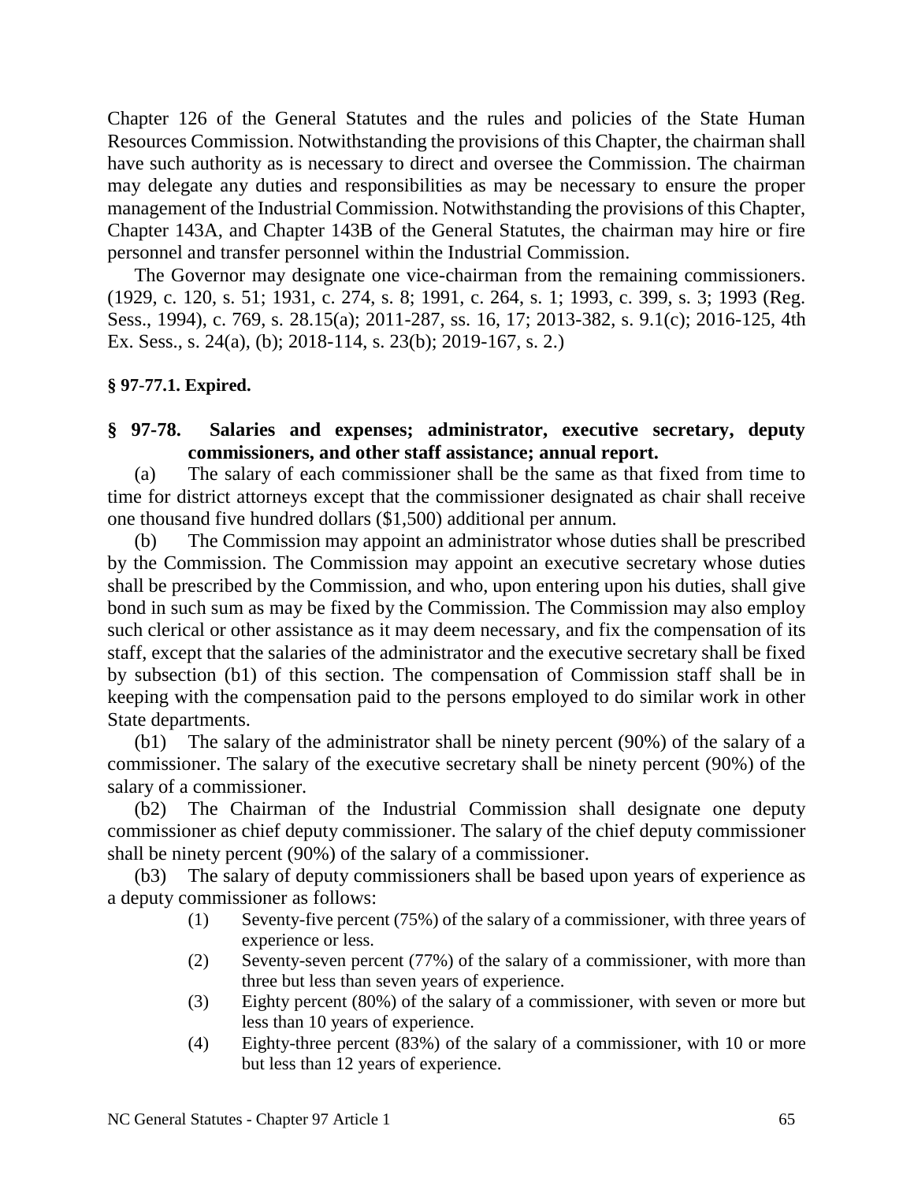Chapter 126 of the General Statutes and the rules and policies of the State Human Resources Commission. Notwithstanding the provisions of this Chapter, the chairman shall have such authority as is necessary to direct and oversee the Commission. The chairman may delegate any duties and responsibilities as may be necessary to ensure the proper management of the Industrial Commission. Notwithstanding the provisions of this Chapter, Chapter 143A, and Chapter 143B of the General Statutes, the chairman may hire or fire personnel and transfer personnel within the Industrial Commission.

The Governor may designate one vice-chairman from the remaining commissioners. (1929, c. 120, s. 51; 1931, c. 274, s. 8; 1991, c. 264, s. 1; 1993, c. 399, s. 3; 1993 (Reg. Sess., 1994), c. 769, s. 28.15(a); 2011-287, ss. 16, 17; 2013-382, s. 9.1(c); 2016-125, 4th Ex. Sess., s. 24(a), (b); 2018-114, s. 23(b); 2019-167, s. 2.)

**§ 97-77.1. Expired.**

**§ 97-78. Salaries and expenses; administrator, executive secretary, deputy commissioners, and other staff assistance; annual report.**

(a) The salary of each commissioner shall be the same as that fixed from time to time for district attorneys except that the commissioner designated as chair shall receive one thousand five hundred dollars ($1,500) additional per annum.

(b) The Commission may appoint an administrator whose duties shall be prescribed by the Commission. The Commission may appoint an executive secretary whose duties shall be prescribed by the Commission, and who, upon entering upon his duties, shall give bond in such sum as may be fixed by the Commission. The Commission may also employ such clerical or other assistance as it may deem necessary, and fix the compensation of its staff, except that the salaries of the administrator and the executive secretary shall be fixed by subsection (b1) of this section. The compensation of Commission staff shall be in keeping with the compensation paid to the persons employed to do similar work in other State departments.

(b1) The salary of the administrator shall be ninety percent (90%) of the salary of a commissioner. The salary of the executive secretary shall be ninety percent (90%) of the salary of a commissioner.

(b2) The Chairman of the Industrial Commission shall designate one deputy commissioner as chief deputy commissioner. The salary of the chief deputy commissioner shall be ninety percent (90%) of the salary of a commissioner.

(b3) The salary of deputy commissioners shall be based upon years of experience as a deputy commissioner as follows:

(1) Seventy-five percent (75%) of the salary of a commissioner, with three years of experience or less.

(2) Seventy-seven percent (77%) of the salary of a commissioner, with more than three but less than seven years of experience.

(3) Eighty percent (80%) of the salary of a commissioner, with seven or more but less than 10 years of experience.

(4) Eighty-three percent (83%) of the salary of a commissioner, with 10 or more but less than 12 years of experience.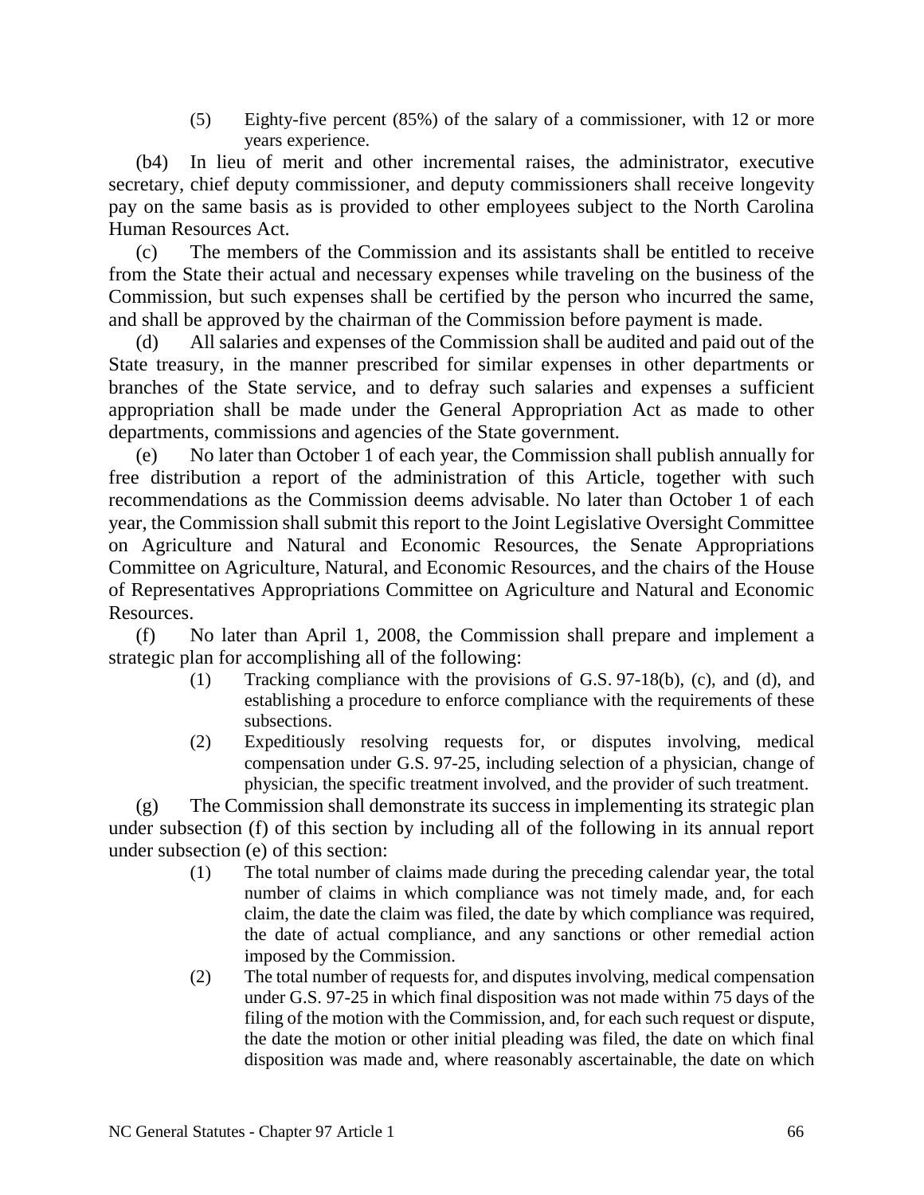(5) Eighty-five percent (85%) of the salary of a commissioner, with 12 or more years experience.

(b4) In lieu of merit and other incremental raises, the administrator, executive secretary, chief deputy commissioner, and deputy commissioners shall receive longevity pay on the same basis as is provided to other employees subject to the North Carolina Human Resources Act.

(c) The members of the Commission and its assistants shall be entitled to receive from the State their actual and necessary expenses while traveling on the business of the Commission, but such expenses shall be certified by the person who incurred the same, and shall be approved by the chairman of the Commission before payment is made.

(d) All salaries and expenses of the Commission shall be audited and paid out of the State treasury, in the manner prescribed for similar expenses in other departments or branches of the State service, and to defray such salaries and expenses a sufficient appropriation shall be made under the General Appropriation Act as made to other departments, commissions and agencies of the State government.

(e) No later than October 1 of each year, the Commission shall publish annually for free distribution a report of the administration of this Article, together with such recommendations as the Commission deems advisable. No later than October 1 of each year, the Commission shall submit this report to the Joint Legislative Oversight Committee on Agriculture and Natural and Economic Resources, the Senate Appropriations Committee on Agriculture, Natural, and Economic Resources, and the chairs of the House of Representatives Appropriations Committee on Agriculture and Natural and Economic Resources.

(f) No later than April 1, 2008, the Commission shall prepare and implement a strategic plan for accomplishing all of the following:

(1) Tracking compliance with the provisions of G.S. 97-18(b), (c), and (d), and establishing a procedure to enforce compliance with the requirements of these subsections.

(2) Expeditiously resolving requests for, or disputes involving, medical compensation under G.S. 97-25, including selection of a physician, change of physician, the specific treatment involved, and the provider of such treatment.

(g) The Commission shall demonstrate its success in implementing its strategic plan under subsection (f) of this section by including all of the following in its annual report under subsection (e) of this section:

(1) The total number of claims made during the preceding calendar year, the total number of claims in which compliance was not timely made, and, for each claim, the date the claim was filed, the date by which compliance was required, the date of actual compliance, and any sanctions or other remedial action imposed by the Commission.

(2) The total number of requests for, and disputes involving, medical compensation under G.S. 97-25 in which final disposition was not made within 75 days of the filing of the motion with the Commission, and, for each such request or dispute, the date the motion or other initial pleading was filed, the date on which final disposition was made and, where reasonably ascertainable, the date on which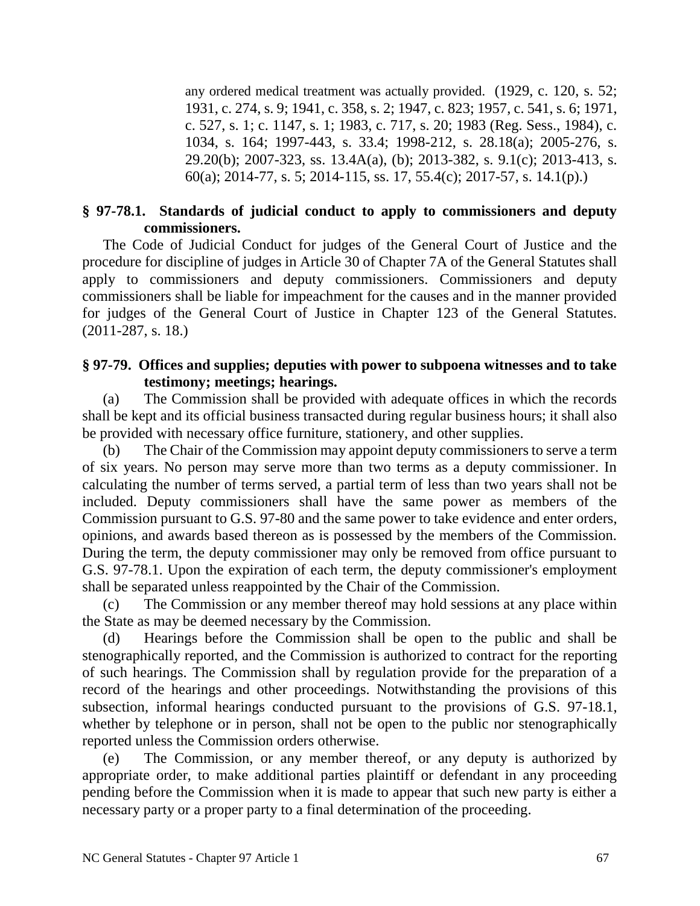any ordered medical treatment was actually provided. (1929, c. 120, s. 52; 1931, c. 274, s. 9; 1941, c. 358, s. 2; 1947, c. 823; 1957, c. 541, s. 6; 1971, c. 527, s. 1; c. 1147, s. 1; 1983, c. 717, s. 20; 1983 (Reg. Sess., 1984), c. 1034, s. 164; 1997-443, s. 33.4; 1998-212, s. 28.18(a); 2005-276, s. 29.20(b); 2007-323, ss. 13.4A(a), (b); 2013-382, s. 9.1(c); 2013-413, s. 60(a); 2014-77, s. 5; 2014-115, ss. 17, 55.4(c); 2017-57, s. 14.1(p).)

### § 97-78.1. Standards of judicial conduct to apply to commissioners and deputy commissioners.

The Code of Judicial Conduct for judges of the General Court of Justice and the procedure for discipline of judges in Article 30 of Chapter 7A of the General Statutes shall apply to commissioners and deputy commissioners. Commissioners and deputy commissioners shall be liable for impeachment for the causes and in the manner provided for judges of the General Court of Justice in Chapter 123 of the General Statutes. (2011-287, s. 18.)

### § 97-79. Offices and supplies; deputies with power to subpoena witnesses and to take testimony; meetings; hearings.

(a) The Commission shall be provided with adequate offices in which the records shall be kept and its official business transacted during regular business hours; it shall also be provided with necessary office furniture, stationery, and other supplies.

(b) The Chair of the Commission may appoint deputy commissioners to serve a term of six years. No person may serve more than two terms as a deputy commissioner. In calculating the number of terms served, a partial term of less than two years shall not be included. Deputy commissioners shall have the same power as members of the Commission pursuant to G.S. 97-80 and the same power to take evidence and enter orders, opinions, and awards based thereon as is possessed by the members of the Commission. During the term, the deputy commissioner may only be removed from office pursuant to G.S. 97-78.1. Upon the expiration of each term, the deputy commissioner's employment shall be separated unless reappointed by the Chair of the Commission.

(c) The Commission or any member thereof may hold sessions at any place within the State as may be deemed necessary by the Commission.

(d) Hearings before the Commission shall be open to the public and shall be stenographically reported, and the Commission is authorized to contract for the reporting of such hearings. The Commission shall by regulation provide for the preparation of a record of the hearings and other proceedings. Notwithstanding the provisions of this subsection, informal hearings conducted pursuant to the provisions of G.S. 97-18.1, whether by telephone or in person, shall not be open to the public nor stenographically reported unless the Commission orders otherwise.

(e) The Commission, or any member thereof, or any deputy is authorized by appropriate order, to make additional parties plaintiff or defendant in any proceeding pending before the Commission when it is made to appear that such new party is either a necessary party or a proper party to a final determination of the proceeding.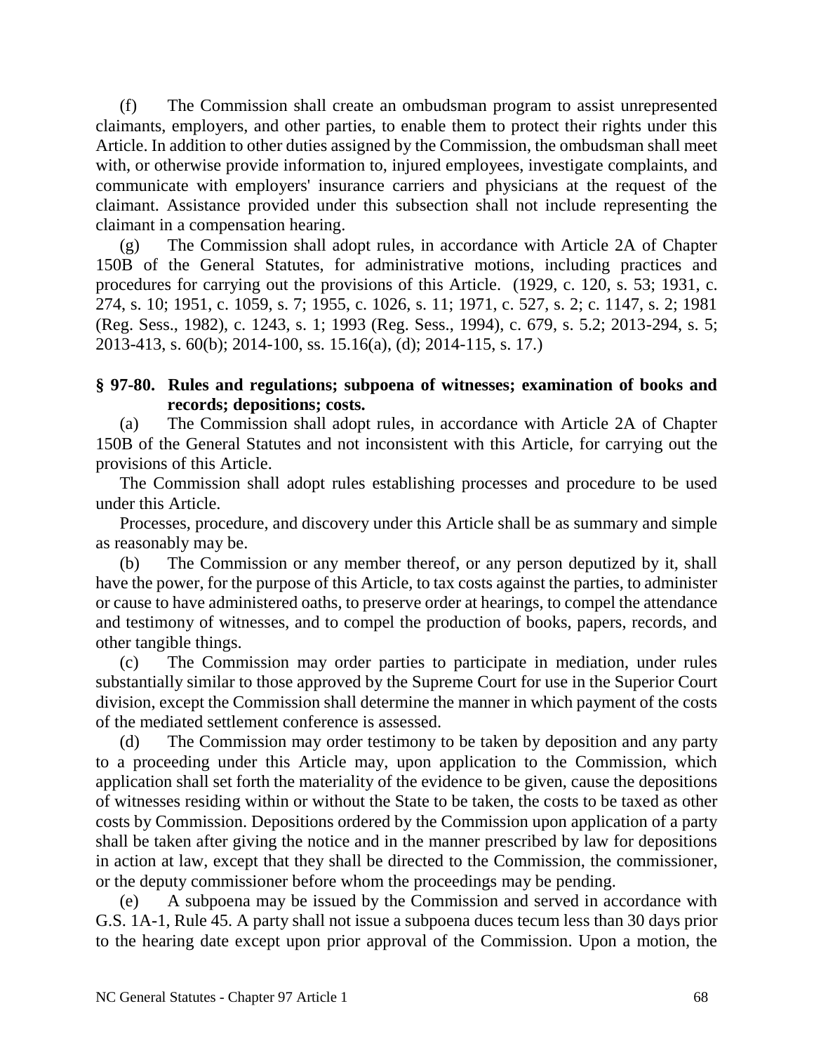(f) The Commission shall create an ombudsman program to assist unrepresented claimants, employers, and other parties, to enable them to protect their rights under this Article. In addition to other duties assigned by the Commission, the ombudsman shall meet with, or otherwise provide information to, injured employees, investigate complaints, and communicate with employers' insurance carriers and physicians at the request of the claimant. Assistance provided under this subsection shall not include representing the claimant in a compensation hearing.

(g) The Commission shall adopt rules, in accordance with Article 2A of Chapter 150B of the General Statutes, for administrative motions, including practices and procedures for carrying out the provisions of this Article. (1929, c. 120, s. 53; 1931, c. 274, s. 10; 1951, c. 1059, s. 7; 1955, c. 1026, s. 11; 1971, c. 527, s. 2; c. 1147, s. 2; 1981 (Reg. Sess., 1982), c. 1243, s. 1; 1993 (Reg. Sess., 1994), c. 679, s. 5.2; 2013-294, s. 5; 2013-413, s. 60(b); 2014-100, ss. 15.16(a), (d); 2014-115, s. 17.)

**§ 97-80. Rules and regulations; subpoena of witnesses; examination of books and records; depositions; costs.**

(a) The Commission shall adopt rules, in accordance with Article 2A of Chapter 150B of the General Statutes and not inconsistent with this Article, for carrying out the provisions of this Article.

The Commission shall adopt rules establishing processes and procedure to be used under this Article.

Processes, procedure, and discovery under this Article shall be as summary and simple as reasonably may be.

(b) The Commission or any member thereof, or any person deputized by it, shall have the power, for the purpose of this Article, to tax costs against the parties, to administer or cause to have administered oaths, to preserve order at hearings, to compel the attendance and testimony of witnesses, and to compel the production of books, papers, records, and other tangible things.

(c) The Commission may order parties to participate in mediation, under rules substantially similar to those approved by the Supreme Court for use in the Superior Court division, except the Commission shall determine the manner in which payment of the costs of the mediated settlement conference is assessed.

(d) The Commission may order testimony to be taken by deposition and any party to a proceeding under this Article may, upon application to the Commission, which application shall set forth the materiality of the evidence to be given, cause the depositions of witnesses residing within or without the State to be taken, the costs to be taxed as other costs by Commission. Depositions ordered by the Commission upon application of a party shall be taken after giving the notice and in the manner prescribed by law for depositions in action at law, except that they shall be directed to the Commission, the commissioner, or the deputy commissioner before whom the proceedings may be pending.

(e) A subpoena may be issued by the Commission and served in accordance with G.S. 1A-1, Rule 45. A party shall not issue a subpoena duces tecum less than 30 days prior to the hearing date except upon prior approval of the Commission. Upon a motion, the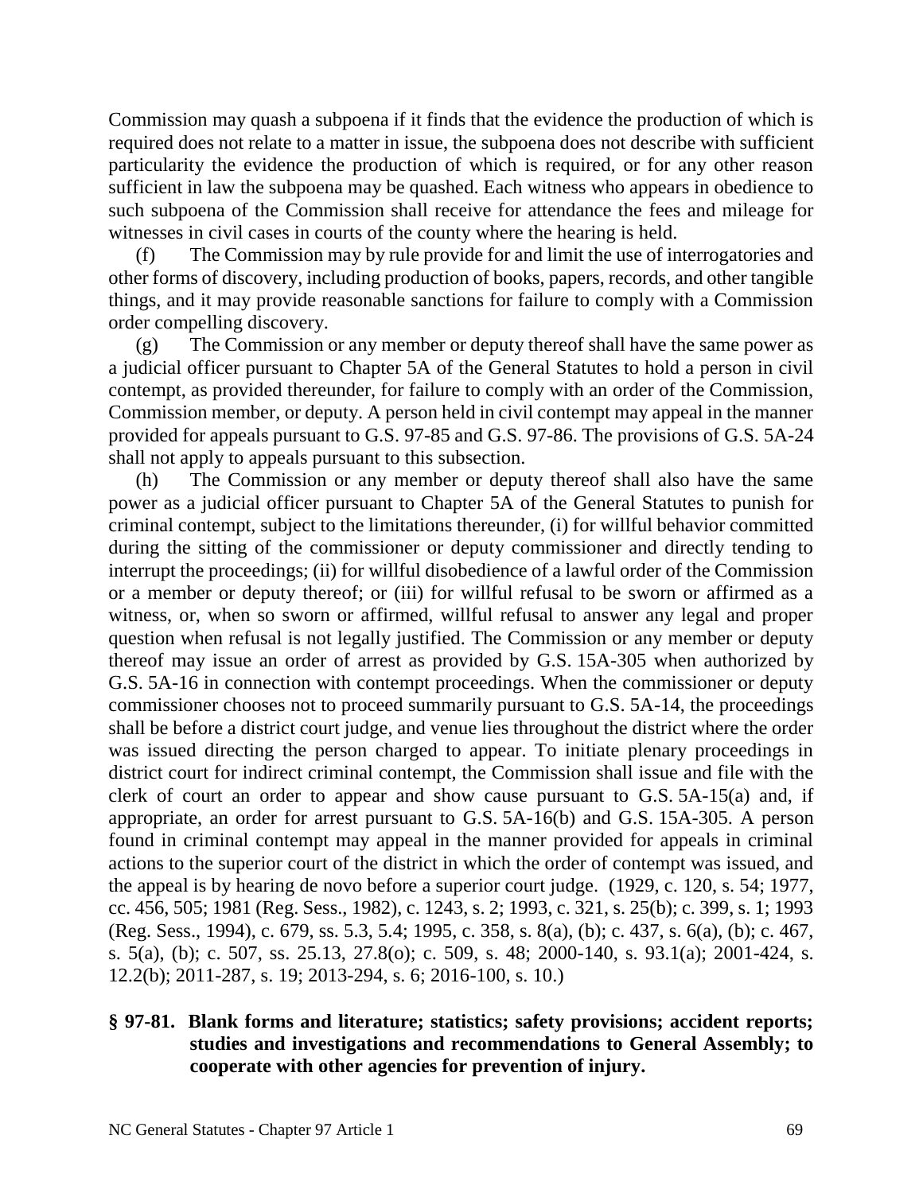Commission may quash a subpoena if it finds that the evidence the production of which is required does not relate to a matter in issue, the subpoena does not describe with sufficient particularity the evidence the production of which is required, or for any other reason sufficient in law the subpoena may be quashed. Each witness who appears in obedience to such subpoena of the Commission shall receive for attendance the fees and mileage for witnesses in civil cases in courts of the county where the hearing is held.

(f) The Commission may by rule provide for and limit the use of interrogatories and other forms of discovery, including production of books, papers, records, and other tangible things, and it may provide reasonable sanctions for failure to comply with a Commission order compelling discovery.

(g) The Commission or any member or deputy thereof shall have the same power as a judicial officer pursuant to Chapter 5A of the General Statutes to hold a person in civil contempt, as provided thereunder, for failure to comply with an order of the Commission, Commission member, or deputy. A person held in civil contempt may appeal in the manner provided for appeals pursuant to G.S. 97-85 and G.S. 97-86. The provisions of G.S. 5A-24 shall not apply to appeals pursuant to this subsection.

(h) The Commission or any member or deputy thereof shall also have the same power as a judicial officer pursuant to Chapter 5A of the General Statutes to punish for criminal contempt, subject to the limitations thereunder, (i) for willful behavior committed during the sitting of the commissioner or deputy commissioner and directly tending to interrupt the proceedings; (ii) for willful disobedience of a lawful order of the Commission or a member or deputy thereof; or (iii) for willful refusal to be sworn or affirmed as a witness, or, when so sworn or affirmed, willful refusal to answer any legal and proper question when refusal is not legally justified. The Commission or any member or deputy thereof may issue an order of arrest as provided by G.S. 15A-305 when authorized by G.S. 5A-16 in connection with contempt proceedings. When the commissioner or deputy commissioner chooses not to proceed summarily pursuant to G.S. 5A-14, the proceedings shall be before a district court judge, and venue lies throughout the district where the order was issued directing the person charged to appear. To initiate plenary proceedings in district court for indirect criminal contempt, the Commission shall issue and file with the clerk of court an order to appear and show cause pursuant to G.S. 5A-15(a) and, if appropriate, an order for arrest pursuant to G.S. 5A-16(b) and G.S. 15A-305. A person found in criminal contempt may appeal in the manner provided for appeals in criminal actions to the superior court of the district in which the order of contempt was issued, and the appeal is by hearing de novo before a superior court judge. (1929, c. 120, s. 54; 1977, cc. 456, 505; 1981 (Reg. Sess., 1982), c. 1243, s. 2; 1993, c. 321, s. 25(b); c. 399, s. 1; 1993 (Reg. Sess., 1994), c. 679, ss. 5.3, 5.4; 1995, c. 358, s. 8(a), (b); c. 437, s. 6(a), (b); c. 467, s. 5(a), (b); c. 507, ss. 25.13, 27.8(o); c. 509, s. 48; 2000-140, s. 93.1(a); 2001-424, s. 12.2(b); 2011-287, s. 19; 2013-294, s. 6; 2016-100, s. 10.)

**§ 97-81. Blank forms and literature; statistics; safety provisions; accident reports; studies and investigations and recommendations to General Assembly; to cooperate with other agencies for prevention of injury.**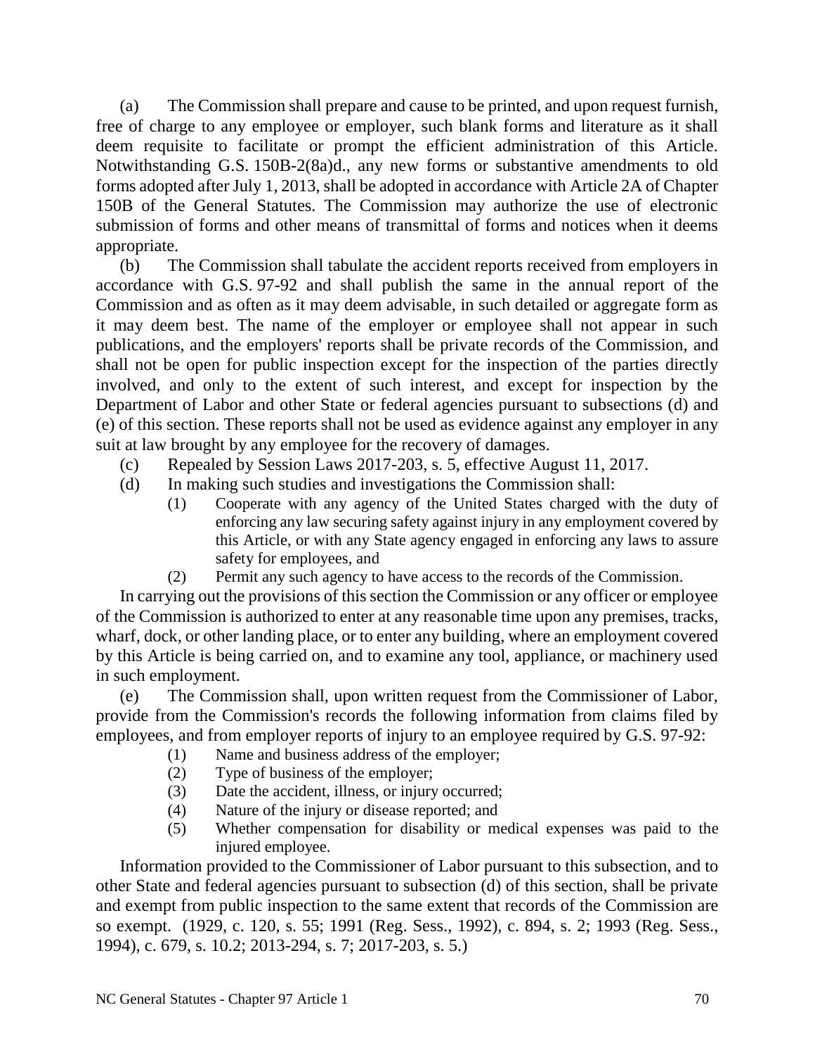(a) The Commission shall prepare and cause to be printed, and upon request furnish, free of charge to any employee or employer, such blank forms and literature as it shall deem requisite to facilitate or prompt the efficient administration of this Article. Notwithstanding G.S. 150B-2(8a)d., any new forms or substantive amendments to old forms adopted after July 1, 2013, shall be adopted in accordance with Article 2A of Chapter 150B of the General Statutes. The Commission may authorize the use of electronic submission of forms and other means of transmittal of forms and notices when it deems appropriate.

(b) The Commission shall tabulate the accident reports received from employers in accordance with G.S. 97-92 and shall publish the same in the annual report of the Commission and as often as it may deem advisable, in such detailed or aggregate form as it may deem best. The name of the employer or employee shall not appear in such publications, and the employers' reports shall be private records of the Commission, and shall not be open for public inspection except for the inspection of the parties directly involved, and only to the extent of such interest, and except for inspection by the Department of Labor and other State or federal agencies pursuant to subsections (d) and (e) of this section. These reports shall not be used as evidence against any employer in any suit at law brought by any employee for the recovery of damages.

(c) Repealed by Session Laws 2017-203, s. 5, effective August 11, 2017.

(d) In making such studies and investigations the Commission shall:

(1) Cooperate with any agency of the United States charged with the duty of enforcing any law securing safety against injury in any employment covered by this Article, or with any State agency engaged in enforcing any laws to assure safety for employees, and

(2) Permit any such agency to have access to the records of the Commission.

In carrying out the provisions of this section the Commission or any officer or employee of the Commission is authorized to enter at any reasonable time upon any premises, tracks, wharf, dock, or other landing place, or to enter any building, where an employment covered by this Article is being carried on, and to examine any tool, appliance, or machinery used in such employment.

(e) The Commission shall, upon written request from the Commissioner of Labor, provide from the Commission's records the following information from claims filed by employees, and from employer reports of injury to an employee required by G.S. 97-92:

(1) Name and business address of the employer;

(2) Type of business of the employer;

(3) Date the accident, illness, or injury occurred;

(4) Nature of the injury or disease reported; and

(5) Whether compensation for disability or medical expenses was paid to the injured employee.

Information provided to the Commissioner of Labor pursuant to this subsection, and to other State and federal agencies pursuant to subsection (d) of this section, shall be private and exempt from public inspection to the same extent that records of the Commission are so exempt. (1929, c. 120, s. 55; 1991 (Reg. Sess., 1992), c. 894, s. 2; 1993 (Reg. Sess., 1994), c. 679, s. 10.2; 2013-294, s. 7; 2017-203, s. 5.)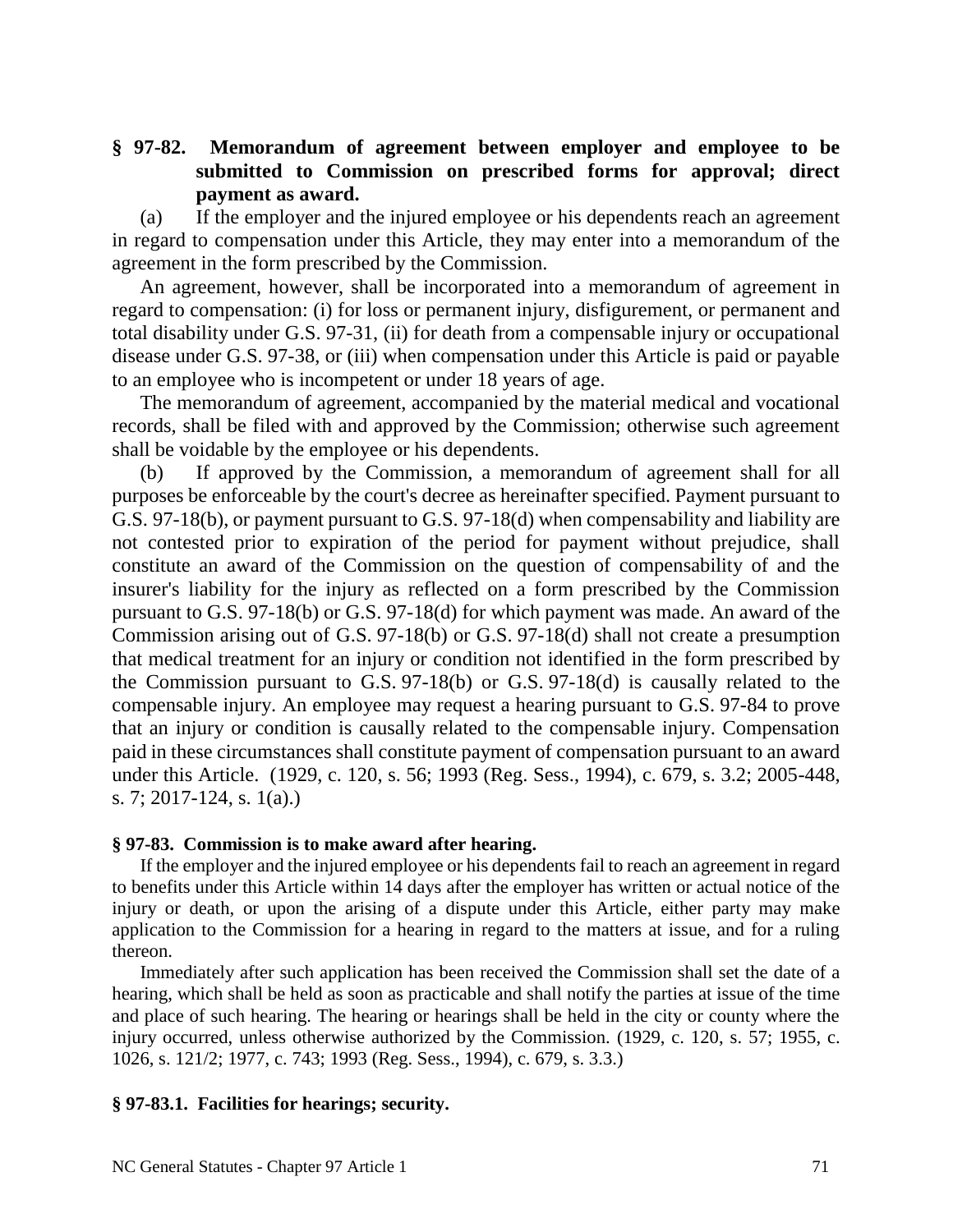## § 97-82. Memorandum of agreement between employer and employee to be submitted to Commission on prescribed forms for approval; direct payment as award.

(a) If the employer and the injured employee or his dependents reach an agreement in regard to compensation under this Article, they may enter into a memorandum of the agreement in the form prescribed by the Commission.

An agreement, however, shall be incorporated into a memorandum of agreement in regard to compensation: (i) for loss or permanent injury, disfigurement, or permanent and total disability under G.S. 97-31, (ii) for death from a compensable injury or occupational disease under G.S. 97-38, or (iii) when compensation under this Article is paid or payable to an employee who is incompetent or under 18 years of age.

The memorandum of agreement, accompanied by the material medical and vocational records, shall be filed with and approved by the Commission; otherwise such agreement shall be voidable by the employee or his dependents.

(b) If approved by the Commission, a memorandum of agreement shall for all purposes be enforceable by the court's decree as hereinafter specified. Payment pursuant to G.S. 97-18(b), or payment pursuant to G.S. 97-18(d) when compensability and liability are not contested prior to expiration of the period for payment without prejudice, shall constitute an award of the Commission on the question of compensability of and the insurer's liability for the injury as reflected on a form prescribed by the Commission pursuant to G.S. 97-18(b) or G.S. 97-18(d) for which payment was made. An award of the Commission arising out of G.S. 97-18(b) or G.S. 97-18(d) shall not create a presumption that medical treatment for an injury or condition not identified in the form prescribed by the Commission pursuant to G.S. 97-18(b) or G.S. 97-18(d) is causally related to the compensable injury. An employee may request a hearing pursuant to G.S. 97-84 to prove that an injury or condition is causally related to the compensable injury. Compensation paid in these circumstances shall constitute payment of compensation pursuant to an award under this Article. (1929, c. 120, s. 56; 1993 (Reg. Sess., 1994), c. 679, s. 3.2; 2005-448, s. 7; 2017-124, s. 1(a).)

## § 97-83. Commission is to make award after hearing.

If the employer and the injured employee or his dependents fail to reach an agreement in regard to benefits under this Article within 14 days after the employer has written or actual notice of the injury or death, or upon the arising of a dispute under this Article, either party may make application to the Commission for a hearing in regard to the matters at issue, and for a ruling thereon.

Immediately after such application has been received the Commission shall set the date of a hearing, which shall be held as soon as practicable and shall notify the parties at issue of the time and place of such hearing. The hearing or hearings shall be held in the city or county where the injury occurred, unless otherwise authorized by the Commission. (1929, c. 120, s. 57; 1955, c. 1026, s. 121/2; 1977, c. 743; 1993 (Reg. Sess., 1994), c. 679, s. 3.3.)

## § 97-83.1. Facilities for hearings; security.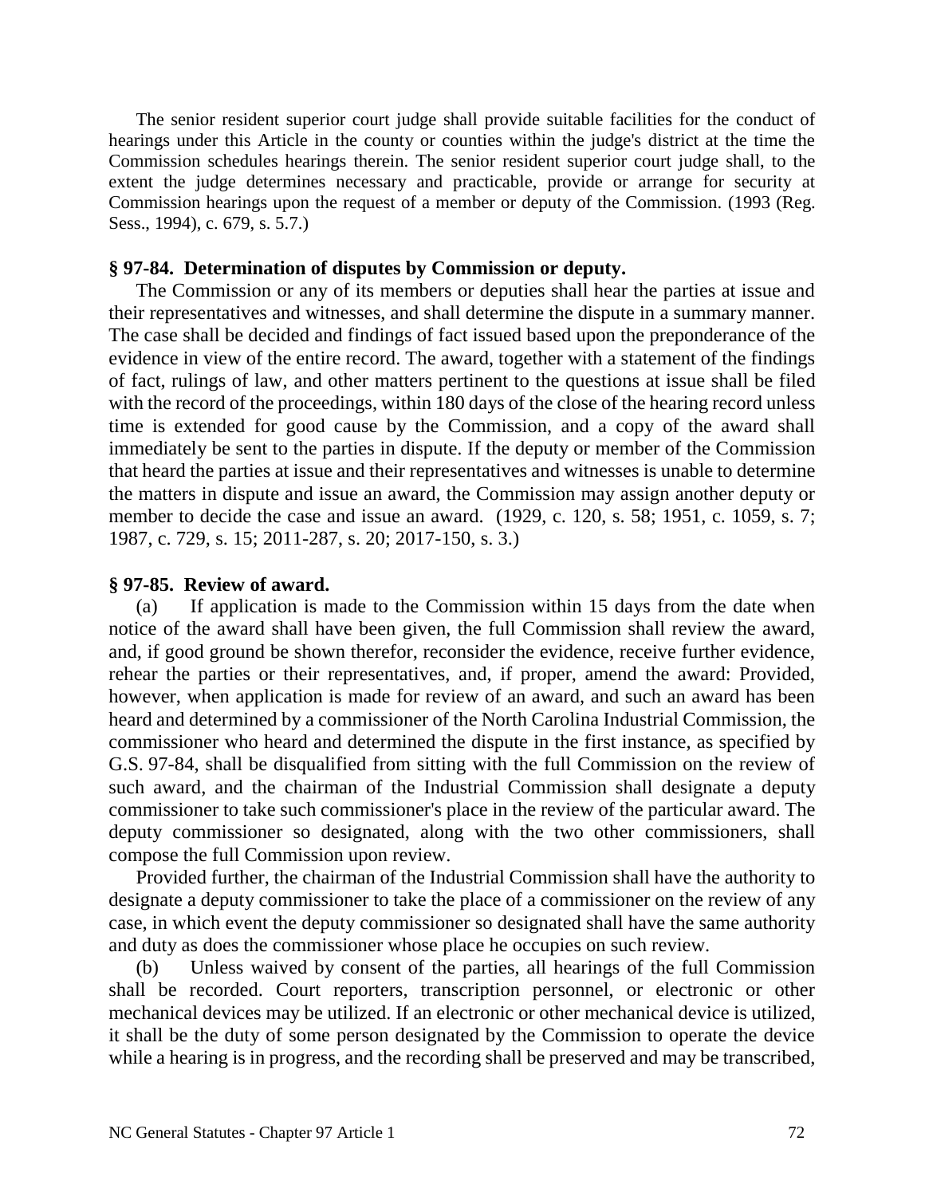The senior resident superior court judge shall provide suitable facilities for the conduct of hearings under this Article in the county or counties within the judge's district at the time the Commission schedules hearings therein. The senior resident superior court judge shall, to the extent the judge determines necessary and practicable, provide or arrange for security at Commission hearings upon the request of a member or deputy of the Commission. (1993 (Reg. Sess., 1994), c. 679, s. 5.7.)

**§ 97-84. Determination of disputes by Commission or deputy.**

The Commission or any of its members or deputies shall hear the parties at issue and their representatives and witnesses, and shall determine the dispute in a summary manner. The case shall be decided and findings of fact issued based upon the preponderance of the evidence in view of the entire record. The award, together with a statement of the findings of fact, rulings of law, and other matters pertinent to the questions at issue shall be filed with the record of the proceedings, within 180 days of the close of the hearing record unless time is extended for good cause by the Commission, and a copy of the award shall immediately be sent to the parties in dispute. If the deputy or member of the Commission that heard the parties at issue and their representatives and witnesses is unable to determine the matters in dispute and issue an award, the Commission may assign another deputy or member to decide the case and issue an award. (1929, c. 120, s. 58; 1951, c. 1059, s. 7; 1987, c. 729, s. 15; 2011-287, s. 20; 2017-150, s. 3.)

**§ 97-85. Review of award.**

(a) If application is made to the Commission within 15 days from the date when notice of the award shall have been given, the full Commission shall review the award, and, if good ground be shown therefor, reconsider the evidence, receive further evidence, rehear the parties or their representatives, and, if proper, amend the award: Provided, however, when application is made for review of an award, and such an award has been heard and determined by a commissioner of the North Carolina Industrial Commission, the commissioner who heard and determined the dispute in the first instance, as specified by G.S. 97-84, shall be disqualified from sitting with the full Commission on the review of such award, and the chairman of the Industrial Commission shall designate a deputy commissioner to take such commissioner's place in the review of the particular award. The deputy commissioner so designated, along with the two other commissioners, shall compose the full Commission upon review.

Provided further, the chairman of the Industrial Commission shall have the authority to designate a deputy commissioner to take the place of a commissioner on the review of any case, in which event the deputy commissioner so designated shall have the same authority and duty as does the commissioner whose place he occupies on such review.

(b) Unless waived by consent of the parties, all hearings of the full Commission shall be recorded. Court reporters, transcription personnel, or electronic or other mechanical devices may be utilized. If an electronic or other mechanical device is utilized, it shall be the duty of some person designated by the Commission to operate the device while a hearing is in progress, and the recording shall be preserved and may be transcribed,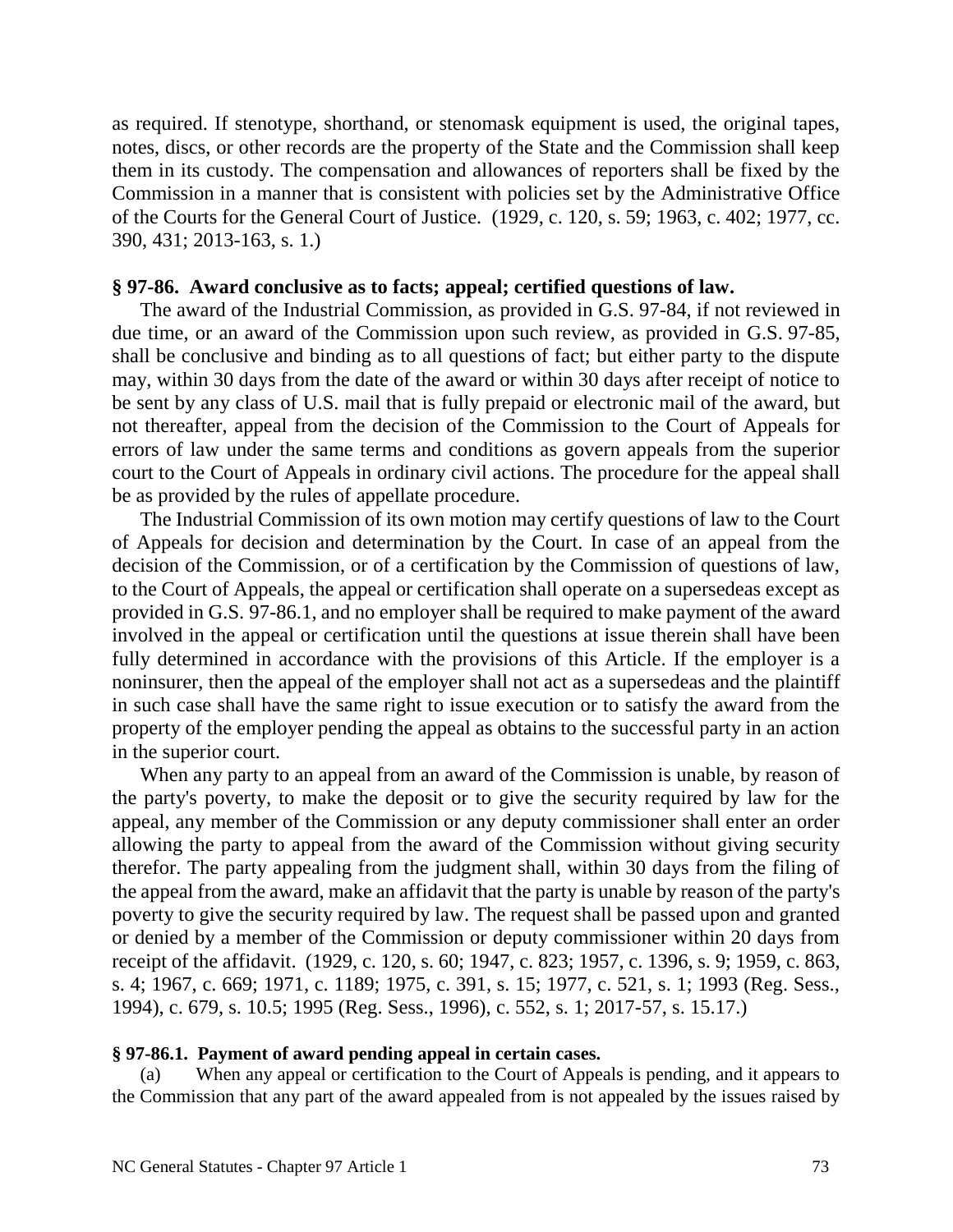as required. If stenotype, shorthand, or stenomask equipment is used, the original tapes, notes, discs, or other records are the property of the State and the Commission shall keep them in its custody. The compensation and allowances of reporters shall be fixed by the Commission in a manner that is consistent with policies set by the Administrative Office of the Courts for the General Court of Justice. (1929, c. 120, s. 59; 1963, c. 402; 1977, cc. 390, 431; 2013-163, s. 1.)

**§ 97-86. Award conclusive as to facts; appeal; certified questions of law.**

The award of the Industrial Commission, as provided in G.S. 97-84, if not reviewed in due time, or an award of the Commission upon such review, as provided in G.S. 97-85, shall be conclusive and binding as to all questions of fact; but either party to the dispute may, within 30 days from the date of the award or within 30 days after receipt of notice to be sent by any class of U.S. mail that is fully prepaid or electronic mail of the award, but not thereafter, appeal from the decision of the Commission to the Court of Appeals for errors of law under the same terms and conditions as govern appeals from the superior court to the Court of Appeals in ordinary civil actions. The procedure for the appeal shall be as provided by the rules of appellate procedure.

The Industrial Commission of its own motion may certify questions of law to the Court of Appeals for decision and determination by the Court. In case of an appeal from the decision of the Commission, or of a certification by the Commission of questions of law, to the Court of Appeals, the appeal or certification shall operate on a supersedeas except as provided in G.S. 97-86.1, and no employer shall be required to make payment of the award involved in the appeal or certification until the questions at issue therein shall have been fully determined in accordance with the provisions of this Article. If the employer is a noninsurer, then the appeal of the employer shall not act as a supersedeas and the plaintiff in such case shall have the same right to issue execution or to satisfy the award from the property of the employer pending the appeal as obtains to the successful party in an action in the superior court.

When any party to an appeal from an award of the Commission is unable, by reason of the party's poverty, to make the deposit or to give the security required by law for the appeal, any member of the Commission or any deputy commissioner shall enter an order allowing the party to appeal from the award of the Commission without giving security therefor. The party appealing from the judgment shall, within 30 days from the filing of the appeal from the award, make an affidavit that the party is unable by reason of the party's poverty to give the security required by law. The request shall be passed upon and granted or denied by a member of the Commission or deputy commissioner within 20 days from receipt of the affidavit. (1929, c. 120, s. 60; 1947, c. 823; 1957, c. 1396, s. 9; 1959, c. 863, s. 4; 1967, c. 669; 1971, c. 1189; 1975, c. 391, s. 15; 1977, c. 521, s. 1; 1993 (Reg. Sess., 1994), c. 679, s. 10.5; 1995 (Reg. Sess., 1996), c. 552, s. 1; 2017-57, s. 15.17.)

**§ 97-86.1. Payment of award pending appeal in certain cases.**

(a) When any appeal or certification to the Court of Appeals is pending, and it appears to the Commission that any part of the award appealed from is not appealed by the issues raised by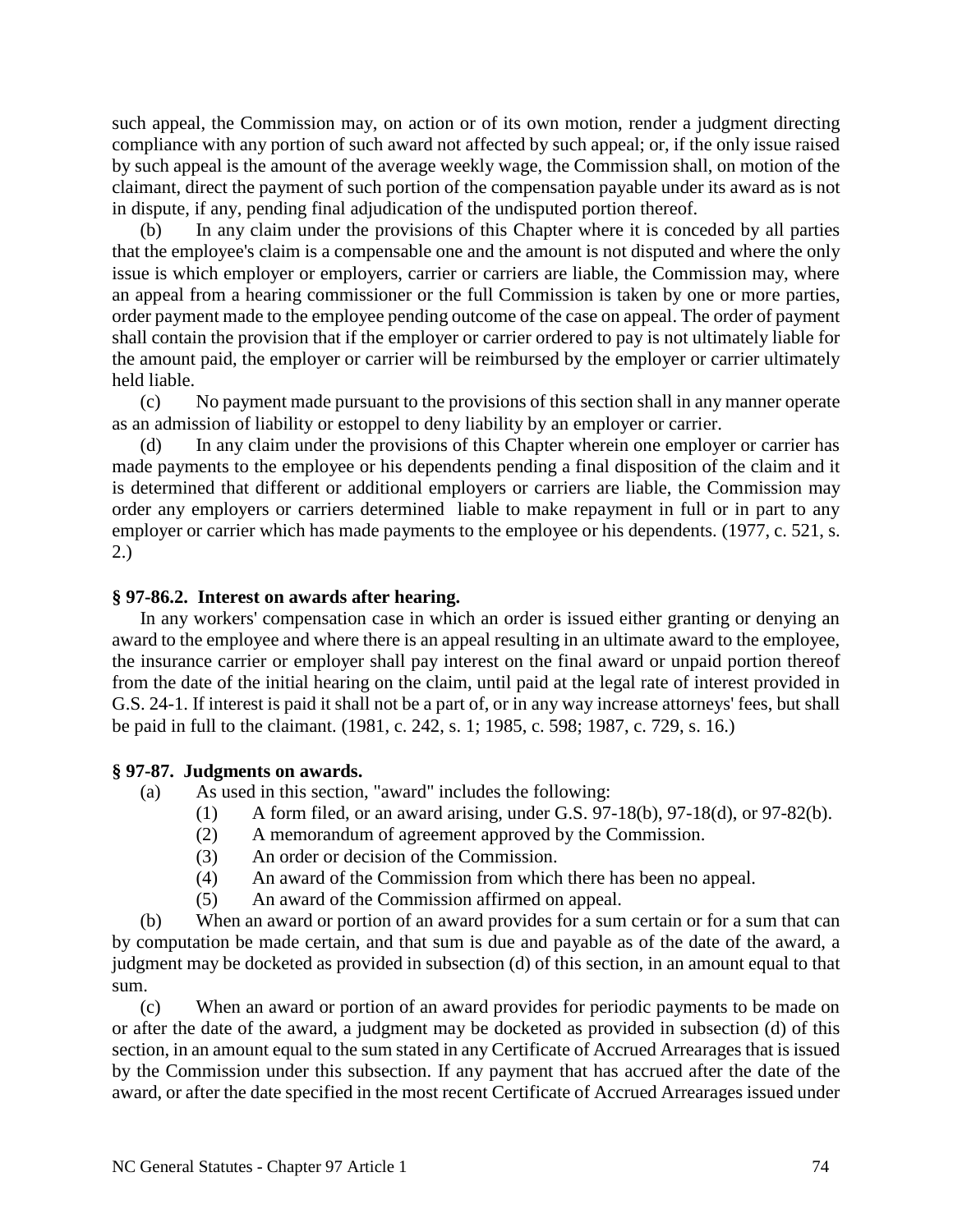such appeal, the Commission may, on action or of its own motion, render a judgment directing compliance with any portion of such award not affected by such appeal; or, if the only issue raised by such appeal is the amount of the average weekly wage, the Commission shall, on motion of the claimant, direct the payment of such portion of the compensation payable under its award as is not in dispute, if any, pending final adjudication of the undisputed portion thereof.

(b) In any claim under the provisions of this Chapter where it is conceded by all parties that the employee's claim is a compensable one and the amount is not disputed and where the only issue is which employer or employers, carrier or carriers are liable, the Commission may, where an appeal from a hearing commissioner or the full Commission is taken by one or more parties, order payment made to the employee pending outcome of the case on appeal. The order of payment shall contain the provision that if the employer or carrier ordered to pay is not ultimately liable for the amount paid, the employer or carrier will be reimbursed by the employer or carrier ultimately held liable.

(c) No payment made pursuant to the provisions of this section shall in any manner operate as an admission of liability or estoppel to deny liability by an employer or carrier.

(d) In any claim under the provisions of this Chapter wherein one employer or carrier has made payments to the employee or his dependents pending a final disposition of the claim and it is determined that different or additional employers or carriers are liable, the Commission may order any employers or carriers determined liable to make repayment in full or in part to any employer or carrier which has made payments to the employee or his dependents. (1977, c. 521, s. 2.)

**§ 97-86.2. Interest on awards after hearing.**

In any workers' compensation case in which an order is issued either granting or denying an award to the employee and where there is an appeal resulting in an ultimate award to the employee, the insurance carrier or employer shall pay interest on the final award or unpaid portion thereof from the date of the initial hearing on the claim, until paid at the legal rate of interest provided in G.S. 24-1. If interest is paid it shall not be a part of, or in any way increase attorneys' fees, but shall be paid in full to the claimant. (1981, c. 242, s. 1; 1985, c. 598; 1987, c. 729, s. 16.)

**§ 97-87. Judgments on awards.**

(a) As used in this section, "award" includes the following:

(1) A form filed, or an award arising, under G.S. 97-18(b), 97-18(d), or 97-82(b).
(2) A memorandum of agreement approved by the Commission.
(3) An order or decision of the Commission.
(4) An award of the Commission from which there has been no appeal.
(5) An award of the Commission affirmed on appeal.

(b) When an award or portion of an award provides for a sum certain or for a sum that can by computation be made certain, and that sum is due and payable as of the date of the award, a judgment may be docketed as provided in subsection (d) of this section, in an amount equal to that sum.

(c) When an award or portion of an award provides for periodic payments to be made on or after the date of the award, a judgment may be docketed as provided in subsection (d) of this section, in an amount equal to the sum stated in any Certificate of Accrued Arrearages that is issued by the Commission under this subsection. If any payment that has accrued after the date of the award, or after the date specified in the most recent Certificate of Accrued Arrearages issued under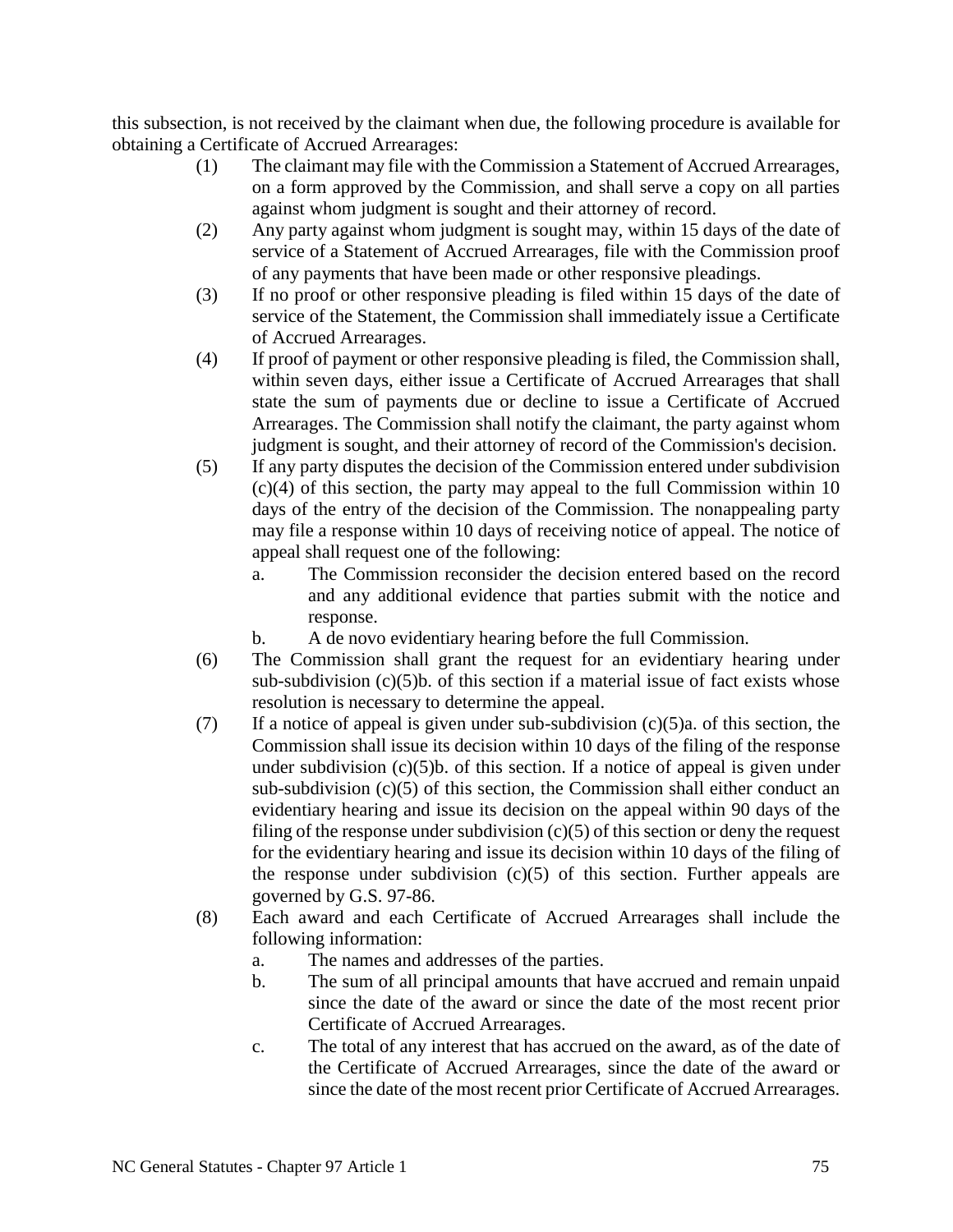this subsection, is not received by the claimant when due, the following procedure is available for obtaining a Certificate of Accrued Arrearages:

(1) The claimant may file with the Commission a Statement of Accrued Arrearages, on a form approved by the Commission, and shall serve a copy on all parties against whom judgment is sought and their attorney of record.

(2) Any party against whom judgment is sought may, within 15 days of the date of service of a Statement of Accrued Arrearages, file with the Commission proof of any payments that have been made or other responsive pleadings.

(3) If no proof or other responsive pleading is filed within 15 days of the date of service of the Statement, the Commission shall immediately issue a Certificate of Accrued Arrearages.

(4) If proof of payment or other responsive pleading is filed, the Commission shall, within seven days, either issue a Certificate of Accrued Arrearages that shall state the sum of payments due or decline to issue a Certificate of Accrued Arrearages. The Commission shall notify the claimant, the party against whom judgment is sought, and their attorney of record of the Commission's decision.

(5) If any party disputes the decision of the Commission entered under subdivision (c)(4) of this section, the party may appeal to the full Commission within 10 days of the entry of the decision of the Commission. The nonappealing party may file a response within 10 days of receiving notice of appeal. The notice of appeal shall request one of the following:

    a. The Commission reconsider the decision entered based on the record and any additional evidence that parties submit with the notice and response.

    b. A de novo evidentiary hearing before the full Commission.

(6) The Commission shall grant the request for an evidentiary hearing under sub-subdivision (c)(5)b. of this section if a material issue of fact exists whose resolution is necessary to determine the appeal.

(7) If a notice of appeal is given under sub-subdivision (c)(5)a. of this section, the Commission shall issue its decision within 10 days of the filing of the response under subdivision (c)(5)b. of this section. If a notice of appeal is given under sub-subdivision (c)(5) of this section, the Commission shall either conduct an evidentiary hearing and issue its decision on the appeal within 90 days of the filing of the response under subdivision (c)(5) of this section or deny the request for the evidentiary hearing and issue its decision within 10 days of the filing of the response under subdivision (c)(5) of this section. Further appeals are governed by G.S. 97-86.

(8) Each award and each Certificate of Accrued Arrearages shall include the following information:

    a. The names and addresses of the parties.

    b. The sum of all principal amounts that have accrued and remain unpaid since the date of the award or since the date of the most recent prior Certificate of Accrued Arrearages.

    c. The total of any interest that has accrued on the award, as of the date of the Certificate of Accrued Arrearages, since the date of the award or since the date of the most recent prior Certificate of Accrued Arrearages.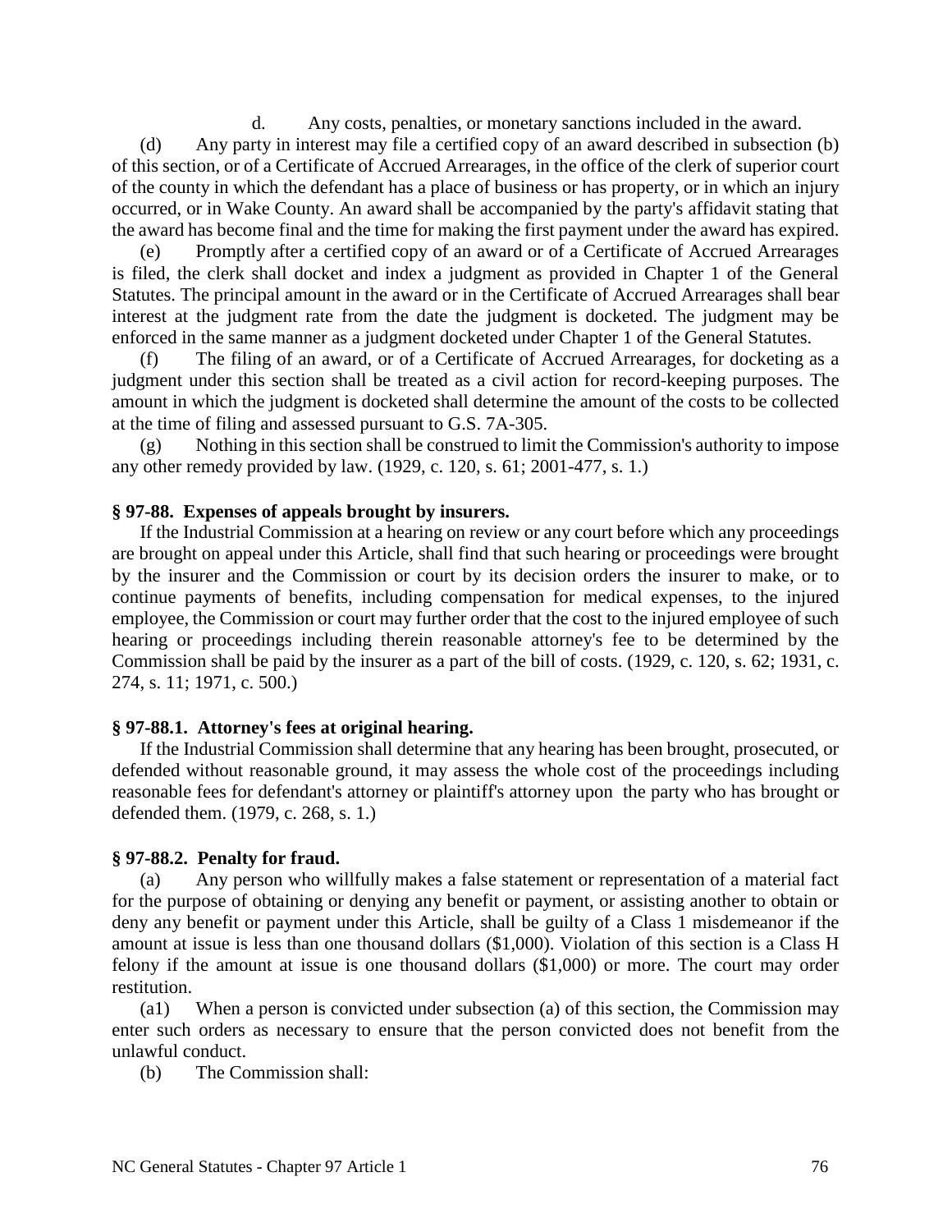d. Any costs, penalties, or monetary sanctions included in the award.

(d) Any party in interest may file a certified copy of an award described in subsection (b) of this section, or of a Certificate of Accrued Arrearages, in the office of the clerk of superior court of the county in which the defendant has a place of business or has property, or in which an injury occurred, or in Wake County. An award shall be accompanied by the party's affidavit stating that the award has become final and the time for making the first payment under the award has expired.

(e) Promptly after a certified copy of an award or of a Certificate of Accrued Arrearages is filed, the clerk shall docket and index a judgment as provided in Chapter 1 of the General Statutes. The principal amount in the award or in the Certificate of Accrued Arrearages shall bear interest at the judgment rate from the date the judgment is docketed. The judgment may be enforced in the same manner as a judgment docketed under Chapter 1 of the General Statutes.

(f) The filing of an award, or of a Certificate of Accrued Arrearages, for docketing as a judgment under this section shall be treated as a civil action for record-keeping purposes. The amount in which the judgment is docketed shall determine the amount of the costs to be collected at the time of filing and assessed pursuant to G.S. 7A-305.

(g) Nothing in this section shall be construed to limit the Commission's authority to impose any other remedy provided by law. (1929, c. 120, s. 61; 2001-477, s. 1.)

**§ 97-88. Expenses of appeals brought by insurers.**

If the Industrial Commission at a hearing on review or any court before which any proceedings are brought on appeal under this Article, shall find that such hearing or proceedings were brought by the insurer and the Commission or court by its decision orders the insurer to make, or to continue payments of benefits, including compensation for medical expenses, to the injured employee, the Commission or court may further order that the cost to the injured employee of such hearing or proceedings including therein reasonable attorney's fee to be determined by the Commission shall be paid by the insurer as a part of the bill of costs. (1929, c. 120, s. 62; 1931, c. 274, s. 11; 1971, c. 500.)

**§ 97-88.1. Attorney's fees at original hearing.**

If the Industrial Commission shall determine that any hearing has been brought, prosecuted, or defended without reasonable ground, it may assess the whole cost of the proceedings including reasonable fees for defendant's attorney or plaintiff's attorney upon the party who has brought or defended them. (1979, c. 268, s. 1.)

**§ 97-88.2. Penalty for fraud.**

(a) Any person who willfully makes a false statement or representation of a material fact for the purpose of obtaining or denying any benefit or payment, or assisting another to obtain or deny any benefit or payment under this Article, shall be guilty of a Class 1 misdemeanor if the amount at issue is less than one thousand dollars ($1,000). Violation of this section is a Class H felony if the amount at issue is one thousand dollars ($1,000) or more. The court may order restitution.

(a1) When a person is convicted under subsection (a) of this section, the Commission may enter such orders as necessary to ensure that the person convicted does not benefit from the unlawful conduct.

(b) The Commission shall: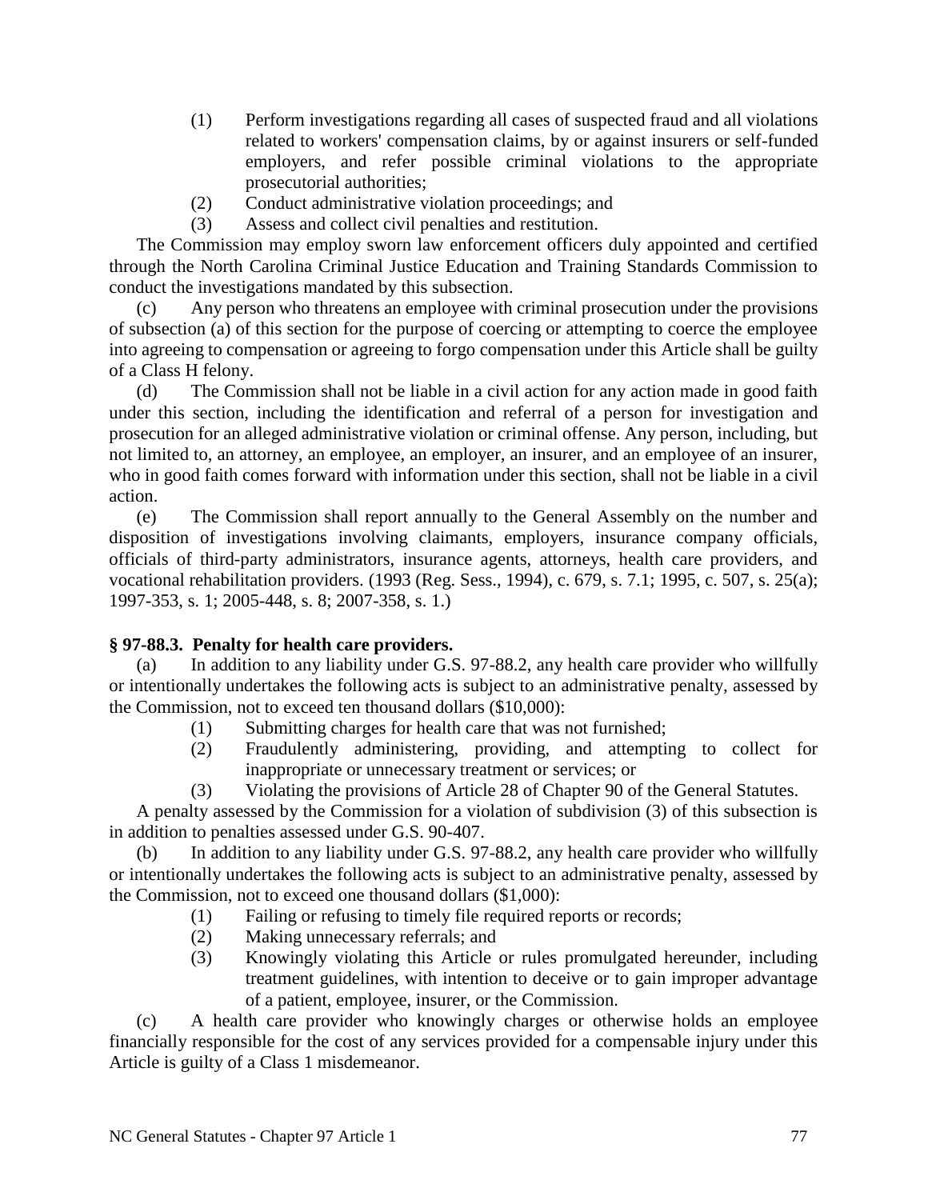(1) Perform investigations regarding all cases of suspected fraud and all violations related to workers' compensation claims, by or against insurers or self-funded employers, and refer possible criminal violations to the appropriate prosecutorial authorities;

(2) Conduct administrative violation proceedings; and

(3) Assess and collect civil penalties and restitution.

The Commission may employ sworn law enforcement officers duly appointed and certified through the North Carolina Criminal Justice Education and Training Standards Commission to conduct the investigations mandated by this subsection.

(c) Any person who threatens an employee with criminal prosecution under the provisions of subsection (a) of this section for the purpose of coercing or attempting to coerce the employee into agreeing to compensation or agreeing to forgo compensation under this Article shall be guilty of a Class H felony.

(d) The Commission shall not be liable in a civil action for any action made in good faith under this section, including the identification and referral of a person for investigation and prosecution for an alleged administrative violation or criminal offense. Any person, including, but not limited to, an attorney, an employee, an employer, an insurer, and an employee of an insurer, who in good faith comes forward with information under this section, shall not be liable in a civil action.

(e) The Commission shall report annually to the General Assembly on the number and disposition of investigations involving claimants, employers, insurance company officials, officials of third-party administrators, insurance agents, attorneys, health care providers, and vocational rehabilitation providers. (1993 (Reg. Sess., 1994), c. 679, s. 7.1; 1995, c. 507, s. 25(a); 1997-353, s. 1; 2005-448, s. 8; 2007-358, s. 1.)

### § 97-88.3. Penalty for health care providers.

(a) In addition to any liability under G.S. 97-88.2, any health care provider who willfully or intentionally undertakes the following acts is subject to an administrative penalty, assessed by the Commission, not to exceed ten thousand dollars ($10,000):

(1) Submitting charges for health care that was not furnished;

(2) Fraudulently administering, providing, and attempting to collect for inappropriate or unnecessary treatment or services; or

(3) Violating the provisions of Article 28 of Chapter 90 of the General Statutes.

A penalty assessed by the Commission for a violation of subdivision (3) of this subsection is in addition to penalties assessed under G.S. 90-407.

(b) In addition to any liability under G.S. 97-88.2, any health care provider who willfully or intentionally undertakes the following acts is subject to an administrative penalty, assessed by the Commission, not to exceed one thousand dollars ($1,000):

(1) Failing or refusing to timely file required reports or records;

(2) Making unnecessary referrals; and

(3) Knowingly violating this Article or rules promulgated hereunder, including treatment guidelines, with intention to deceive or to gain improper advantage of a patient, employee, insurer, or the Commission.

(c) A health care provider who knowingly charges or otherwise holds an employee financially responsible for the cost of any services provided for a compensable injury under this Article is guilty of a Class 1 misdemeanor.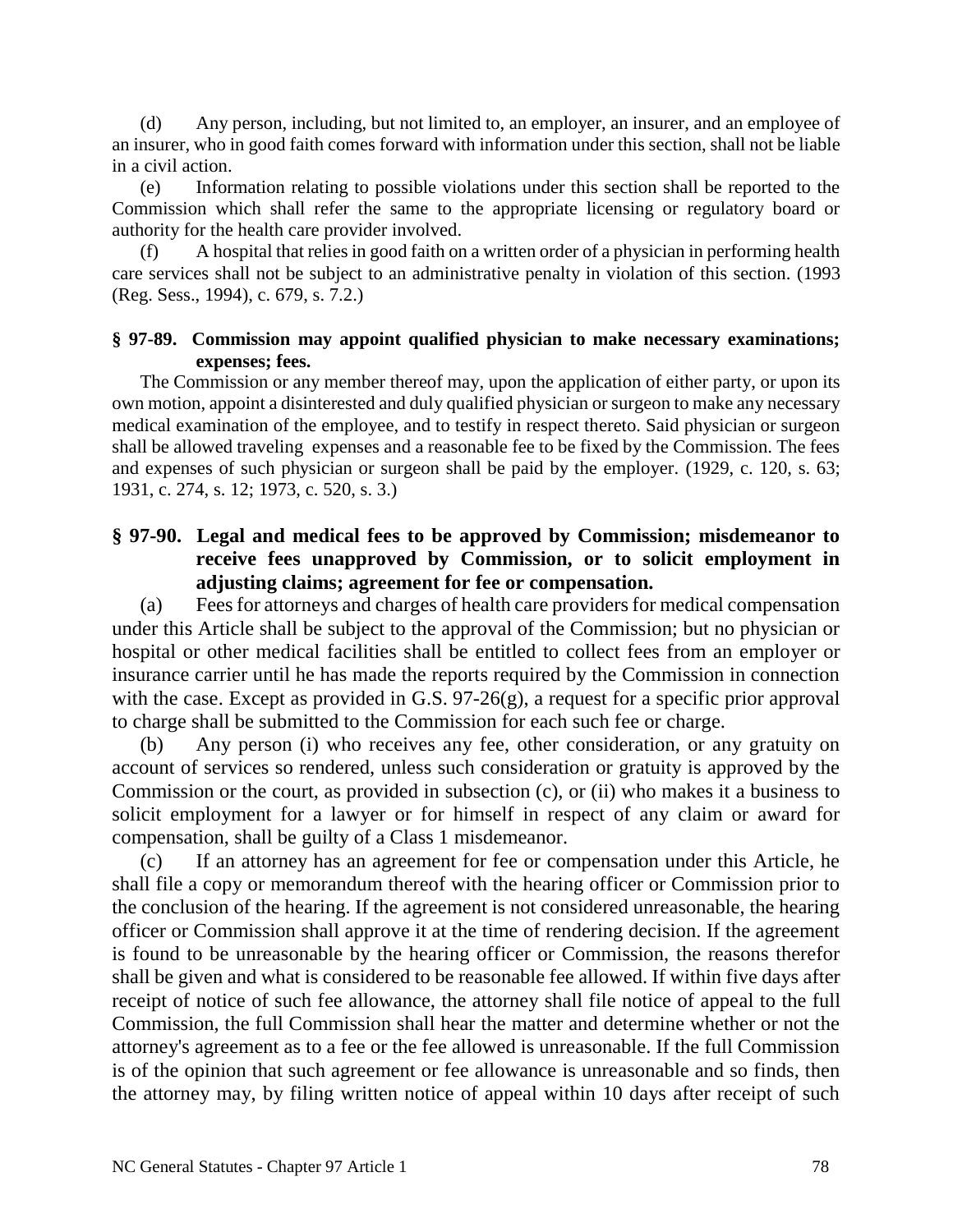(d) Any person, including, but not limited to, an employer, an insurer, and an employee of an insurer, who in good faith comes forward with information under this section, shall not be liable in a civil action.

(e) Information relating to possible violations under this section shall be reported to the Commission which shall refer the same to the appropriate licensing or regulatory board or authority for the health care provider involved.

(f) A hospital that relies in good faith on a written order of a physician in performing health care services shall not be subject to an administrative penalty in violation of this section. (1993 (Reg. Sess., 1994), c. 679, s. 7.2.)

### § 97-89. Commission may appoint qualified physician to make necessary examinations; expenses; fees.

The Commission or any member thereof may, upon the application of either party, or upon its own motion, appoint a disinterested and duly qualified physician or surgeon to make any necessary medical examination of the employee, and to testify in respect thereto. Said physician or surgeon shall be allowed traveling expenses and a reasonable fee to be fixed by the Commission. The fees and expenses of such physician or surgeon shall be paid by the employer. (1929, c. 120, s. 63; 1931, c. 274, s. 12; 1973, c. 520, s. 3.)

### § 97-90. Legal and medical fees to be approved by Commission; misdemeanor to receive fees unapproved by Commission, or to solicit employment in adjusting claims; agreement for fee or compensation.

(a) Fees for attorneys and charges of health care providers for medical compensation under this Article shall be subject to the approval of the Commission; but no physician or hospital or other medical facilities shall be entitled to collect fees from an employer or insurance carrier until he has made the reports required by the Commission in connection with the case. Except as provided in G.S. 97-26(g), a request for a specific prior approval to charge shall be submitted to the Commission for each such fee or charge.

(b) Any person (i) who receives any fee, other consideration, or any gratuity on account of services so rendered, unless such consideration or gratuity is approved by the Commission or the court, as provided in subsection (c), or (ii) who makes it a business to solicit employment for a lawyer or for himself in respect of any claim or award for compensation, shall be guilty of a Class 1 misdemeanor.

(c) If an attorney has an agreement for fee or compensation under this Article, he shall file a copy or memorandum thereof with the hearing officer or Commission prior to the conclusion of the hearing. If the agreement is not considered unreasonable, the hearing officer or Commission shall approve it at the time of rendering decision. If the agreement is found to be unreasonable by the hearing officer or Commission, the reasons therefor shall be given and what is considered to be reasonable fee allowed. If within five days after receipt of notice of such fee allowance, the attorney shall file notice of appeal to the full Commission, the full Commission shall hear the matter and determine whether or not the attorney's agreement as to a fee or the fee allowed is unreasonable. If the full Commission is of the opinion that such agreement or fee allowance is unreasonable and so finds, then the attorney may, by filing written notice of appeal within 10 days after receipt of such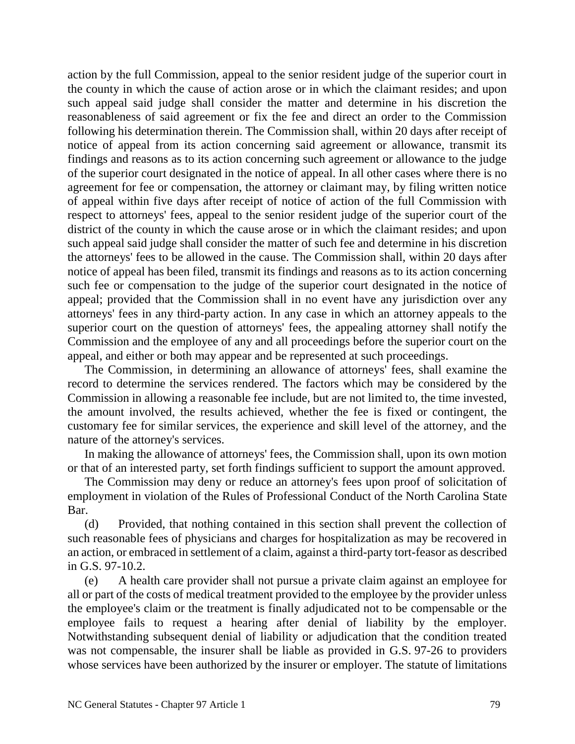action by the full Commission, appeal to the senior resident judge of the superior court in the county in which the cause of action arose or in which the claimant resides; and upon such appeal said judge shall consider the matter and determine in his discretion the reasonableness of said agreement or fix the fee and direct an order to the Commission following his determination therein. The Commission shall, within 20 days after receipt of notice of appeal from its action concerning said agreement or allowance, transmit its findings and reasons as to its action concerning such agreement or allowance to the judge of the superior court designated in the notice of appeal. In all other cases where there is no agreement for fee or compensation, the attorney or claimant may, by filing written notice of appeal within five days after receipt of notice of action of the full Commission with respect to attorneys' fees, appeal to the senior resident judge of the superior court of the district of the county in which the cause arose or in which the claimant resides; and upon such appeal said judge shall consider the matter of such fee and determine in his discretion the attorneys' fees to be allowed in the cause. The Commission shall, within 20 days after notice of appeal has been filed, transmit its findings and reasons as to its action concerning such fee or compensation to the judge of the superior court designated in the notice of appeal; provided that the Commission shall in no event have any jurisdiction over any attorneys' fees in any third-party action. In any case in which an attorney appeals to the superior court on the question of attorneys' fees, the appealing attorney shall notify the Commission and the employee of any and all proceedings before the superior court on the appeal, and either or both may appear and be represented at such proceedings.

The Commission, in determining an allowance of attorneys' fees, shall examine the record to determine the services rendered. The factors which may be considered by the Commission in allowing a reasonable fee include, but are not limited to, the time invested, the amount involved, the results achieved, whether the fee is fixed or contingent, the customary fee for similar services, the experience and skill level of the attorney, and the nature of the attorney's services.

In making the allowance of attorneys' fees, the Commission shall, upon its own motion or that of an interested party, set forth findings sufficient to support the amount approved.

The Commission may deny or reduce an attorney's fees upon proof of solicitation of employment in violation of the Rules of Professional Conduct of the North Carolina State Bar.

(d) Provided, that nothing contained in this section shall prevent the collection of such reasonable fees of physicians and charges for hospitalization as may be recovered in an action, or embraced in settlement of a claim, against a third-party tort-feasor as described in G.S. 97-10.2.

(e) A health care provider shall not pursue a private claim against an employee for all or part of the costs of medical treatment provided to the employee by the provider unless the employee's claim or the treatment is finally adjudicated not to be compensable or the employee fails to request a hearing after denial of liability by the employer. Notwithstanding subsequent denial of liability or adjudication that the condition treated was not compensable, the insurer shall be liable as provided in G.S. 97-26 to providers whose services have been authorized by the insurer or employer. The statute of limitations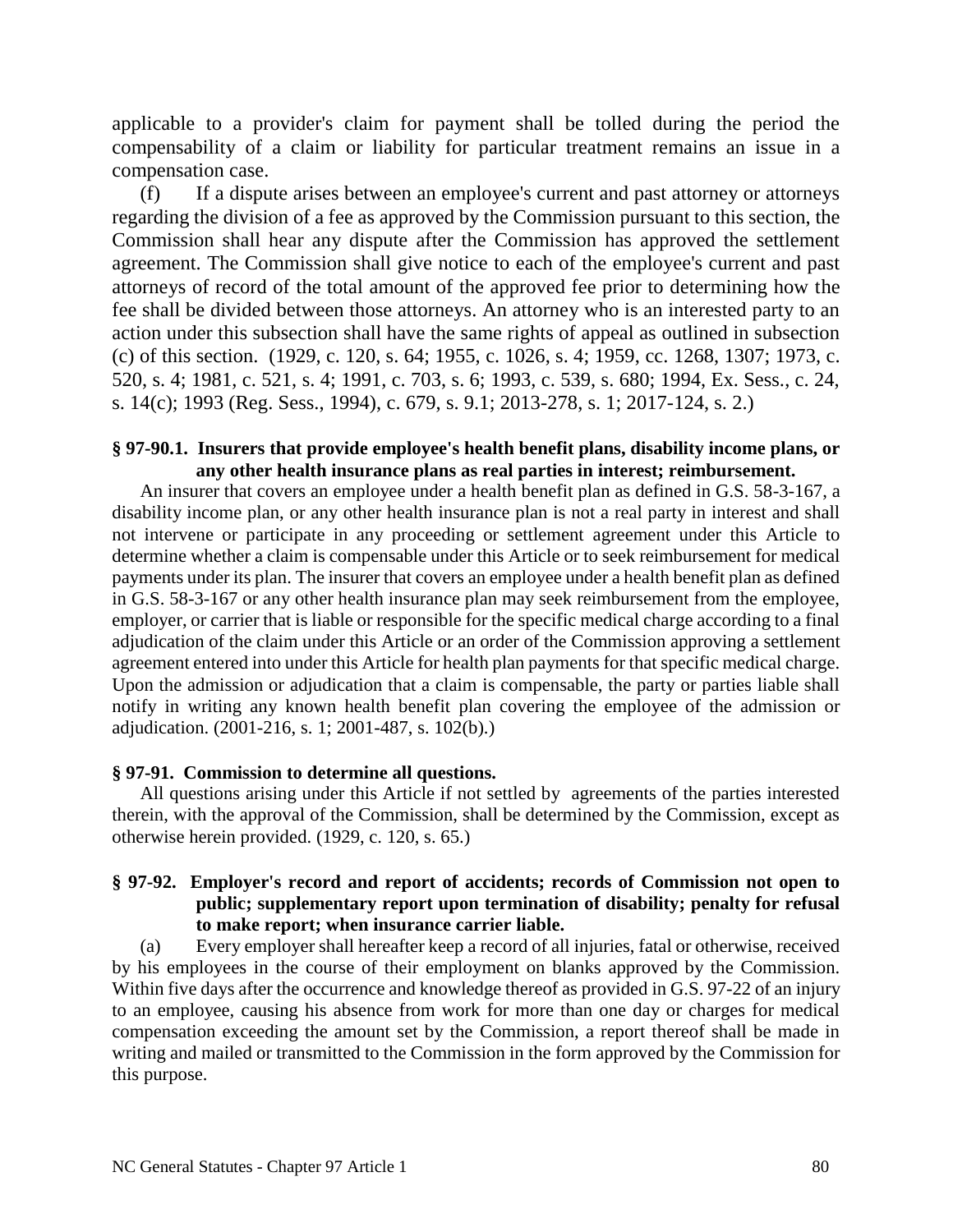applicable to a provider's claim for payment shall be tolled during the period the compensability of a claim or liability for particular treatment remains an issue in a compensation case.

(f) If a dispute arises between an employee's current and past attorney or attorneys regarding the division of a fee as approved by the Commission pursuant to this section, the Commission shall hear any dispute after the Commission has approved the settlement agreement. The Commission shall give notice to each of the employee's current and past attorneys of record of the total amount of the approved fee prior to determining how the fee shall be divided between those attorneys. An attorney who is an interested party to an action under this subsection shall have the same rights of appeal as outlined in subsection (c) of this section. (1929, c. 120, s. 64; 1955, c. 1026, s. 4; 1959, cc. 1268, 1307; 1973, c. 520, s. 4; 1981, c. 521, s. 4; 1991, c. 703, s. 6; 1993, c. 539, s. 680; 1994, Ex. Sess., c. 24, s. 14(c); 1993 (Reg. Sess., 1994), c. 679, s. 9.1; 2013-278, s. 1; 2017-124, s. 2.)

**§ 97-90.1. Insurers that provide employee's health benefit plans, disability income plans, or any other health insurance plans as real parties in interest; reimbursement.**

An insurer that covers an employee under a health benefit plan as defined in G.S. 58-3-167, a disability income plan, or any other health insurance plan is not a real party in interest and shall not intervene or participate in any proceeding or settlement agreement under this Article to determine whether a claim is compensable under this Article or to seek reimbursement for medical payments under its plan. The insurer that covers an employee under a health benefit plan as defined in G.S. 58-3-167 or any other health insurance plan may seek reimbursement from the employee, employer, or carrier that is liable or responsible for the specific medical charge according to a final adjudication of the claim under this Article or an order of the Commission approving a settlement agreement entered into under this Article for health plan payments for that specific medical charge. Upon the admission or adjudication that a claim is compensable, the party or parties liable shall notify in writing any known health benefit plan covering the employee of the admission or adjudication. (2001-216, s. 1; 2001-487, s. 102(b).)

**§ 97-91. Commission to determine all questions.**

All questions arising under this Article if not settled by agreements of the parties interested therein, with the approval of the Commission, shall be determined by the Commission, except as otherwise herein provided. (1929, c. 120, s. 65.)

**§ 97-92. Employer's record and report of accidents; records of Commission not open to public; supplementary report upon termination of disability; penalty for refusal to make report; when insurance carrier liable.**

(a) Every employer shall hereafter keep a record of all injuries, fatal or otherwise, received by his employees in the course of their employment on blanks approved by the Commission. Within five days after the occurrence and knowledge thereof as provided in G.S. 97-22 of an injury to an employee, causing his absence from work for more than one day or charges for medical compensation exceeding the amount set by the Commission, a report thereof shall be made in writing and mailed or transmitted to the Commission in the form approved by the Commission for this purpose.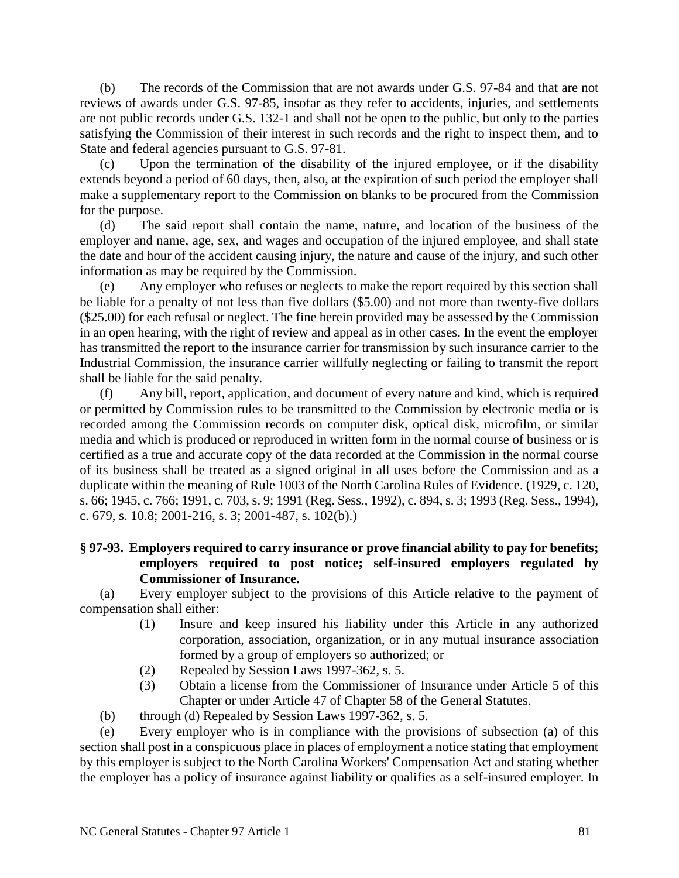(b) The records of the Commission that are not awards under G.S. 97-84 and that are not reviews of awards under G.S. 97-85, insofar as they refer to accidents, injuries, and settlements are not public records under G.S. 132-1 and shall not be open to the public, but only to the parties satisfying the Commission of their interest in such records and the right to inspect them, and to State and federal agencies pursuant to G.S. 97-81.

(c) Upon the termination of the disability of the injured employee, or if the disability extends beyond a period of 60 days, then, also, at the expiration of such period the employer shall make a supplementary report to the Commission on blanks to be procured from the Commission for the purpose.

(d) The said report shall contain the name, nature, and location of the business of the employer and name, age, sex, and wages and occupation of the injured employee, and shall state the date and hour of the accident causing injury, the nature and cause of the injury, and such other information as may be required by the Commission.

(e) Any employer who refuses or neglects to make the report required by this section shall be liable for a penalty of not less than five dollars ($5.00) and not more than twenty-five dollars ($25.00) for each refusal or neglect. The fine herein provided may be assessed by the Commission in an open hearing, with the right of review and appeal as in other cases. In the event the employer has transmitted the report to the insurance carrier for transmission by such insurance carrier to the Industrial Commission, the insurance carrier willfully neglecting or failing to transmit the report shall be liable for the said penalty.

(f) Any bill, report, application, and document of every nature and kind, which is required or permitted by Commission rules to be transmitted to the Commission by electronic media or is recorded among the Commission records on computer disk, optical disk, microfilm, or similar media and which is produced or reproduced in written form in the normal course of business or is certified as a true and accurate copy of the data recorded at the Commission in the normal course of its business shall be treated as a signed original in all uses before the Commission and as a duplicate within the meaning of Rule 1003 of the North Carolina Rules of Evidence. (1929, c. 120, s. 66; 1945, c. 766; 1991, c. 703, s. 9; 1991 (Reg. Sess., 1992), c. 894, s. 3; 1993 (Reg. Sess., 1994), c. 679, s. 10.8; 2001-216, s. 3; 2001-487, s. 102(b).)

**§ 97-93. Employers required to carry insurance or prove financial ability to pay for benefits; employers required to post notice; self-insured employers regulated by Commissioner of Insurance.**

(a) Every employer subject to the provisions of this Article relative to the payment of compensation shall either:

(1) Insure and keep insured his liability under this Article in any authorized corporation, association, organization, or in any mutual insurance association formed by a group of employers so authorized; or

(2) Repealed by Session Laws 1997-362, s. 5.

(3) Obtain a license from the Commissioner of Insurance under Article 5 of this Chapter or under Article 47 of Chapter 58 of the General Statutes.

(b) through (d) Repealed by Session Laws 1997-362, s. 5.

(e) Every employer who is in compliance with the provisions of subsection (a) of this section shall post in a conspicuous place in places of employment a notice stating that employment by this employer is subject to the North Carolina Workers' Compensation Act and stating whether the employer has a policy of insurance against liability or qualifies as a self-insured employer. In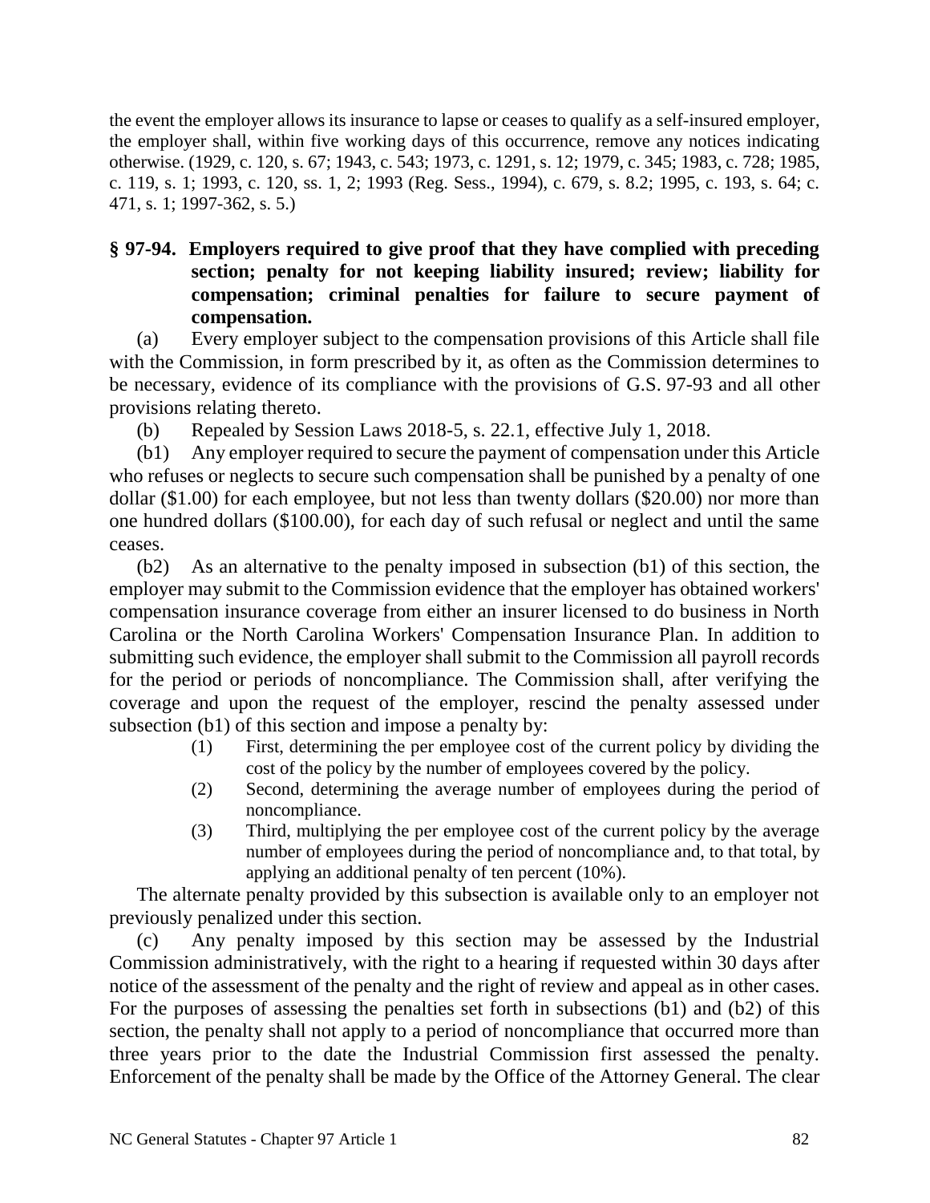the event the employer allows its insurance to lapse or ceases to qualify as a self-insured employer, the employer shall, within five working days of this occurrence, remove any notices indicating otherwise. (1929, c. 120, s. 67; 1943, c. 543; 1973, c. 1291, s. 12; 1979, c. 345; 1983, c. 728; 1985, c. 119, s. 1; 1993, c. 120, ss. 1, 2; 1993 (Reg. Sess., 1994), c. 679, s. 8.2; 1995, c. 193, s. 64; c. 471, s. 1; 1997-362, s. 5.)

## § 97-94. Employers required to give proof that they have complied with preceding section; penalty for not keeping liability insured; review; liability for compensation; criminal penalties for failure to secure payment of compensation.

(a) Every employer subject to the compensation provisions of this Article shall file with the Commission, in form prescribed by it, as often as the Commission determines to be necessary, evidence of its compliance with the provisions of G.S. 97-93 and all other provisions relating thereto.

(b) Repealed by Session Laws 2018-5, s. 22.1, effective July 1, 2018.

(b1) Any employer required to secure the payment of compensation under this Article who refuses or neglects to secure such compensation shall be punished by a penalty of one dollar ($1.00) for each employee, but not less than twenty dollars ($20.00) nor more than one hundred dollars ($100.00), for each day of such refusal or neglect and until the same ceases.

(b2) As an alternative to the penalty imposed in subsection (b1) of this section, the employer may submit to the Commission evidence that the employer has obtained workers' compensation insurance coverage from either an insurer licensed to do business in North Carolina or the North Carolina Workers' Compensation Insurance Plan. In addition to submitting such evidence, the employer shall submit to the Commission all payroll records for the period or periods of noncompliance. The Commission shall, after verifying the coverage and upon the request of the employer, rescind the penalty assessed under subsection (b1) of this section and impose a penalty by:

(1) First, determining the per employee cost of the current policy by dividing the cost of the policy by the number of employees covered by the policy.

(2) Second, determining the average number of employees during the period of noncompliance.

(3) Third, multiplying the per employee cost of the current policy by the average number of employees during the period of noncompliance and, to that total, by applying an additional penalty of ten percent (10%).

The alternate penalty provided by this subsection is available only to an employer not previously penalized under this section.

(c) Any penalty imposed by this section may be assessed by the Industrial Commission administratively, with the right to a hearing if requested within 30 days after notice of the assessment of the penalty and the right of review and appeal as in other cases. For the purposes of assessing the penalties set forth in subsections (b1) and (b2) of this section, the penalty shall not apply to a period of noncompliance that occurred more than three years prior to the date the Industrial Commission first assessed the penalty. Enforcement of the penalty shall be made by the Office of the Attorney General. The clear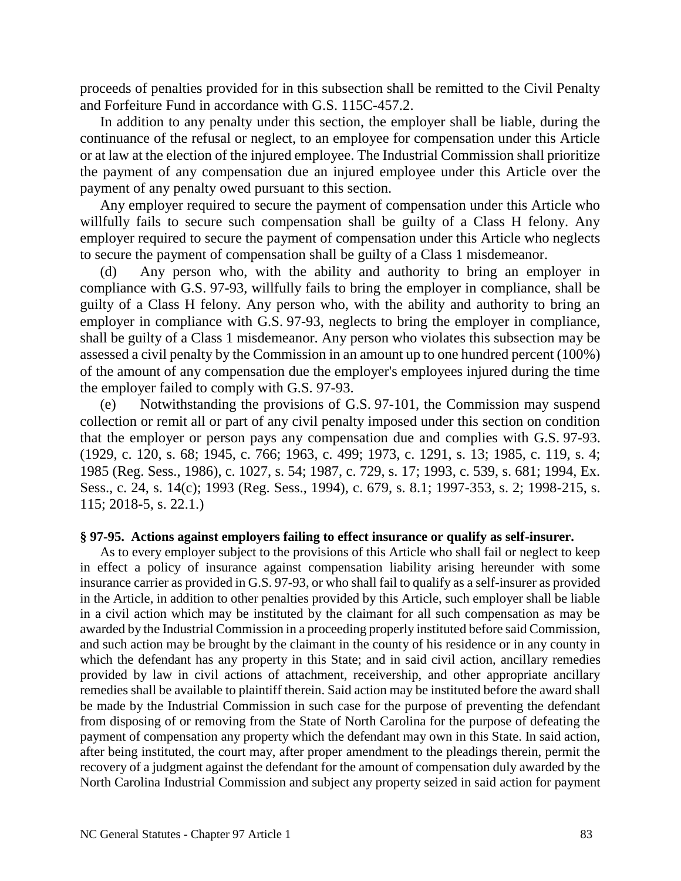proceeds of penalties provided for in this subsection shall be remitted to the Civil Penalty and Forfeiture Fund in accordance with G.S. 115C-457.2.

In addition to any penalty under this section, the employer shall be liable, during the continuance of the refusal or neglect, to an employee for compensation under this Article or at law at the election of the injured employee. The Industrial Commission shall prioritize the payment of any compensation due an injured employee under this Article over the payment of any penalty owed pursuant to this section.

Any employer required to secure the payment of compensation under this Article who willfully fails to secure such compensation shall be guilty of a Class H felony. Any employer required to secure the payment of compensation under this Article who neglects to secure the payment of compensation shall be guilty of a Class 1 misdemeanor.

(d) Any person who, with the ability and authority to bring an employer in compliance with G.S. 97-93, willfully fails to bring the employer in compliance, shall be guilty of a Class H felony. Any person who, with the ability and authority to bring an employer in compliance with G.S. 97-93, neglects to bring the employer in compliance, shall be guilty of a Class 1 misdemeanor. Any person who violates this subsection may be assessed a civil penalty by the Commission in an amount up to one hundred percent (100%) of the amount of any compensation due the employer's employees injured during the time the employer failed to comply with G.S. 97-93.

(e) Notwithstanding the provisions of G.S. 97-101, the Commission may suspend collection or remit all or part of any civil penalty imposed under this section on condition that the employer or person pays any compensation due and complies with G.S. 97-93. (1929, c. 120, s. 68; 1945, c. 766; 1963, c. 499; 1973, c. 1291, s. 13; 1985, c. 119, s. 4; 1985 (Reg. Sess., 1986), c. 1027, s. 54; 1987, c. 729, s. 17; 1993, c. 539, s. 681; 1994, Ex. Sess., c. 24, s. 14(c); 1993 (Reg. Sess., 1994), c. 679, s. 8.1; 1997-353, s. 2; 1998-215, s. 115; 2018-5, s. 22.1.)

**§ 97-95. Actions against employers failing to effect insurance or qualify as self-insurer.**

As to every employer subject to the provisions of this Article who shall fail or neglect to keep in effect a policy of insurance against compensation liability arising hereunder with some insurance carrier as provided in G.S. 97-93, or who shall fail to qualify as a self-insurer as provided in the Article, in addition to other penalties provided by this Article, such employer shall be liable in a civil action which may be instituted by the claimant for all such compensation as may be awarded by the Industrial Commission in a proceeding properly instituted before said Commission, and such action may be brought by the claimant in the county of his residence or in any county in which the defendant has any property in this State; and in said civil action, ancillary remedies provided by law in civil actions of attachment, receivership, and other appropriate ancillary remedies shall be available to plaintiff therein. Said action may be instituted before the award shall be made by the Industrial Commission in such case for the purpose of preventing the defendant from disposing of or removing from the State of North Carolina for the purpose of defeating the payment of compensation any property which the defendant may own in this State. In said action, after being instituted, the court may, after proper amendment to the pleadings therein, permit the recovery of a judgment against the defendant for the amount of compensation duly awarded by the North Carolina Industrial Commission and subject any property seized in said action for payment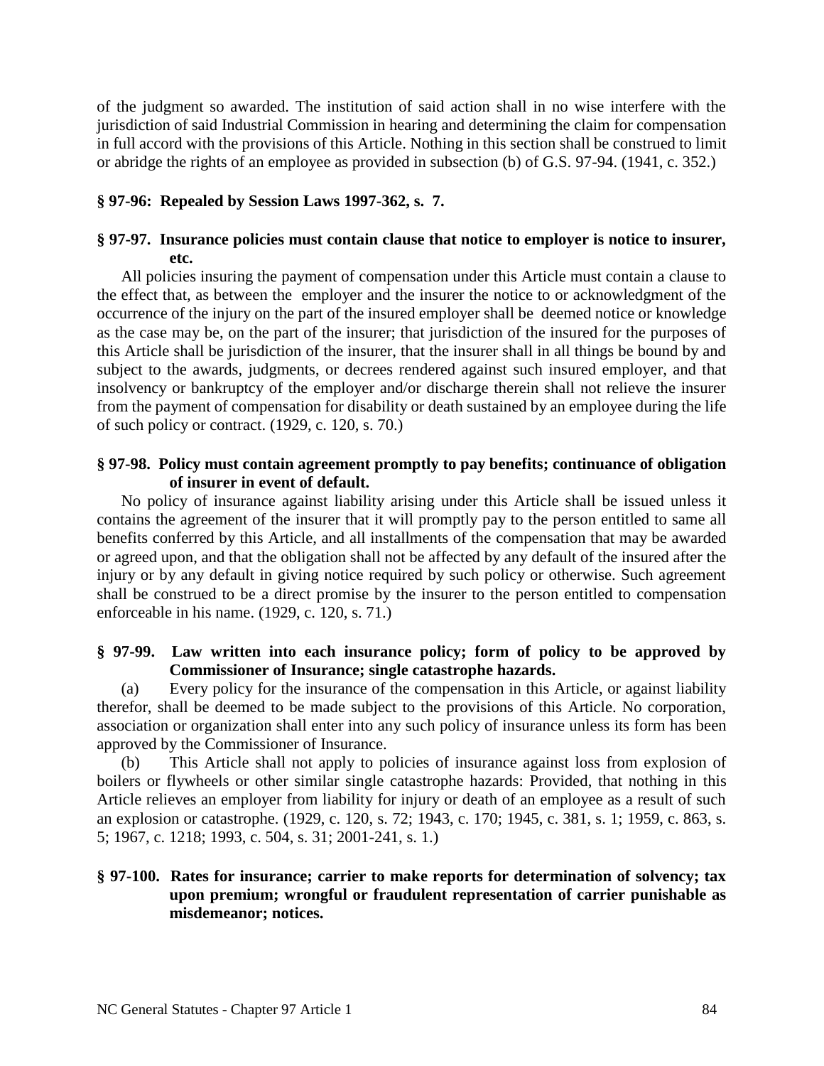of the judgment so awarded. The institution of said action shall in no wise interfere with the jurisdiction of said Industrial Commission in hearing and determining the claim for compensation in full accord with the provisions of this Article. Nothing in this section shall be construed to limit or abridge the rights of an employee as provided in subsection (b) of G.S. 97-94. (1941, c. 352.)

**§ 97-96: Repealed by Session Laws 1997-362, s. 7.**

**§ 97-97. Insurance policies must contain clause that notice to employer is notice to insurer, etc.**

All policies insuring the payment of compensation under this Article must contain a clause to the effect that, as between the employer and the insurer the notice to or acknowledgment of the occurrence of the injury on the part of the insured employer shall be deemed notice or knowledge as the case may be, on the part of the insurer; that jurisdiction of the insured for the purposes of this Article shall be jurisdiction of the insurer, that the insurer shall in all things be bound by and subject to the awards, judgments, or decrees rendered against such insured employer, and that insolvency or bankruptcy of the employer and/or discharge therein shall not relieve the insurer from the payment of compensation for disability or death sustained by an employee during the life of such policy or contract. (1929, c. 120, s. 70.)

**§ 97-98. Policy must contain agreement promptly to pay benefits; continuance of obligation of insurer in event of default.**

No policy of insurance against liability arising under this Article shall be issued unless it contains the agreement of the insurer that it will promptly pay to the person entitled to same all benefits conferred by this Article, and all installments of the compensation that may be awarded or agreed upon, and that the obligation shall not be affected by any default of the insured after the injury or by any default in giving notice required by such policy or otherwise. Such agreement shall be construed to be a direct promise by the insurer to the person entitled to compensation enforceable in his name. (1929, c. 120, s. 71.)

**§ 97-99. Law written into each insurance policy; form of policy to be approved by Commissioner of Insurance; single catastrophe hazards.**

(a) Every policy for the insurance of the compensation in this Article, or against liability therefor, shall be deemed to be made subject to the provisions of this Article. No corporation, association or organization shall enter into any such policy of insurance unless its form has been approved by the Commissioner of Insurance.

(b) This Article shall not apply to policies of insurance against loss from explosion of boilers or flywheels or other similar single catastrophe hazards: Provided, that nothing in this Article relieves an employer from liability for injury or death of an employee as a result of such an explosion or catastrophe. (1929, c. 120, s. 72; 1943, c. 170; 1945, c. 381, s. 1; 1959, c. 863, s. 5; 1967, c. 1218; 1993, c. 504, s. 31; 2001-241, s. 1.)

**§ 97-100. Rates for insurance; carrier to make reports for determination of solvency; tax upon premium; wrongful or fraudulent representation of carrier punishable as misdemeanor; notices.**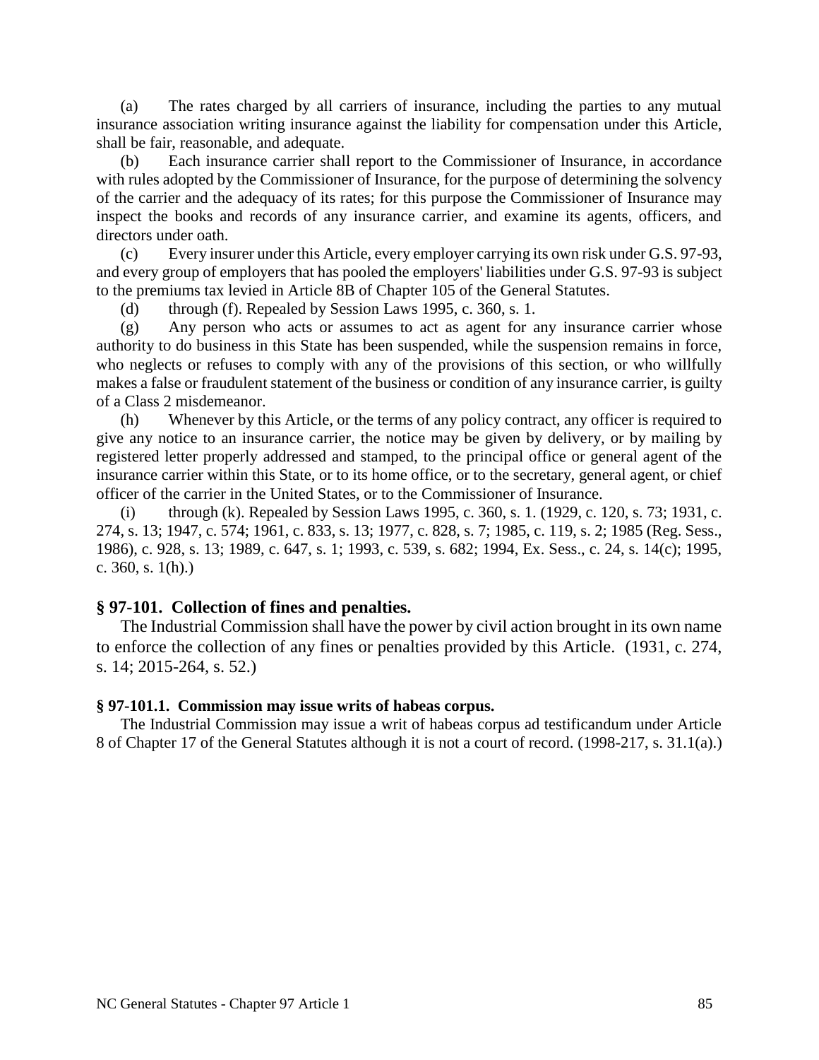(a) The rates charged by all carriers of insurance, including the parties to any mutual insurance association writing insurance against the liability for compensation under this Article, shall be fair, reasonable, and adequate.

(b) Each insurance carrier shall report to the Commissioner of Insurance, in accordance with rules adopted by the Commissioner of Insurance, for the purpose of determining the solvency of the carrier and the adequacy of its rates; for this purpose the Commissioner of Insurance may inspect the books and records of any insurance carrier, and examine its agents, officers, and directors under oath.

(c) Every insurer under this Article, every employer carrying its own risk under G.S. 97-93, and every group of employers that has pooled the employers' liabilities under G.S. 97-93 is subject to the premiums tax levied in Article 8B of Chapter 105 of the General Statutes.

(d) through (f). Repealed by Session Laws 1995, c. 360, s. 1.

(g) Any person who acts or assumes to act as agent for any insurance carrier whose authority to do business in this State has been suspended, while the suspension remains in force, who neglects or refuses to comply with any of the provisions of this section, or who willfully makes a false or fraudulent statement of the business or condition of any insurance carrier, is guilty of a Class 2 misdemeanor.

(h) Whenever by this Article, or the terms of any policy contract, any officer is required to give any notice to an insurance carrier, the notice may be given by delivery, or by mailing by registered letter properly addressed and stamped, to the principal office or general agent of the insurance carrier within this State, or to its home office, or to the secretary, general agent, or chief officer of the carrier in the United States, or to the Commissioner of Insurance.

(i) through (k). Repealed by Session Laws 1995, c. 360, s. 1. (1929, c. 120, s. 73; 1931, c. 274, s. 13; 1947, c. 574; 1961, c. 833, s. 13; 1977, c. 828, s. 7; 1985, c. 119, s. 2; 1985 (Reg. Sess., 1986), c. 928, s. 13; 1989, c. 647, s. 1; 1993, c. 539, s. 682; 1994, Ex. Sess., c. 24, s. 14(c); 1995, c. 360, s. 1(h).)

### § 97-101. Collection of fines and penalties.

The Industrial Commission shall have the power by civil action brought in its own name to enforce the collection of any fines or penalties provided by this Article. (1931, c. 274, s. 14; 2015-264, s. 52.)

### § 97-101.1. Commission may issue writs of habeas corpus.

The Industrial Commission may issue a writ of habeas corpus ad testificandum under Article 8 of Chapter 17 of the General Statutes although it is not a court of record. (1998-217, s. 31.1(a).)